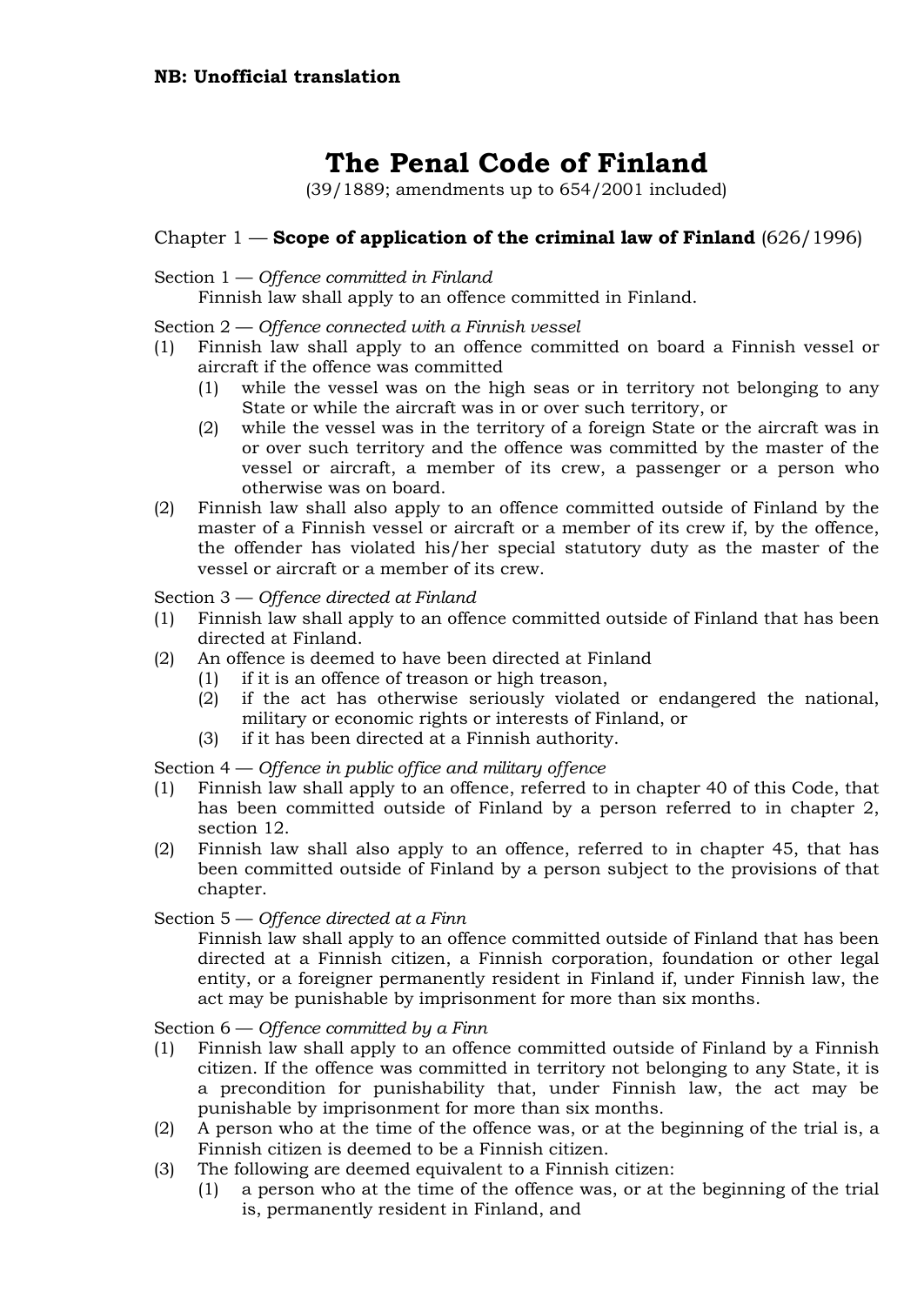**NB: Unofficial translation**

# The Penal Code of Finland

(39/1889; amendments up to 654/2001 included)

## Chapter 1 — **Scope of application of the criminal law of Finland** (626/1996)

Section 1 — *Offence committed in Finland*

Finnish law shall apply to an offence committed in Finland.

Section 2 — *Offence connected with a Finnish vessel*

(1) Finnish law shall apply to an offence committed on board a Finnish vessel or aircraft if the offence was committed
   (1) while the vessel was on the high seas or in territory not belonging to any State or while the aircraft was in or over such territory, or
   (2) while the vessel was in the territory of a foreign State or the aircraft was in or over such territory and the offence was committed by the master of the vessel or aircraft, a member of its crew, a passenger or a person who otherwise was on board.

(2) Finnish law shall also apply to an offence committed outside of Finland by the master of a Finnish vessel or aircraft or a member of its crew if, by the offence, the offender has violated his/her special statutory duty as the master of the vessel or aircraft or a member of its crew.

Section 3 — *Offence directed at Finland*

(1) Finnish law shall apply to an offence committed outside of Finland that has been directed at Finland.

(2) An offence is deemed to have been directed at Finland
   (1) if it is an offence of treason or high treason,
   (2) if the act has otherwise seriously violated or endangered the national, military or economic rights or interests of Finland, or
   (3) if it has been directed at a Finnish authority.

Section 4 — *Offence in public office and military offence*

(1) Finnish law shall apply to an offence, referred to in chapter 40 of this Code, that has been committed outside of Finland by a person referred to in chapter 2, section 12.

(2) Finnish law shall also apply to an offence, referred to in chapter 45, that has been committed outside of Finland by a person subject to the provisions of that chapter.

Section 5 — *Offence directed at a Finn*

Finnish law shall apply to an offence committed outside of Finland that has been directed at a Finnish citizen, a Finnish corporation, foundation or other legal entity, or a foreigner permanently resident in Finland if, under Finnish law, the act may be punishable by imprisonment for more than six months.

Section 6 — *Offence committed by a Finn*

(1) Finnish law shall apply to an offence committed outside of Finland by a Finnish citizen. If the offence was committed in territory not belonging to any State, it is a precondition for punishability that, under Finnish law, the act may be punishable by imprisonment for more than six months.

(2) A person who at the time of the offence was, or at the beginning of the trial is, a Finnish citizen is deemed to be a Finnish citizen.

(3) The following are deemed equivalent to a Finnish citizen:
   (1) a person who at the time of the offence was, or at the beginning of the trial is, permanently resident in Finland, and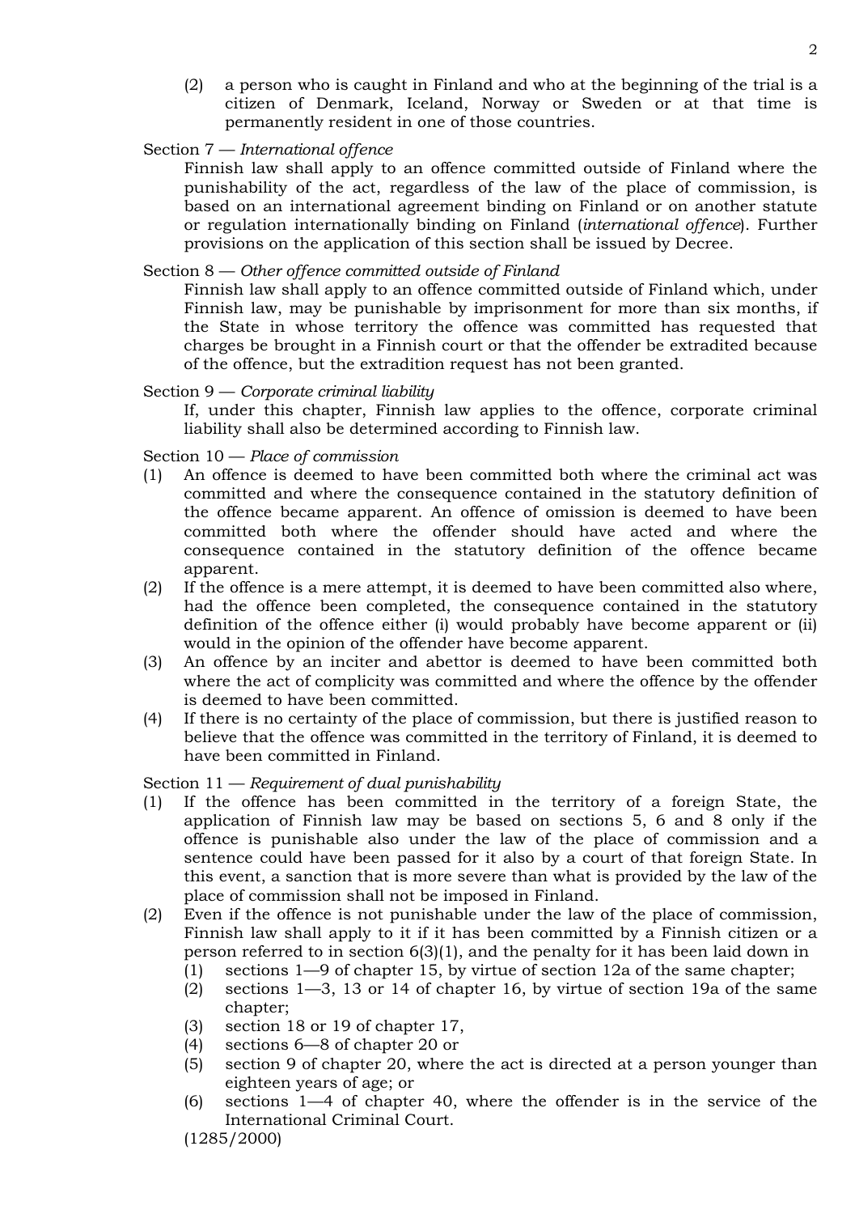(2) a person who is caught in Finland and who at the beginning of the trial is a citizen of Denmark, Iceland, Norway or Sweden or at that time is permanently resident in one of those countries.

Section 7 — *International offence*

Finnish law shall apply to an offence committed outside of Finland where the punishability of the act, regardless of the law of the place of commission, is based on an international agreement binding on Finland or on another statute or regulation internationally binding on Finland (*international offence*). Further provisions on the application of this section shall be issued by Decree.

Section 8 — *Other offence committed outside of Finland*

Finnish law shall apply to an offence committed outside of Finland which, under Finnish law, may be punishable by imprisonment for more than six months, if the State in whose territory the offence was committed has requested that charges be brought in a Finnish court or that the offender be extradited because of the offence, but the extradition request has not been granted.

Section 9 — *Corporate criminal liability*

If, under this chapter, Finnish law applies to the offence, corporate criminal liability shall also be determined according to Finnish law.

Section 10 — *Place of commission*

(1) An offence is deemed to have been committed both where the criminal act was committed and where the consequence contained in the statutory definition of the offence became apparent. An offence of omission is deemed to have been committed both where the offender should have acted and where the consequence contained in the statutory definition of the offence became apparent.

(2) If the offence is a mere attempt, it is deemed to have been committed also where, had the offence been completed, the consequence contained in the statutory definition of the offence either (i) would probably have become apparent or (ii) would in the opinion of the offender have become apparent.

(3) An offence by an inciter and abettor is deemed to have been committed both where the act of complicity was committed and where the offence by the offender is deemed to have been committed.

(4) If there is no certainty of the place of commission, but there is justified reason to believe that the offence was committed in the territory of Finland, it is deemed to have been committed in Finland.

Section 11 — *Requirement of dual punishability*

(1) If the offence has been committed in the territory of a foreign State, the application of Finnish law may be based on sections 5, 6 and 8 only if the offence is punishable also under the law of the place of commission and a sentence could have been passed for it also by a court of that foreign State. In this event, a sanction that is more severe than what is provided by the law of the place of commission shall not be imposed in Finland.

(2) Even if the offence is not punishable under the law of the place of commission, Finnish law shall apply to it if it has been committed by a Finnish citizen or a person referred to in section 6(3)(1), and the penalty for it has been laid down in
   (1) sections 1—9 of chapter 15, by virtue of section 12a of the same chapter;
   (2) sections 1—3, 13 or 14 of chapter 16, by virtue of section 19a of the same chapter;
   (3) section 18 or 19 of chapter 17,
   (4) sections 6—8 of chapter 20 or
   (5) section 9 of chapter 20, where the act is directed at a person younger than eighteen years of age; or
   (6) sections 1—4 of chapter 40, where the offender is in the service of the International Criminal Court.

   (1285/2000)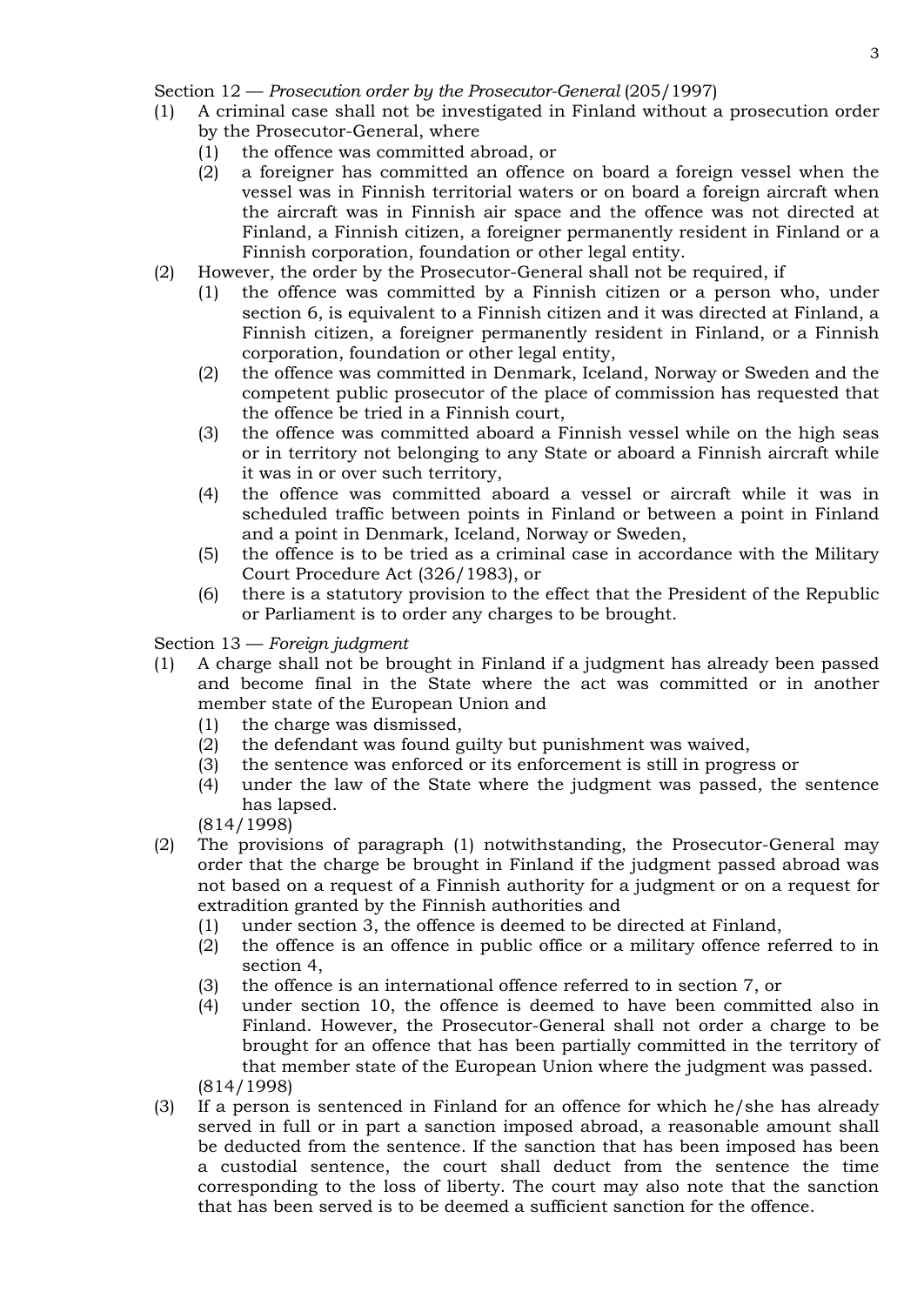Section 12 — *Prosecution order by the Prosecutor-General* (205/1997)

(1) A criminal case shall not be investigated in Finland without a prosecution order by the Prosecutor-General, where
  (1) the offence was committed abroad, or
  (2) a foreigner has committed an offence on board a foreign vessel when the vessel was in Finnish territorial waters or on board a foreign aircraft when the aircraft was in Finnish air space and the offence was not directed at Finland, a Finnish citizen, a foreigner permanently resident in Finland or a Finnish corporation, foundation or other legal entity.

(2) However, the order by the Prosecutor-General shall not be required, if
  (1) the offence was committed by a Finnish citizen or a person who, under section 6, is equivalent to a Finnish citizen and it was directed at Finland, a Finnish citizen, a foreigner permanently resident in Finland, or a Finnish corporation, foundation or other legal entity,
  (2) the offence was committed in Denmark, Iceland, Norway or Sweden and the competent public prosecutor of the place of commission has requested that the offence be tried in a Finnish court,
  (3) the offence was committed aboard a Finnish vessel while on the high seas or in territory not belonging to any State or aboard a Finnish aircraft while it was in or over such territory,
  (4) the offence was committed aboard a vessel or aircraft while it was in scheduled traffic between points in Finland or between a point in Finland and a point in Denmark, Iceland, Norway or Sweden,
  (5) the offence is to be tried as a criminal case in accordance with the Military Court Procedure Act (326/1983), or
  (6) there is a statutory provision to the effect that the President of the Republic or Parliament is to order any charges to be brought.

Section 13 — *Foreign judgment*

(1) A charge shall not be brought in Finland if a judgment has already been passed and become final in the State where the act was committed or in another member state of the European Union and
  (1) the charge was dismissed,
  (2) the defendant was found guilty but punishment was waived,
  (3) the sentence was enforced or its enforcement is still in progress or
  (4) under the law of the State where the judgment was passed, the sentence has lapsed.

  (814/1998)

(2) The provisions of paragraph (1) notwithstanding, the Prosecutor-General may order that the charge be brought in Finland if the judgment passed abroad was not based on a request of a Finnish authority for a judgment or on a request for extradition granted by the Finnish authorities and
  (1) under section 3, the offence is deemed to be directed at Finland,
  (2) the offence is an offence in public office or a military offence referred to in section 4,
  (3) the offence is an international offence referred to in section 7, or
  (4) under section 10, the offence is deemed to have been committed also in Finland. However, the Prosecutor-General shall not order a charge to be brought for an offence that has been partially committed in the territory of that member state of the European Union where the judgment was passed.

  (814/1998)

(3) If a person is sentenced in Finland for an offence for which he/she has already served in full or in part a sanction imposed abroad, a reasonable amount shall be deducted from the sentence. If the sanction that has been imposed has been a custodial sentence, the court shall deduct from the sentence the time corresponding to the loss of liberty. The court may also note that the sanction that has been served is to be deemed a sufficient sanction for the offence.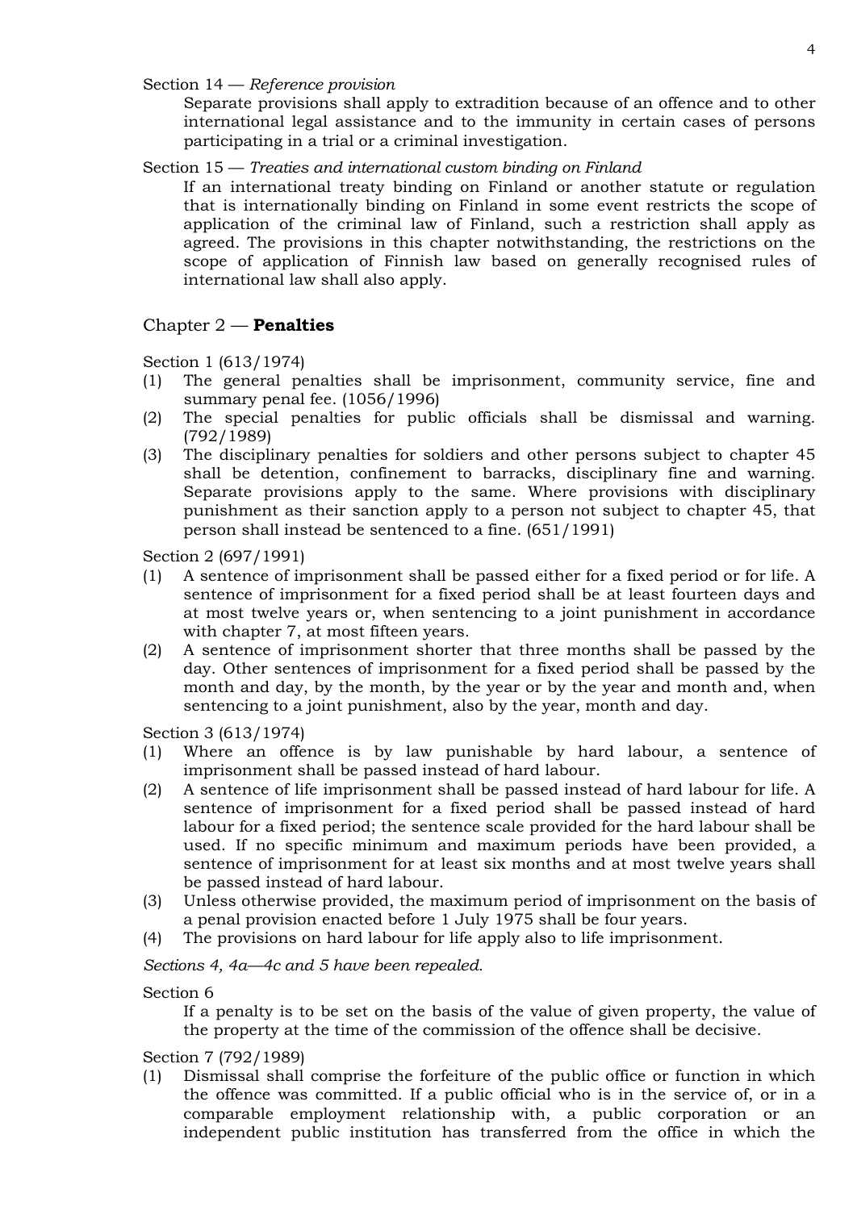Section 14 — *Reference provision*

Separate provisions shall apply to extradition because of an offence and to other international legal assistance and to the immunity in certain cases of persons participating in a trial or a criminal investigation.

Section 15 — *Treaties and international custom binding on Finland*

If an international treaty binding on Finland or another statute or regulation that is internationally binding on Finland in some event restricts the scope of application of the criminal law of Finland, such a restriction shall apply as agreed. The provisions in this chapter notwithstanding, the restrictions on the scope of application of Finnish law based on generally recognised rules of international law shall also apply.

## Chapter 2 — **Penalties**

Section 1 (613/1974)

(1) The general penalties shall be imprisonment, community service, fine and summary penal fee. (1056/1996)

(2) The special penalties for public officials shall be dismissal and warning. (792/1989)

(3) The disciplinary penalties for soldiers and other persons subject to chapter 45 shall be detention, confinement to barracks, disciplinary fine and warning. Separate provisions apply to the same. Where provisions with disciplinary punishment as their sanction apply to a person not subject to chapter 45, that person shall instead be sentenced to a fine. (651/1991)

Section 2 (697/1991)

(1) A sentence of imprisonment shall be passed either for a fixed period or for life. A sentence of imprisonment for a fixed period shall be at least fourteen days and at most twelve years or, when sentencing to a joint punishment in accordance with chapter 7, at most fifteen years.

(2) A sentence of imprisonment shorter that three months shall be passed by the day. Other sentences of imprisonment for a fixed period shall be passed by the month and day, by the month, by the year or by the year and month and, when sentencing to a joint punishment, also by the year, month and day.

Section 3 (613/1974)

(1) Where an offence is by law punishable by hard labour, a sentence of imprisonment shall be passed instead of hard labour.

(2) A sentence of life imprisonment shall be passed instead of hard labour for life. A sentence of imprisonment for a fixed period shall be passed instead of hard labour for a fixed period; the sentence scale provided for the hard labour shall be used. If no specific minimum and maximum periods have been provided, a sentence of imprisonment for at least six months and at most twelve years shall be passed instead of hard labour.

(3) Unless otherwise provided, the maximum period of imprisonment on the basis of a penal provision enacted before 1 July 1975 shall be four years.

(4) The provisions on hard labour for life apply also to life imprisonment.

*Sections 4, 4a—4c and 5 have been repealed.*

Section 6

If a penalty is to be set on the basis of the value of given property, the value of the property at the time of the commission of the offence shall be decisive.

Section 7 (792/1989)

(1) Dismissal shall comprise the forfeiture of the public office or function in which the offence was committed. If a public official who is in the service of, or in a comparable employment relationship with, a public corporation or an independent public institution has transferred from the office in which the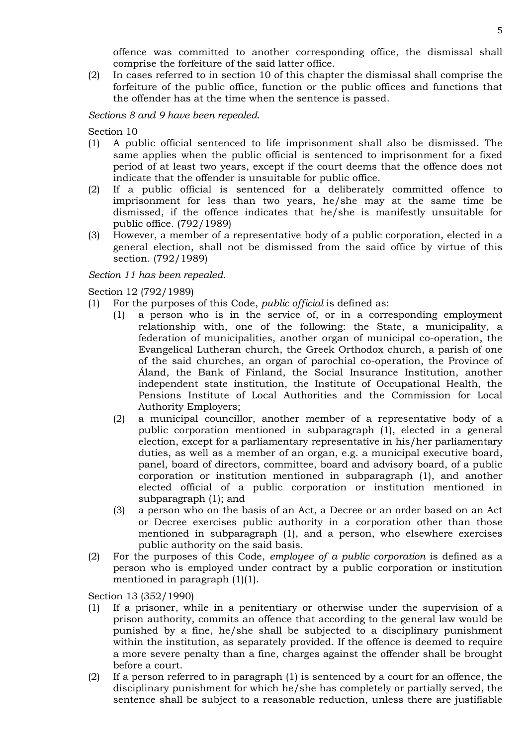offence was committed to another corresponding office, the dismissal shall comprise the forfeiture of the said latter office.

(2) In cases referred to in section 10 of this chapter the dismissal shall comprise the forfeiture of the public office, function or the public offices and functions that the offender has at the time when the sentence is passed.

*Sections 8 and 9 have been repealed.*

Section 10

(1) A public official sentenced to life imprisonment shall also be dismissed. The same applies when the public official is sentenced to imprisonment for a fixed period of at least two years, except if the court deems that the offence does not indicate that the offender is unsuitable for public office.

(2) If a public official is sentenced for a deliberately committed offence to imprisonment for less than two years, he/she may at the same time be dismissed, if the offence indicates that he/she is manifestly unsuitable for public office. (792/1989)

(3) However, a member of a representative body of a public corporation, elected in a general election, shall not be dismissed from the said office by virtue of this section. (792/1989)

*Section 11 has been repealed.*

Section 12 (792/1989)

(1) For the purposes of this Code, *public official* is defined as:

  (1) a person who is in the service of, or in a corresponding employment relationship with, one of the following: the State, a municipality, a federation of municipalities, another organ of municipal co-operation, the Evangelical Lutheran church, the Greek Orthodox church, a parish of one of the said churches, an organ of parochial co-operation, the Province of Åland, the Bank of Finland, the Social Insurance Institution, another independent state institution, the Institute of Occupational Health, the Pensions Institute of Local Authorities and the Commission for Local Authority Employers;

  (2) a municipal councillor, another member of a representative body of a public corporation mentioned in subparagraph (1), elected in a general election, except for a parliamentary representative in his/her parliamentary duties, as well as a member of an organ, e.g. a municipal executive board, panel, board of directors, committee, board and advisory board, of a public corporation or institution mentioned in subparagraph (1), and another elected official of a public corporation or institution mentioned in subparagraph (1); and

  (3) a person who on the basis of an Act, a Decree or an order based on an Act or Decree exercises public authority in a corporation other than those mentioned in subparagraph (1), and a person, who elsewhere exercises public authority on the said basis.

(2) For the purposes of this Code, *employee of a public corporation* is defined as a person who is employed under contract by a public corporation or institution mentioned in paragraph (1)(1).

Section 13 (352/1990)

(1) If a prisoner, while in a penitentiary or otherwise under the supervision of a prison authority, commits an offence that according to the general law would be punished by a fine, he/she shall be subjected to a disciplinary punishment within the institution, as separately provided. If the offence is deemed to require a more severe penalty than a fine, charges against the offender shall be brought before a court.

(2) If a person referred to in paragraph (1) is sentenced by a court for an offence, the disciplinary punishment for which he/she has completely or partially served, the sentence shall be subject to a reasonable reduction, unless there are justifiable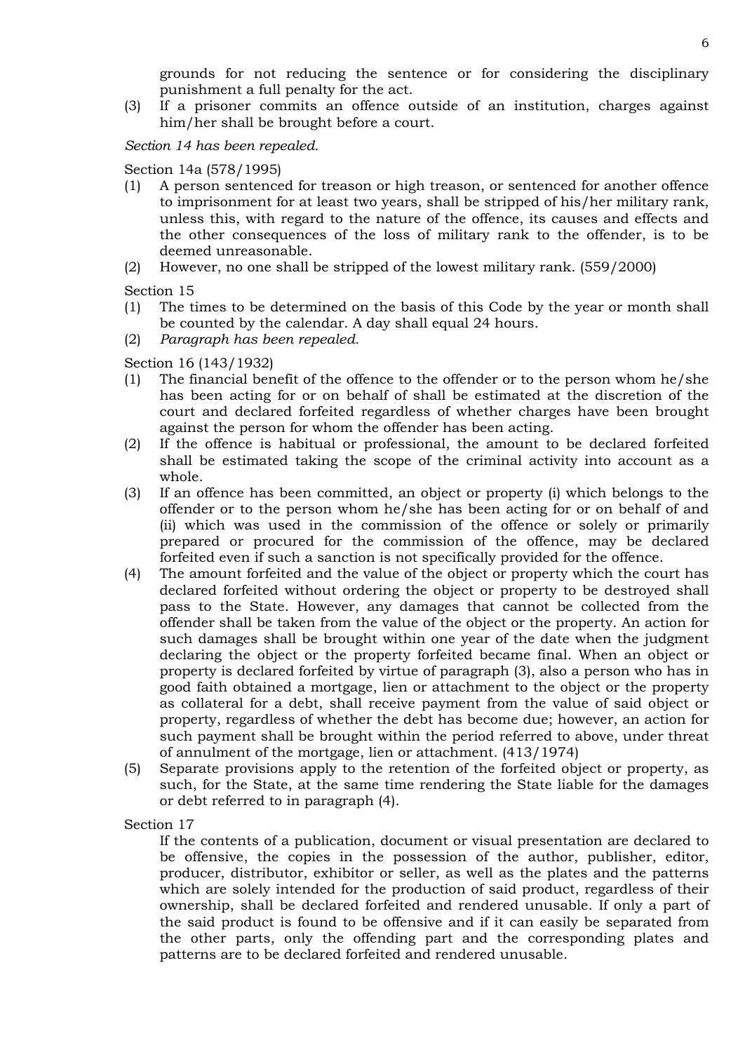grounds for not reducing the sentence or for considering the disciplinary punishment a full penalty for the act.

(3) If a prisoner commits an offence outside of an institution, charges against him/her shall be brought before a court.

*Section 14 has been repealed.*

Section 14a (578/1995)

(1) A person sentenced for treason or high treason, or sentenced for another offence to imprisonment for at least two years, shall be stripped of his/her military rank, unless this, with regard to the nature of the offence, its causes and effects and the other consequences of the loss of military rank to the offender, is to be deemed unreasonable.

(2) However, no one shall be stripped of the lowest military rank. (559/2000)

Section 15

(1) The times to be determined on the basis of this Code by the year or month shall be counted by the calendar. A day shall equal 24 hours.

(2) *Paragraph has been repealed.*

Section 16 (143/1932)

(1) The financial benefit of the offence to the offender or to the person whom he/she has been acting for or on behalf of shall be estimated at the discretion of the court and declared forfeited regardless of whether charges have been brought against the person for whom the offender has been acting.

(2) If the offence is habitual or professional, the amount to be declared forfeited shall be estimated taking the scope of the criminal activity into account as a whole.

(3) If an offence has been committed, an object or property (i) which belongs to the offender or to the person whom he/she has been acting for or on behalf of and (ii) which was used in the commission of the offence or solely or primarily prepared or procured for the commission of the offence, may be declared forfeited even if such a sanction is not specifically provided for the offence.

(4) The amount forfeited and the value of the object or property which the court has declared forfeited without ordering the object or property to be destroyed shall pass to the State. However, any damages that cannot be collected from the offender shall be taken from the value of the object or the property. An action for such damages shall be brought within one year of the date when the judgment declaring the object or the property forfeited became final. When an object or property is declared forfeited by virtue of paragraph (3), also a person who has in good faith obtained a mortgage, lien or attachment to the object or the property as collateral for a debt, shall receive payment from the value of said object or property, regardless of whether the debt has become due; however, an action for such payment shall be brought within the period referred to above, under threat of annulment of the mortgage, lien or attachment. (413/1974)

(5) Separate provisions apply to the retention of the forfeited object or property, as such, for the State, at the same time rendering the State liable for the damages or debt referred to in paragraph (4).

Section 17

If the contents of a publication, document or visual presentation are declared to be offensive, the copies in the possession of the author, publisher, editor, producer, distributor, exhibitor or seller, as well as the plates and the patterns which are solely intended for the production of said product, regardless of their ownership, shall be declared forfeited and rendered unusable. If only a part of the said product is found to be offensive and if it can easily be separated from the other parts, only the offending part and the corresponding plates and patterns are to be declared forfeited and rendered unusable.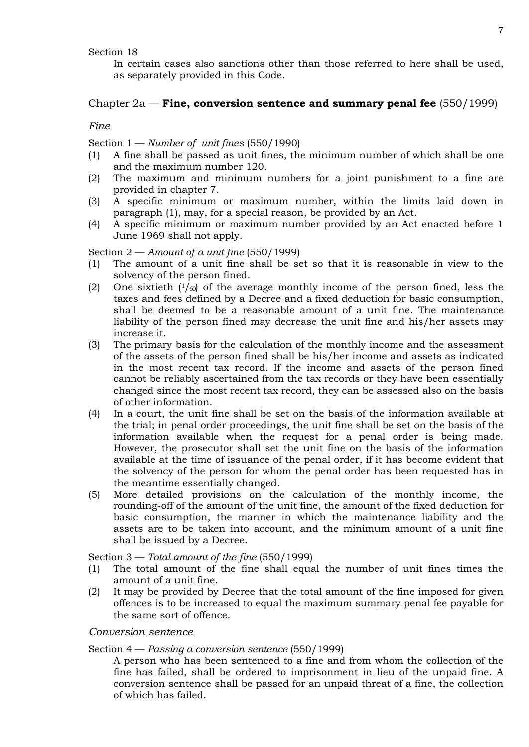Section 18

In certain cases also sanctions other than those referred to here shall be used, as separately provided in this Code.

## Chapter 2a — **Fine, conversion sentence and summary penal fee** (550/1999)

### *Fine*

Section 1 — *Number of unit fines* (550/1990)

(1) A fine shall be passed as unit fines, the minimum number of which shall be one and the maximum number 120.

(2) The maximum and minimum numbers for a joint punishment to a fine are provided in chapter 7.

(3) A specific minimum or maximum number, within the limits laid down in paragraph (1), may, for a special reason, be provided by an Act.

(4) A specific minimum or maximum number provided by an Act enacted before 1 June 1969 shall not apply.

Section 2 — *Amount of a unit fine* (550/1999)

(1) The amount of a unit fine shall be set so that it is reasonable in view to the solvency of the person fined.

(2) One sixtieth ($^{1}/_{60}$) of the average monthly income of the person fined, less the taxes and fees defined by a Decree and a fixed deduction for basic consumption, shall be deemed to be a reasonable amount of a unit fine. The maintenance liability of the person fined may decrease the unit fine and his/her assets may increase it.

(3) The primary basis for the calculation of the monthly income and the assessment of the assets of the person fined shall be his/her income and assets as indicated in the most recent tax record. If the income and assets of the person fined cannot be reliably ascertained from the tax records or they have been essentially changed since the most recent tax record, they can be assessed also on the basis of other information.

(4) In a court, the unit fine shall be set on the basis of the information available at the trial; in penal order proceedings, the unit fine shall be set on the basis of the information available when the request for a penal order is being made. However, the prosecutor shall set the unit fine on the basis of the information available at the time of issuance of the penal order, if it has become evident that the solvency of the person for whom the penal order has been requested has in the meantime essentially changed.

(5) More detailed provisions on the calculation of the monthly income, the rounding-off of the amount of the unit fine, the amount of the fixed deduction for basic consumption, the manner in which the maintenance liability and the assets are to be taken into account, and the minimum amount of a unit fine shall be issued by a Decree.

Section 3 — *Total amount of the fine* (550/1999)

(1) The total amount of the fine shall equal the number of unit fines times the amount of a unit fine.

(2) It may be provided by Decree that the total amount of the fine imposed for given offences is to be increased to equal the maximum summary penal fee payable for the same sort of offence.

### *Conversion sentence*

Section 4 — *Passing a conversion sentence* (550/1999)

A person who has been sentenced to a fine and from whom the collection of the fine has failed, shall be ordered to imprisonment in lieu of the unpaid fine. A conversion sentence shall be passed for an unpaid threat of a fine, the collection of which has failed.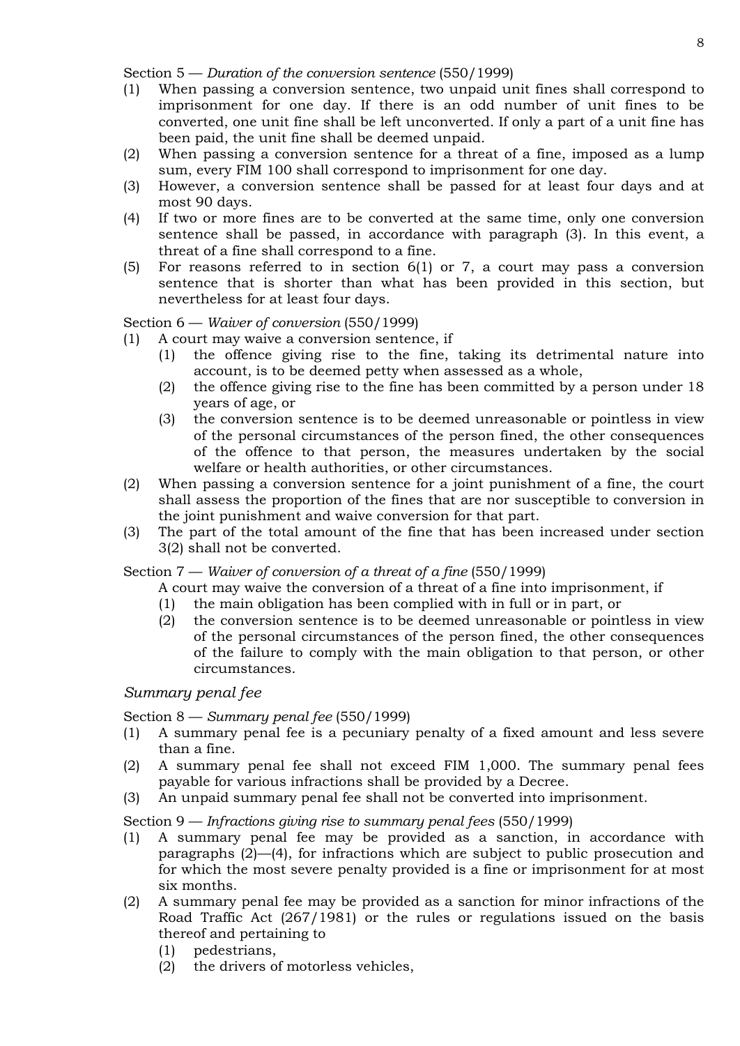Section 5 — *Duration of the conversion sentence* (550/1999)

(1) When passing a conversion sentence, two unpaid unit fines shall correspond to imprisonment for one day. If there is an odd number of unit fines to be converted, one unit fine shall be left unconverted. If only a part of a unit fine has been paid, the unit fine shall be deemed unpaid.

(2) When passing a conversion sentence for a threat of a fine, imposed as a lump sum, every FIM 100 shall correspond to imprisonment for one day.

(3) However, a conversion sentence shall be passed for at least four days and at most 90 days.

(4) If two or more fines are to be converted at the same time, only one conversion sentence shall be passed, in accordance with paragraph (3). In this event, a threat of a fine shall correspond to a fine.

(5) For reasons referred to in section 6(1) or 7, a court may pass a conversion sentence that is shorter than what has been provided in this section, but nevertheless for at least four days.

Section 6 — *Waiver of conversion* (550/1999)

(1) A court may waive a conversion sentence, if
   (1) the offence giving rise to the fine, taking its detrimental nature into account, is to be deemed petty when assessed as a whole,
   (2) the offence giving rise to the fine has been committed by a person under 18 years of age, or
   (3) the conversion sentence is to be deemed unreasonable or pointless in view of the personal circumstances of the person fined, the other consequences of the offence to that person, the measures undertaken by the social welfare or health authorities, or other circumstances.

(2) When passing a conversion sentence for a joint punishment of a fine, the court shall assess the proportion of the fines that are nor susceptible to conversion in the joint punishment and waive conversion for that part.

(3) The part of the total amount of the fine that has been increased under section 3(2) shall not be converted.

Section 7 — *Waiver of conversion of a threat of a fine* (550/1999)

A court may waive the conversion of a threat of a fine into imprisonment, if
   (1) the main obligation has been complied with in full or in part, or
   (2) the conversion sentence is to be deemed unreasonable or pointless in view of the personal circumstances of the person fined, the other consequences of the failure to comply with the main obligation to that person, or other circumstances.

### *Summary penal fee*

Section 8 — *Summary penal fee* (550/1999)

(1) A summary penal fee is a pecuniary penalty of a fixed amount and less severe than a fine.

(2) A summary penal fee shall not exceed FIM 1,000. The summary penal fees payable for various infractions shall be provided by a Decree.

(3) An unpaid summary penal fee shall not be converted into imprisonment.

Section 9 — *Infractions giving rise to summary penal fees* (550/1999)

(1) A summary penal fee may be provided as a sanction, in accordance with paragraphs (2)—(4), for infractions which are subject to public prosecution and for which the most severe penalty provided is a fine or imprisonment for at most six months.

(2) A summary penal fee may be provided as a sanction for minor infractions of the Road Traffic Act (267/1981) or the rules or regulations issued on the basis thereof and pertaining to
   (1) pedestrians,
   (2) the drivers of motorless vehicles,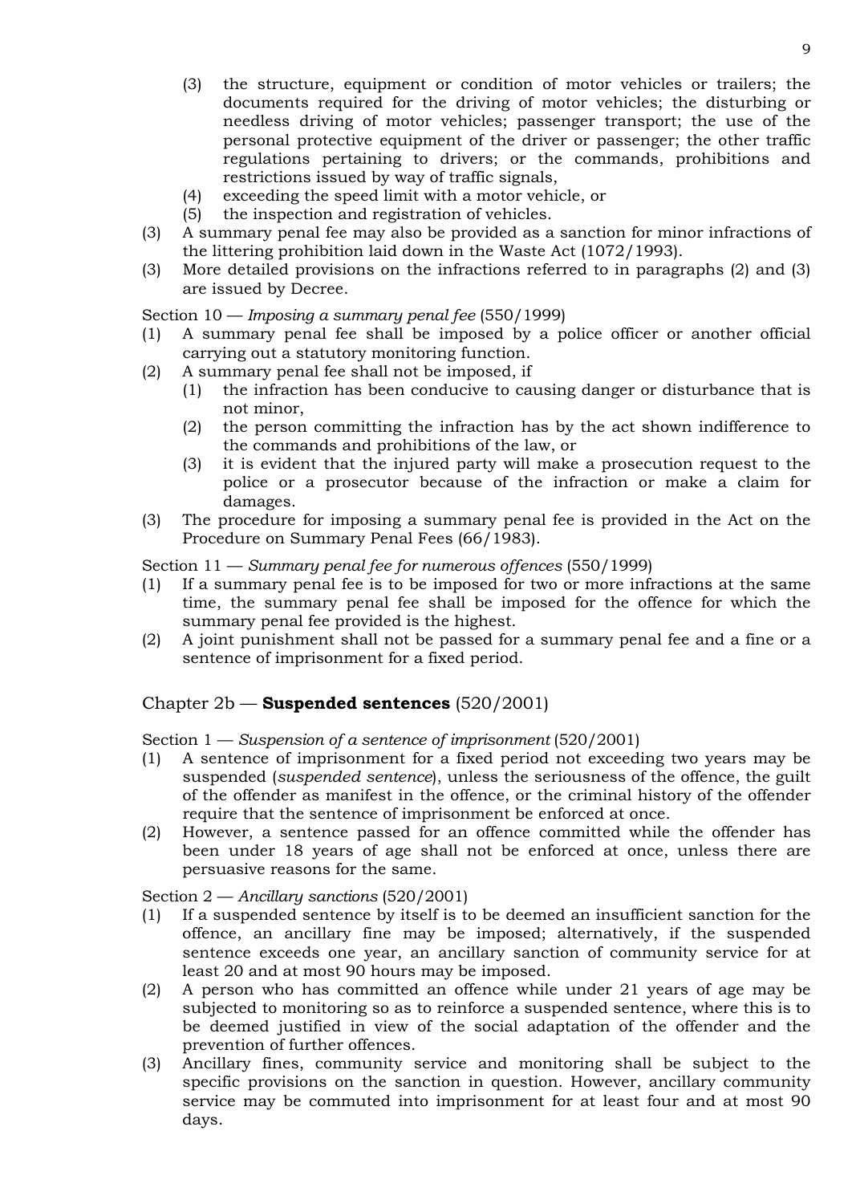(3) the structure, equipment or condition of motor vehicles or trailers; the documents required for the driving of motor vehicles; the disturbing or needless driving of motor vehicles; passenger transport; the use of the personal protective equipment of the driver or passenger; the other traffic regulations pertaining to drivers; or the commands, prohibitions and restrictions issued by way of traffic signals,
(4) exceeding the speed limit with a motor vehicle, or
(5) the inspection and registration of vehicles.

(3) A summary penal fee may also be provided as a sanction for minor infractions of the littering prohibition laid down in the Waste Act (1072/1993).

(3) More detailed provisions on the infractions referred to in paragraphs (2) and (3) are issued by Decree.

Section 10 — *Imposing a summary penal fee* (550/1999)

(1) A summary penal fee shall be imposed by a police officer or another official carrying out a statutory monitoring function.

(2) A summary penal fee shall not be imposed, if
(1) the infraction has been conducive to causing danger or disturbance that is not minor,
(2) the person committing the infraction has by the act shown indifference to the commands and prohibitions of the law, or
(3) it is evident that the injured party will make a prosecution request to the police or a prosecutor because of the infraction or make a claim for damages.

(3) The procedure for imposing a summary penal fee is provided in the Act on the Procedure on Summary Penal Fees (66/1983).

Section 11 — *Summary penal fee for numerous offences* (550/1999)

(1) If a summary penal fee is to be imposed for two or more infractions at the same time, the summary penal fee shall be imposed for the offence for which the summary penal fee provided is the highest.

(2) A joint punishment shall not be passed for a summary penal fee and a fine or a sentence of imprisonment for a fixed period.

## Chapter 2b — **Suspended sentences** (520/2001)

Section 1 — *Suspension of a sentence of imprisonment* (520/2001)

(1) A sentence of imprisonment for a fixed period not exceeding two years may be suspended (*suspended sentence*), unless the seriousness of the offence, the guilt of the offender as manifest in the offence, or the criminal history of the offender require that the sentence of imprisonment be enforced at once.

(2) However, a sentence passed for an offence committed while the offender has been under 18 years of age shall not be enforced at once, unless there are persuasive reasons for the same.

Section 2 — *Ancillary sanctions* (520/2001)

(1) If a suspended sentence by itself is to be deemed an insufficient sanction for the offence, an ancillary fine may be imposed; alternatively, if the suspended sentence exceeds one year, an ancillary sanction of community service for at least 20 and at most 90 hours may be imposed.

(2) A person who has committed an offence while under 21 years of age may be subjected to monitoring so as to reinforce a suspended sentence, where this is to be deemed justified in view of the social adaptation of the offender and the prevention of further offences.

(3) Ancillary fines, community service and monitoring shall be subject to the specific provisions on the sanction in question. However, ancillary community service may be commuted into imprisonment for at least four and at most 90 days.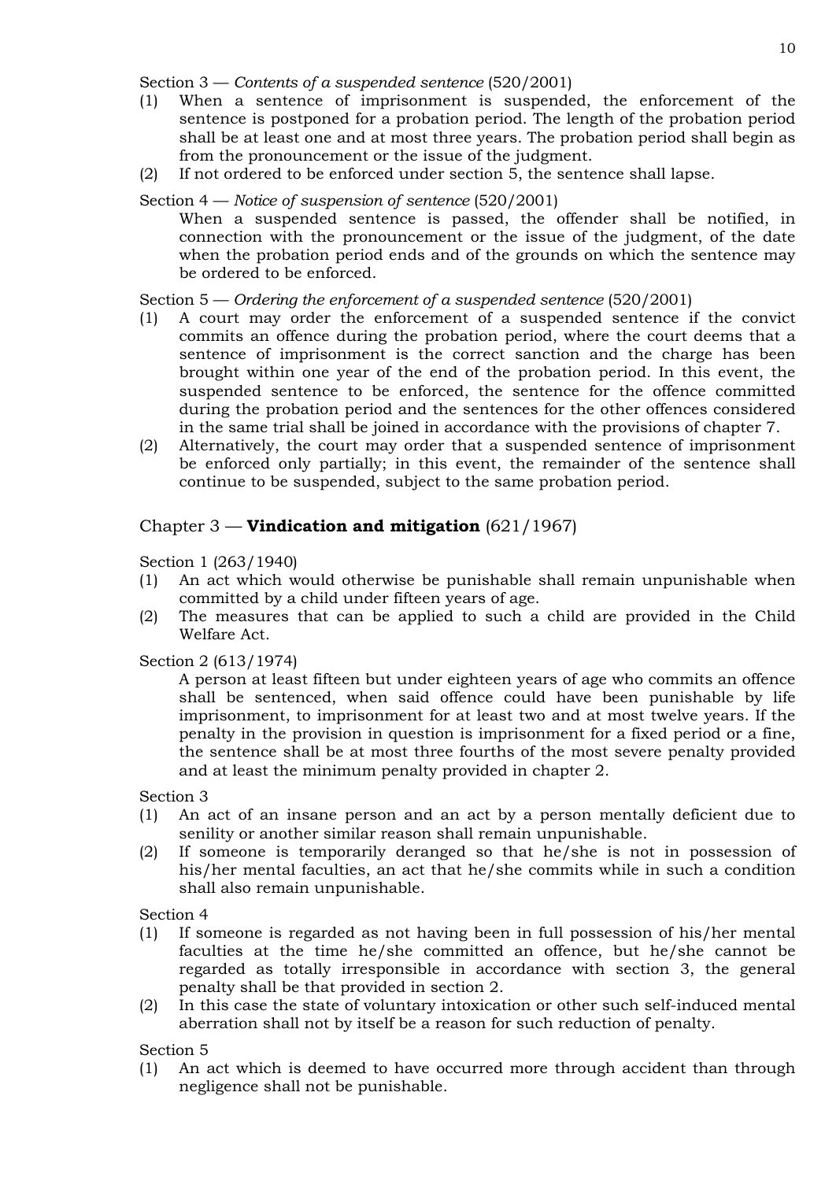Section 3 — *Contents of a suspended sentence* (520/2001)

(1) When a sentence of imprisonment is suspended, the enforcement of the sentence is postponed for a probation period. The length of the probation period shall be at least one and at most three years. The probation period shall begin as from the pronouncement or the issue of the judgment.

(2) If not ordered to be enforced under section 5, the sentence shall lapse.

Section 4 — *Notice of suspension of sentence* (520/2001)

When a suspended sentence is passed, the offender shall be notified, in connection with the pronouncement or the issue of the judgment, of the date when the probation period ends and of the grounds on which the sentence may be ordered to be enforced.

Section 5 — *Ordering the enforcement of a suspended sentence* (520/2001)

(1) A court may order the enforcement of a suspended sentence if the convict commits an offence during the probation period, where the court deems that a sentence of imprisonment is the correct sanction and the charge has been brought within one year of the end of the probation period. In this event, the suspended sentence to be enforced, the sentence for the offence committed during the probation period and the sentences for the other offences considered in the same trial shall be joined in accordance with the provisions of chapter 7.

(2) Alternatively, the court may order that a suspended sentence of imprisonment be enforced only partially; in this event, the remainder of the sentence shall continue to be suspended, subject to the same probation period.

## Chapter 3 — **Vindication and mitigation** (621/1967)

Section 1 (263/1940)

(1) An act which would otherwise be punishable shall remain unpunishable when committed by a child under fifteen years of age.

(2) The measures that can be applied to such a child are provided in the Child Welfare Act.

Section 2 (613/1974)

A person at least fifteen but under eighteen years of age who commits an offence shall be sentenced, when said offence could have been punishable by life imprisonment, to imprisonment for at least two and at most twelve years. If the penalty in the provision in question is imprisonment for a fixed period or a fine, the sentence shall be at most three fourths of the most severe penalty provided and at least the minimum penalty provided in chapter 2.

Section 3

(1) An act of an insane person and an act by a person mentally deficient due to senility or another similar reason shall remain unpunishable.

(2) If someone is temporarily deranged so that he/she is not in possession of his/her mental faculties, an act that he/she commits while in such a condition shall also remain unpunishable.

Section 4

(1) If someone is regarded as not having been in full possession of his/her mental faculties at the time he/she committed an offence, but he/she cannot be regarded as totally irresponsible in accordance with section 3, the general penalty shall be that provided in section 2.

(2) In this case the state of voluntary intoxication or other such self-induced mental aberration shall not by itself be a reason for such reduction of penalty.

Section 5

(1) An act which is deemed to have occurred more through accident than through negligence shall not be punishable.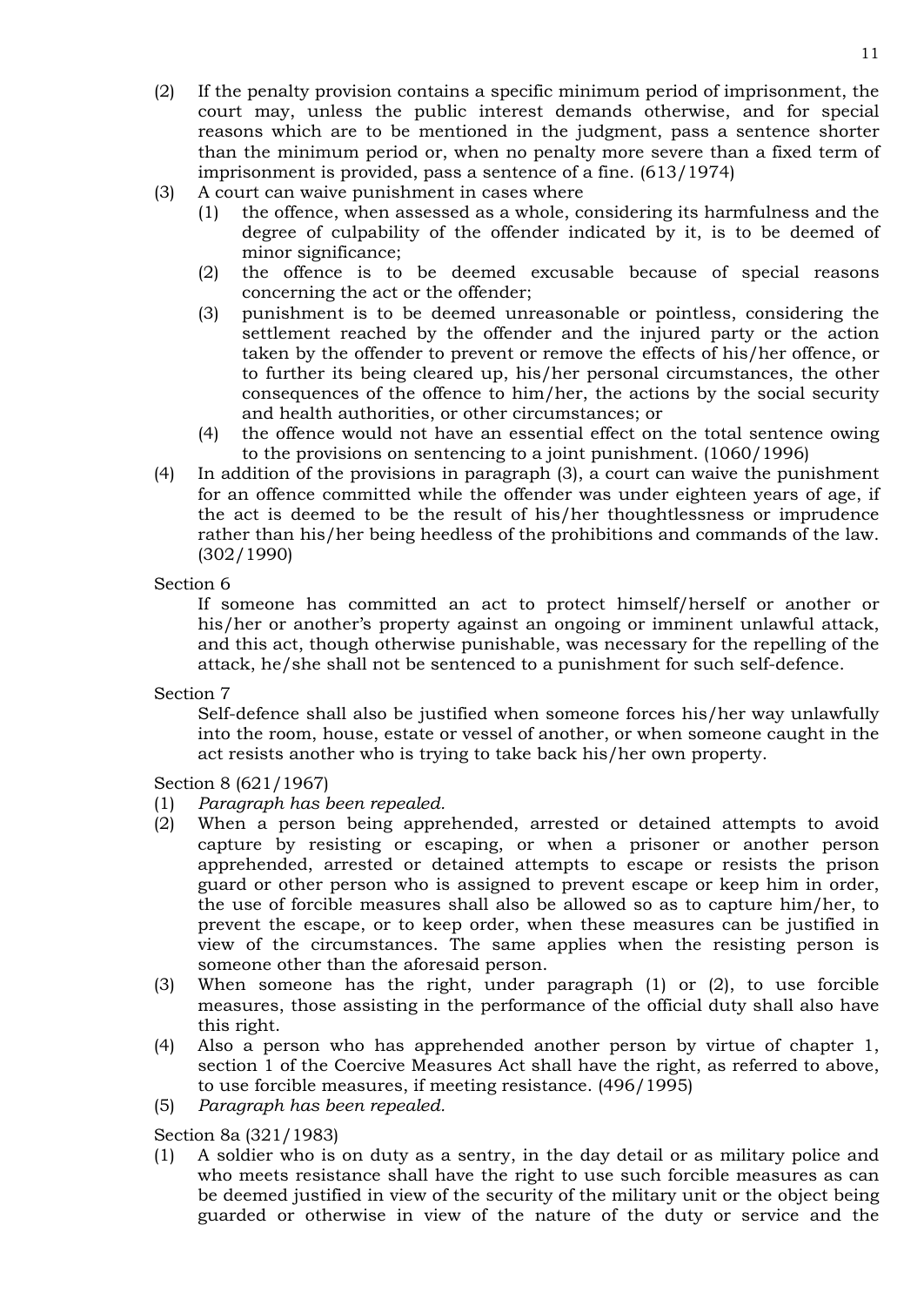(2) If the penalty provision contains a specific minimum period of imprisonment, the court may, unless the public interest demands otherwise, and for special reasons which are to be mentioned in the judgment, pass a sentence shorter than the minimum period or, when no penalty more severe than a fixed term of imprisonment is provided, pass a sentence of a fine. (613/1974)

(3) A court can waive punishment in cases where
   (1) the offence, when assessed as a whole, considering its harmfulness and the degree of culpability of the offender indicated by it, is to be deemed of minor significance;
   (2) the offence is to be deemed excusable because of special reasons concerning the act or the offender;
   (3) punishment is to be deemed unreasonable or pointless, considering the settlement reached by the offender and the injured party or the action taken by the offender to prevent or remove the effects of his/her offence, or to further its being cleared up, his/her personal circumstances, the other consequences of the offence to him/her, the actions by the social security and health authorities, or other circumstances; or
   (4) the offence would not have an essential effect on the total sentence owing to the provisions on sentencing to a joint punishment. (1060/1996)

(4) In addition of the provisions in paragraph (3), a court can waive the punishment for an offence committed while the offender was under eighteen years of age, if the act is deemed to be the result of his/her thoughtlessness or imprudence rather than his/her being heedless of the prohibitions and commands of the law. (302/1990)

Section 6

If someone has committed an act to protect himself/herself or another or his/her or another's property against an ongoing or imminent unlawful attack, and this act, though otherwise punishable, was necessary for the repelling of the attack, he/she shall not be sentenced to a punishment for such self-defence.

Section 7

Self-defence shall also be justified when someone forces his/her way unlawfully into the room, house, estate or vessel of another, or when someone caught in the act resists another who is trying to take back his/her own property.

Section 8 (621/1967)

(1) *Paragraph has been repealed.*

(2) When a person being apprehended, arrested or detained attempts to avoid capture by resisting or escaping, or when a prisoner or another person apprehended, arrested or detained attempts to escape or resists the prison guard or other person who is assigned to prevent escape or keep him in order, the use of forcible measures shall also be allowed so as to capture him/her, to prevent the escape, or to keep order, when these measures can be justified in view of the circumstances. The same applies when the resisting person is someone other than the aforesaid person.

(3) When someone has the right, under paragraph (1) or (2), to use forcible measures, those assisting in the performance of the official duty shall also have this right.

(4) Also a person who has apprehended another person by virtue of chapter 1, section 1 of the Coercive Measures Act shall have the right, as referred to above, to use forcible measures, if meeting resistance. (496/1995)

(5) *Paragraph has been repealed.*

Section 8a (321/1983)

(1) A soldier who is on duty as a sentry, in the day detail or as military police and who meets resistance shall have the right to use such forcible measures as can be deemed justified in view of the security of the military unit or the object being guarded or otherwise in view of the nature of the duty or service and the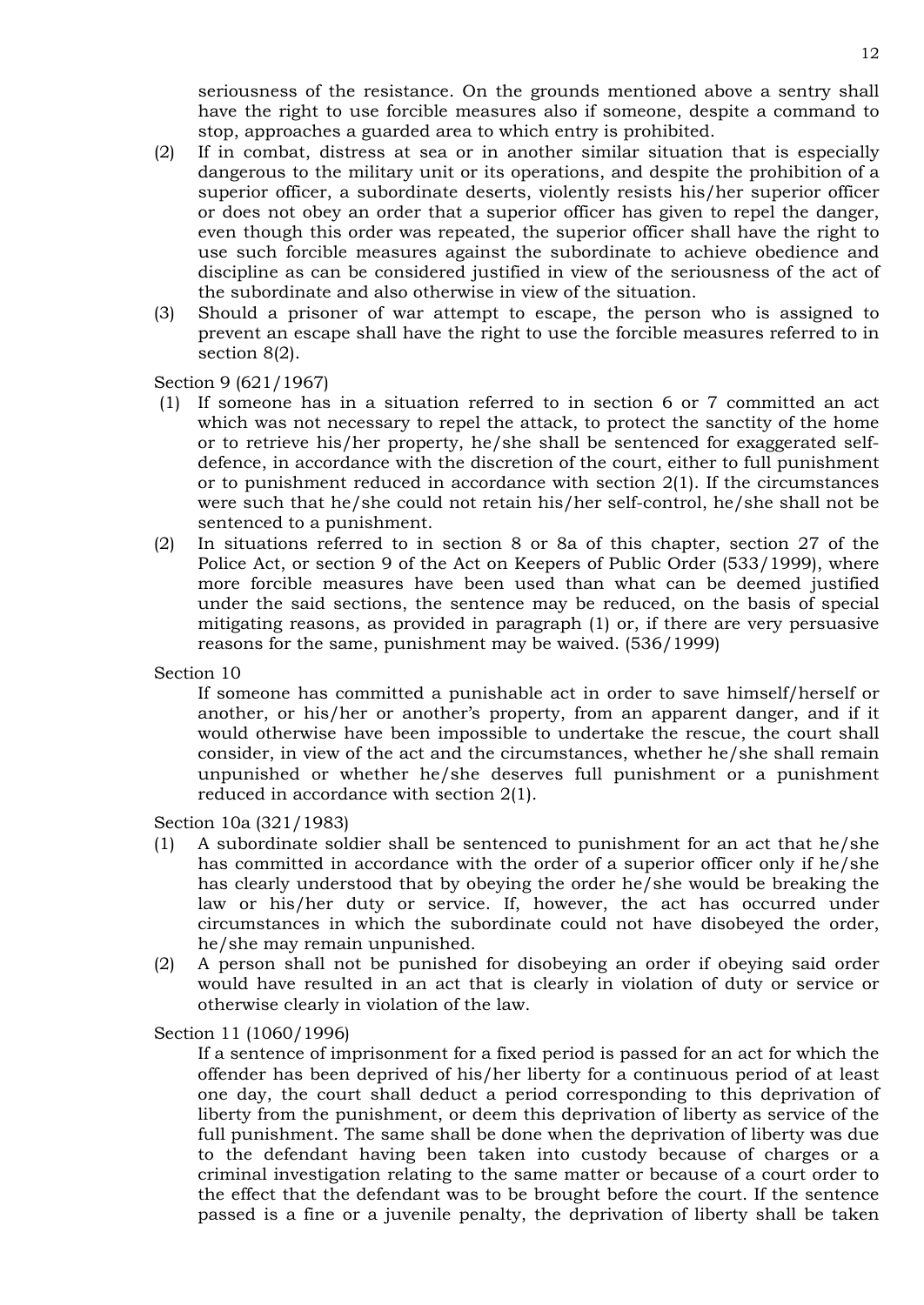seriousness of the resistance. On the grounds mentioned above a sentry shall have the right to use forcible measures also if someone, despite a command to stop, approaches a guarded area to which entry is prohibited.

(2) If in combat, distress at sea or in another similar situation that is especially dangerous to the military unit or its operations, and despite the prohibition of a superior officer, a subordinate deserts, violently resists his/her superior officer or does not obey an order that a superior officer has given to repel the danger, even though this order was repeated, the superior officer shall have the right to use such forcible measures against the subordinate to achieve obedience and discipline as can be considered justified in view of the seriousness of the act of the subordinate and also otherwise in view of the situation.

(3) Should a prisoner of war attempt to escape, the person who is assigned to prevent an escape shall have the right to use the forcible measures referred to in section 8(2).

Section 9 (621/1967)

(1) If someone has in a situation referred to in section 6 or 7 committed an act which was not necessary to repel the attack, to protect the sanctity of the home or to retrieve his/her property, he/she shall be sentenced for exaggerated self-defence, in accordance with the discretion of the court, either to full punishment or to punishment reduced in accordance with section 2(1). If the circumstances were such that he/she could not retain his/her self-control, he/she shall not be sentenced to a punishment.

(2) In situations referred to in section 8 or 8a of this chapter, section 27 of the Police Act, or section 9 of the Act on Keepers of Public Order (533/1999), where more forcible measures have been used than what can be deemed justified under the said sections, the sentence may be reduced, on the basis of special mitigating reasons, as provided in paragraph (1) or, if there are very persuasive reasons for the same, punishment may be waived. (536/1999)

Section 10

If someone has committed a punishable act in order to save himself/herself or another, or his/her or another's property, from an apparent danger, and if it would otherwise have been impossible to undertake the rescue, the court shall consider, in view of the act and the circumstances, whether he/she shall remain unpunished or whether he/she deserves full punishment or a punishment reduced in accordance with section 2(1).

Section 10a (321/1983)

(1) A subordinate soldier shall be sentenced to punishment for an act that he/she has committed in accordance with the order of a superior officer only if he/she has clearly understood that by obeying the order he/she would be breaking the law or his/her duty or service. If, however, the act has occurred under circumstances in which the subordinate could not have disobeyed the order, he/she may remain unpunished.

(2) A person shall not be punished for disobeying an order if obeying said order would have resulted in an act that is clearly in violation of duty or service or otherwise clearly in violation of the law.

Section 11 (1060/1996)

If a sentence of imprisonment for a fixed period is passed for an act for which the offender has been deprived of his/her liberty for a continuous period of at least one day, the court shall deduct a period corresponding to this deprivation of liberty from the punishment, or deem this deprivation of liberty as service of the full punishment. The same shall be done when the deprivation of liberty was due to the defendant having been taken into custody because of charges or a criminal investigation relating to the same matter or because of a court order to the effect that the defendant was to be brought before the court. If the sentence passed is a fine or a juvenile penalty, the deprivation of liberty shall be taken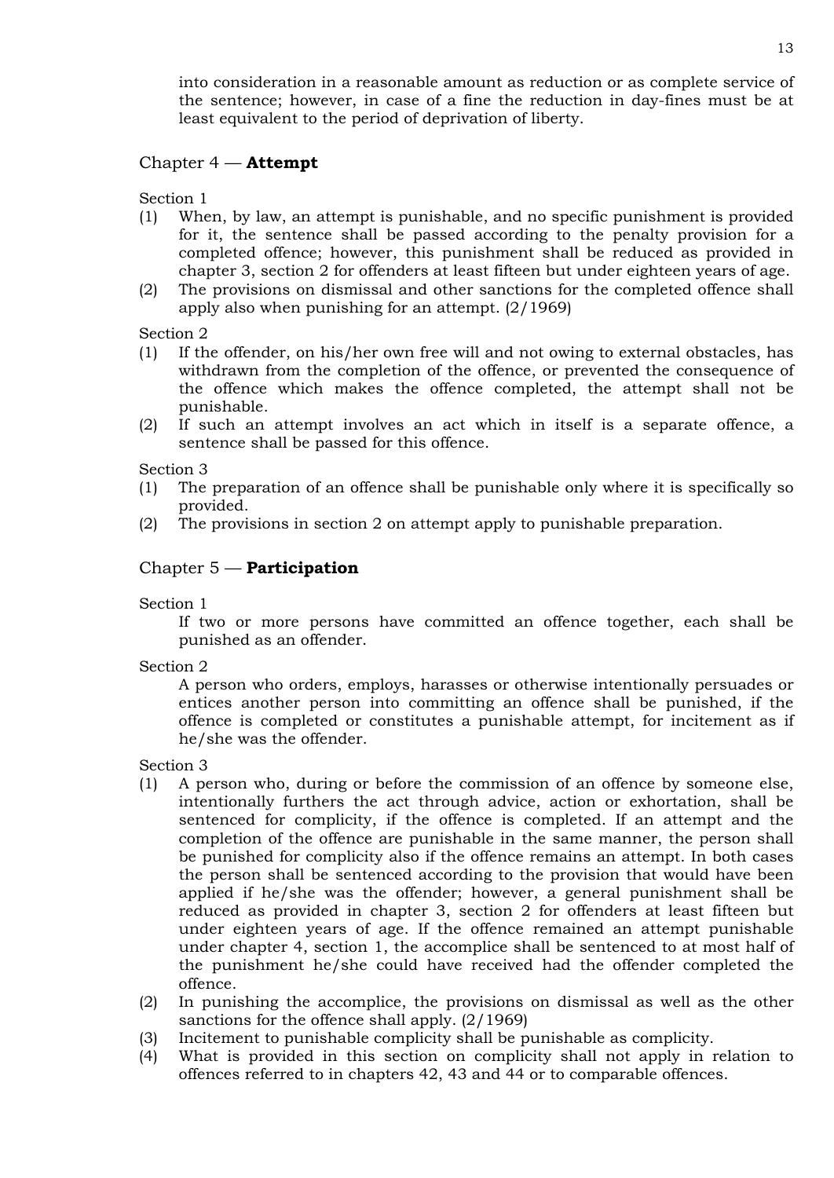into consideration in a reasonable amount as reduction or as complete service of the sentence; however, in case of a fine the reduction in day-fines must be at least equivalent to the period of deprivation of liberty.

## Chapter 4 — **Attempt**

Section 1

(1) When, by law, an attempt is punishable, and no specific punishment is provided for it, the sentence shall be passed according to the penalty provision for a completed offence; however, this punishment shall be reduced as provided in chapter 3, section 2 for offenders at least fifteen but under eighteen years of age.

(2) The provisions on dismissal and other sanctions for the completed offence shall apply also when punishing for an attempt. (2/1969)

Section 2

(1) If the offender, on his/her own free will and not owing to external obstacles, has withdrawn from the completion of the offence, or prevented the consequence of the offence which makes the offence completed, the attempt shall not be punishable.

(2) If such an attempt involves an act which in itself is a separate offence, a sentence shall be passed for this offence.

Section 3

(1) The preparation of an offence shall be punishable only where it is specifically so provided.

(2) The provisions in section 2 on attempt apply to punishable preparation.

## Chapter 5 — **Participation**

Section 1

If two or more persons have committed an offence together, each shall be punished as an offender.

Section 2

A person who orders, employs, harasses or otherwise intentionally persuades or entices another person into committing an offence shall be punished, if the offence is completed or constitutes a punishable attempt, for incitement as if he/she was the offender.

Section 3

(1) A person who, during or before the commission of an offence by someone else, intentionally furthers the act through advice, action or exhortation, shall be sentenced for complicity, if the offence is completed. If an attempt and the completion of the offence are punishable in the same manner, the person shall be punished for complicity also if the offence remains an attempt. In both cases the person shall be sentenced according to the provision that would have been applied if he/she was the offender; however, a general punishment shall be reduced as provided in chapter 3, section 2 for offenders at least fifteen but under eighteen years of age. If the offence remained an attempt punishable under chapter 4, section 1, the accomplice shall be sentenced to at most half of the punishment he/she could have received had the offender completed the offence.

(2) In punishing the accomplice, the provisions on dismissal as well as the other sanctions for the offence shall apply. (2/1969)

(3) Incitement to punishable complicity shall be punishable as complicity.

(4) What is provided in this section on complicity shall not apply in relation to offences referred to in chapters 42, 43 and 44 or to comparable offences.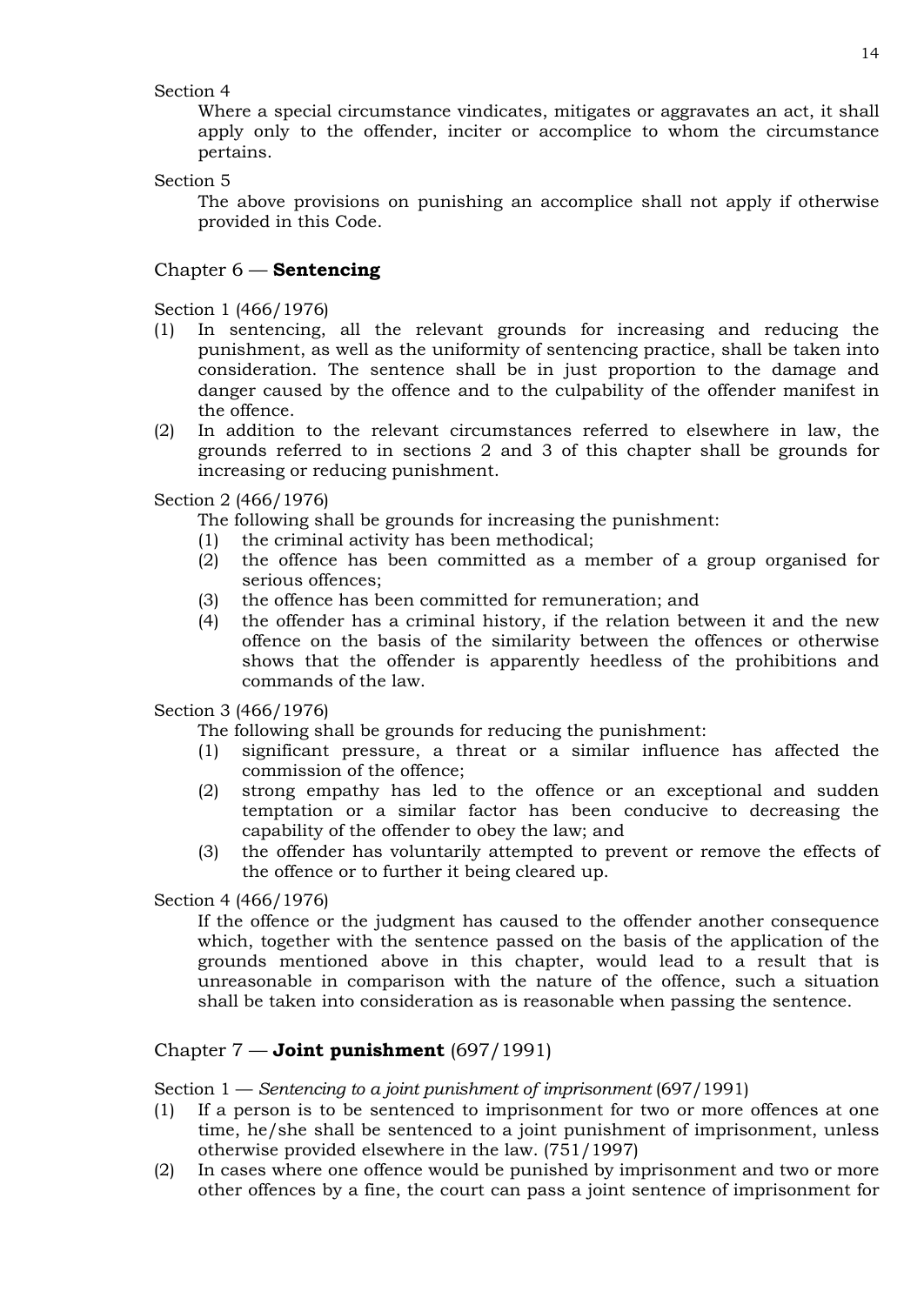Section 4

Where a special circumstance vindicates, mitigates or aggravates an act, it shall apply only to the offender, inciter or accomplice to whom the circumstance pertains.

Section 5

The above provisions on punishing an accomplice shall not apply if otherwise provided in this Code.

## Chapter 6 — **Sentencing**

Section 1 (466/1976)

(1) In sentencing, all the relevant grounds for increasing and reducing the punishment, as well as the uniformity of sentencing practice, shall be taken into consideration. The sentence shall be in just proportion to the damage and danger caused by the offence and to the culpability of the offender manifest in the offence.

(2) In addition to the relevant circumstances referred to elsewhere in law, the grounds referred to in sections 2 and 3 of this chapter shall be grounds for increasing or reducing punishment.

Section 2 (466/1976)

The following shall be grounds for increasing the punishment:

(1) the criminal activity has been methodical;
(2) the offence has been committed as a member of a group organised for serious offences;
(3) the offence has been committed for remuneration; and
(4) the offender has a criminal history, if the relation between it and the new offence on the basis of the similarity between the offences or otherwise shows that the offender is apparently heedless of the prohibitions and commands of the law.

Section 3 (466/1976)

The following shall be grounds for reducing the punishment:

(1) significant pressure, a threat or a similar influence has affected the commission of the offence;
(2) strong empathy has led to the offence or an exceptional and sudden temptation or a similar factor has been conducive to decreasing the capability of the offender to obey the law; and
(3) the offender has voluntarily attempted to prevent or remove the effects of the offence or to further it being cleared up.

Section 4 (466/1976)

If the offence or the judgment has caused to the offender another consequence which, together with the sentence passed on the basis of the application of the grounds mentioned above in this chapter, would lead to a result that is unreasonable in comparison with the nature of the offence, such a situation shall be taken into consideration as is reasonable when passing the sentence.

## Chapter 7 — **Joint punishment** (697/1991)

Section 1 — *Sentencing to a joint punishment of imprisonment* (697/1991)

(1) If a person is to be sentenced to imprisonment for two or more offences at one time, he/she shall be sentenced to a joint punishment of imprisonment, unless otherwise provided elsewhere in the law. (751/1997)

(2) In cases where one offence would be punished by imprisonment and two or more other offences by a fine, the court can pass a joint sentence of imprisonment for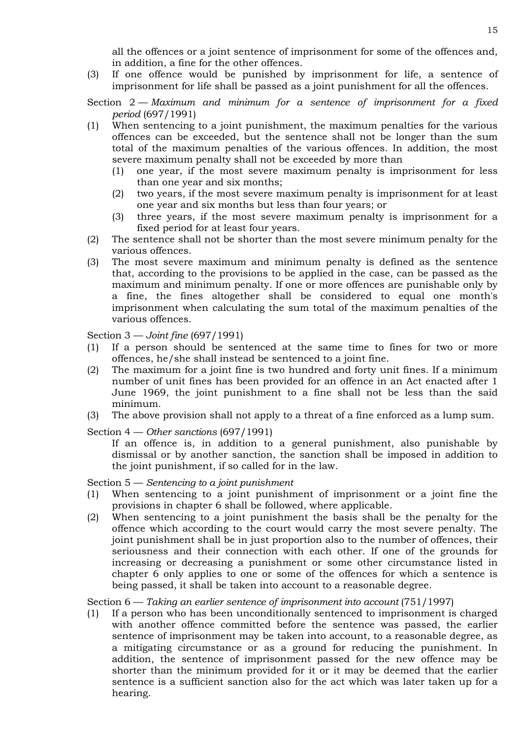all the offences or a joint sentence of imprisonment for some of the offences and, in addition, a fine for the other offences.

(3) If one offence would be punished by imprisonment for life, a sentence of imprisonment for life shall be passed as a joint punishment for all the offences.

Section 2 — *Maximum and minimum for a sentence of imprisonment for a fixed period* (697/1991)

(1) When sentencing to a joint punishment, the maximum penalties for the various offences can be exceeded, but the sentence shall not be longer than the sum total of the maximum penalties of the various offences. In addition, the most severe maximum penalty shall not be exceeded by more than
   (1) one year, if the most severe maximum penalty is imprisonment for less than one year and six months;
   (2) two years, if the most severe maximum penalty is imprisonment for at least one year and six months but less than four years; or
   (3) three years, if the most severe maximum penalty is imprisonment for a fixed period for at least four years.

(2) The sentence shall not be shorter than the most severe minimum penalty for the various offences.

(3) The most severe maximum and minimum penalty is defined as the sentence that, according to the provisions to be applied in the case, can be passed as the maximum and minimum penalty. If one or more offences are punishable only by a fine, the fines altogether shall be considered to equal one month's imprisonment when calculating the sum total of the maximum penalties of the various offences.

Section 3 — *Joint fine* (697/1991)

(1) If a person should be sentenced at the same time to fines for two or more offences, he/she shall instead be sentenced to a joint fine.

(2) The maximum for a joint fine is two hundred and forty unit fines. If a minimum number of unit fines has been provided for an offence in an Act enacted after 1 June 1969, the joint punishment to a fine shall not be less than the said minimum.

(3) The above provision shall not apply to a threat of a fine enforced as a lump sum.

Section 4 — *Other sanctions* (697/1991)

If an offence is, in addition to a general punishment, also punishable by dismissal or by another sanction, the sanction shall be imposed in addition to the joint punishment, if so called for in the law.

Section 5 — *Sentencing to a joint punishment*

(1) When sentencing to a joint punishment of imprisonment or a joint fine the provisions in chapter 6 shall be followed, where applicable.

(2) When sentencing to a joint punishment the basis shall be the penalty for the offence which according to the court would carry the most severe penalty. The joint punishment shall be in just proportion also to the number of offences, their seriousness and their connection with each other. If one of the grounds for increasing or decreasing a punishment or some other circumstance listed in chapter 6 only applies to one or some of the offences for which a sentence is being passed, it shall be taken into account to a reasonable degree.

Section 6 — *Taking an earlier sentence of imprisonment into account* (751/1997)

(1) If a person who has been unconditionally sentenced to imprisonment is charged with another offence committed before the sentence was passed, the earlier sentence of imprisonment may be taken into account, to a reasonable degree, as a mitigating circumstance or as a ground for reducing the punishment. In addition, the sentence of imprisonment passed for the new offence may be shorter than the minimum provided for it or it may be deemed that the earlier sentence is a sufficient sanction also for the act which was later taken up for a hearing.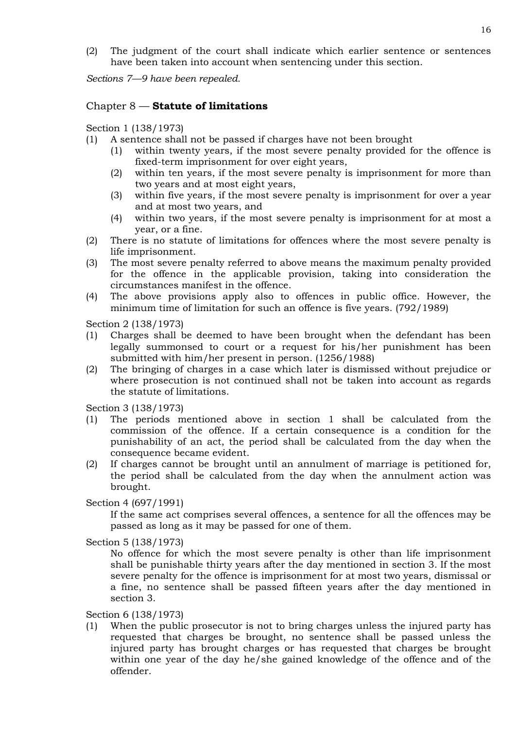(2) The judgment of the court shall indicate which earlier sentence or sentences have been taken into account when sentencing under this section.

*Sections 7—9 have been repealed.*

## Chapter 8 — **Statute of limitations**

Section 1 (138/1973)

(1) A sentence shall not be passed if charges have not been brought
   (1) within twenty years, if the most severe penalty provided for the offence is fixed-term imprisonment for over eight years,
   (2) within ten years, if the most severe penalty is imprisonment for more than two years and at most eight years,
   (3) within five years, if the most severe penalty is imprisonment for over a year and at most two years, and
   (4) within two years, if the most severe penalty is imprisonment for at most a year, or a fine.

(2) There is no statute of limitations for offences where the most severe penalty is life imprisonment.

(3) The most severe penalty referred to above means the maximum penalty provided for the offence in the applicable provision, taking into consideration the circumstances manifest in the offence.

(4) The above provisions apply also to offences in public office. However, the minimum time of limitation for such an offence is five years. (792/1989)

Section 2 (138/1973)

(1) Charges shall be deemed to have been brought when the defendant has been legally summonsed to court or a request for his/her punishment has been submitted with him/her present in person. (1256/1988)

(2) The bringing of charges in a case which later is dismissed without prejudice or where prosecution is not continued shall not be taken into account as regards the statute of limitations.

Section 3 (138/1973)

(1) The periods mentioned above in section 1 shall be calculated from the commission of the offence. If a certain consequence is a condition for the punishability of an act, the period shall be calculated from the day when the consequence became evident.

(2) If charges cannot be brought until an annulment of marriage is petitioned for, the period shall be calculated from the day when the annulment action was brought.

Section 4 (697/1991)

If the same act comprises several offences, a sentence for all the offences may be passed as long as it may be passed for one of them.

Section 5 (138/1973)

No offence for which the most severe penalty is other than life imprisonment shall be punishable thirty years after the day mentioned in section 3. If the most severe penalty for the offence is imprisonment for at most two years, dismissal or a fine, no sentence shall be passed fifteen years after the day mentioned in section 3.

Section 6 (138/1973)

(1) When the public prosecutor is not to bring charges unless the injured party has requested that charges be brought, no sentence shall be passed unless the injured party has brought charges or has requested that charges be brought within one year of the day he/she gained knowledge of the offence and of the offender.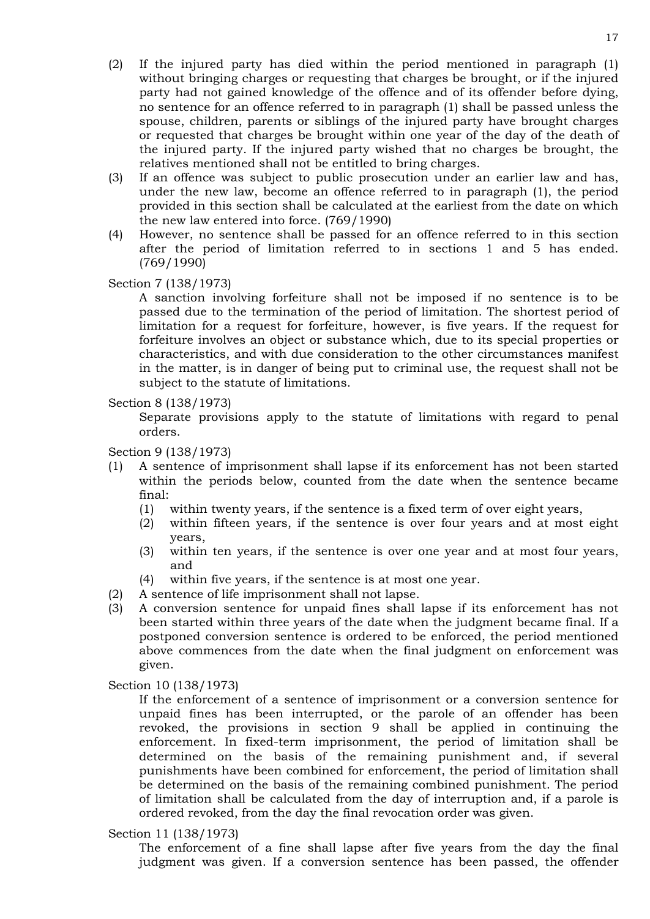(2) If the injured party has died within the period mentioned in paragraph (1) without bringing charges or requesting that charges be brought, or if the injured party had not gained knowledge of the offence and of its offender before dying, no sentence for an offence referred to in paragraph (1) shall be passed unless the spouse, children, parents or siblings of the injured party have brought charges or requested that charges be brought within one year of the day of the death of the injured party. If the injured party wished that no charges be brought, the relatives mentioned shall not be entitled to bring charges.

(3) If an offence was subject to public prosecution under an earlier law and has, under the new law, become an offence referred to in paragraph (1), the period provided in this section shall be calculated at the earliest from the date on which the new law entered into force. (769/1990)

(4) However, no sentence shall be passed for an offence referred to in this section after the period of limitation referred to in sections 1 and 5 has ended. (769/1990)

Section 7 (138/1973)

A sanction involving forfeiture shall not be imposed if no sentence is to be passed due to the termination of the period of limitation. The shortest period of limitation for a request for forfeiture, however, is five years. If the request for forfeiture involves an object or substance which, due to its special properties or characteristics, and with due consideration to the other circumstances manifest in the matter, is in danger of being put to criminal use, the request shall not be subject to the statute of limitations.

Section 8 (138/1973)

Separate provisions apply to the statute of limitations with regard to penal orders.

Section 9 (138/1973)

(1) A sentence of imprisonment shall lapse if its enforcement has not been started within the periods below, counted from the date when the sentence became final:
   (1) within twenty years, if the sentence is a fixed term of over eight years,
   (2) within fifteen years, if the sentence is over four years and at most eight years,
   (3) within ten years, if the sentence is over one year and at most four years, and
   (4) within five years, if the sentence is at most one year.

(2) A sentence of life imprisonment shall not lapse.

(3) A conversion sentence for unpaid fines shall lapse if its enforcement has not been started within three years of the date when the judgment became final. If a postponed conversion sentence is ordered to be enforced, the period mentioned above commences from the date when the final judgment on enforcement was given.

Section 10 (138/1973)

If the enforcement of a sentence of imprisonment or a conversion sentence for unpaid fines has been interrupted, or the parole of an offender has been revoked, the provisions in section 9 shall be applied in continuing the enforcement. In fixed-term imprisonment, the period of limitation shall be determined on the basis of the remaining punishment and, if several punishments have been combined for enforcement, the period of limitation shall be determined on the basis of the remaining combined punishment. The period of limitation shall be calculated from the day of interruption and, if a parole is ordered revoked, from the day the final revocation order was given.

Section 11 (138/1973)

The enforcement of a fine shall lapse after five years from the day the final judgment was given. If a conversion sentence has been passed, the offender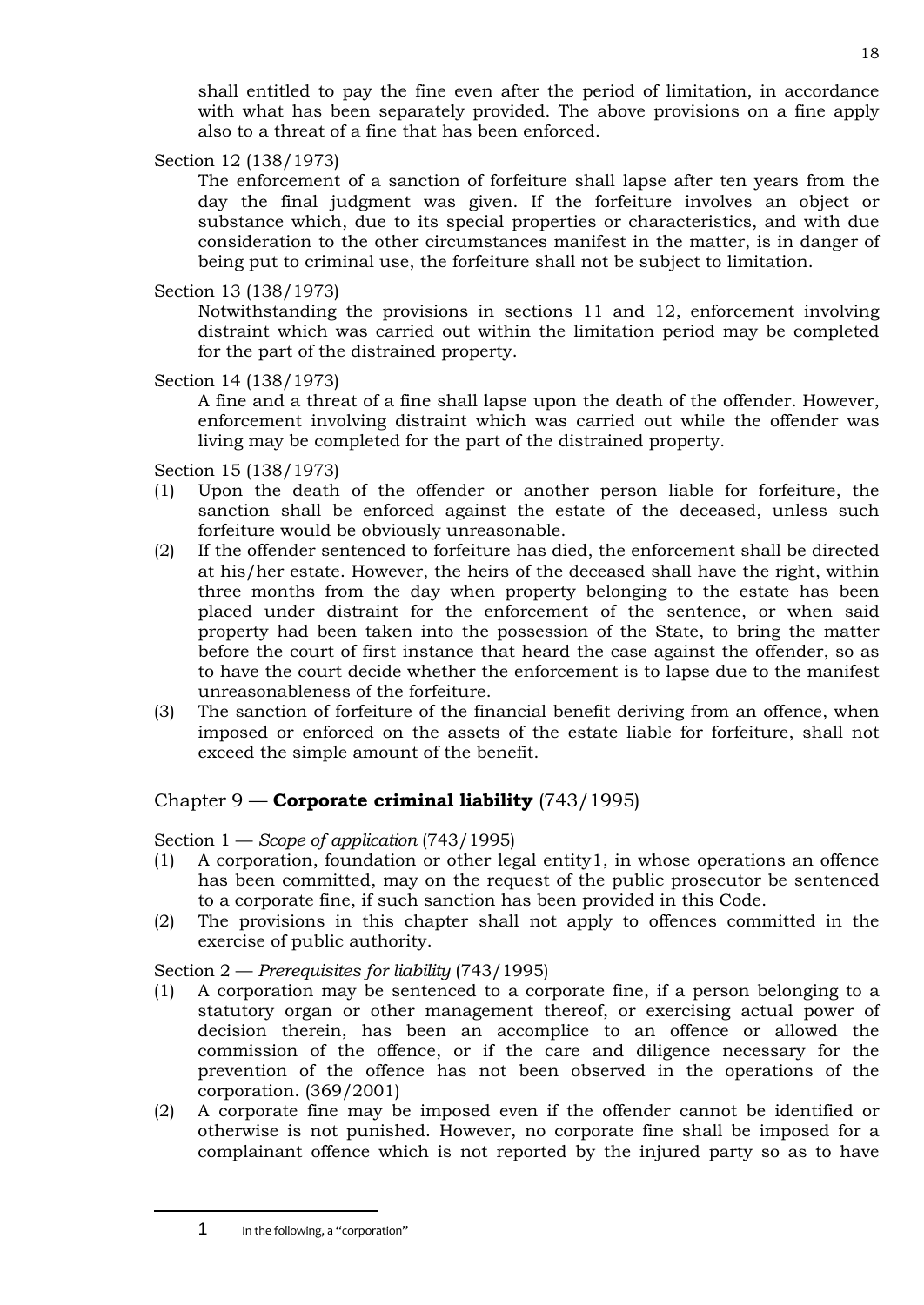shall entitled to pay the fine even after the period of limitation, in accordance with what has been separately provided. The above provisions on a fine apply also to a threat of a fine that has been enforced.

Section 12 (138/1973)

The enforcement of a sanction of forfeiture shall lapse after ten years from the day the final judgment was given. If the forfeiture involves an object or substance which, due to its special properties or characteristics, and with due consideration to the other circumstances manifest in the matter, is in danger of being put to criminal use, the forfeiture shall not be subject to limitation.

Section 13 (138/1973)

Notwithstanding the provisions in sections 11 and 12, enforcement involving distraint which was carried out within the limitation period may be completed for the part of the distrained property.

Section 14 (138/1973)

A fine and a threat of a fine shall lapse upon the death of the offender. However, enforcement involving distraint which was carried out while the offender was living may be completed for the part of the distrained property.

Section 15 (138/1973)

(1) Upon the death of the offender or another person liable for forfeiture, the sanction shall be enforced against the estate of the deceased, unless such forfeiture would be obviously unreasonable.

(2) If the offender sentenced to forfeiture has died, the enforcement shall be directed at his/her estate. However, the heirs of the deceased shall have the right, within three months from the day when property belonging to the estate has been placed under distraint for the enforcement of the sentence, or when said property had been taken into the possession of the State, to bring the matter before the court of first instance that heard the case against the offender, so as to have the court decide whether the enforcement is to lapse due to the manifest unreasonableness of the forfeiture.

(3) The sanction of forfeiture of the financial benefit deriving from an offence, when imposed or enforced on the assets of the estate liable for forfeiture, shall not exceed the simple amount of the benefit.

## Chapter 9 — **Corporate criminal liability** (743/1995)

Section 1 — *Scope of application* (743/1995)

(1) A corporation, foundation or other legal entity[1], in whose operations an offence has been committed, may on the request of the public prosecutor be sentenced to a corporate fine, if such sanction has been provided in this Code.

(2) The provisions in this chapter shall not apply to offences committed in the exercise of public authority.

Section 2 — *Prerequisites for liability* (743/1995)

(1) A corporation may be sentenced to a corporate fine, if a person belonging to a statutory organ or other management thereof, or exercising actual power of decision therein, has been an accomplice to an offence or allowed the commission of the offence, or if the care and diligence necessary for the prevention of the offence has not been observed in the operations of the corporation. (369/2001)

(2) A corporate fine may be imposed even if the offender cannot be identified or otherwise is not punished. However, no corporate fine shall be imposed for a complainant offence which is not reported by the injured party so as to have

[1] In the following, a "corporation"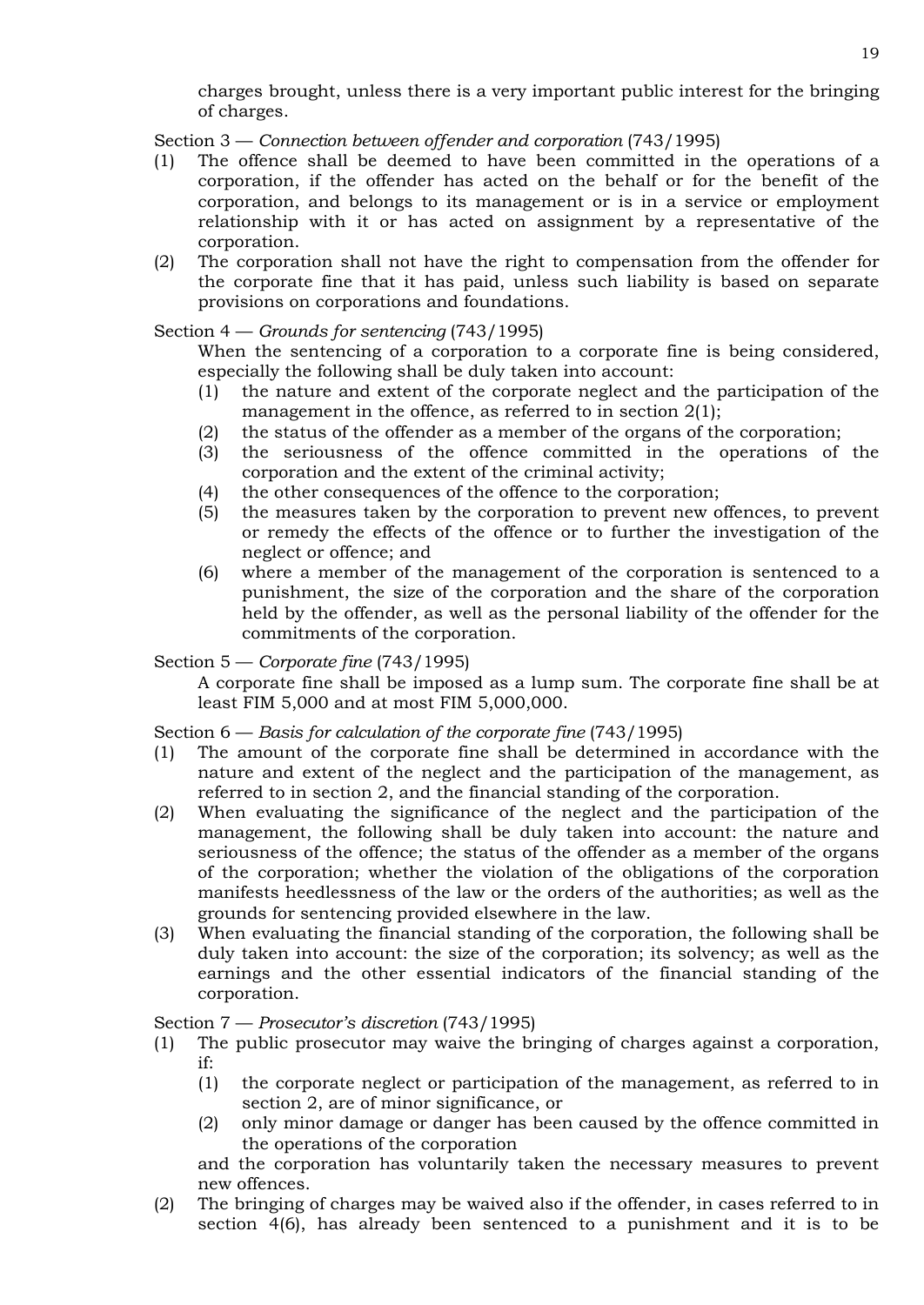charges brought, unless there is a very important public interest for the bringing of charges.

Section 3 — *Connection between offender and corporation* (743/1995)

(1) The offence shall be deemed to have been committed in the operations of a corporation, if the offender has acted on the behalf or for the benefit of the corporation, and belongs to its management or is in a service or employment relationship with it or has acted on assignment by a representative of the corporation.

(2) The corporation shall not have the right to compensation from the offender for the corporate fine that it has paid, unless such liability is based on separate provisions on corporations and foundations.

Section 4 — *Grounds for sentencing* (743/1995)

When the sentencing of a corporation to a corporate fine is being considered, especially the following shall be duly taken into account:

(1) the nature and extent of the corporate neglect and the participation of the management in the offence, as referred to in section 2(1);
(2) the status of the offender as a member of the organs of the corporation;
(3) the seriousness of the offence committed in the operations of the corporation and the extent of the criminal activity;
(4) the other consequences of the offence to the corporation;
(5) the measures taken by the corporation to prevent new offences, to prevent or remedy the effects of the offence or to further the investigation of the neglect or offence; and
(6) where a member of the management of the corporation is sentenced to a punishment, the size of the corporation and the share of the corporation held by the offender, as well as the personal liability of the offender for the commitments of the corporation.

Section 5 — *Corporate fine* (743/1995)

A corporate fine shall be imposed as a lump sum. The corporate fine shall be at least FIM 5,000 and at most FIM 5,000,000.

Section 6 — *Basis for calculation of the corporate fine* (743/1995)

(1) The amount of the corporate fine shall be determined in accordance with the nature and extent of the neglect and the participation of the management, as referred to in section 2, and the financial standing of the corporation.

(2) When evaluating the significance of the neglect and the participation of the management, the following shall be duly taken into account: the nature and seriousness of the offence; the status of the offender as a member of the organs of the corporation; whether the violation of the obligations of the corporation manifests heedlessness of the law or the orders of the authorities; as well as the grounds for sentencing provided elsewhere in the law.

(3) When evaluating the financial standing of the corporation, the following shall be duly taken into account: the size of the corporation; its solvency; as well as the earnings and the other essential indicators of the financial standing of the corporation.

Section 7 — *Prosecutor's discretion* (743/1995)

(1) The public prosecutor may waive the bringing of charges against a corporation, if:

(1) the corporate neglect or participation of the management, as referred to in section 2, are of minor significance, or
(2) only minor damage or danger has been caused by the offence committed in the operations of the corporation

and the corporation has voluntarily taken the necessary measures to prevent new offences.

(2) The bringing of charges may be waived also if the offender, in cases referred to in section 4(6), has already been sentenced to a punishment and it is to be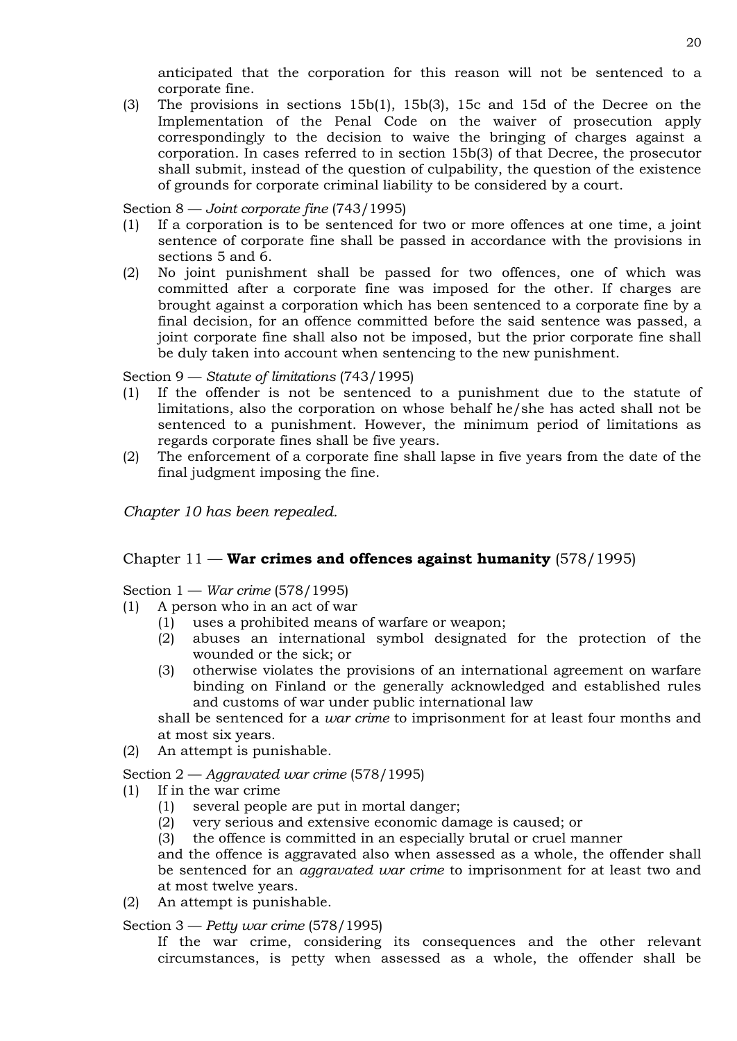anticipated that the corporation for this reason will not be sentenced to a corporate fine.

(3) The provisions in sections 15b(1), 15b(3), 15c and 15d of the Decree on the Implementation of the Penal Code on the waiver of prosecution apply correspondingly to the decision to waive the bringing of charges against a corporation. In cases referred to in section 15b(3) of that Decree, the prosecutor shall submit, instead of the question of culpability, the question of the existence of grounds for corporate criminal liability to be considered by a court.

Section 8 — *Joint corporate fine* (743/1995)

(1) If a corporation is to be sentenced for two or more offences at one time, a joint sentence of corporate fine shall be passed in accordance with the provisions in sections 5 and 6.

(2) No joint punishment shall be passed for two offences, one of which was committed after a corporate fine was imposed for the other. If charges are brought against a corporation which has been sentenced to a corporate fine by a final decision, for an offence committed before the said sentence was passed, a joint corporate fine shall also not be imposed, but the prior corporate fine shall be duly taken into account when sentencing to the new punishment.

Section 9 — *Statute of limitations* (743/1995)

(1) If the offender is not be sentenced to a punishment due to the statute of limitations, also the corporation on whose behalf he/she has acted shall not be sentenced to a punishment. However, the minimum period of limitations as regards corporate fines shall be five years.

(2) The enforcement of a corporate fine shall lapse in five years from the date of the final judgment imposing the fine.

*Chapter 10 has been repealed.*

## Chapter 11 — **War crimes and offences against humanity** (578/1995)

Section 1 — *War crime* (578/1995)

(1) A person who in an act of war
   (1) uses a prohibited means of warfare or weapon;
   (2) abuses an international symbol designated for the protection of the wounded or the sick; or
   (3) otherwise violates the provisions of an international agreement on warfare binding on Finland or the generally acknowledged and established rules and customs of war under public international law

   shall be sentenced for a *war crime* to imprisonment for at least four months and at most six years.

(2) An attempt is punishable.

Section 2 — *Aggravated war crime* (578/1995)

(1) If in the war crime
   (1) several people are put in mortal danger;
   (2) very serious and extensive economic damage is caused; or
   (3) the offence is committed in an especially brutal or cruel manner

   and the offence is aggravated also when assessed as a whole, the offender shall be sentenced for an *aggravated war crime* to imprisonment for at least two and at most twelve years.

(2) An attempt is punishable.

Section 3 — *Petty war crime* (578/1995)

If the war crime, considering its consequences and the other relevant circumstances, is petty when assessed as a whole, the offender shall be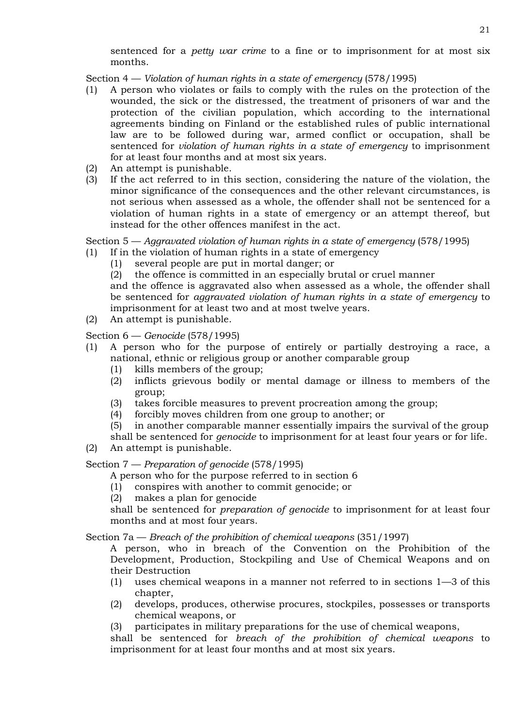sentenced for a *petty war crime* to a fine or to imprisonment for at most six months.

Section 4 — *Violation of human rights in a state of emergency* (578/1995)

(1) A person who violates or fails to comply with the rules on the protection of the wounded, the sick or the distressed, the treatment of prisoners of war and the protection of the civilian population, which according to the international agreements binding on Finland or the established rules of public international law are to be followed during war, armed conflict or occupation, shall be sentenced for *violation of human rights in a state of emergency* to imprisonment for at least four months and at most six years.

(2) An attempt is punishable.

(3) If the act referred to in this section, considering the nature of the violation, the minor significance of the consequences and the other relevant circumstances, is not serious when assessed as a whole, the offender shall not be sentenced for a violation of human rights in a state of emergency or an attempt thereof, but instead for the other offences manifest in the act.

Section 5 — *Aggravated violation of human rights in a state of emergency* (578/1995)

(1) If in the violation of human rights in a state of emergency
   (1) several people are put in mortal danger; or
   (2) the offence is committed in an especially brutal or cruel manner

   and the offence is aggravated also when assessed as a whole, the offender shall be sentenced for *aggravated violation of human rights in a state of emergency* to imprisonment for at least two and at most twelve years.

(2) An attempt is punishable.

Section 6 — *Genocide* (578/1995)

(1) A person who for the purpose of entirely or partially destroying a race, a national, ethnic or religious group or another comparable group
   (1) kills members of the group;
   (2) inflicts grievous bodily or mental damage or illness to members of the group;
   (3) takes forcible measures to prevent procreation among the group;
   (4) forcibly moves children from one group to another; or
   (5) in another comparable manner essentially impairs the survival of the group

   shall be sentenced for *genocide* to imprisonment for at least four years or for life.

(2) An attempt is punishable.

Section 7 — *Preparation of genocide* (578/1995)

A person who for the purpose referred to in section 6
   (1) conspires with another to commit genocide; or
   (2) makes a plan for genocide

shall be sentenced for *preparation of genocide* to imprisonment for at least four months and at most four years.

Section 7a — *Breach of the prohibition of chemical weapons* (351/1997)

A person, who in breach of the Convention on the Prohibition of the Development, Production, Stockpiling and Use of Chemical Weapons and on their Destruction
   (1) uses chemical weapons in a manner not referred to in sections 1—3 of this chapter,
   (2) develops, produces, otherwise procures, stockpiles, possesses or transports chemical weapons, or
   (3) participates in military preparations for the use of chemical weapons,

shall be sentenced for *breach of the prohibition of chemical weapons* to imprisonment for at least four months and at most six years.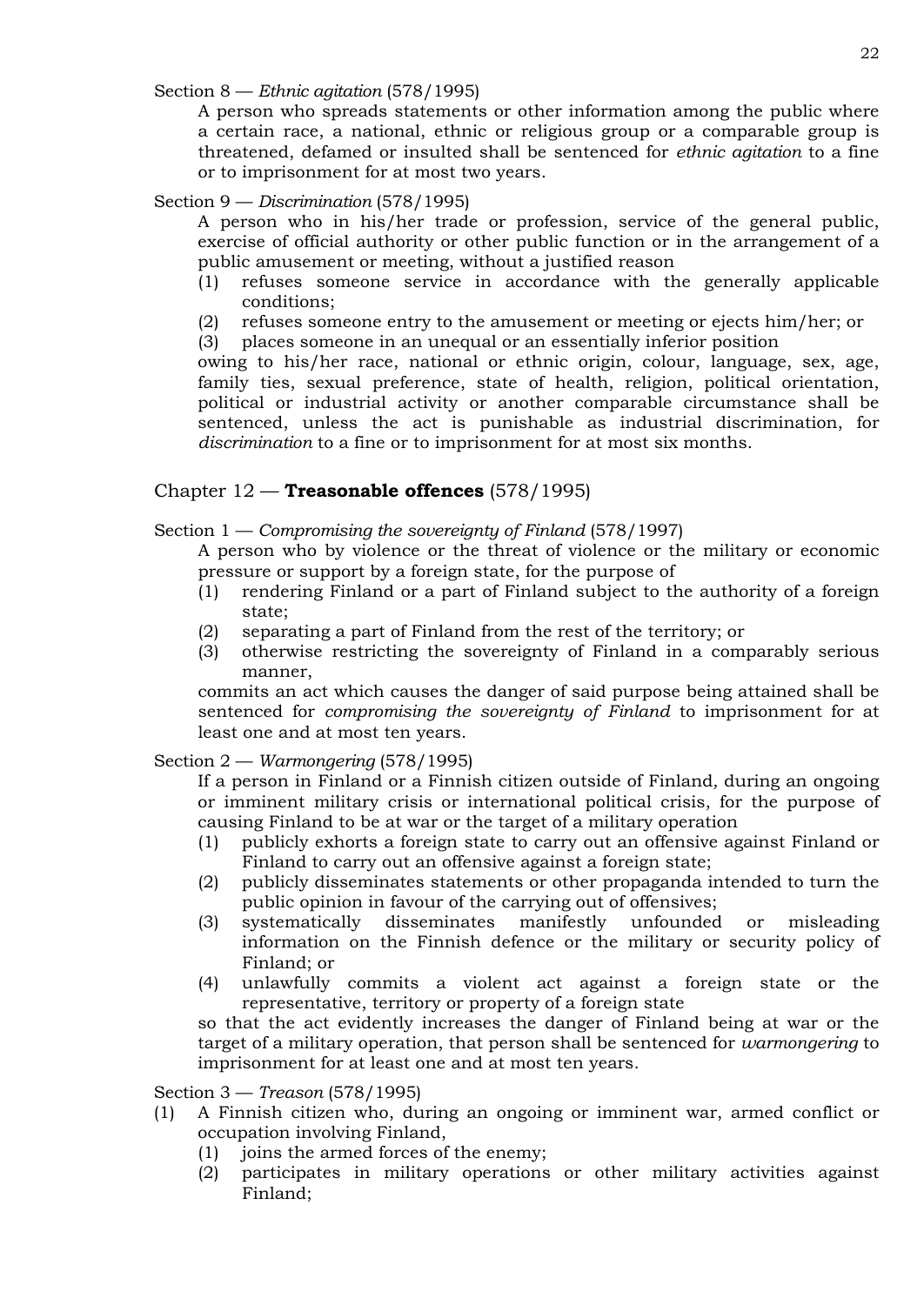Section 8 — *Ethnic agitation* (578/1995)

A person who spreads statements or other information among the public where a certain race, a national, ethnic or religious group or a comparable group is threatened, defamed or insulted shall be sentenced for *ethnic agitation* to a fine or to imprisonment for at most two years.

Section 9 — *Discrimination* (578/1995)

A person who in his/her trade or profession, service of the general public, exercise of official authority or other public function or in the arrangement of a public amusement or meeting, without a justified reason

(1) refuses someone service in accordance with the generally applicable conditions;
(2) refuses someone entry to the amusement or meeting or ejects him/her; or
(3) places someone in an unequal or an essentially inferior position

owing to his/her race, national or ethnic origin, colour, language, sex, age, family ties, sexual preference, state of health, religion, political orientation, political or industrial activity or another comparable circumstance shall be sentenced, unless the act is punishable as industrial discrimination, for *discrimination* to a fine or to imprisonment for at most six months.

## Chapter 12 — **Treasonable offences** (578/1995)

Section 1 — *Compromising the sovereignty of Finland* (578/1997)

A person who by violence or the threat of violence or the military or economic pressure or support by a foreign state, for the purpose of

(1) rendering Finland or a part of Finland subject to the authority of a foreign state;
(2) separating a part of Finland from the rest of the territory; or
(3) otherwise restricting the sovereignty of Finland in a comparably serious manner,

commits an act which causes the danger of said purpose being attained shall be sentenced for *compromising the sovereignty of Finland* to imprisonment for at least one and at most ten years.

Section 2 — *Warmongering* (578/1995)

If a person in Finland or a Finnish citizen outside of Finland, during an ongoing or imminent military crisis or international political crisis, for the purpose of causing Finland to be at war or the target of a military operation

(1) publicly exhorts a foreign state to carry out an offensive against Finland or Finland to carry out an offensive against a foreign state;
(2) publicly disseminates statements or other propaganda intended to turn the public opinion in favour of the carrying out of offensives;
(3) systematically disseminates manifestly unfounded or misleading information on the Finnish defence or the military or security policy of Finland; or
(4) unlawfully commits a violent act against a foreign state or the representative, territory or property of a foreign state

so that the act evidently increases the danger of Finland being at war or the target of a military operation, that person shall be sentenced for *warmongering* to imprisonment for at least one and at most ten years.

Section 3 — *Treason* (578/1995)

(1) A Finnish citizen who, during an ongoing or imminent war, armed conflict or occupation involving Finland,
   (1) joins the armed forces of the enemy;
   (2) participates in military operations or other military activities against Finland;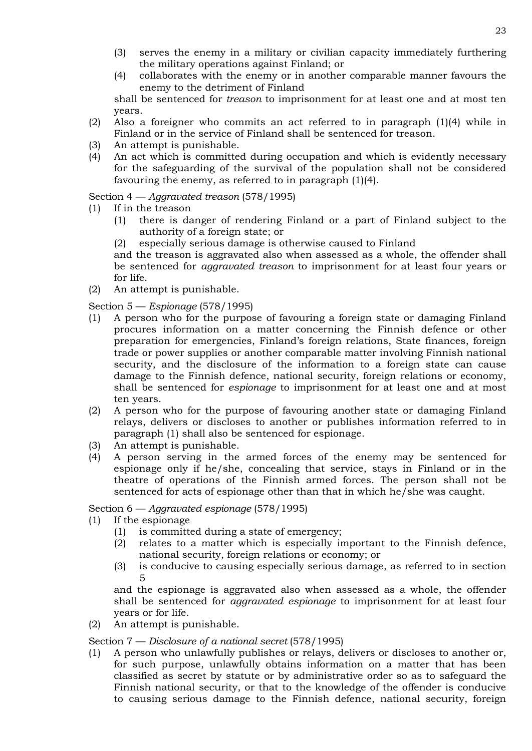(3) serves the enemy in a military or civilian capacity immediately furthering the military operations against Finland; or
(4) collaborates with the enemy or in another comparable manner favours the enemy to the detriment of Finland

shall be sentenced for *treason* to imprisonment for at least one and at most ten years.

(2) Also a foreigner who commits an act referred to in paragraph (1)(4) while in Finland or in the service of Finland shall be sentenced for treason.

(3) An attempt is punishable.

(4) An act which is committed during occupation and which is evidently necessary for the safeguarding of the survival of the population shall not be considered favouring the enemy, as referred to in paragraph (1)(4).

Section 4 — *Aggravated treason* (578/1995)

(1) If in the treason
   (1) there is danger of rendering Finland or a part of Finland subject to the authority of a foreign state; or
   (2) especially serious damage is otherwise caused to Finland

   and the treason is aggravated also when assessed as a whole, the offender shall be sentenced for *aggravated treason* to imprisonment for at least four years or for life.

(2) An attempt is punishable.

Section 5 — *Espionage* (578/1995)

(1) A person who for the purpose of favouring a foreign state or damaging Finland procures information on a matter concerning the Finnish defence or other preparation for emergencies, Finland's foreign relations, State finances, foreign trade or power supplies or another comparable matter involving Finnish national security, and the disclosure of the information to a foreign state can cause damage to the Finnish defence, national security, foreign relations or economy, shall be sentenced for *espionage* to imprisonment for at least one and at most ten years.

(2) A person who for the purpose of favouring another state or damaging Finland relays, delivers or discloses to another or publishes information referred to in paragraph (1) shall also be sentenced for espionage.

(3) An attempt is punishable.

(4) A person serving in the armed forces of the enemy may be sentenced for espionage only if he/she, concealing that service, stays in Finland or in the theatre of operations of the Finnish armed forces. The person shall not be sentenced for acts of espionage other than that in which he/she was caught.

Section 6 — *Aggravated espionage* (578/1995)

(1) If the espionage
   (1) is committed during a state of emergency;
   (2) relates to a matter which is especially important to the Finnish defence, national security, foreign relations or economy; or
   (3) is conducive to causing especially serious damage, as referred to in section 5

   and the espionage is aggravated also when assessed as a whole, the offender shall be sentenced for *aggravated espionage* to imprisonment for at least four years or for life.

(2) An attempt is punishable.

Section 7 — *Disclosure of a national secret* (578/1995)

(1) A person who unlawfully publishes or relays, delivers or discloses to another or, for such purpose, unlawfully obtains information on a matter that has been classified as secret by statute or by administrative order so as to safeguard the Finnish national security, or that to the knowledge of the offender is conducive to causing serious damage to the Finnish defence, national security, foreign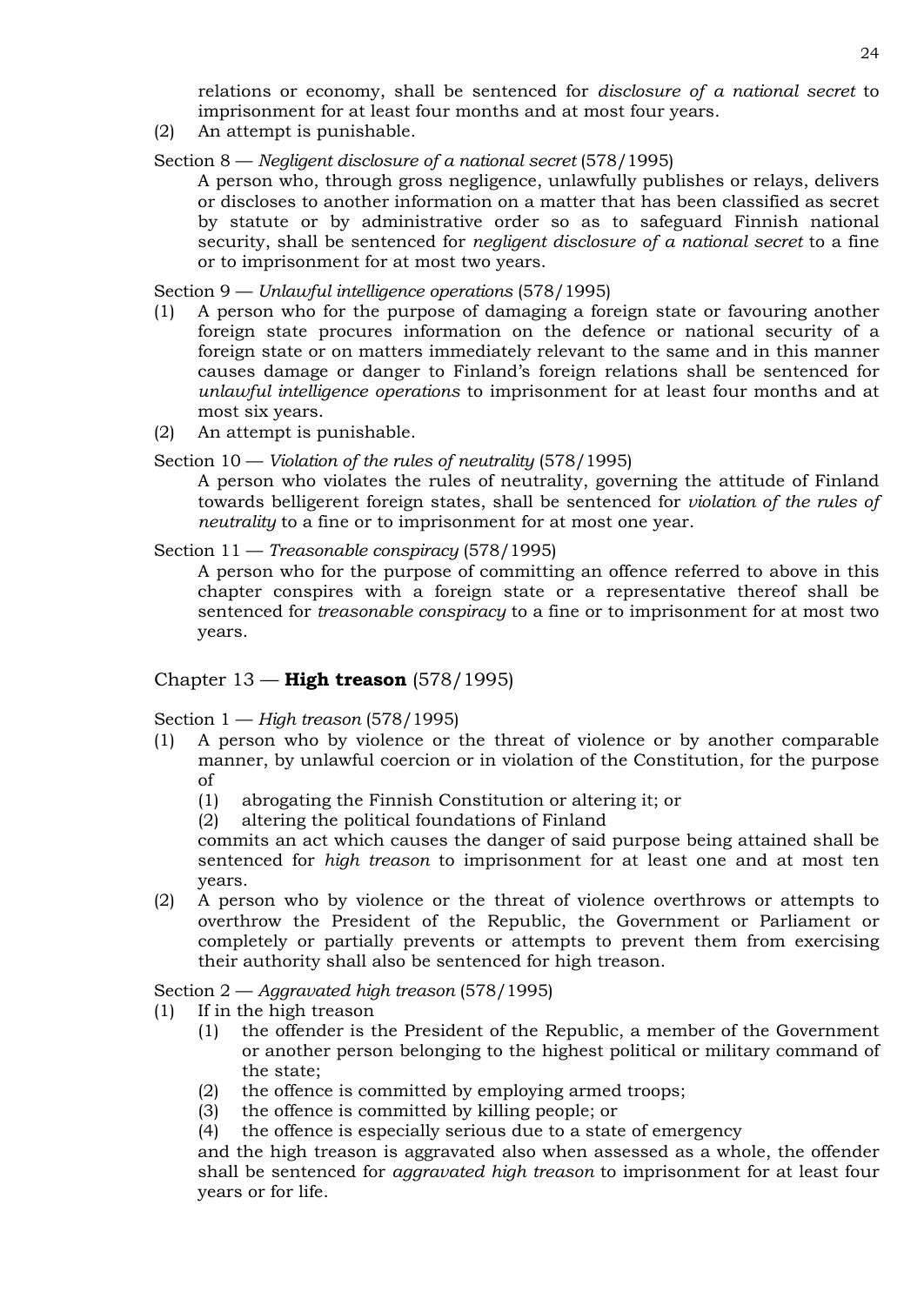relations or economy, shall be sentenced for *disclosure of a national secret* to imprisonment for at least four months and at most four years.

(2) An attempt is punishable.

Section 8 — *Negligent disclosure of a national secret* (578/1995)

A person who, through gross negligence, unlawfully publishes or relays, delivers or discloses to another information on a matter that has been classified as secret by statute or by administrative order so as to safeguard Finnish national security, shall be sentenced for *negligent disclosure of a national secret* to a fine or to imprisonment for at most two years.

Section 9 — *Unlawful intelligence operations* (578/1995)

(1) A person who for the purpose of damaging a foreign state or favouring another foreign state procures information on the defence or national security of a foreign state or on matters immediately relevant to the same and in this manner causes damage or danger to Finland's foreign relations shall be sentenced for *unlawful intelligence operations* to imprisonment for at least four months and at most six years.

(2) An attempt is punishable.

Section 10 — *Violation of the rules of neutrality* (578/1995)

A person who violates the rules of neutrality, governing the attitude of Finland towards belligerent foreign states, shall be sentenced for *violation of the rules of neutrality* to a fine or to imprisonment for at most one year.

Section 11 — *Treasonable conspiracy* (578/1995)

A person who for the purpose of committing an offence referred to above in this chapter conspires with a foreign state or a representative thereof shall be sentenced for *treasonable conspiracy* to a fine or to imprisonment for at most two years.

## Chapter 13 — **High treason** (578/1995)

Section 1 — *High treason* (578/1995)

(1) A person who by violence or the threat of violence or by another comparable manner, by unlawful coercion or in violation of the Constitution, for the purpose of
    (1) abrogating the Finnish Constitution or altering it; or
    (2) altering the political foundations of Finland
    
    commits an act which causes the danger of said purpose being attained shall be sentenced for *high treason* to imprisonment for at least one and at most ten years.

(2) A person who by violence or the threat of violence overthrows or attempts to overthrow the President of the Republic, the Government or Parliament or completely or partially prevents or attempts to prevent them from exercising their authority shall also be sentenced for high treason.

Section 2 — *Aggravated high treason* (578/1995)

(1) If in the high treason
    (1) the offender is the President of the Republic, a member of the Government or another person belonging to the highest political or military command of the state;
    (2) the offence is committed by employing armed troops;
    (3) the offence is committed by killing people; or
    (4) the offence is especially serious due to a state of emergency
    
    and the high treason is aggravated also when assessed as a whole, the offender shall be sentenced for *aggravated high treason* to imprisonment for at least four years or for life.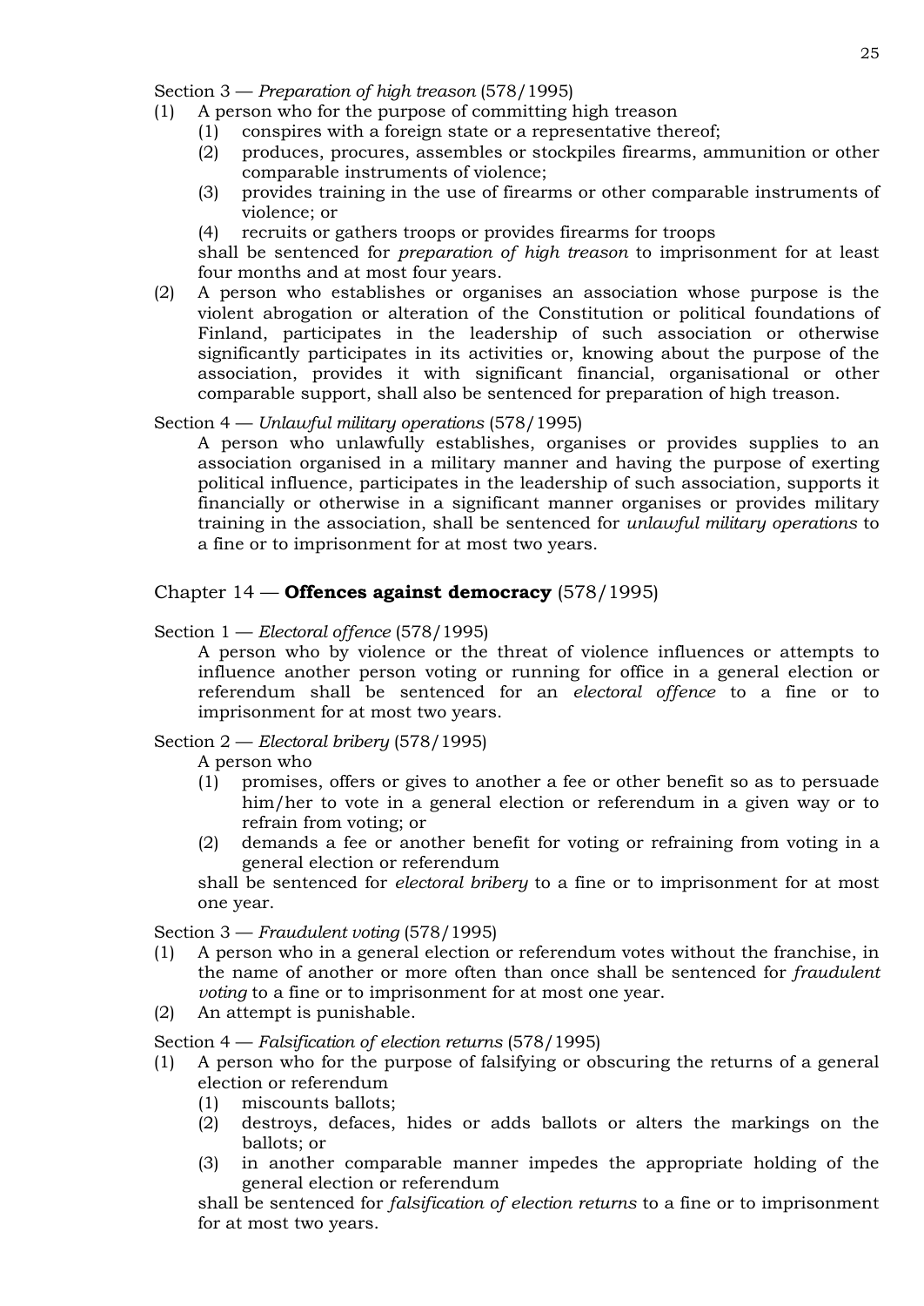Section 3 — *Preparation of high treason* (578/1995)

(1) A person who for the purpose of committing high treason
   (1) conspires with a foreign state or a representative thereof;
   (2) produces, procures, assembles or stockpiles firearms, ammunition or other comparable instruments of violence;
   (3) provides training in the use of firearms or other comparable instruments of violence; or
   (4) recruits or gathers troops or provides firearms for troops

   shall be sentenced for *preparation of high treason* to imprisonment for at least four months and at most four years.

(2) A person who establishes or organises an association whose purpose is the violent abrogation or alteration of the Constitution or political foundations of Finland, participates in the leadership of such association or otherwise significantly participates in its activities or, knowing about the purpose of the association, provides it with significant financial, organisational or other comparable support, shall also be sentenced for preparation of high treason.

Section 4 — *Unlawful military operations* (578/1995)

A person who unlawfully establishes, organises or provides supplies to an association organised in a military manner and having the purpose of exerting political influence, participates in the leadership of such association, supports it financially or otherwise in a significant manner organises or provides military training in the association, shall be sentenced for *unlawful military operations* to a fine or to imprisonment for at most two years.

## Chapter 14 — **Offences against democracy** (578/1995)

Section 1 — *Electoral offence* (578/1995)

A person who by violence or the threat of violence influences or attempts to influence another person voting or running for office in a general election or referendum shall be sentenced for an *electoral offence* to a fine or to imprisonment for at most two years.

Section 2 — *Electoral bribery* (578/1995)

A person who
   (1) promises, offers or gives to another a fee or other benefit so as to persuade him/her to vote in a general election or referendum in a given way or to refrain from voting; or
   (2) demands a fee or another benefit for voting or refraining from voting in a general election or referendum

shall be sentenced for *electoral bribery* to a fine or to imprisonment for at most one year.

Section 3 — *Fraudulent voting* (578/1995)

(1) A person who in a general election or referendum votes without the franchise, in the name of another or more often than once shall be sentenced for *fraudulent voting* to a fine or to imprisonment for at most one year.

(2) An attempt is punishable.

Section 4 — *Falsification of election returns* (578/1995)

(1) A person who for the purpose of falsifying or obscuring the returns of a general election or referendum
   (1) miscounts ballots;
   (2) destroys, defaces, hides or adds ballots or alters the markings on the ballots; or
   (3) in another comparable manner impedes the appropriate holding of the general election or referendum

   shall be sentenced for *falsification of election returns* to a fine or to imprisonment for at most two years.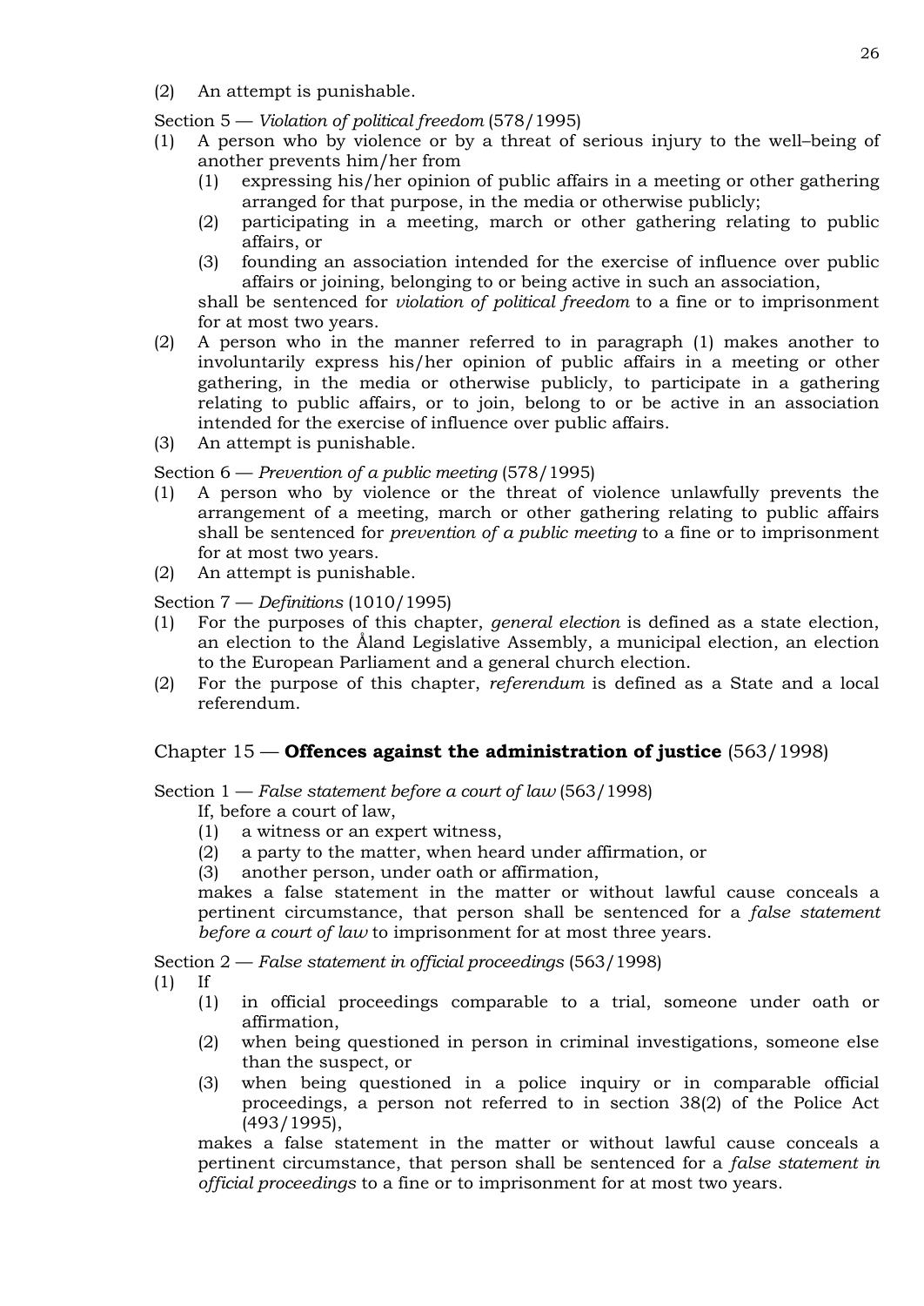(2) An attempt is punishable.

Section 5 — *Violation of political freedom* (578/1995)

(1) A person who by violence or by a threat of serious injury to the well–being of another prevents him/her from
   (1) expressing his/her opinion of public affairs in a meeting or other gathering arranged for that purpose, in the media or otherwise publicly;
   (2) participating in a meeting, march or other gathering relating to public affairs, or
   (3) founding an association intended for the exercise of influence over public affairs or joining, belonging to or being active in such an association,

   shall be sentenced for *violation of political freedom* to a fine or to imprisonment for at most two years.

(2) A person who in the manner referred to in paragraph (1) makes another to involuntarily express his/her opinion of public affairs in a meeting or other gathering, in the media or otherwise publicly, to participate in a gathering relating to public affairs, or to join, belong to or be active in an association intended for the exercise of influence over public affairs.

(3) An attempt is punishable.

Section 6 — *Prevention of a public meeting* (578/1995)

(1) A person who by violence or the threat of violence unlawfully prevents the arrangement of a meeting, march or other gathering relating to public affairs shall be sentenced for *prevention of a public meeting* to a fine or to imprisonment for at most two years.

(2) An attempt is punishable.

Section 7 — *Definitions* (1010/1995)

(1) For the purposes of this chapter, *general election* is defined as a state election, an election to the Åland Legislative Assembly, a municipal election, an election to the European Parliament and a general church election.

(2) For the purpose of this chapter, *referendum* is defined as a State and a local referendum.

## Chapter 15 — **Offences against the administration of justice** (563/1998)

Section 1 — *False statement before a court of law* (563/1998)

If, before a court of law,
   (1) a witness or an expert witness,
   (2) a party to the matter, when heard under affirmation, or
   (3) another person, under oath or affirmation,

makes a false statement in the matter or without lawful cause conceals a pertinent circumstance, that person shall be sentenced for a *false statement before a court of law* to imprisonment for at most three years.

Section 2 — *False statement in official proceedings* (563/1998)

(1) If
   (1) in official proceedings comparable to a trial, someone under oath or affirmation,
   (2) when being questioned in person in criminal investigations, someone else than the suspect, or
   (3) when being questioned in a police inquiry or in comparable official proceedings, a person not referred to in section 38(2) of the Police Act (493/1995),

   makes a false statement in the matter or without lawful cause conceals a pertinent circumstance, that person shall be sentenced for a *false statement in official proceedings* to a fine or to imprisonment for at most two years.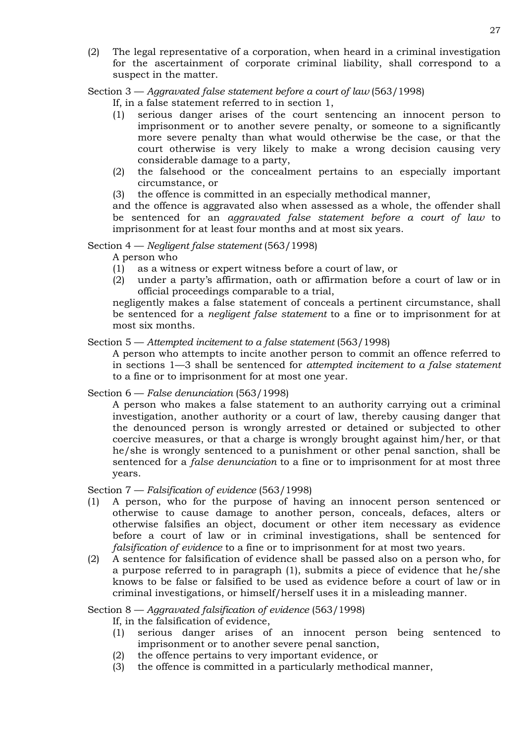(2) The legal representative of a corporation, when heard in a criminal investigation for the ascertainment of corporate criminal liability, shall correspond to a suspect in the matter.

Section 3 — *Aggravated false statement before a court of law* (563/1998)

If, in a false statement referred to in section 1,

(1) serious danger arises of the court sentencing an innocent person to imprisonment or to another severe penalty, or someone to a significantly more severe penalty than what would otherwise be the case, or that the court otherwise is very likely to make a wrong decision causing very considerable damage to a party,

(2) the falsehood or the concealment pertains to an especially important circumstance, or

(3) the offence is committed in an especially methodical manner,

and the offence is aggravated also when assessed as a whole, the offender shall be sentenced for an *aggravated false statement before a court of law* to imprisonment for at least four months and at most six years.

Section 4 — *Negligent false statement* (563/1998)

A person who

(1) as a witness or expert witness before a court of law, or

(2) under a party's affirmation, oath or affirmation before a court of law or in official proceedings comparable to a trial,

negligently makes a false statement of conceals a pertinent circumstance, shall be sentenced for a *negligent false statement* to a fine or to imprisonment for at most six months.

Section 5 — *Attempted incitement to a false statement* (563/1998)

A person who attempts to incite another person to commit an offence referred to in sections 1—3 shall be sentenced for *attempted incitement to a false statement* to a fine or to imprisonment for at most one year.

Section 6 — *False denunciation* (563/1998)

A person who makes a false statement to an authority carrying out a criminal investigation, another authority or a court of law, thereby causing danger that the denounced person is wrongly arrested or detained or subjected to other coercive measures, or that a charge is wrongly brought against him/her, or that he/she is wrongly sentenced to a punishment or other penal sanction, shall be sentenced for a *false denunciation* to a fine or to imprisonment for at most three years.

Section 7 — *Falsification of evidence* (563/1998)

(1) A person, who for the purpose of having an innocent person sentenced or otherwise to cause damage to another person, conceals, defaces, alters or otherwise falsifies an object, document or other item necessary as evidence before a court of law or in criminal investigations, shall be sentenced for *falsification of evidence* to a fine or to imprisonment for at most two years.

(2) A sentence for falsification of evidence shall be passed also on a person who, for a purpose referred to in paragraph (1), submits a piece of evidence that he/she knows to be false or falsified to be used as evidence before a court of law or in criminal investigations, or himself/herself uses it in a misleading manner.

Section 8 — *Aggravated falsification of evidence* (563/1998)

If, in the falsification of evidence,

(1) serious danger arises of an innocent person being sentenced to imprisonment or to another severe penal sanction,

(2) the offence pertains to very important evidence, or

(3) the offence is committed in a particularly methodical manner,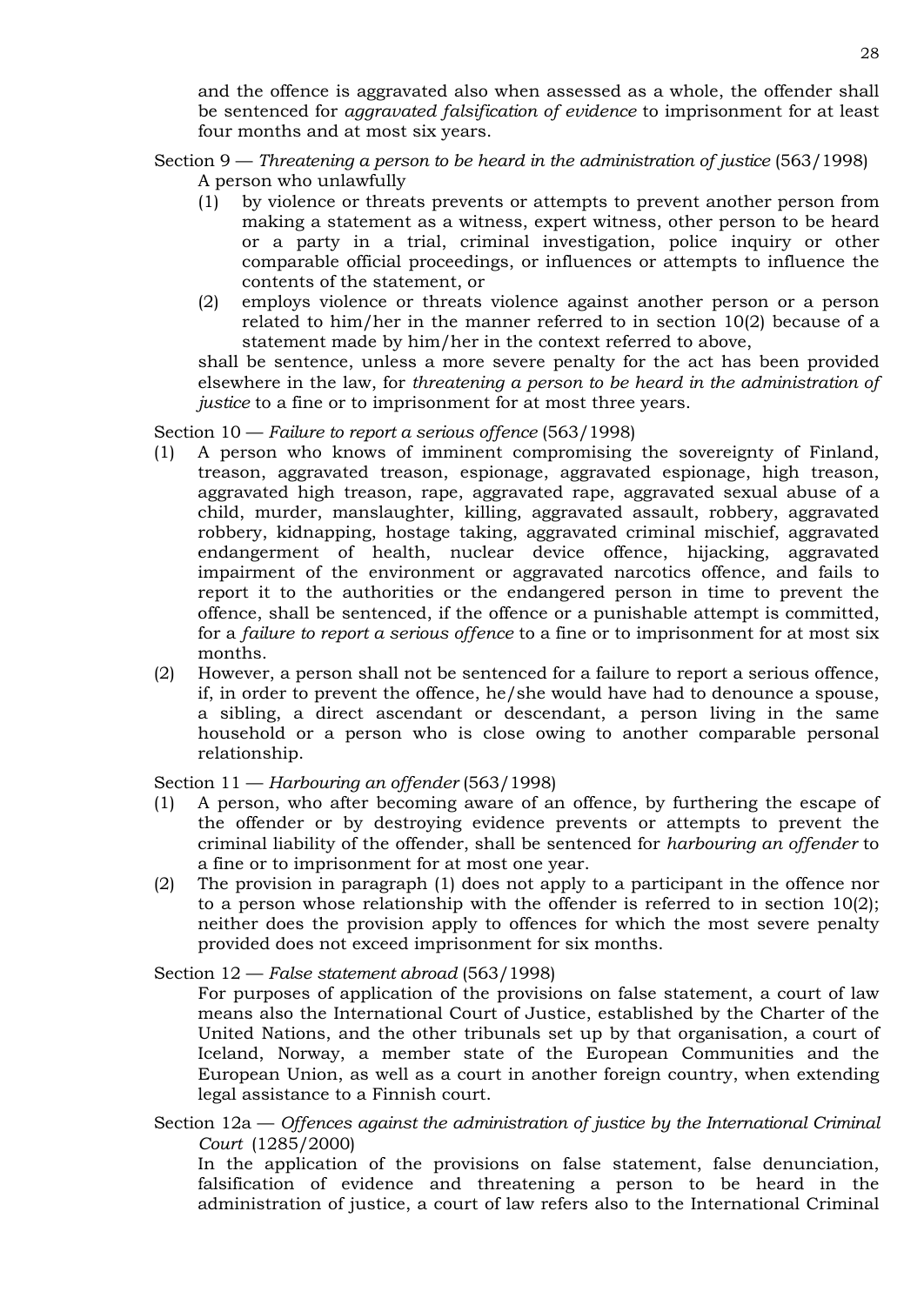and the offence is aggravated also when assessed as a whole, the offender shall be sentenced for *aggravated falsification of evidence* to imprisonment for at least four months and at most six years.

Section 9 — *Threatening a person to be heard in the administration of justice* (563/1998)

A person who unlawfully

(1) by violence or threats prevents or attempts to prevent another person from making a statement as a witness, expert witness, other person to be heard or a party in a trial, criminal investigation, police inquiry or other comparable official proceedings, or influences or attempts to influence the contents of the statement, or

(2) employs violence or threats violence against another person or a person related to him/her in the manner referred to in section 10(2) because of a statement made by him/her in the context referred to above,

shall be sentence, unless a more severe penalty for the act has been provided elsewhere in the law, for *threatening a person to be heard in the administration of justice* to a fine or to imprisonment for at most three years.

Section 10 — *Failure to report a serious offence* (563/1998)

(1) A person who knows of imminent compromising the sovereignty of Finland, treason, aggravated treason, espionage, aggravated espionage, high treason, aggravated high treason, rape, aggravated rape, aggravated sexual abuse of a child, murder, manslaughter, killing, aggravated assault, robbery, aggravated robbery, kidnapping, hostage taking, aggravated criminal mischief, aggravated endangerment of health, nuclear device offence, hijacking, aggravated impairment of the environment or aggravated narcotics offence, and fails to report it to the authorities or the endangered person in time to prevent the offence, shall be sentenced, if the offence or a punishable attempt is committed, for a *failure to report a serious offence* to a fine or to imprisonment for at most six months.

(2) However, a person shall not be sentenced for a failure to report a serious offence, if, in order to prevent the offence, he/she would have had to denounce a spouse, a sibling, a direct ascendant or descendant, a person living in the same household or a person who is close owing to another comparable personal relationship.

Section 11 — *Harbouring an offender* (563/1998)

(1) A person, who after becoming aware of an offence, by furthering the escape of the offender or by destroying evidence prevents or attempts to prevent the criminal liability of the offender, shall be sentenced for *harbouring an offender* to a fine or to imprisonment for at most one year.

(2) The provision in paragraph (1) does not apply to a participant in the offence nor to a person whose relationship with the offender is referred to in section 10(2); neither does the provision apply to offences for which the most severe penalty provided does not exceed imprisonment for six months.

Section 12 — *False statement abroad* (563/1998)

For purposes of application of the provisions on false statement, a court of law means also the International Court of Justice, established by the Charter of the United Nations, and the other tribunals set up by that organisation, a court of Iceland, Norway, a member state of the European Communities and the European Union, as well as a court in another foreign country, when extending legal assistance to a Finnish court.

Section 12a — *Offences against the administration of justice by the International Criminal Court* (1285/2000)

In the application of the provisions on false statement, false denunciation, falsification of evidence and threatening a person to be heard in the administration of justice, a court of law refers also to the International Criminal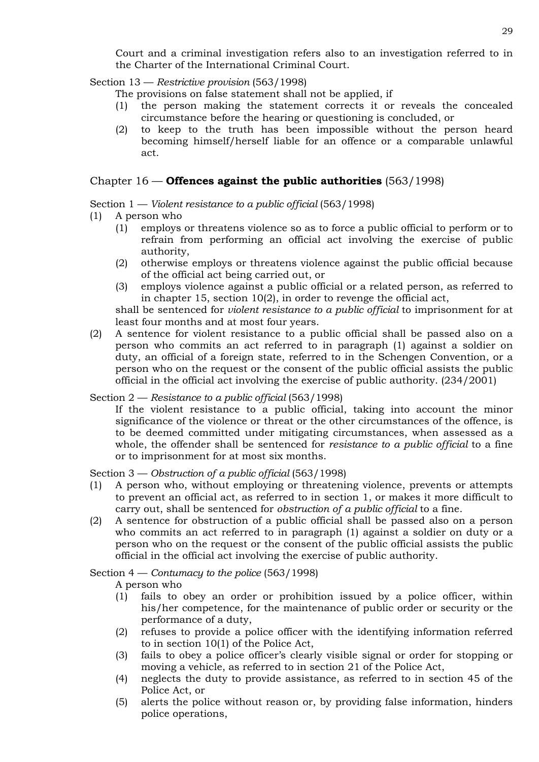Court and a criminal investigation refers also to an investigation referred to in the Charter of the International Criminal Court.

Section 13 — *Restrictive provision* (563/1998)

The provisions on false statement shall not be applied, if

(1) the person making the statement corrects it or reveals the concealed circumstance before the hearing or questioning is concluded, or

(2) to keep to the truth has been impossible without the person heard becoming himself/herself liable for an offence or a comparable unlawful act.

## Chapter 16 — **Offences against the public authorities** (563/1998)

Section 1 — *Violent resistance to a public official* (563/1998)

(1) A person who

 (1) employs or threatens violence so as to force a public official to perform or to refrain from performing an official act involving the exercise of public authority,

 (2) otherwise employs or threatens violence against the public official because of the official act being carried out, or

 (3) employs violence against a public official or a related person, as referred to in chapter 15, section 10(2), in order to revenge the official act,

 shall be sentenced for *violent resistance to a public official* to imprisonment for at least four months and at most four years.

(2) A sentence for violent resistance to a public official shall be passed also on a person who commits an act referred to in paragraph (1) against a soldier on duty, an official of a foreign state, referred to in the Schengen Convention, or a person who on the request or the consent of the public official assists the public official in the official act involving the exercise of public authority. (234/2001)

Section 2 — *Resistance to a public official* (563/1998)

If the violent resistance to a public official, taking into account the minor significance of the violence or threat or the other circumstances of the offence, is to be deemed committed under mitigating circumstances, when assessed as a whole, the offender shall be sentenced for *resistance to a public official* to a fine or to imprisonment for at most six months.

Section 3 — *Obstruction of a public official* (563/1998)

(1) A person who, without employing or threatening violence, prevents or attempts to prevent an official act, as referred to in section 1, or makes it more difficult to carry out, shall be sentenced for *obstruction of a public official* to a fine.

(2) A sentence for obstruction of a public official shall be passed also on a person who commits an act referred to in paragraph (1) against a soldier on duty or a person who on the request or the consent of the public official assists the public official in the official act involving the exercise of public authority.

Section 4 — *Contumacy to the police* (563/1998)

A person who

(1) fails to obey an order or prohibition issued by a police officer, within his/her competence, for the maintenance of public order or security or the performance of a duty,

(2) refuses to provide a police officer with the identifying information referred to in section 10(1) of the Police Act,

(3) fails to obey a police officer's clearly visible signal or order for stopping or moving a vehicle, as referred to in section 21 of the Police Act,

(4) neglects the duty to provide assistance, as referred to in section 45 of the Police Act, or

(5) alerts the police without reason or, by providing false information, hinders police operations,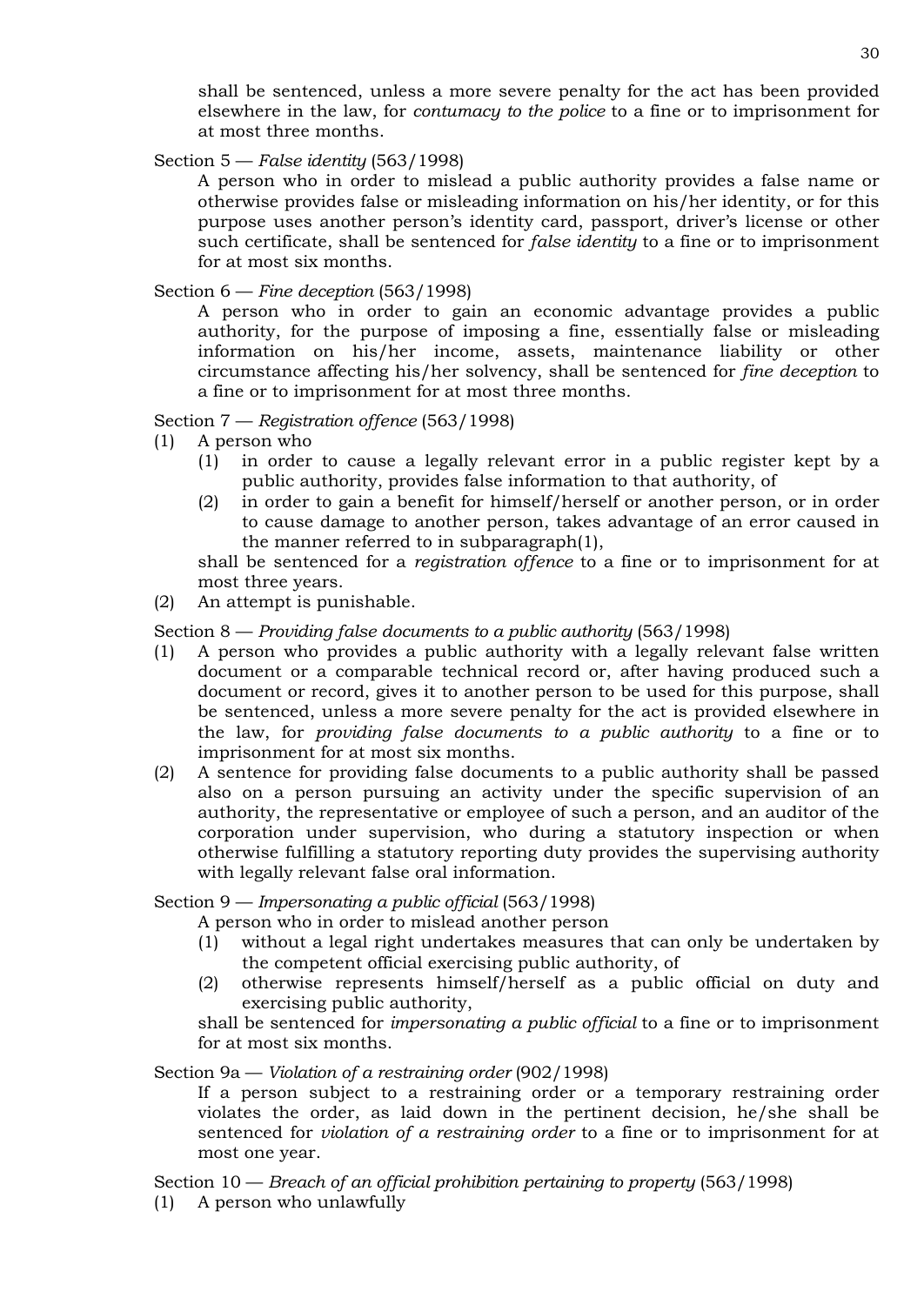shall be sentenced, unless a more severe penalty for the act has been provided elsewhere in the law, for *contumacy to the police* to a fine or to imprisonment for at most three months.

Section 5 — *False identity* (563/1998)

A person who in order to mislead a public authority provides a false name or otherwise provides false or misleading information on his/her identity, or for this purpose uses another person's identity card, passport, driver's license or other such certificate, shall be sentenced for *false identity* to a fine or to imprisonment for at most six months.

Section 6 — *Fine deception* (563/1998)

A person who in order to gain an economic advantage provides a public authority, for the purpose of imposing a fine, essentially false or misleading information on his/her income, assets, maintenance liability or other circumstance affecting his/her solvency, shall be sentenced for *fine deception* to a fine or to imprisonment for at most three months.

Section 7 — *Registration offence* (563/1998)

(1) A person who
   (1) in order to cause a legally relevant error in a public register kept by a public authority, provides false information to that authority, of
   (2) in order to gain a benefit for himself/herself or another person, or in order to cause damage to another person, takes advantage of an error caused in the manner referred to in subparagraph(1),

   shall be sentenced for a *registration offence* to a fine or to imprisonment for at most three years.

(2) An attempt is punishable.

Section 8 — *Providing false documents to a public authority* (563/1998)

(1) A person who provides a public authority with a legally relevant false written document or a comparable technical record or, after having produced such a document or record, gives it to another person to be used for this purpose, shall be sentenced, unless a more severe penalty for the act is provided elsewhere in the law, for *providing false documents to a public authority* to a fine or to imprisonment for at most six months.

(2) A sentence for providing false documents to a public authority shall be passed also on a person pursuing an activity under the specific supervision of an authority, the representative or employee of such a person, and an auditor of the corporation under supervision, who during a statutory inspection or when otherwise fulfilling a statutory reporting duty provides the supervising authority with legally relevant false oral information.

Section 9 — *Impersonating a public official* (563/1998)

A person who in order to mislead another person
   (1) without a legal right undertakes measures that can only be undertaken by the competent official exercising public authority, of
   (2) otherwise represents himself/herself as a public official on duty and exercising public authority,

shall be sentenced for *impersonating a public official* to a fine or to imprisonment for at most six months.

Section 9a — *Violation of a restraining order* (902/1998)

If a person subject to a restraining order or a temporary restraining order violates the order, as laid down in the pertinent decision, he/she shall be sentenced for *violation of a restraining order* to a fine or to imprisonment for at most one year.

Section 10 — *Breach of an official prohibition pertaining to property* (563/1998)

(1) A person who unlawfully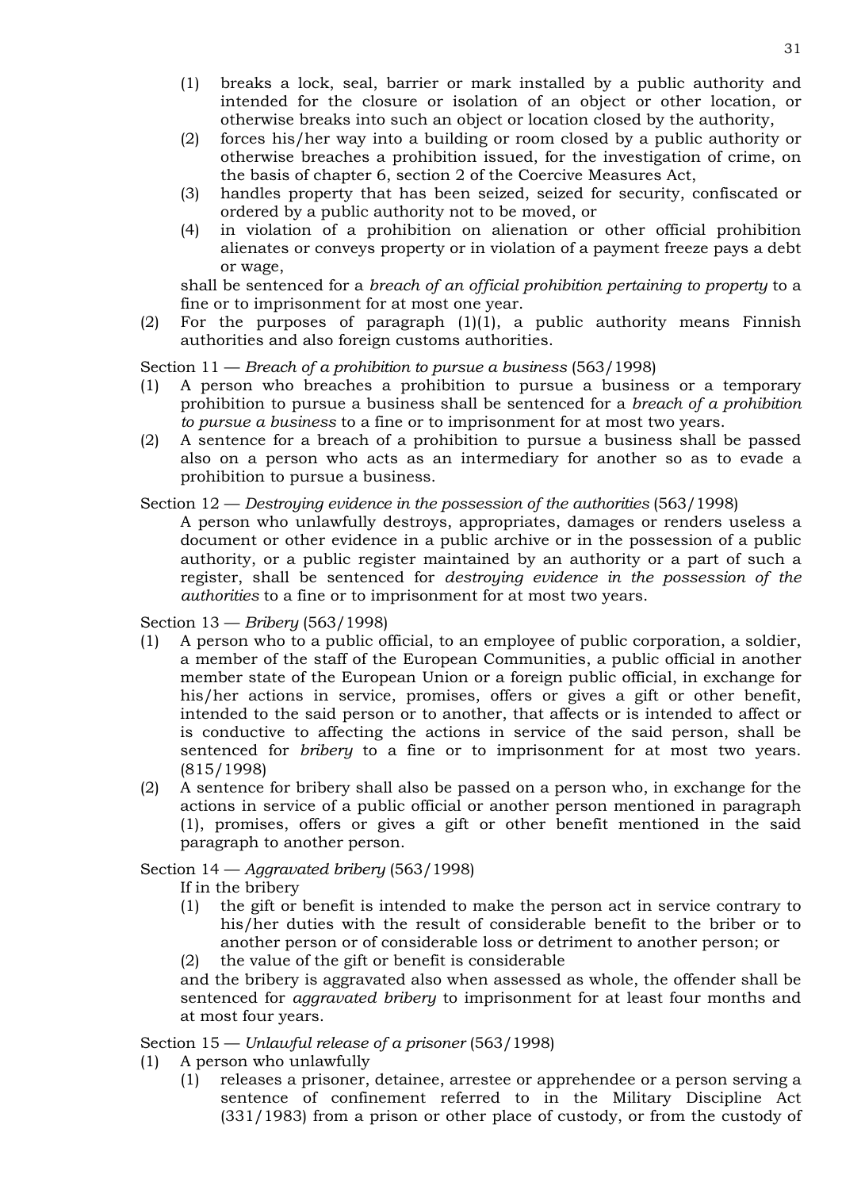(1) breaks a lock, seal, barrier or mark installed by a public authority and intended for the closure or isolation of an object or other location, or otherwise breaks into such an object or location closed by the authority,
(2) forces his/her way into a building or room closed by a public authority or otherwise breaches a prohibition issued, for the investigation of crime, on the basis of chapter 6, section 2 of the Coercive Measures Act,
(3) handles property that has been seized, seized for security, confiscated or ordered by a public authority not to be moved, or
(4) in violation of a prohibition on alienation or other official prohibition alienates or conveys property or in violation of a payment freeze pays a debt or wage,

shall be sentenced for a *breach of an official prohibition pertaining to property* to a fine or to imprisonment for at most one year.

(2) For the purposes of paragraph (1)(1), a public authority means Finnish authorities and also foreign customs authorities.

Section 11 — *Breach of a prohibition to pursue a business* (563/1998)

(1) A person who breaches a prohibition to pursue a business or a temporary prohibition to pursue a business shall be sentenced for a *breach of a prohibition to pursue a business* to a fine or to imprisonment for at most two years.
(2) A sentence for a breach of a prohibition to pursue a business shall be passed also on a person who acts as an intermediary for another so as to evade a prohibition to pursue a business.

Section 12 — *Destroying evidence in the possession of the authorities* (563/1998)

A person who unlawfully destroys, appropriates, damages or renders useless a document or other evidence in a public archive or in the possession of a public authority, or a public register maintained by an authority or a part of such a register, shall be sentenced for *destroying evidence in the possession of the authorities* to a fine or to imprisonment for at most two years.

Section 13 — *Bribery* (563/1998)

(1) A person who to a public official, to an employee of public corporation, a soldier, a member of the staff of the European Communities, a public official in another member state of the European Union or a foreign public official, in exchange for his/her actions in service, promises, offers or gives a gift or other benefit, intended to the said person or to another, that affects or is intended to affect or is conductive to affecting the actions in service of the said person, shall be sentenced for *bribery* to a fine or to imprisonment for at most two years. (815/1998)
(2) A sentence for bribery shall also be passed on a person who, in exchange for the actions in service of a public official or another person mentioned in paragraph (1), promises, offers or gives a gift or other benefit mentioned in the said paragraph to another person.

Section 14 — *Aggravated bribery* (563/1998)

If in the bribery

(1) the gift or benefit is intended to make the person act in service contrary to his/her duties with the result of considerable benefit to the briber or to another person or of considerable loss or detriment to another person; or
(2) the value of the gift or benefit is considerable

and the bribery is aggravated also when assessed as whole, the offender shall be sentenced for *aggravated bribery* to imprisonment for at least four months and at most four years.

Section 15 — *Unlawful release of a prisoner* (563/1998)

(1) A person who unlawfully
   (1) releases a prisoner, detainee, arrestee or apprehendee or a person serving a sentence of confinement referred to in the Military Discipline Act (331/1983) from a prison or other place of custody, or from the custody of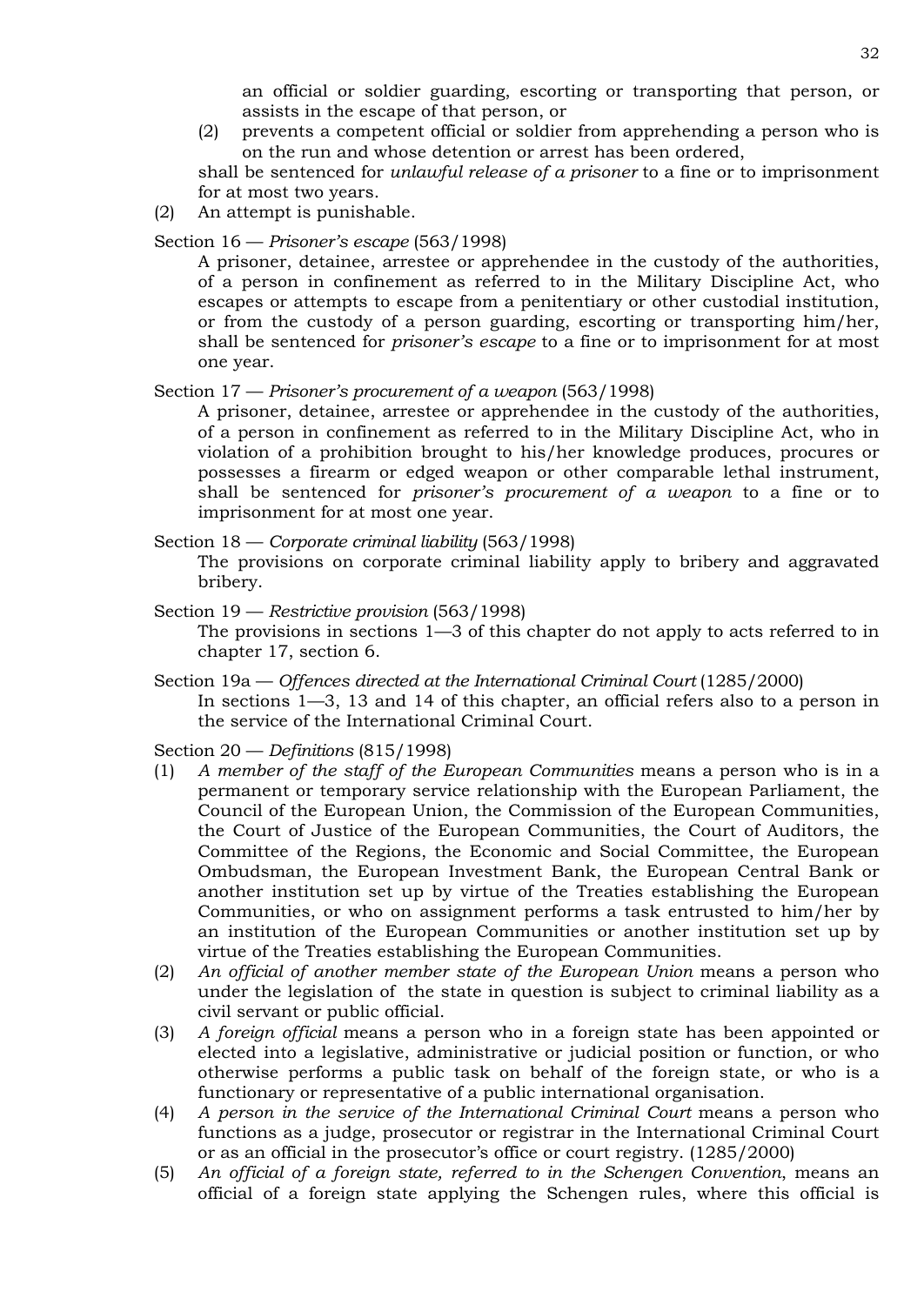an official or soldier guarding, escorting or transporting that person, or assists in the escape of that person, or

(2) prevents a competent official or soldier from apprehending a person who is on the run and whose detention or arrest has been ordered,

shall be sentenced for *unlawful release of a prisoner* to a fine or to imprisonment for at most two years.

(2) An attempt is punishable.

Section 16 — *Prisoner's escape* (563/1998)

A prisoner, detainee, arrestee or apprehendee in the custody of the authorities, of a person in confinement as referred to in the Military Discipline Act, who escapes or attempts to escape from a penitentiary or other custodial institution, or from the custody of a person guarding, escorting or transporting him/her, shall be sentenced for *prisoner's escape* to a fine or to imprisonment for at most one year.

Section 17 — *Prisoner's procurement of a weapon* (563/1998)

A prisoner, detainee, arrestee or apprehendee in the custody of the authorities, of a person in confinement as referred to in the Military Discipline Act, who in violation of a prohibition brought to his/her knowledge produces, procures or possesses a firearm or edged weapon or other comparable lethal instrument, shall be sentenced for *prisoner's procurement of a weapon* to a fine or to imprisonment for at most one year.

Section 18 — *Corporate criminal liability* (563/1998)

The provisions on corporate criminal liability apply to bribery and aggravated bribery.

Section 19 — *Restrictive provision* (563/1998)

The provisions in sections 1—3 of this chapter do not apply to acts referred to in chapter 17, section 6.

Section 19a — *Offences directed at the International Criminal Court* (1285/2000)

In sections 1—3, 13 and 14 of this chapter, an official refers also to a person in the service of the International Criminal Court.

Section 20 — *Definitions* (815/1998)

(1) *A member of the staff of the European Communities* means a person who is in a permanent or temporary service relationship with the European Parliament, the Council of the European Union, the Commission of the European Communities, the Court of Justice of the European Communities, the Court of Auditors, the Committee of the Regions, the Economic and Social Committee, the European Ombudsman, the European Investment Bank, the European Central Bank or another institution set up by virtue of the Treaties establishing the European Communities, or who on assignment performs a task entrusted to him/her by an institution of the European Communities or another institution set up by virtue of the Treaties establishing the European Communities.

(2) *An official of another member state of the European Union* means a person who under the legislation of the state in question is subject to criminal liability as a civil servant or public official.

(3) *A foreign official* means a person who in a foreign state has been appointed or elected into a legislative, administrative or judicial position or function, or who otherwise performs a public task on behalf of the foreign state, or who is a functionary or representative of a public international organisation.

(4) *A person in the service of the International Criminal Court* means a person who functions as a judge, prosecutor or registrar in the International Criminal Court or as an official in the prosecutor's office or court registry. (1285/2000)

(5) *An official of a foreign state, referred to in the Schengen Convention*, means an official of a foreign state applying the Schengen rules, where this official is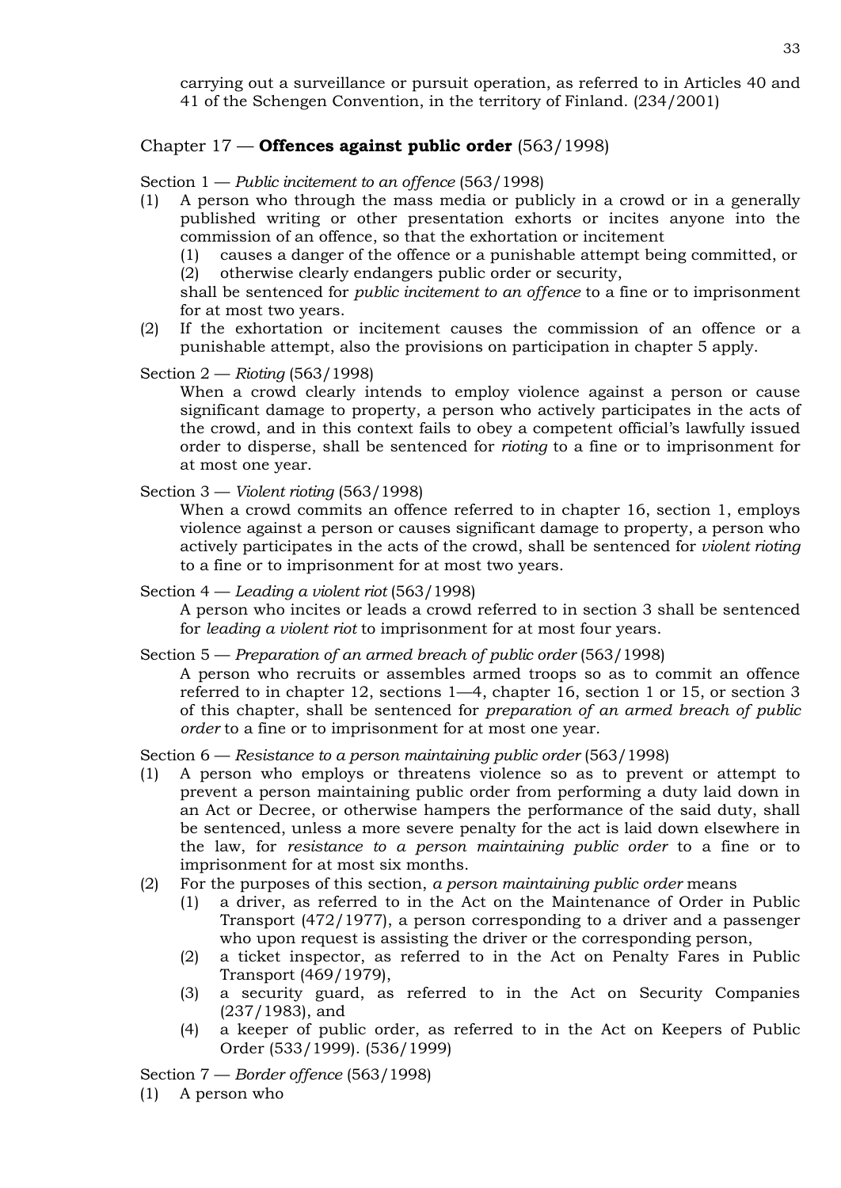carrying out a surveillance or pursuit operation, as referred to in Articles 40 and 41 of the Schengen Convention, in the territory of Finland. (234/2001)

## Chapter 17 — **Offences against public order** (563/1998)

Section 1 — *Public incitement to an offence* (563/1998)

(1) A person who through the mass media or publicly in a crowd or in a generally published writing or other presentation exhorts or incites anyone into the commission of an offence, so that the exhortation or incitement
  (1) causes a danger of the offence or a punishable attempt being committed, or
  (2) otherwise clearly endangers public order or security,

  shall be sentenced for *public incitement to an offence* to a fine or to imprisonment for at most two years.

(2) If the exhortation or incitement causes the commission of an offence or a punishable attempt, also the provisions on participation in chapter 5 apply.

Section 2 — *Rioting* (563/1998)

When a crowd clearly intends to employ violence against a person or cause significant damage to property, a person who actively participates in the acts of the crowd, and in this context fails to obey a competent official's lawfully issued order to disperse, shall be sentenced for *rioting* to a fine or to imprisonment for at most one year.

Section 3 — *Violent rioting* (563/1998)

When a crowd commits an offence referred to in chapter 16, section 1, employs violence against a person or causes significant damage to property, a person who actively participates in the acts of the crowd, shall be sentenced for *violent rioting* to a fine or to imprisonment for at most two years.

Section 4 — *Leading a violent riot* (563/1998)

A person who incites or leads a crowd referred to in section 3 shall be sentenced for *leading a violent riot* to imprisonment for at most four years.

Section 5 — *Preparation of an armed breach of public order* (563/1998)

A person who recruits or assembles armed troops so as to commit an offence referred to in chapter 12, sections 1—4, chapter 16, section 1 or 15, or section 3 of this chapter, shall be sentenced for *preparation of an armed breach of public order* to a fine or to imprisonment for at most one year.

Section 6 — *Resistance to a person maintaining public order* (563/1998)

(1) A person who employs or threatens violence so as to prevent or attempt to prevent a person maintaining public order from performing a duty laid down in an Act or Decree, or otherwise hampers the performance of the said duty, shall be sentenced, unless a more severe penalty for the act is laid down elsewhere in the law, for *resistance to a person maintaining public order* to a fine or to imprisonment for at most six months.

(2) For the purposes of this section, *a person maintaining public order* means
  (1) a driver, as referred to in the Act on the Maintenance of Order in Public Transport (472/1977), a person corresponding to a driver and a passenger who upon request is assisting the driver or the corresponding person,
  (2) a ticket inspector, as referred to in the Act on Penalty Fares in Public Transport (469/1979),
  (3) a security guard, as referred to in the Act on Security Companies (237/1983), and
  (4) a keeper of public order, as referred to in the Act on Keepers of Public Order (533/1999). (536/1999)

Section 7 — *Border offence* (563/1998)

(1) A person who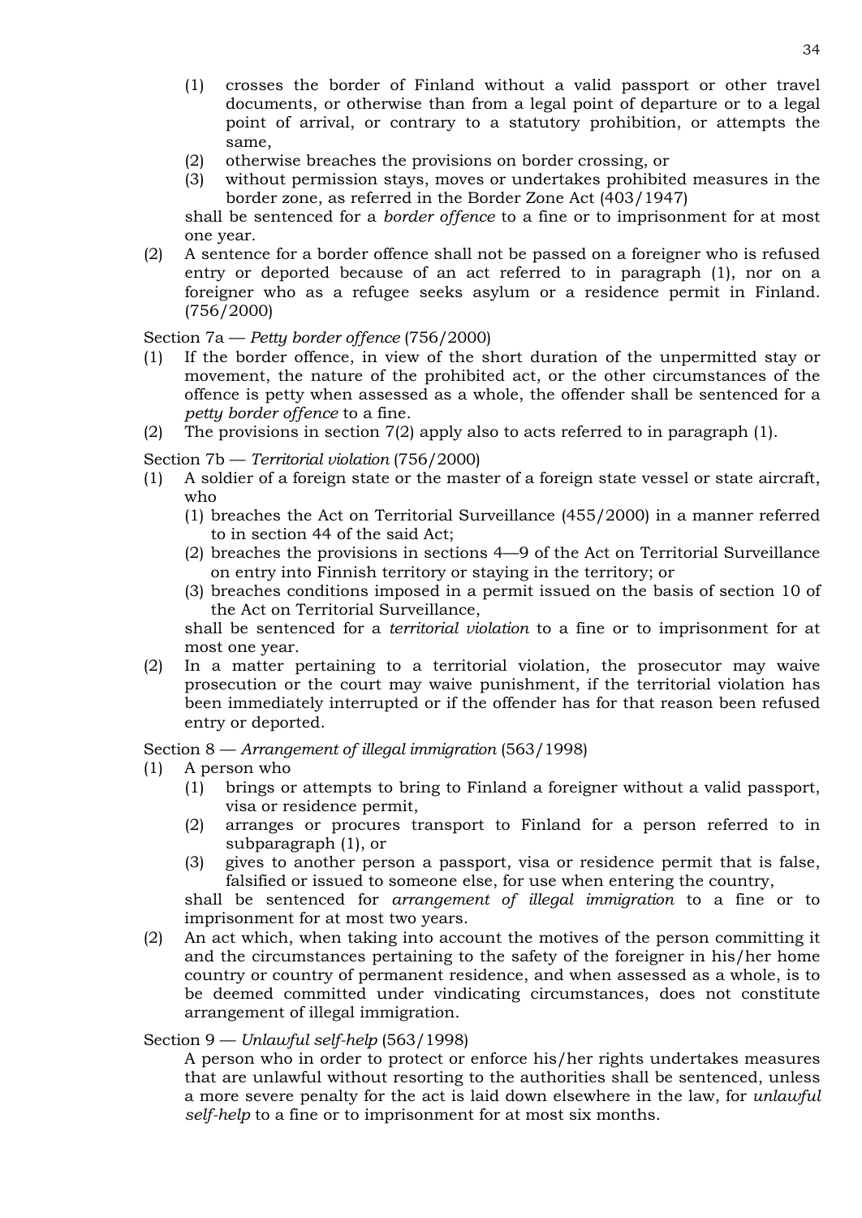(1) crosses the border of Finland without a valid passport or other travel documents, or otherwise than from a legal point of departure or to a legal point of arrival, or contrary to a statutory prohibition, or attempts the same,
(2) otherwise breaches the provisions on border crossing, or
(3) without permission stays, moves or undertakes prohibited measures in the border zone, as referred in the Border Zone Act (403/1947)

shall be sentenced for a *border offence* to a fine or to imprisonment for at most one year.

(2) A sentence for a border offence shall not be passed on a foreigner who is refused entry or deported because of an act referred to in paragraph (1), nor on a foreigner who as a refugee seeks asylum or a residence permit in Finland. (756/2000)

Section 7a — *Petty border offence* (756/2000)

(1) If the border offence, in view of the short duration of the unpermitted stay or movement, the nature of the prohibited act, or the other circumstances of the offence is petty when assessed as a whole, the offender shall be sentenced for a *petty border offence* to a fine.
(2) The provisions in section 7(2) apply also to acts referred to in paragraph (1).

Section 7b — *Territorial violation* (756/2000)

(1) A soldier of a foreign state or the master of a foreign state vessel or state aircraft, who
  (1) breaches the Act on Territorial Surveillance (455/2000) in a manner referred to in section 44 of the said Act;
  (2) breaches the provisions in sections 4—9 of the Act on Territorial Surveillance on entry into Finnish territory or staying in the territory; or
  (3) breaches conditions imposed in a permit issued on the basis of section 10 of the Act on Territorial Surveillance,

  shall be sentenced for a *territorial violation* to a fine or to imprisonment for at most one year.
(2) In a matter pertaining to a territorial violation, the prosecutor may waive prosecution or the court may waive punishment, if the territorial violation has been immediately interrupted or if the offender has for that reason been refused entry or deported.

Section 8 — *Arrangement of illegal immigration* (563/1998)

(1) A person who
  (1) brings or attempts to bring to Finland a foreigner without a valid passport, visa or residence permit,
  (2) arranges or procures transport to Finland for a person referred to in subparagraph (1), or
  (3) gives to another person a passport, visa or residence permit that is false, falsified or issued to someone else, for use when entering the country,

  shall be sentenced for *arrangement of illegal immigration* to a fine or to imprisonment for at most two years.
(2) An act which, when taking into account the motives of the person committing it and the circumstances pertaining to the safety of the foreigner in his/her home country or country of permanent residence, and when assessed as a whole, is to be deemed committed under vindicating circumstances, does not constitute arrangement of illegal immigration.

Section 9 — *Unlawful self-help* (563/1998)

A person who in order to protect or enforce his/her rights undertakes measures that are unlawful without resorting to the authorities shall be sentenced, unless a more severe penalty for the act is laid down elsewhere in the law, for *unlawful self-help* to a fine or to imprisonment for at most six months.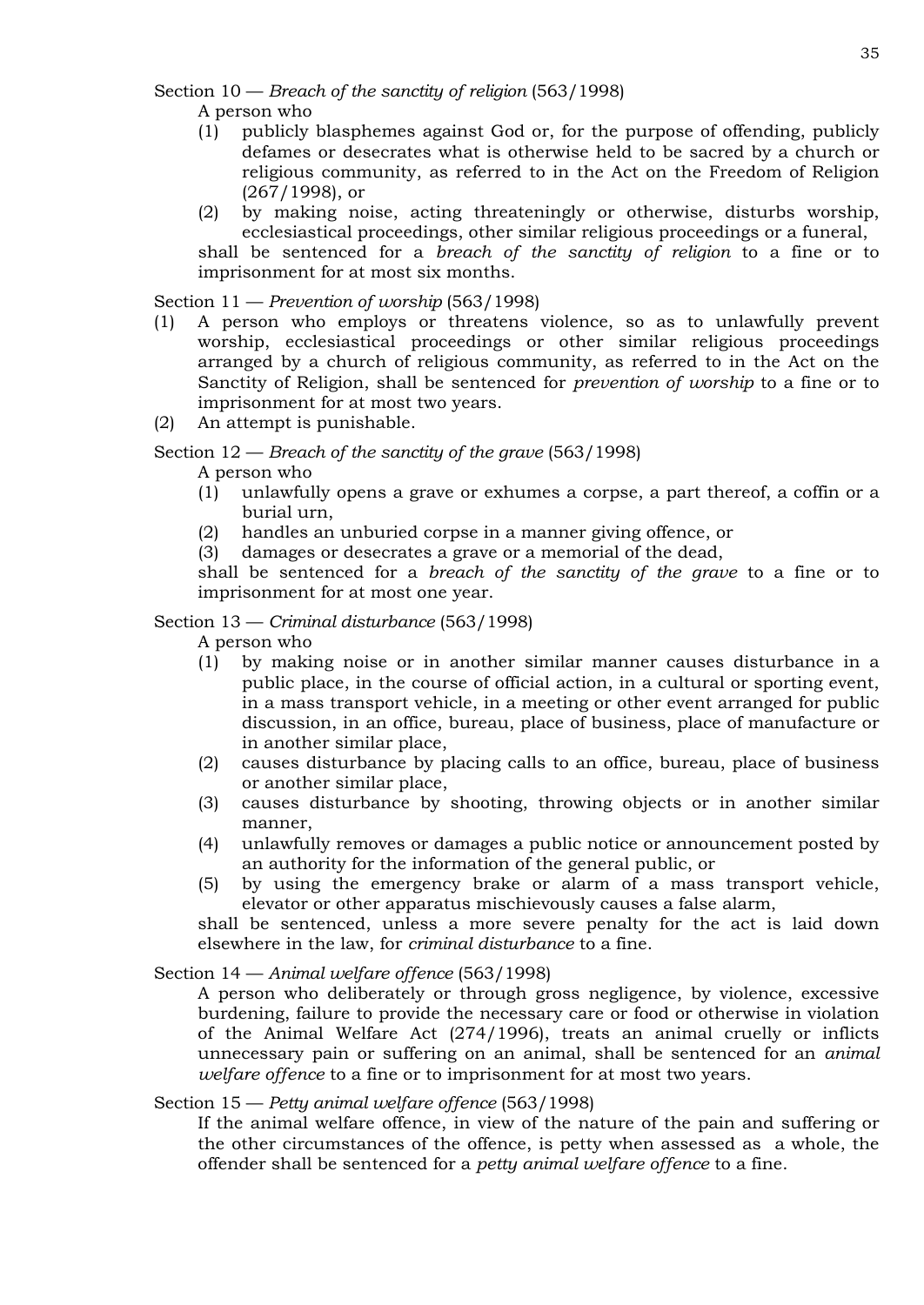Section 10 — *Breach of the sanctity of religion* (563/1998)

A person who

(1) publicly blasphemes against God or, for the purpose of offending, publicly defames or desecrates what is otherwise held to be sacred by a church or religious community, as referred to in the Act on the Freedom of Religion (267/1998), or

(2) by making noise, acting threateningly or otherwise, disturbs worship, ecclesiastical proceedings, other similar religious proceedings or a funeral,

shall be sentenced for a *breach of the sanctity of religion* to a fine or to imprisonment for at most six months.

Section 11 — *Prevention of worship* (563/1998)

(1) A person who employs or threatens violence, so as to unlawfully prevent worship, ecclesiastical proceedings or other similar religious proceedings arranged by a church of religious community, as referred to in the Act on the Sanctity of Religion, shall be sentenced for *prevention of worship* to a fine or to imprisonment for at most two years.

(2) An attempt is punishable.

Section 12 — *Breach of the sanctity of the grave* (563/1998)

A person who

(1) unlawfully opens a grave or exhumes a corpse, a part thereof, a coffin or a burial urn,

(2) handles an unburied corpse in a manner giving offence, or

(3) damages or desecrates a grave or a memorial of the dead,

shall be sentenced for a *breach of the sanctity of the grave* to a fine or to imprisonment for at most one year.

Section 13 — *Criminal disturbance* (563/1998)

A person who

(1) by making noise or in another similar manner causes disturbance in a public place, in the course of official action, in a cultural or sporting event, in a mass transport vehicle, in a meeting or other event arranged for public discussion, in an office, bureau, place of business, place of manufacture or in another similar place,

(2) causes disturbance by placing calls to an office, bureau, place of business or another similar place,

(3) causes disturbance by shooting, throwing objects or in another similar manner,

(4) unlawfully removes or damages a public notice or announcement posted by an authority for the information of the general public, or

(5) by using the emergency brake or alarm of a mass transport vehicle, elevator or other apparatus mischievously causes a false alarm,

shall be sentenced, unless a more severe penalty for the act is laid down elsewhere in the law, for *criminal disturbance* to a fine.

Section 14 — *Animal welfare offence* (563/1998)

A person who deliberately or through gross negligence, by violence, excessive burdening, failure to provide the necessary care or food or otherwise in violation of the Animal Welfare Act (274/1996), treats an animal cruelly or inflicts unnecessary pain or suffering on an animal, shall be sentenced for an *animal welfare offence* to a fine or to imprisonment for at most two years.

Section 15 — *Petty animal welfare offence* (563/1998)

If the animal welfare offence, in view of the nature of the pain and suffering or the other circumstances of the offence, is petty when assessed as a whole, the offender shall be sentenced for a *petty animal welfare offence* to a fine.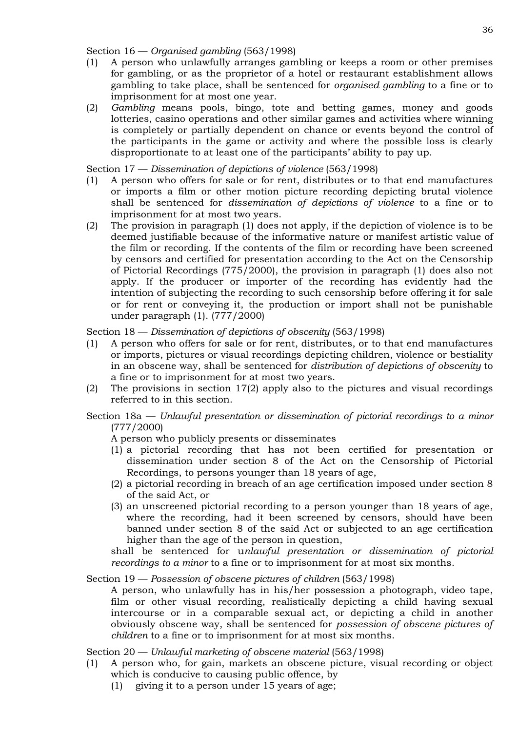Section 16 — *Organised gambling* (563/1998)

(1) A person who unlawfully arranges gambling or keeps a room or other premises for gambling, or as the proprietor of a hotel or restaurant establishment allows gambling to take place, shall be sentenced for *organised gambling* to a fine or to imprisonment for at most one year.

(2) *Gambling* means pools, bingo, tote and betting games, money and goods lotteries, casino operations and other similar games and activities where winning is completely or partially dependent on chance or events beyond the control of the participants in the game or activity and where the possible loss is clearly disproportionate to at least one of the participants' ability to pay up.

Section 17 — *Dissemination of depictions of violence* (563/1998)

(1) A person who offers for sale or for rent, distributes or to that end manufactures or imports a film or other motion picture recording depicting brutal violence shall be sentenced for *dissemination of depictions of violence* to a fine or to imprisonment for at most two years.

(2) The provision in paragraph (1) does not apply, if the depiction of violence is to be deemed justifiable because of the informative nature or manifest artistic value of the film or recording. If the contents of the film or recording have been screened by censors and certified for presentation according to the Act on the Censorship of Pictorial Recordings (775/2000), the provision in paragraph (1) does also not apply. If the producer or importer of the recording has evidently had the intention of subjecting the recording to such censorship before offering it for sale or for rent or conveying it, the production or import shall not be punishable under paragraph (1). (777/2000)

Section 18 — *Dissemination of depictions of obscenity* (563/1998)

(1) A person who offers for sale or for rent, distributes, or to that end manufactures or imports, pictures or visual recordings depicting children, violence or bestiality in an obscene way, shall be sentenced for *distribution of depictions of obscenity* to a fine or to imprisonment for at most two years.

(2) The provisions in section 17(2) apply also to the pictures and visual recordings referred to in this section.

Section 18a — *Unlawful presentation or dissemination of pictorial recordings to a minor* (777/2000)

A person who publicly presents or disseminates

(1) a pictorial recording that has not been certified for presentation or dissemination under section 8 of the Act on the Censorship of Pictorial Recordings, to persons younger than 18 years of age,

(2) a pictorial recording in breach of an age certification imposed under section 8 of the said Act, or

(3) an unscreened pictorial recording to a person younger than 18 years of age, where the recording, had it been screened by censors, should have been banned under section 8 of the said Act or subjected to an age certification higher than the age of the person in question,

shall be sentenced for u*nlawful presentation or dissemination of pictorial recordings to a minor* to a fine or to imprisonment for at most six months.

Section 19 — *Possession of obscene pictures of children* (563/1998)

A person, who unlawfully has in his/her possession a photograph, video tape, film or other visual recording, realistically depicting a child having sexual intercourse or in a comparable sexual act, or depicting a child in another obviously obscene way, shall be sentenced for *possession of obscene pictures of children* to a fine or to imprisonment for at most six months.

Section 20 — *Unlawful marketing of obscene material* (563/1998)

(1) A person who, for gain, markets an obscene picture, visual recording or object which is conducive to causing public offence, by

(1) giving it to a person under 15 years of age;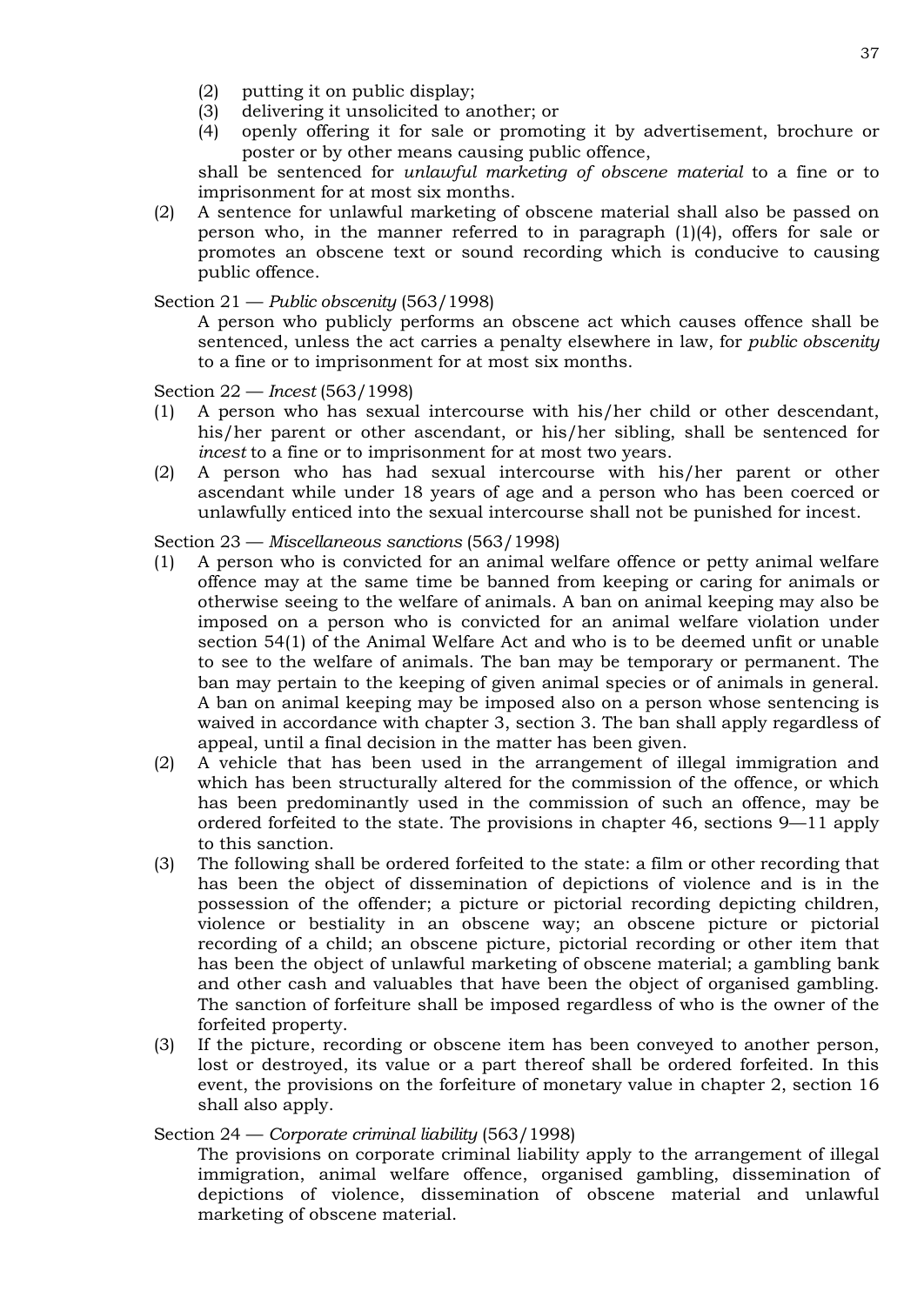(2) putting it on public display;
(3) delivering it unsolicited to another; or
(4) openly offering it for sale or promoting it by advertisement, brochure or poster or by other means causing public offence,

shall be sentenced for *unlawful marketing of obscene material* to a fine or to imprisonment for at most six months.

(2) A sentence for unlawful marketing of obscene material shall also be passed on person who, in the manner referred to in paragraph (1)(4), offers for sale or promotes an obscene text or sound recording which is conducive to causing public offence.

Section 21 — *Public obscenity* (563/1998)

A person who publicly performs an obscene act which causes offence shall be sentenced, unless the act carries a penalty elsewhere in law, for *public obscenity* to a fine or to imprisonment for at most six months.

Section 22 — *Incest* (563/1998)

(1) A person who has sexual intercourse with his/her child or other descendant, his/her parent or other ascendant, or his/her sibling, shall be sentenced for *incest* to a fine or to imprisonment for at most two years.
(2) A person who has had sexual intercourse with his/her parent or other ascendant while under 18 years of age and a person who has been coerced or unlawfully enticed into the sexual intercourse shall not be punished for incest.

Section 23 — *Miscellaneous sanctions* (563/1998)

(1) A person who is convicted for an animal welfare offence or petty animal welfare offence may at the same time be banned from keeping or caring for animals or otherwise seeing to the welfare of animals. A ban on animal keeping may also be imposed on a person who is convicted for an animal welfare violation under section 54(1) of the Animal Welfare Act and who is to be deemed unfit or unable to see to the welfare of animals. The ban may be temporary or permanent. The ban may pertain to the keeping of given animal species or of animals in general. A ban on animal keeping may be imposed also on a person whose sentencing is waived in accordance with chapter 3, section 3. The ban shall apply regardless of appeal, until a final decision in the matter has been given.
(2) A vehicle that has been used in the arrangement of illegal immigration and which has been structurally altered for the commission of the offence, or which has been predominantly used in the commission of such an offence, may be ordered forfeited to the state. The provisions in chapter 46, sections 9—11 apply to this sanction.
(3) The following shall be ordered forfeited to the state: a film or other recording that has been the object of dissemination of depictions of violence and is in the possession of the offender; a picture or pictorial recording depicting children, violence or bestiality in an obscene way; an obscene picture or pictorial recording of a child; an obscene picture, pictorial recording or other item that has been the object of unlawful marketing of obscene material; a gambling bank and other cash and valuables that have been the object of organised gambling. The sanction of forfeiture shall be imposed regardless of who is the owner of the forfeited property.
(3) If the picture, recording or obscene item has been conveyed to another person, lost or destroyed, its value or a part thereof shall be ordered forfeited. In this event, the provisions on the forfeiture of monetary value in chapter 2, section 16 shall also apply.

Section 24 — *Corporate criminal liability* (563/1998)

The provisions on corporate criminal liability apply to the arrangement of illegal immigration, animal welfare offence, organised gambling, dissemination of depictions of violence, dissemination of obscene material and unlawful marketing of obscene material.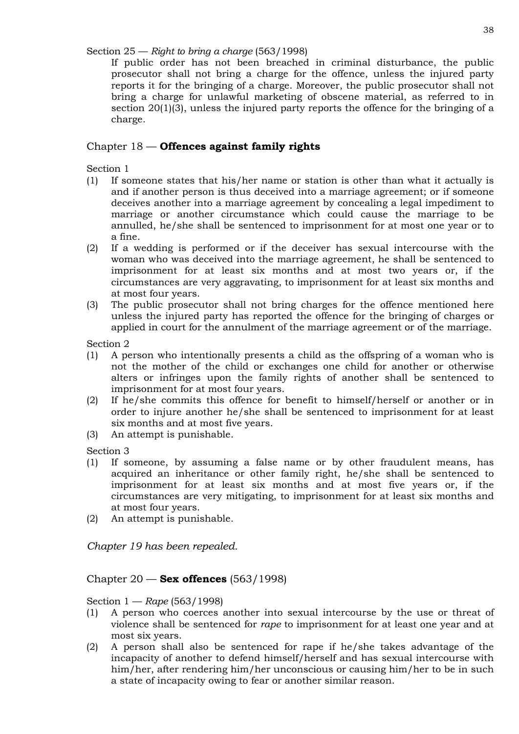Section 25 — *Right to bring a charge* (563/1998)

If public order has not been breached in criminal disturbance, the public prosecutor shall not bring a charge for the offence, unless the injured party reports it for the bringing of a charge. Moreover, the public prosecutor shall not bring a charge for unlawful marketing of obscene material, as referred to in section 20(1)(3), unless the injured party reports the offence for the bringing of a charge.

## Chapter 18 — **Offences against family rights**

Section 1

(1) If someone states that his/her name or station is other than what it actually is and if another person is thus deceived into a marriage agreement; or if someone deceives another into a marriage agreement by concealing a legal impediment to marriage or another circumstance which could cause the marriage to be annulled, he/she shall be sentenced to imprisonment for at most one year or to a fine.

(2) If a wedding is performed or if the deceiver has sexual intercourse with the woman who was deceived into the marriage agreement, he shall be sentenced to imprisonment for at least six months and at most two years or, if the circumstances are very aggravating, to imprisonment for at least six months and at most four years.

(3) The public prosecutor shall not bring charges for the offence mentioned here unless the injured party has reported the offence for the bringing of charges or applied in court for the annulment of the marriage agreement or of the marriage.

Section 2

(1) A person who intentionally presents a child as the offspring of a woman who is not the mother of the child or exchanges one child for another or otherwise alters or infringes upon the family rights of another shall be sentenced to imprisonment for at most four years.

(2) If he/she commits this offence for benefit to himself/herself or another or in order to injure another he/she shall be sentenced to imprisonment for at least six months and at most five years.

(3) An attempt is punishable.

Section 3

(1) If someone, by assuming a false name or by other fraudulent means, has acquired an inheritance or other family right, he/she shall be sentenced to imprisonment for at least six months and at most five years or, if the circumstances are very mitigating, to imprisonment for at least six months and at most four years.

(2) An attempt is punishable.

*Chapter 19 has been repealed.*

## Chapter 20 — **Sex offences** (563/1998)

Section 1 — *Rape* (563/1998)

(1) A person who coerces another into sexual intercourse by the use or threat of violence shall be sentenced for *rape* to imprisonment for at least one year and at most six years.

(2) A person shall also be sentenced for rape if he/she takes advantage of the incapacity of another to defend himself/herself and has sexual intercourse with him/her, after rendering him/her unconscious or causing him/her to be in such a state of incapacity owing to fear or another similar reason.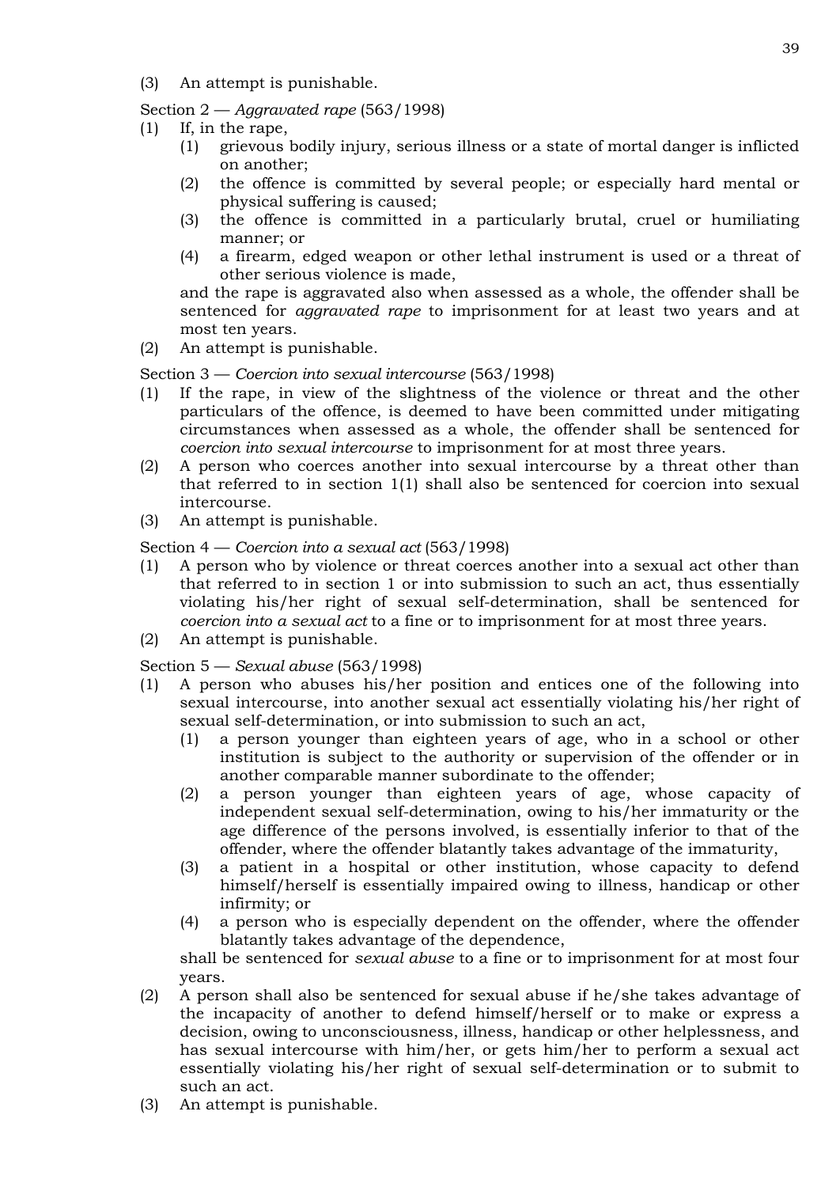(3) An attempt is punishable.

Section 2 — *Aggravated rape* (563/1998)

(1) If, in the rape,
    (1) grievous bodily injury, serious illness or a state of mortal danger is inflicted on another;
    (2) the offence is committed by several people; or especially hard mental or physical suffering is caused;
    (3) the offence is committed in a particularly brutal, cruel or humiliating manner; or
    (4) a firearm, edged weapon or other lethal instrument is used or a threat of other serious violence is made,

    and the rape is aggravated also when assessed as a whole, the offender shall be sentenced for *aggravated rape* to imprisonment for at least two years and at most ten years.

(2) An attempt is punishable.

Section 3 — *Coercion into sexual intercourse* (563/1998)

(1) If the rape, in view of the slightness of the violence or threat and the other particulars of the offence, is deemed to have been committed under mitigating circumstances when assessed as a whole, the offender shall be sentenced for *coercion into sexual intercourse* to imprisonment for at most three years.

(2) A person who coerces another into sexual intercourse by a threat other than that referred to in section 1(1) shall also be sentenced for coercion into sexual intercourse.

(3) An attempt is punishable.

Section 4 — *Coercion into a sexual act* (563/1998)

(1) A person who by violence or threat coerces another into a sexual act other than that referred to in section 1 or into submission to such an act, thus essentially violating his/her right of sexual self-determination, shall be sentenced for *coercion into a sexual act* to a fine or to imprisonment for at most three years.

(2) An attempt is punishable.

Section 5 — *Sexual abuse* (563/1998)

(1) A person who abuses his/her position and entices one of the following into sexual intercourse, into another sexual act essentially violating his/her right of sexual self-determination, or into submission to such an act,
    (1) a person younger than eighteen years of age, who in a school or other institution is subject to the authority or supervision of the offender or in another comparable manner subordinate to the offender;
    (2) a person younger than eighteen years of age, whose capacity of independent sexual self-determination, owing to his/her immaturity or the age difference of the persons involved, is essentially inferior to that of the offender, where the offender blatantly takes advantage of the immaturity,
    (3) a patient in a hospital or other institution, whose capacity to defend himself/herself is essentially impaired owing to illness, handicap or other infirmity; or
    (4) a person who is especially dependent on the offender, where the offender blatantly takes advantage of the dependence,

    shall be sentenced for *sexual abuse* to a fine or to imprisonment for at most four years.

(2) A person shall also be sentenced for sexual abuse if he/she takes advantage of the incapacity of another to defend himself/herself or to make or express a decision, owing to unconsciousness, illness, handicap or other helplessness, and has sexual intercourse with him/her, or gets him/her to perform a sexual act essentially violating his/her right of sexual self-determination or to submit to such an act.

(3) An attempt is punishable.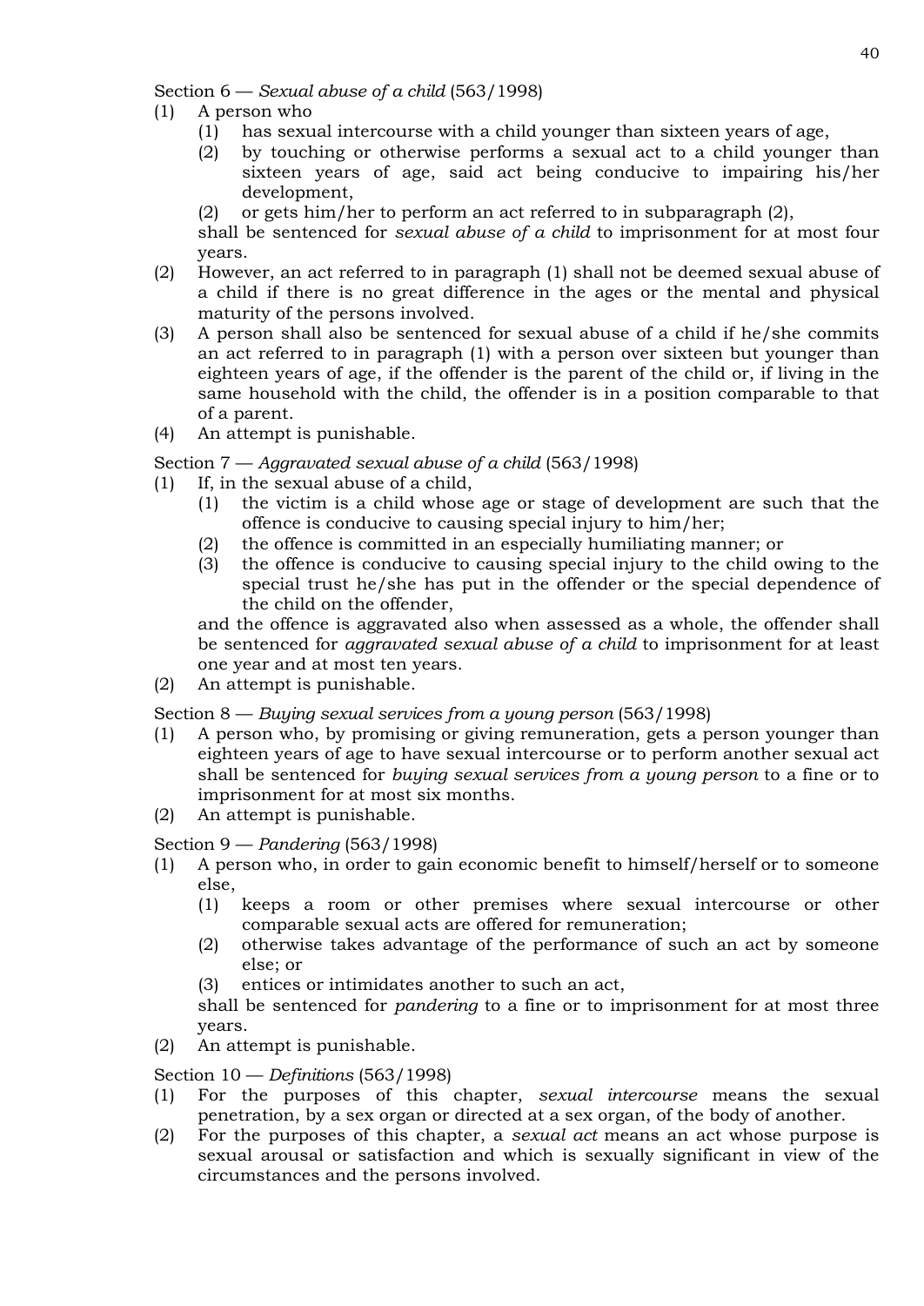Section 6 — *Sexual abuse of a child* (563/1998)

(1) A person who

    (1) has sexual intercourse with a child younger than sixteen years of age,

    (2) by touching or otherwise performs a sexual act to a child younger than sixteen years of age, said act being conducive to impairing his/her development,

    (2) or gets him/her to perform an act referred to in subparagraph (2),

    shall be sentenced for *sexual abuse of a child* to imprisonment for at most four years.

(2) However, an act referred to in paragraph (1) shall not be deemed sexual abuse of a child if there is no great difference in the ages or the mental and physical maturity of the persons involved.

(3) A person shall also be sentenced for sexual abuse of a child if he/she commits an act referred to in paragraph (1) with a person over sixteen but younger than eighteen years of age, if the offender is the parent of the child or, if living in the same household with the child, the offender is in a position comparable to that of a parent.

(4) An attempt is punishable.

Section 7 — *Aggravated sexual abuse of a child* (563/1998)

(1) If, in the sexual abuse of a child,

    (1) the victim is a child whose age or stage of development are such that the offence is conducive to causing special injury to him/her;

    (2) the offence is committed in an especially humiliating manner; or

    (3) the offence is conducive to causing special injury to the child owing to the special trust he/she has put in the offender or the special dependence of the child on the offender,

    and the offence is aggravated also when assessed as a whole, the offender shall be sentenced for *aggravated sexual abuse of a child* to imprisonment for at least one year and at most ten years.

(2) An attempt is punishable.

Section 8 — *Buying sexual services from a young person* (563/1998)

(1) A person who, by promising or giving remuneration, gets a person younger than eighteen years of age to have sexual intercourse or to perform another sexual act shall be sentenced for *buying sexual services from a young person* to a fine or to imprisonment for at most six months.

(2) An attempt is punishable.

Section 9 — *Pandering* (563/1998)

(1) A person who, in order to gain economic benefit to himself/herself or to someone else,

    (1) keeps a room or other premises where sexual intercourse or other comparable sexual acts are offered for remuneration;

    (2) otherwise takes advantage of the performance of such an act by someone else; or

    (3) entices or intimidates another to such an act,

    shall be sentenced for *pandering* to a fine or to imprisonment for at most three years.

(2) An attempt is punishable.

Section 10 — *Definitions* (563/1998)

(1) For the purposes of this chapter, *sexual intercourse* means the sexual penetration, by a sex organ or directed at a sex organ, of the body of another.

(2) For the purposes of this chapter, a *sexual act* means an act whose purpose is sexual arousal or satisfaction and which is sexually significant in view of the circumstances and the persons involved.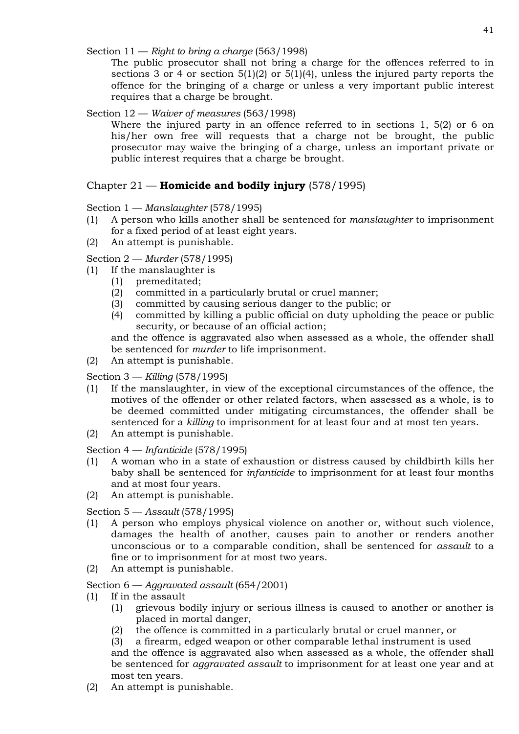Section 11 — *Right to bring a charge* (563/1998)

The public prosecutor shall not bring a charge for the offences referred to in sections 3 or 4 or section 5(1)(2) or 5(1)(4), unless the injured party reports the offence for the bringing of a charge or unless a very important public interest requires that a charge be brought.

Section 12 — *Waiver of measures* (563/1998)

Where the injured party in an offence referred to in sections 1, 5(2) or 6 on his/her own free will requests that a charge not be brought, the public prosecutor may waive the bringing of a charge, unless an important private or public interest requires that a charge be brought.

## Chapter 21 — **Homicide and bodily injury** (578/1995)

Section 1 — *Manslaughter* (578/1995)

(1) A person who kills another shall be sentenced for *manslaughter* to imprisonment for a fixed period of at least eight years.

(2) An attempt is punishable.

Section 2 — *Murder* (578/1995)

(1) If the manslaughter is
   (1) premeditated;
   (2) committed in a particularly brutal or cruel manner;
   (3) committed by causing serious danger to the public; or
   (4) committed by killing a public official on duty upholding the peace or public security, or because of an official action;

   and the offence is aggravated also when assessed as a whole, the offender shall be sentenced for *murder* to life imprisonment.

(2) An attempt is punishable.

Section 3 — *Killing* (578/1995)

(1) If the manslaughter, in view of the exceptional circumstances of the offence, the motives of the offender or other related factors, when assessed as a whole, is to be deemed committed under mitigating circumstances, the offender shall be sentenced for a *killing* to imprisonment for at least four and at most ten years.

(2) An attempt is punishable.

Section 4 — *Infanticide* (578/1995)

(1) A woman who in a state of exhaustion or distress caused by childbirth kills her baby shall be sentenced for *infanticide* to imprisonment for at least four months and at most four years.

(2) An attempt is punishable.

Section 5 — *Assault* (578/1995)

(1) A person who employs physical violence on another or, without such violence, damages the health of another, causes pain to another or renders another unconscious or to a comparable condition, shall be sentenced for *assault* to a fine or to imprisonment for at most two years.

(2) An attempt is punishable.

Section 6 — *Aggravated assault* (654/2001)

(1) If in the assault
   (1) grievous bodily injury or serious illness is caused to another or another is placed in mortal danger,
   (2) the offence is committed in a particularly brutal or cruel manner, or
   (3) a firearm, edged weapon or other comparable lethal instrument is used

   and the offence is aggravated also when assessed as a whole, the offender shall be sentenced for *aggravated assault* to imprisonment for at least one year and at most ten years.

(2) An attempt is punishable.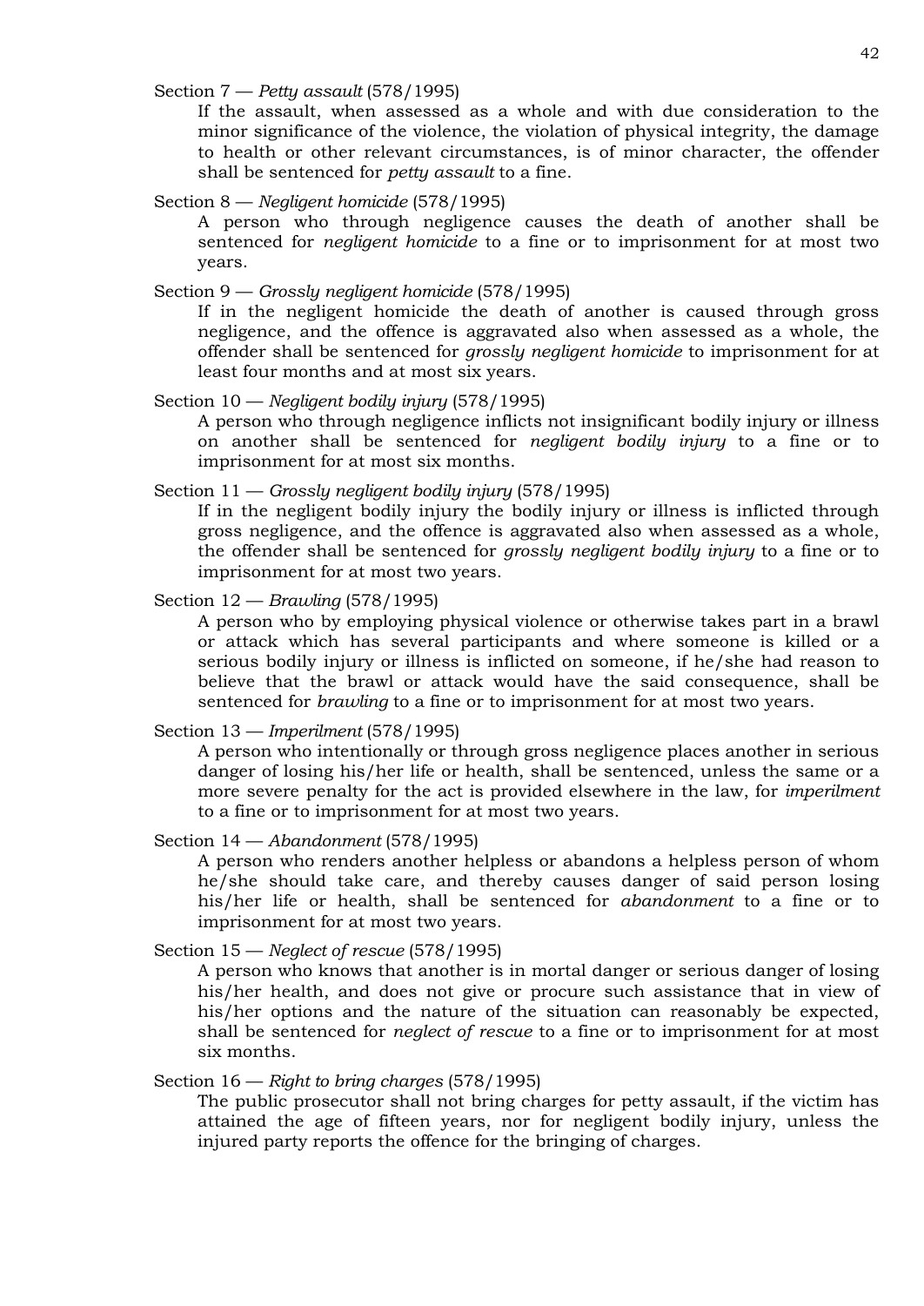Section 7 — *Petty assault* (578/1995)

If the assault, when assessed as a whole and with due consideration to the minor significance of the violence, the violation of physical integrity, the damage to health or other relevant circumstances, is of minor character, the offender shall be sentenced for *petty assault* to a fine.

Section 8 — *Negligent homicide* (578/1995)

A person who through negligence causes the death of another shall be sentenced for *negligent homicide* to a fine or to imprisonment for at most two years.

Section 9 — *Grossly negligent homicide* (578/1995)

If in the negligent homicide the death of another is caused through gross negligence, and the offence is aggravated also when assessed as a whole, the offender shall be sentenced for *grossly negligent homicide* to imprisonment for at least four months and at most six years.

Section 10 — *Negligent bodily injury* (578/1995)

A person who through negligence inflicts not insignificant bodily injury or illness on another shall be sentenced for *negligent bodily injury* to a fine or to imprisonment for at most six months.

Section 11 — *Grossly negligent bodily injury* (578/1995)

If in the negligent bodily injury the bodily injury or illness is inflicted through gross negligence, and the offence is aggravated also when assessed as a whole, the offender shall be sentenced for *grossly negligent bodily injury* to a fine or to imprisonment for at most two years.

Section 12 — *Brawling* (578/1995)

A person who by employing physical violence or otherwise takes part in a brawl or attack which has several participants and where someone is killed or a serious bodily injury or illness is inflicted on someone, if he/she had reason to believe that the brawl or attack would have the said consequence, shall be sentenced for *brawling* to a fine or to imprisonment for at most two years.

Section 13 — *Imperilment* (578/1995)

A person who intentionally or through gross negligence places another in serious danger of losing his/her life or health, shall be sentenced, unless the same or a more severe penalty for the act is provided elsewhere in the law, for *imperilment* to a fine or to imprisonment for at most two years.

Section 14 — *Abandonment* (578/1995)

A person who renders another helpless or abandons a helpless person of whom he/she should take care, and thereby causes danger of said person losing his/her life or health, shall be sentenced for *abandonment* to a fine or to imprisonment for at most two years.

Section 15 — *Neglect of rescue* (578/1995)

A person who knows that another is in mortal danger or serious danger of losing his/her health, and does not give or procure such assistance that in view of his/her options and the nature of the situation can reasonably be expected, shall be sentenced for *neglect of rescue* to a fine or to imprisonment for at most six months.

Section 16 — *Right to bring charges* (578/1995)

The public prosecutor shall not bring charges for petty assault, if the victim has attained the age of fifteen years, nor for negligent bodily injury, unless the injured party reports the offence for the bringing of charges.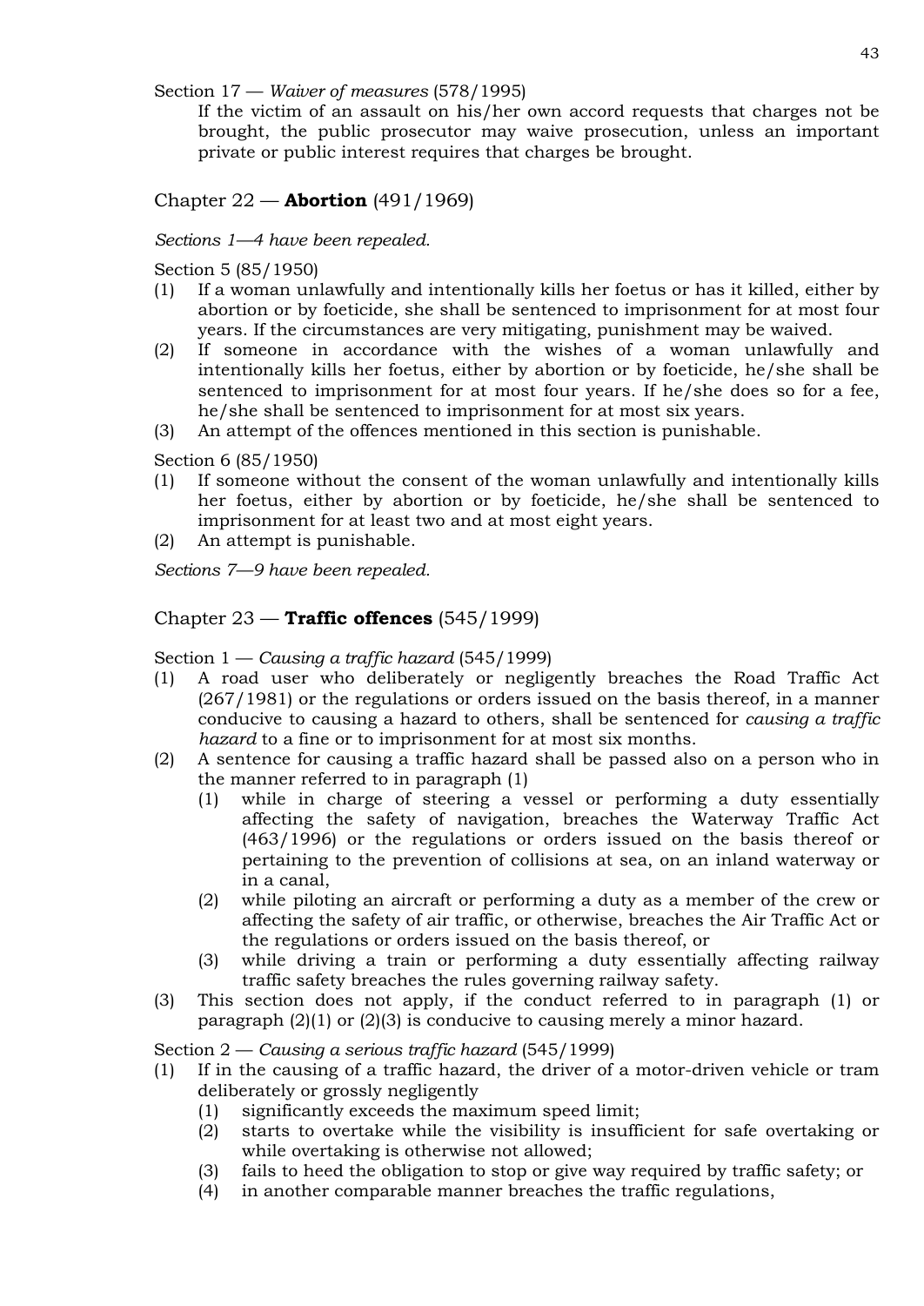Section 17 — *Waiver of measures* (578/1995)

If the victim of an assault on his/her own accord requests that charges not be brought, the public prosecutor may waive prosecution, unless an important private or public interest requires that charges be brought.

## Chapter 22 — **Abortion** (491/1969)

*Sections 1—4 have been repealed.*

Section 5 (85/1950)

(1) If a woman unlawfully and intentionally kills her foetus or has it killed, either by abortion or by foeticide, she shall be sentenced to imprisonment for at most four years. If the circumstances are very mitigating, punishment may be waived.

(2) If someone in accordance with the wishes of a woman unlawfully and intentionally kills her foetus, either by abortion or by foeticide, he/she shall be sentenced to imprisonment for at most four years. If he/she does so for a fee, he/she shall be sentenced to imprisonment for at most six years.

(3) An attempt of the offences mentioned in this section is punishable.

Section 6 (85/1950)

(1) If someone without the consent of the woman unlawfully and intentionally kills her foetus, either by abortion or by foeticide, he/she shall be sentenced to imprisonment for at least two and at most eight years.

(2) An attempt is punishable.

*Sections 7—9 have been repealed.*

## Chapter 23 — **Traffic offences** (545/1999)

Section 1 — *Causing a traffic hazard* (545/1999)

(1) A road user who deliberately or negligently breaches the Road Traffic Act (267/1981) or the regulations or orders issued on the basis thereof, in a manner conducive to causing a hazard to others, shall be sentenced for *causing a traffic hazard* to a fine or to imprisonment for at most six months.

(2) A sentence for causing a traffic hazard shall be passed also on a person who in the manner referred to in paragraph (1)
   (1) while in charge of steering a vessel or performing a duty essentially affecting the safety of navigation, breaches the Waterway Traffic Act (463/1996) or the regulations or orders issued on the basis thereof or pertaining to the prevention of collisions at sea, on an inland waterway or in a canal,
   (2) while piloting an aircraft or performing a duty as a member of the crew or affecting the safety of air traffic, or otherwise, breaches the Air Traffic Act or the regulations or orders issued on the basis thereof, or
   (3) while driving a train or performing a duty essentially affecting railway traffic safety breaches the rules governing railway safety.

(3) This section does not apply, if the conduct referred to in paragraph (1) or paragraph (2)(1) or (2)(3) is conducive to causing merely a minor hazard.

Section 2 — *Causing a serious traffic hazard* (545/1999)

(1) If in the causing of a traffic hazard, the driver of a motor-driven vehicle or tram deliberately or grossly negligently
   (1) significantly exceeds the maximum speed limit;
   (2) starts to overtake while the visibility is insufficient for safe overtaking or while overtaking is otherwise not allowed;
   (3) fails to heed the obligation to stop or give way required by traffic safety; or
   (4) in another comparable manner breaches the traffic regulations,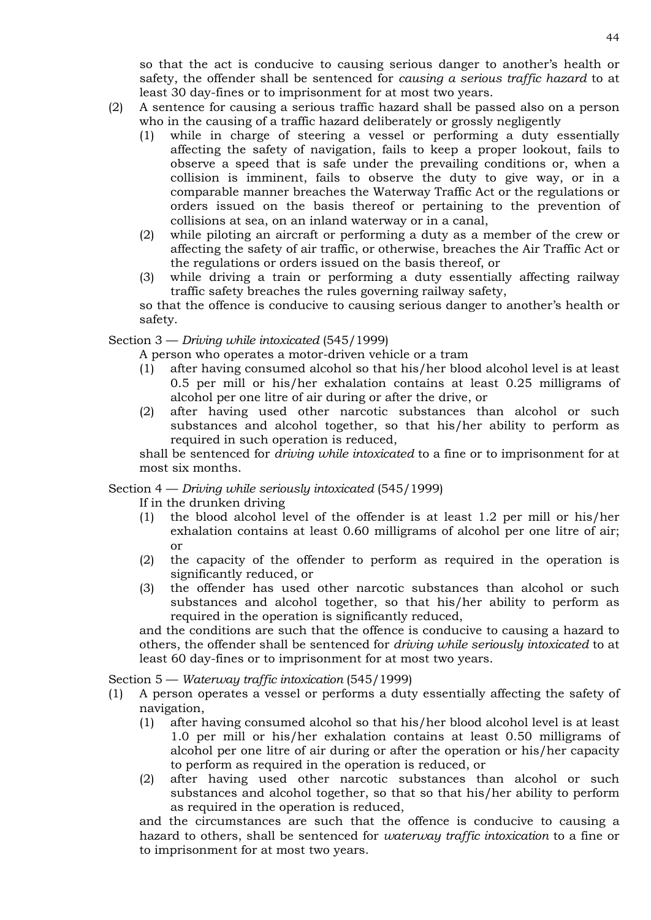so that the act is conducive to causing serious danger to another's health or safety, the offender shall be sentenced for *causing a serious traffic hazard* to at least 30 day-fines or to imprisonment for at most two years.

(2) A sentence for causing a serious traffic hazard shall be passed also on a person who in the causing of a traffic hazard deliberately or grossly negligently
   (1) while in charge of steering a vessel or performing a duty essentially affecting the safety of navigation, fails to keep a proper lookout, fails to observe a speed that is safe under the prevailing conditions or, when a collision is imminent, fails to observe the duty to give way, or in a comparable manner breaches the Waterway Traffic Act or the regulations or orders issued on the basis thereof or pertaining to the prevention of collisions at sea, on an inland waterway or in a canal,
   (2) while piloting an aircraft or performing a duty as a member of the crew or affecting the safety of air traffic, or otherwise, breaches the Air Traffic Act or the regulations or orders issued on the basis thereof, or
   (3) while driving a train or performing a duty essentially affecting railway traffic safety breaches the rules governing railway safety,

   so that the offence is conducive to causing serious danger to another's health or safety.

Section 3 — *Driving while intoxicated* (545/1999)

A person who operates a motor-driven vehicle or a tram
   (1) after having consumed alcohol so that his/her blood alcohol level is at least 0.5 per mill or his/her exhalation contains at least 0.25 milligrams of alcohol per one litre of air during or after the drive, or
   (2) after having used other narcotic substances than alcohol or such substances and alcohol together, so that his/her ability to perform as required in such operation is reduced,

shall be sentenced for *driving while intoxicated* to a fine or to imprisonment for at most six months.

Section 4 — *Driving while seriously intoxicated* (545/1999)

If in the drunken driving
   (1) the blood alcohol level of the offender is at least 1.2 per mill or his/her exhalation contains at least 0.60 milligrams of alcohol per one litre of air; or
   (2) the capacity of the offender to perform as required in the operation is significantly reduced, or
   (3) the offender has used other narcotic substances than alcohol or such substances and alcohol together, so that his/her ability to perform as required in the operation is significantly reduced,

and the conditions are such that the offence is conducive to causing a hazard to others, the offender shall be sentenced for *driving while seriously intoxicated* to at least 60 day-fines or to imprisonment for at most two years.

Section 5 — *Waterway traffic intoxication* (545/1999)

(1) A person operates a vessel or performs a duty essentially affecting the safety of navigation,
   (1) after having consumed alcohol so that his/her blood alcohol level is at least 1.0 per mill or his/her exhalation contains at least 0.50 milligrams of alcohol per one litre of air during or after the operation or his/her capacity to perform as required in the operation is reduced, or
   (2) after having used other narcotic substances than alcohol or such substances and alcohol together, so that so that his/her ability to perform as required in the operation is reduced,

   and the circumstances are such that the offence is conducive to causing a hazard to others, shall be sentenced for *waterway traffic intoxication* to a fine or to imprisonment for at most two years.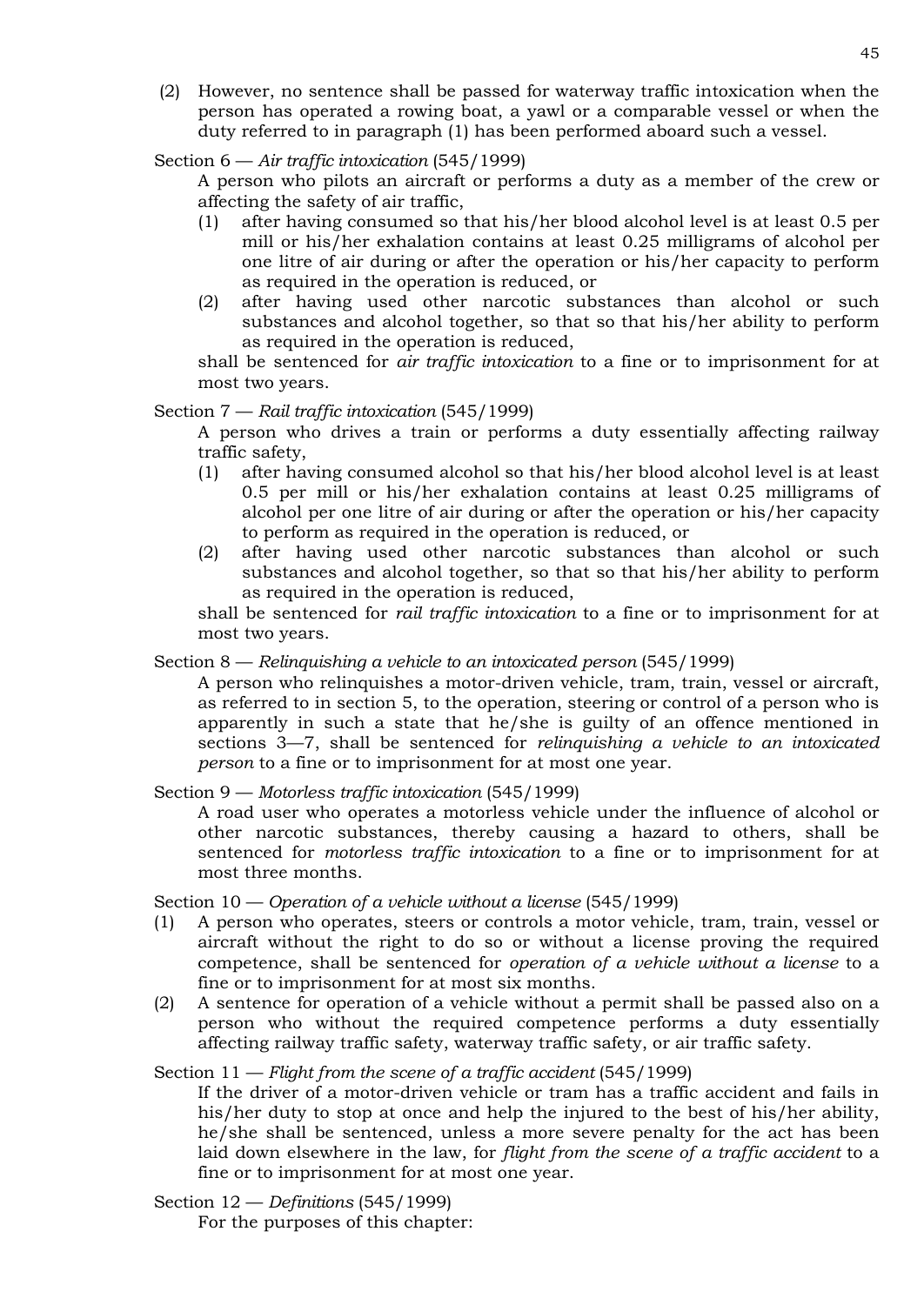(2) However, no sentence shall be passed for waterway traffic intoxication when the person has operated a rowing boat, a yawl or a comparable vessel or when the duty referred to in paragraph (1) has been performed aboard such a vessel.

Section 6 — *Air traffic intoxication* (545/1999)

A person who pilots an aircraft or performs a duty as a member of the crew or affecting the safety of air traffic,

(1) after having consumed so that his/her blood alcohol level is at least 0.5 per mill or his/her exhalation contains at least 0.25 milligrams of alcohol per one litre of air during or after the operation or his/her capacity to perform as required in the operation is reduced, or

(2) after having used other narcotic substances than alcohol or such substances and alcohol together, so that so that his/her ability to perform as required in the operation is reduced,

shall be sentenced for *air traffic intoxication* to a fine or to imprisonment for at most two years.

Section 7 — *Rail traffic intoxication* (545/1999)

A person who drives a train or performs a duty essentially affecting railway traffic safety,

(1) after having consumed alcohol so that his/her blood alcohol level is at least 0.5 per mill or his/her exhalation contains at least 0.25 milligrams of alcohol per one litre of air during or after the operation or his/her capacity to perform as required in the operation is reduced, or

(2) after having used other narcotic substances than alcohol or such substances and alcohol together, so that so that his/her ability to perform as required in the operation is reduced,

shall be sentenced for *rail traffic intoxication* to a fine or to imprisonment for at most two years.

Section 8 — *Relinquishing a vehicle to an intoxicated person* (545/1999)

A person who relinquishes a motor-driven vehicle, tram, train, vessel or aircraft, as referred to in section 5, to the operation, steering or control of a person who is apparently in such a state that he/she is guilty of an offence mentioned in sections 3—7, shall be sentenced for *relinquishing a vehicle to an intoxicated person* to a fine or to imprisonment for at most one year.

Section 9 — *Motorless traffic intoxication* (545/1999)

A road user who operates a motorless vehicle under the influence of alcohol or other narcotic substances, thereby causing a hazard to others, shall be sentenced for *motorless traffic intoxication* to a fine or to imprisonment for at most three months.

Section 10 — *Operation of a vehicle without a license* (545/1999)

(1) A person who operates, steers or controls a motor vehicle, tram, train, vessel or aircraft without the right to do so or without a license proving the required competence, shall be sentenced for *operation of a vehicle without a license* to a fine or to imprisonment for at most six months.

(2) A sentence for operation of a vehicle without a permit shall be passed also on a person who without the required competence performs a duty essentially affecting railway traffic safety, waterway traffic safety, or air traffic safety.

Section 11 — *Flight from the scene of a traffic accident* (545/1999)

If the driver of a motor-driven vehicle or tram has a traffic accident and fails in his/her duty to stop at once and help the injured to the best of his/her ability, he/she shall be sentenced, unless a more severe penalty for the act has been laid down elsewhere in the law, for *flight from the scene of a traffic accident* to a fine or to imprisonment for at most one year.

Section 12 — *Definitions* (545/1999)

For the purposes of this chapter: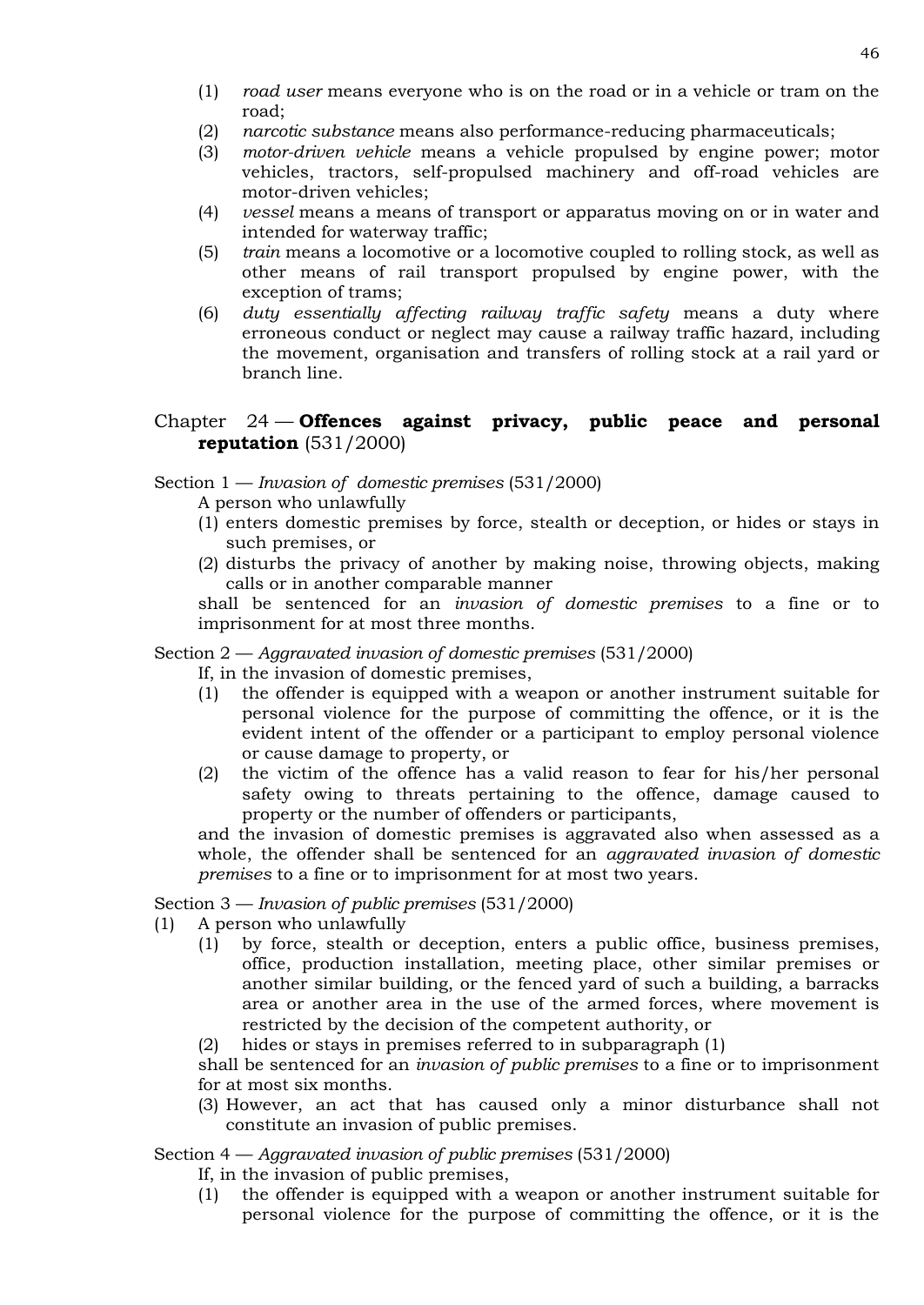(1) *road user* means everyone who is on the road or in a vehicle or tram on the road;
(2) *narcotic substance* means also performance-reducing pharmaceuticals;
(3) *motor-driven vehicle* means a vehicle propulsed by engine power; motor vehicles, tractors, self-propulsed machinery and off-road vehicles are motor-driven vehicles;
(4) *vessel* means a means of transport or apparatus moving on or in water and intended for waterway traffic;
(5) *train* means a locomotive or a locomotive coupled to rolling stock, as well as other means of rail transport propulsed by engine power, with the exception of trams;
(6) *duty essentially affecting railway traffic safety* means a duty where erroneous conduct or neglect may cause a railway traffic hazard, including the movement, organisation and transfers of rolling stock at a rail yard or branch line.

## Chapter 24 — **Offences against privacy, public peace and personal reputation** (531/2000)

Section 1 — *Invasion of domestic premises* (531/2000)

A person who unlawfully
(1) enters domestic premises by force, stealth or deception, or hides or stays in such premises, or
(2) disturbs the privacy of another by making noise, throwing objects, making calls or in another comparable manner

shall be sentenced for an *invasion of domestic premises* to a fine or to imprisonment for at most three months.

Section 2 — *Aggravated invasion of domestic premises* (531/2000)

If, in the invasion of domestic premises,
(1) the offender is equipped with a weapon or another instrument suitable for personal violence for the purpose of committing the offence, or it is the evident intent of the offender or a participant to employ personal violence or cause damage to property, or
(2) the victim of the offence has a valid reason to fear for his/her personal safety owing to threats pertaining to the offence, damage caused to property or the number of offenders or participants,

and the invasion of domestic premises is aggravated also when assessed as a whole, the offender shall be sentenced for an *aggravated invasion of domestic premises* to a fine or to imprisonment for at most two years.

Section 3 — *Invasion of public premises* (531/2000)

(1) A person who unlawfully
(1) by force, stealth or deception, enters a public office, business premises, office, production installation, meeting place, other similar premises or another similar building, or the fenced yard of such a building, a barracks area or another area in the use of the armed forces, where movement is restricted by the decision of the competent authority, or
(2) hides or stays in premises referred to in subparagraph (1)

shall be sentenced for an *invasion of public premises* to a fine or to imprisonment for at most six months.

(3) However, an act that has caused only a minor disturbance shall not constitute an invasion of public premises.

Section 4 — *Aggravated invasion of public premises* (531/2000)

If, in the invasion of public premises,
(1) the offender is equipped with a weapon or another instrument suitable for personal violence for the purpose of committing the offence, or it is the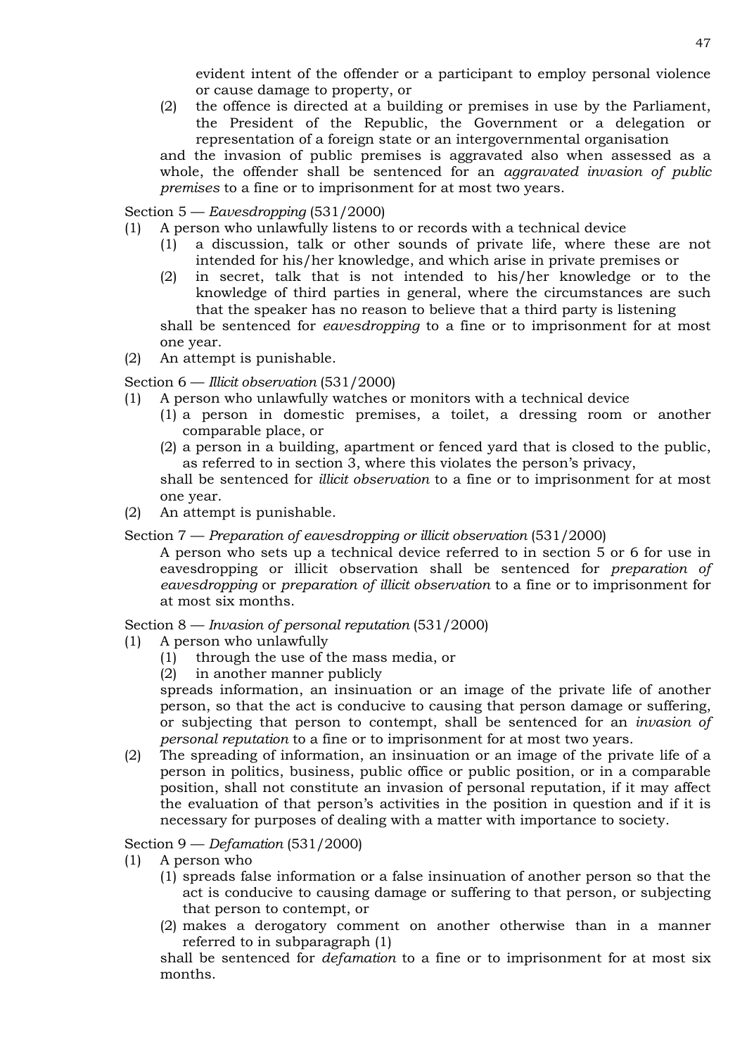evident intent of the offender or a participant to employ personal violence or cause damage to property, or

(2) the offence is directed at a building or premises in use by the Parliament, the President of the Republic, the Government or a delegation or representation of a foreign state or an intergovernmental organisation

and the invasion of public premises is aggravated also when assessed as a whole, the offender shall be sentenced for an *aggravated invasion of public premises* to a fine or to imprisonment for at most two years.

Section 5 — *Eavesdropping* (531/2000)

(1) A person who unlawfully listens to or records with a technical device
   (1) a discussion, talk or other sounds of private life, where these are not intended for his/her knowledge, and which arise in private premises or
   (2) in secret, talk that is not intended to his/her knowledge or to the knowledge of third parties in general, where the circumstances are such that the speaker has no reason to believe that a third party is listening

   shall be sentenced for *eavesdropping* to a fine or to imprisonment for at most one year.

(2) An attempt is punishable.

Section 6 — *Illicit observation* (531/2000)

(1) A person who unlawfully watches or monitors with a technical device
   (1) a person in domestic premises, a toilet, a dressing room or another comparable place, or
   (2) a person in a building, apartment or fenced yard that is closed to the public, as referred to in section 3, where this violates the person's privacy,

   shall be sentenced for *illicit observation* to a fine or to imprisonment for at most one year.

(2) An attempt is punishable.

Section 7 — *Preparation of eavesdropping or illicit observation* (531/2000)

A person who sets up a technical device referred to in section 5 or 6 for use in eavesdropping or illicit observation shall be sentenced for *preparation of eavesdropping* or *preparation of illicit observation* to a fine or to imprisonment for at most six months.

Section 8 — *Invasion of personal reputation* (531/2000)

(1) A person who unlawfully
   (1) through the use of the mass media, or
   (2) in another manner publicly

   spreads information, an insinuation or an image of the private life of another person, so that the act is conducive to causing that person damage or suffering, or subjecting that person to contempt, shall be sentenced for an *invasion of personal reputation* to a fine or to imprisonment for at most two years.

(2) The spreading of information, an insinuation or an image of the private life of a person in politics, business, public office or public position, or in a comparable position, shall not constitute an invasion of personal reputation, if it may affect the evaluation of that person's activities in the position in question and if it is necessary for purposes of dealing with a matter with importance to society.

Section 9 — *Defamation* (531/2000)

(1) A person who
   (1) spreads false information or a false insinuation of another person so that the act is conducive to causing damage or suffering to that person, or subjecting that person to contempt, or
   (2) makes a derogatory comment on another otherwise than in a manner referred to in subparagraph (1)

   shall be sentenced for *defamation* to a fine or to imprisonment for at most six months.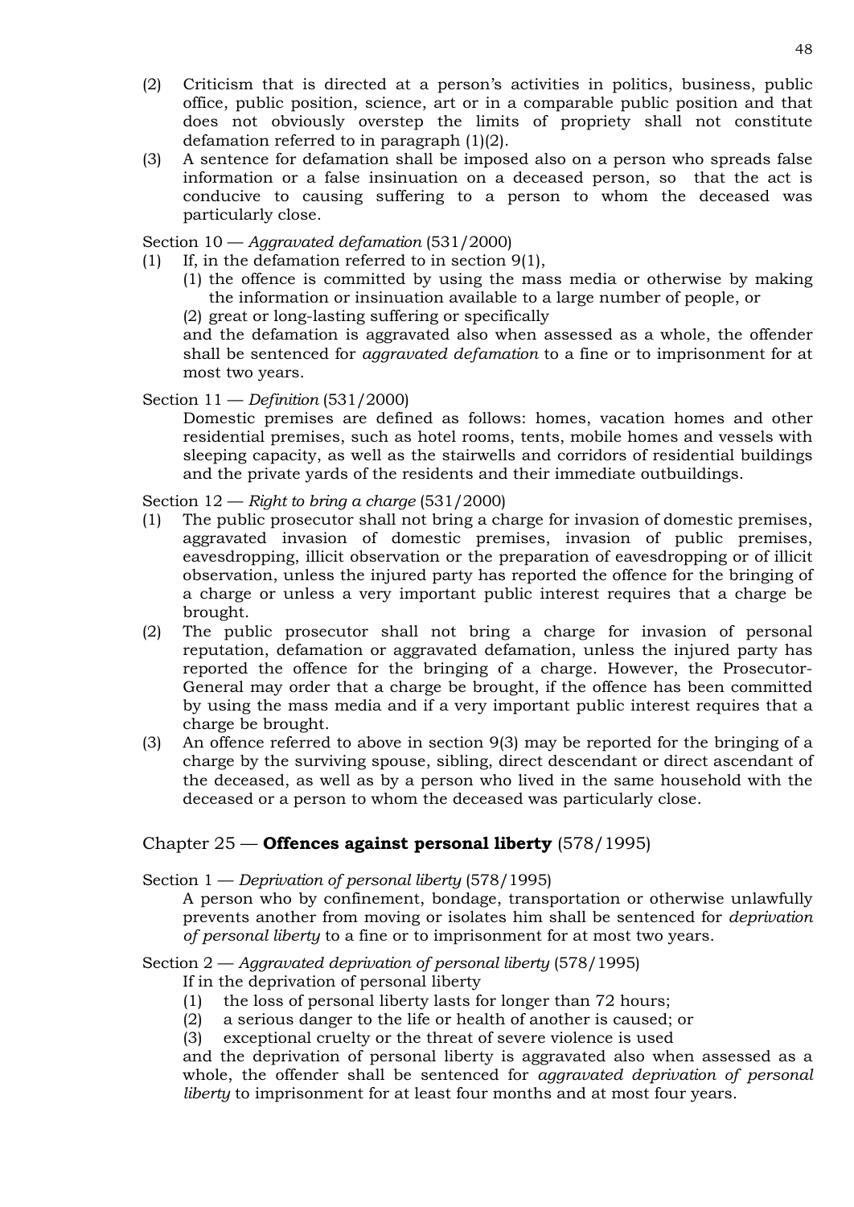(2) Criticism that is directed at a person's activities in politics, business, public office, public position, science, art or in a comparable public position and that does not obviously overstep the limits of propriety shall not constitute defamation referred to in paragraph (1)(2).

(3) A sentence for defamation shall be imposed also on a person who spreads false information or a false insinuation on a deceased person, so that the act is conducive to causing suffering to a person to whom the deceased was particularly close.

Section 10 — *Aggravated defamation* (531/2000)

(1) If, in the defamation referred to in section 9(1),
   (1) the offence is committed by using the mass media or otherwise by making the information or insinuation available to a large number of people, or
   (2) great or long-lasting suffering or specifically

   and the defamation is aggravated also when assessed as a whole, the offender shall be sentenced for *aggravated defamation* to a fine or to imprisonment for at most two years.

Section 11 — *Definition* (531/2000)

Domestic premises are defined as follows: homes, vacation homes and other residential premises, such as hotel rooms, tents, mobile homes and vessels with sleeping capacity, as well as the stairwells and corridors of residential buildings and the private yards of the residents and their immediate outbuildings.

Section 12 — *Right to bring a charge* (531/2000)

(1) The public prosecutor shall not bring a charge for invasion of domestic premises, aggravated invasion of domestic premises, invasion of public premises, eavesdropping, illicit observation or the preparation of eavesdropping or of illicit observation, unless the injured party has reported the offence for the bringing of a charge or unless a very important public interest requires that a charge be brought.

(2) The public prosecutor shall not bring a charge for invasion of personal reputation, defamation or aggravated defamation, unless the injured party has reported the offence for the bringing of a charge. However, the Prosecutor-General may order that a charge be brought, if the offence has been committed by using the mass media and if a very important public interest requires that a charge be brought.

(3) An offence referred to above in section 9(3) may be reported for the bringing of a charge by the surviving spouse, sibling, direct descendant or direct ascendant of the deceased, as well as by a person who lived in the same household with the deceased or a person to whom the deceased was particularly close.

## Chapter 25 — **Offences against personal liberty** (578/1995)

Section 1 — *Deprivation of personal liberty* (578/1995)

A person who by confinement, bondage, transportation or otherwise unlawfully prevents another from moving or isolates him shall be sentenced for *deprivation of personal liberty* to a fine or to imprisonment for at most two years.

Section 2 — *Aggravated deprivation of personal liberty* (578/1995)

If in the deprivation of personal liberty

(1) the loss of personal liberty lasts for longer than 72 hours;
(2) a serious danger to the life or health of another is caused; or
(3) exceptional cruelty or the threat of severe violence is used

and the deprivation of personal liberty is aggravated also when assessed as a whole, the offender shall be sentenced for *aggravated deprivation of personal liberty* to imprisonment for at least four months and at most four years.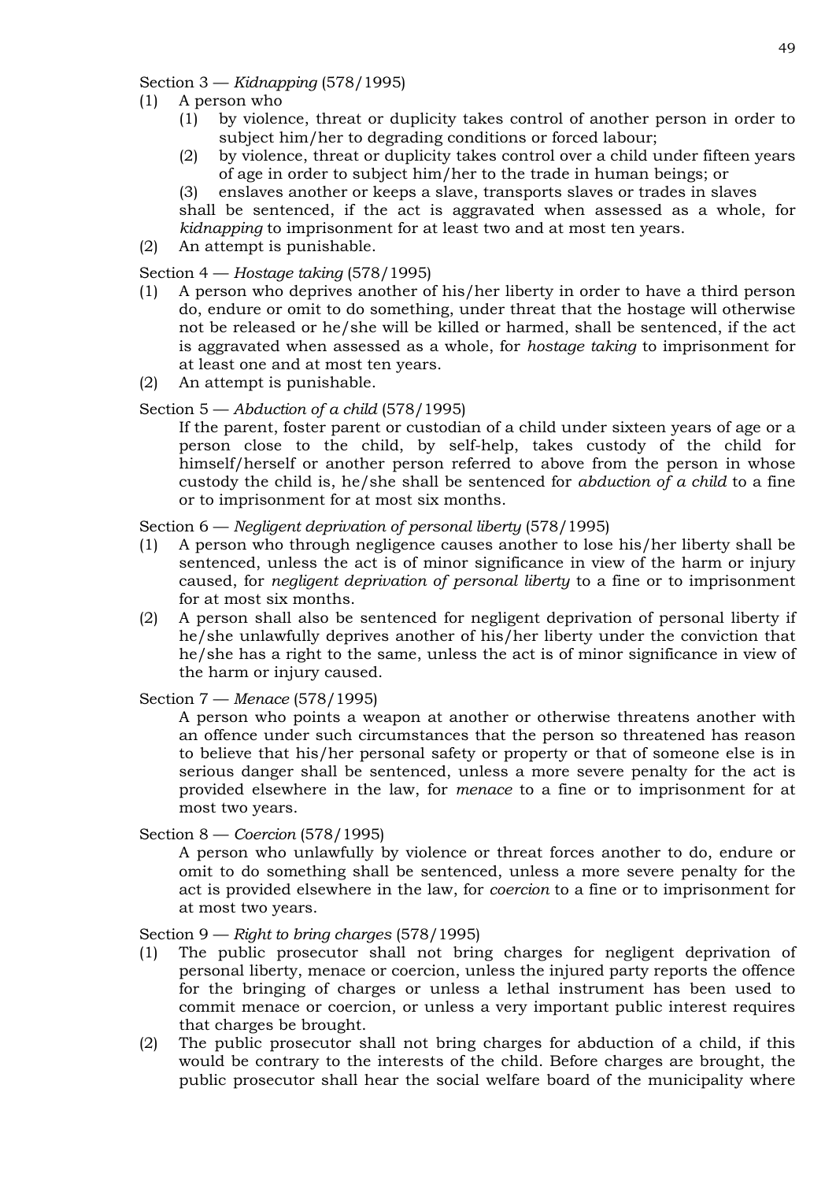Section 3 — *Kidnapping* (578/1995)

(1) A person who

 (1) by violence, threat or duplicity takes control of another person in order to subject him/her to degrading conditions or forced labour;

 (2) by violence, threat or duplicity takes control over a child under fifteen years of age in order to subject him/her to the trade in human beings; or

 (3) enslaves another or keeps a slave, transports slaves or trades in slaves

 shall be sentenced, if the act is aggravated when assessed as a whole, for *kidnapping* to imprisonment for at least two and at most ten years.

(2) An attempt is punishable.

Section 4 — *Hostage taking* (578/1995)

(1) A person who deprives another of his/her liberty in order to have a third person do, endure or omit to do something, under threat that the hostage will otherwise not be released or he/she will be killed or harmed, shall be sentenced, if the act is aggravated when assessed as a whole, for *hostage taking* to imprisonment for at least one and at most ten years.

(2) An attempt is punishable.

Section 5 — *Abduction of a child* (578/1995)

If the parent, foster parent or custodian of a child under sixteen years of age or a person close to the child, by self-help, takes custody of the child for himself/herself or another person referred to above from the person in whose custody the child is, he/she shall be sentenced for *abduction of a child* to a fine or to imprisonment for at most six months.

Section 6 — *Negligent deprivation of personal liberty* (578/1995)

(1) A person who through negligence causes another to lose his/her liberty shall be sentenced, unless the act is of minor significance in view of the harm or injury caused, for *negligent deprivation of personal liberty* to a fine or to imprisonment for at most six months.

(2) A person shall also be sentenced for negligent deprivation of personal liberty if he/she unlawfully deprives another of his/her liberty under the conviction that he/she has a right to the same, unless the act is of minor significance in view of the harm or injury caused.

Section 7 — *Menace* (578/1995)

A person who points a weapon at another or otherwise threatens another with an offence under such circumstances that the person so threatened has reason to believe that his/her personal safety or property or that of someone else is in serious danger shall be sentenced, unless a more severe penalty for the act is provided elsewhere in the law, for *menace* to a fine or to imprisonment for at most two years.

Section 8 — *Coercion* (578/1995)

A person who unlawfully by violence or threat forces another to do, endure or omit to do something shall be sentenced, unless a more severe penalty for the act is provided elsewhere in the law, for *coercion* to a fine or to imprisonment for at most two years.

Section 9 — *Right to bring charges* (578/1995)

(1) The public prosecutor shall not bring charges for negligent deprivation of personal liberty, menace or coercion, unless the injured party reports the offence for the bringing of charges or unless a lethal instrument has been used to commit menace or coercion, or unless a very important public interest requires that charges be brought.

(2) The public prosecutor shall not bring charges for abduction of a child, if this would be contrary to the interests of the child. Before charges are brought, the public prosecutor shall hear the social welfare board of the municipality where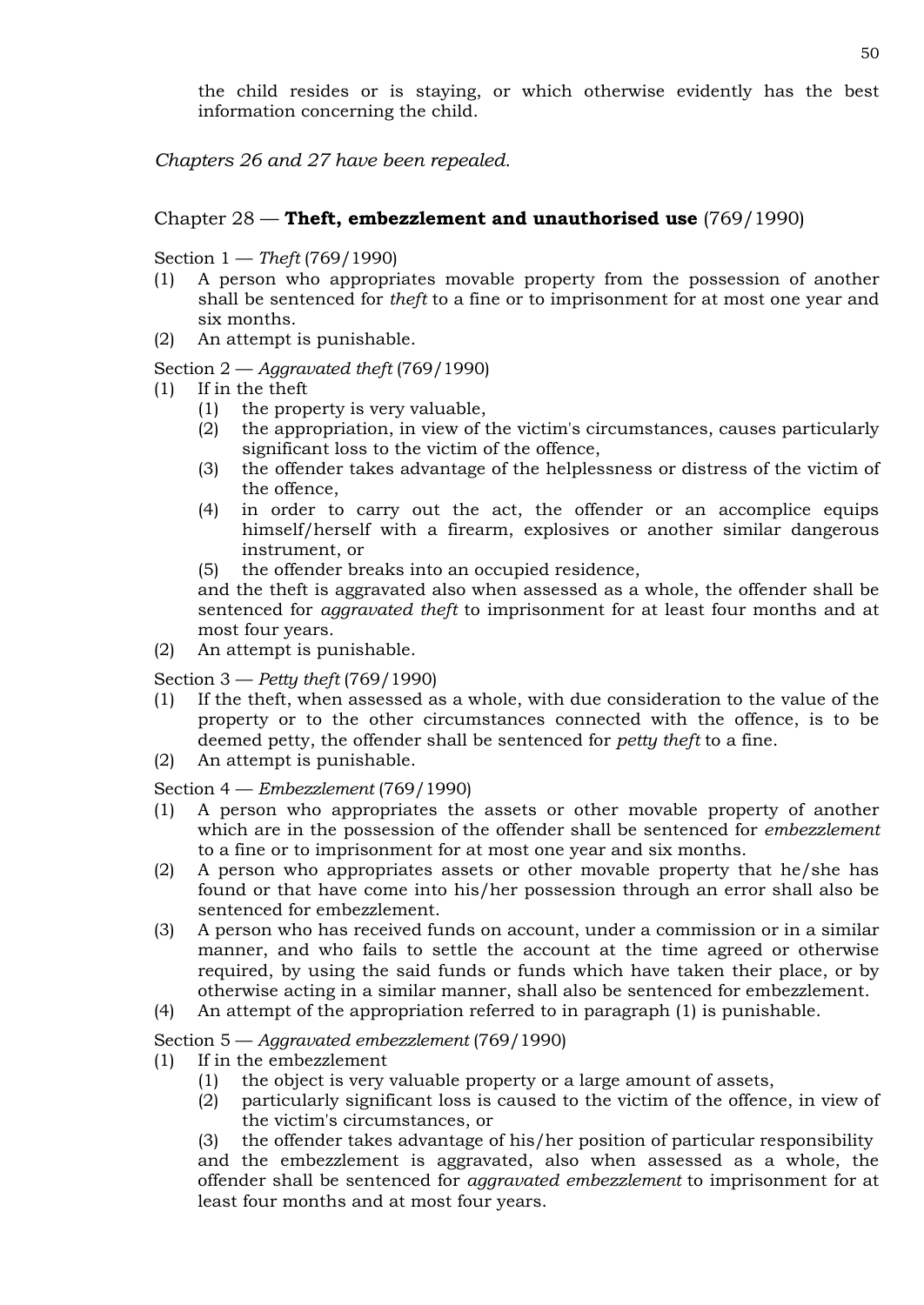the child resides or is staying, or which otherwise evidently has the best information concerning the child.

*Chapters 26 and 27 have been repealed.*

## Chapter 28 — **Theft, embezzlement and unauthorised use** (769/1990)

Section 1 — *Theft* (769/1990)

(1) A person who appropriates movable property from the possession of another shall be sentenced for *theft* to a fine or to imprisonment for at most one year and six months.

(2) An attempt is punishable.

Section 2 — *Aggravated theft* (769/1990)

(1) If in the theft

   (1) the property is very valuable,

   (2) the appropriation, in view of the victim's circumstances, causes particularly significant loss to the victim of the offence,

   (3) the offender takes advantage of the helplessness or distress of the victim of the offence,

   (4) in order to carry out the act, the offender or an accomplice equips himself/herself with a firearm, explosives or another similar dangerous instrument, or

   (5) the offender breaks into an occupied residence,

   and the theft is aggravated also when assessed as a whole, the offender shall be sentenced for *aggravated theft* to imprisonment for at least four months and at most four years.

(2) An attempt is punishable.

Section 3 — *Petty theft* (769/1990)

(1) If the theft, when assessed as a whole, with due consideration to the value of the property or to the other circumstances connected with the offence, is to be deemed petty, the offender shall be sentenced for *petty theft* to a fine.

(2) An attempt is punishable.

Section 4 — *Embezzlement* (769/1990)

(1) A person who appropriates the assets or other movable property of another which are in the possession of the offender shall be sentenced for *embezzlement* to a fine or to imprisonment for at most one year and six months.

(2) A person who appropriates assets or other movable property that he/she has found or that have come into his/her possession through an error shall also be sentenced for embezzlement.

(3) A person who has received funds on account, under a commission or in a similar manner, and who fails to settle the account at the time agreed or otherwise required, by using the said funds or funds which have taken their place, or by otherwise acting in a similar manner, shall also be sentenced for embezzlement.

(4) An attempt of the appropriation referred to in paragraph (1) is punishable.

Section 5 — *Aggravated embezzlement* (769/1990)

(1) If in the embezzlement

   (1) the object is very valuable property or a large amount of assets,

   (2) particularly significant loss is caused to the victim of the offence, in view of the victim's circumstances, or

   (3) the offender takes advantage of his/her position of particular responsibility

   and the embezzlement is aggravated, also when assessed as a whole, the offender shall be sentenced for *aggravated embezzlement* to imprisonment for at least four months and at most four years.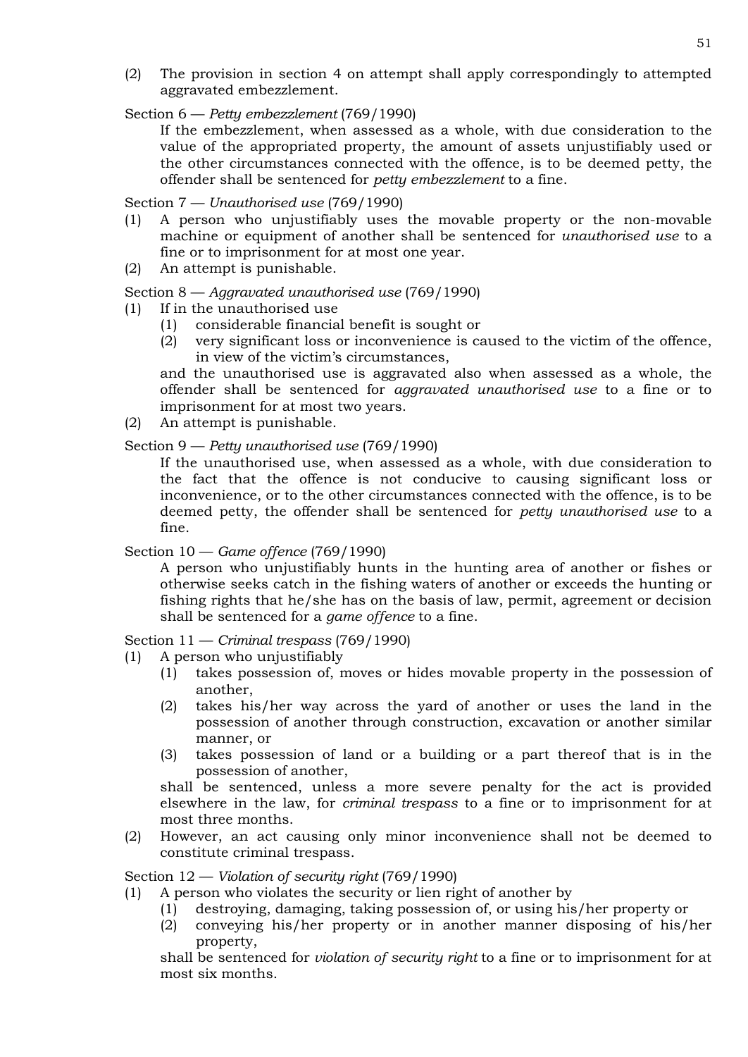(2) The provision in section 4 on attempt shall apply correspondingly to attempted aggravated embezzlement.

Section 6 — *Petty embezzlement* (769/1990)

If the embezzlement, when assessed as a whole, with due consideration to the value of the appropriated property, the amount of assets unjustifiably used or the other circumstances connected with the offence, is to be deemed petty, the offender shall be sentenced for *petty embezzlement* to a fine.

Section 7 — *Unauthorised use* (769/1990)

(1) A person who unjustifiably uses the movable property or the non-movable machine or equipment of another shall be sentenced for *unauthorised use* to a fine or to imprisonment for at most one year.

(2) An attempt is punishable.

Section 8 — *Aggravated unauthorised use* (769/1990)

(1) If in the unauthorised use
   (1) considerable financial benefit is sought or
   (2) very significant loss or inconvenience is caused to the victim of the offence, in view of the victim's circumstances,

   and the unauthorised use is aggravated also when assessed as a whole, the offender shall be sentenced for *aggravated unauthorised use* to a fine or to imprisonment for at most two years.

(2) An attempt is punishable.

Section 9 — *Petty unauthorised use* (769/1990)

If the unauthorised use, when assessed as a whole, with due consideration to the fact that the offence is not conducive to causing significant loss or inconvenience, or to the other circumstances connected with the offence, is to be deemed petty, the offender shall be sentenced for *petty unauthorised use* to a fine.

Section 10 — *Game offence* (769/1990)

A person who unjustifiably hunts in the hunting area of another or fishes or otherwise seeks catch in the fishing waters of another or exceeds the hunting or fishing rights that he/she has on the basis of law, permit, agreement or decision shall be sentenced for a *game offence* to a fine.

Section 11 — *Criminal trespass* (769/1990)

(1) A person who unjustifiably
   (1) takes possession of, moves or hides movable property in the possession of another,
   (2) takes his/her way across the yard of another or uses the land in the possession of another through construction, excavation or another similar manner, or
   (3) takes possession of land or a building or a part thereof that is in the possession of another,

   shall be sentenced, unless a more severe penalty for the act is provided elsewhere in the law, for *criminal trespass* to a fine or to imprisonment for at most three months.

(2) However, an act causing only minor inconvenience shall not be deemed to constitute criminal trespass.

Section 12 — *Violation of security right* (769/1990)

(1) A person who violates the security or lien right of another by
   (1) destroying, damaging, taking possession of, or using his/her property or
   (2) conveying his/her property or in another manner disposing of his/her property,

   shall be sentenced for *violation of security right* to a fine or to imprisonment for at most six months.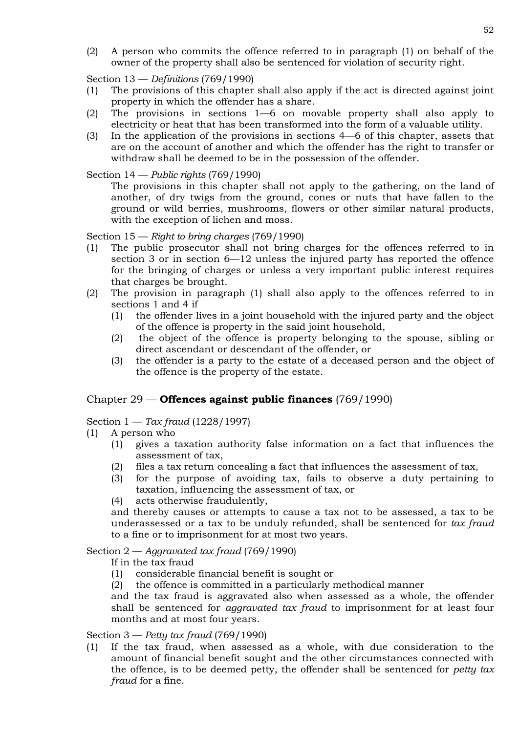(2) A person who commits the offence referred to in paragraph (1) on behalf of the owner of the property shall also be sentenced for violation of security right.

Section 13 — *Definitions* (769/1990)

(1) The provisions of this chapter shall also apply if the act is directed against joint property in which the offender has a share.

(2) The provisions in sections 1—6 on movable property shall also apply to electricity or heat that has been transformed into the form of a valuable utility.

(3) In the application of the provisions in sections 4—6 of this chapter, assets that are on the account of another and which the offender has the right to transfer or withdraw shall be deemed to be in the possession of the offender.

Section 14 — *Public rights* (769/1990)

The provisions in this chapter shall not apply to the gathering, on the land of another, of dry twigs from the ground, cones or nuts that have fallen to the ground or wild berries, mushrooms, flowers or other similar natural products, with the exception of lichen and moss.

Section 15 — *Right to bring charges* (769/1990)

(1) The public prosecutor shall not bring charges for the offences referred to in section 3 or in section 6—12 unless the injured party has reported the offence for the bringing of charges or unless a very important public interest requires that charges be brought.

(2) The provision in paragraph (1) shall also apply to the offences referred to in sections 1 and 4 if

  (1) the offender lives in a joint household with the injured party and the object of the offence is property in the said joint household,

  (2) the object of the offence is property belonging to the spouse, sibling or direct ascendant or descendant of the offender, or

  (3) the offender is a party to the estate of a deceased person and the object of the offence is the property of the estate.

## Chapter 29 — **Offences against public finances** (769/1990)

Section 1 — *Tax fraud* (1228/1997)

(1) A person who

  (1) gives a taxation authority false information on a fact that influences the assessment of tax,

  (2) files a tax return concealing a fact that influences the assessment of tax,

  (3) for the purpose of avoiding tax, fails to observe a duty pertaining to taxation, influencing the assessment of tax, or

  (4) acts otherwise fraudulently,

and thereby causes or attempts to cause a tax not to be assessed, a tax to be underassessed or a tax to be unduly refunded, shall be sentenced for *tax fraud* to a fine or to imprisonment for at most two years.

Section 2 — *Aggravated tax fraud* (769/1990)

If in the tax fraud

  (1) considerable financial benefit is sought or

  (2) the offence is committed in a particularly methodical manner

and the tax fraud is aggravated also when assessed as a whole, the offender shall be sentenced for *aggravated tax fraud* to imprisonment for at least four months and at most four years.

Section 3 — *Petty tax fraud* (769/1990)

(1) If the tax fraud, when assessed as a whole, with due consideration to the amount of financial benefit sought and the other circumstances connected with the offence, is to be deemed petty, the offender shall be sentenced for *petty tax fraud* for a fine.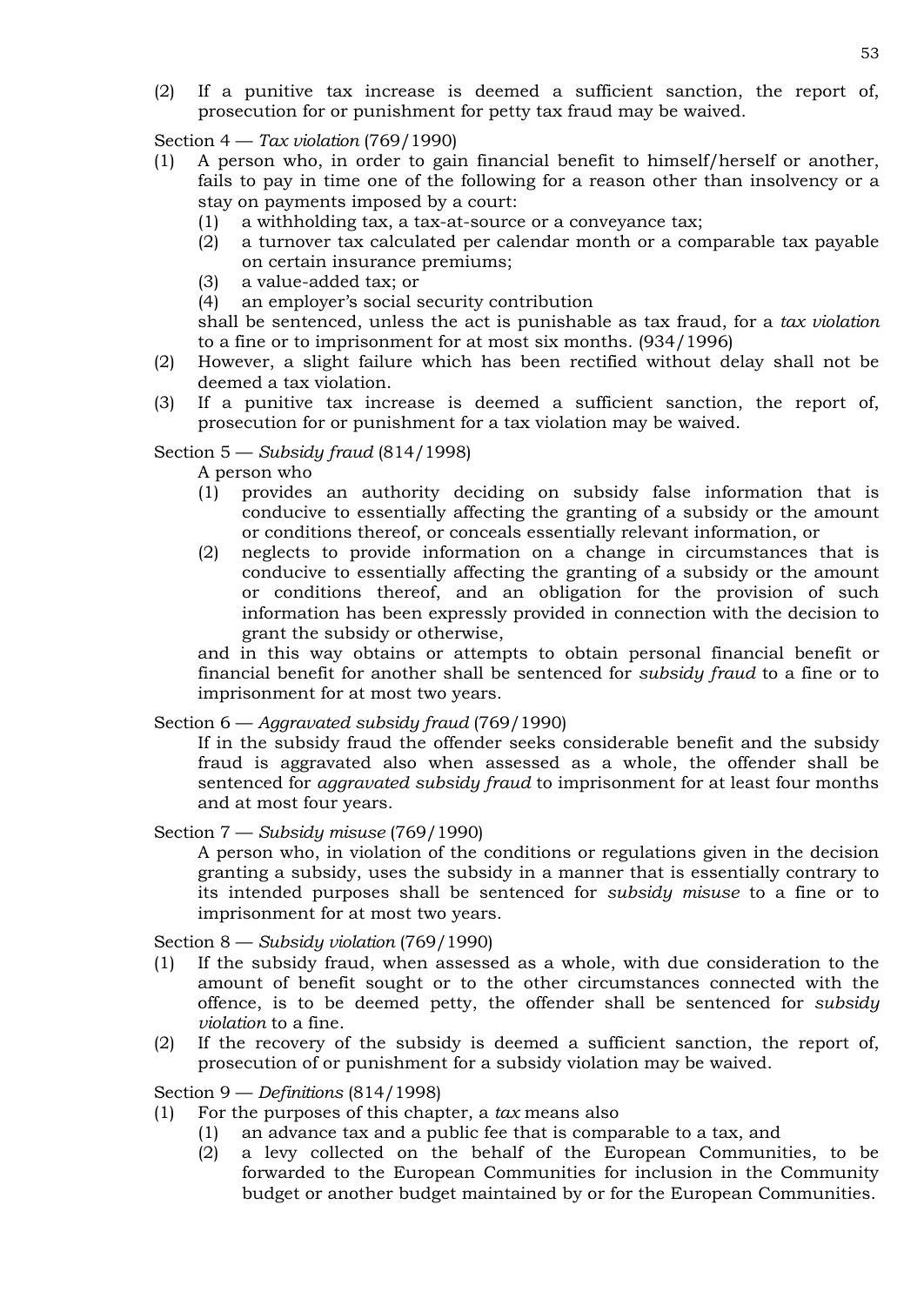(2) If a punitive tax increase is deemed a sufficient sanction, the report of, prosecution for or punishment for petty tax fraud may be waived.

Section 4 — *Tax violation* (769/1990)

(1) A person who, in order to gain financial benefit to himself/herself or another, fails to pay in time one of the following for a reason other than insolvency or a stay on payments imposed by a court:
   (1) a withholding tax, a tax-at-source or a conveyance tax;
   (2) a turnover tax calculated per calendar month or a comparable tax payable on certain insurance premiums;
   (3) a value-added tax; or
   (4) an employer's social security contribution

   shall be sentenced, unless the act is punishable as tax fraud, for a *tax violation* to a fine or to imprisonment for at most six months. (934/1996)

(2) However, a slight failure which has been rectified without delay shall not be deemed a tax violation.

(3) If a punitive tax increase is deemed a sufficient sanction, the report of, prosecution for or punishment for a tax violation may be waived.

Section 5 — *Subsidy fraud* (814/1998)

A person who

(1) provides an authority deciding on subsidy false information that is conducive to essentially affecting the granting of a subsidy or the amount or conditions thereof, or conceals essentially relevant information, or
(2) neglects to provide information on a change in circumstances that is conducive to essentially affecting the granting of a subsidy or the amount or conditions thereof, and an obligation for the provision of such information has been expressly provided in connection with the decision to grant the subsidy or otherwise,

and in this way obtains or attempts to obtain personal financial benefit or financial benefit for another shall be sentenced for *subsidy fraud* to a fine or to imprisonment for at most two years.

Section 6 — *Aggravated subsidy fraud* (769/1990)

If in the subsidy fraud the offender seeks considerable benefit and the subsidy fraud is aggravated also when assessed as a whole, the offender shall be sentenced for *aggravated subsidy fraud* to imprisonment for at least four months and at most four years.

Section 7 — *Subsidy misuse* (769/1990)

A person who, in violation of the conditions or regulations given in the decision granting a subsidy, uses the subsidy in a manner that is essentially contrary to its intended purposes shall be sentenced for *subsidy misuse* to a fine or to imprisonment for at most two years.

Section 8 — *Subsidy violation* (769/1990)

(1) If the subsidy fraud, when assessed as a whole, with due consideration to the amount of benefit sought or to the other circumstances connected with the offence, is to be deemed petty, the offender shall be sentenced for *subsidy violation* to a fine.

(2) If the recovery of the subsidy is deemed a sufficient sanction, the report of, prosecution of or punishment for a subsidy violation may be waived.

Section 9 — *Definitions* (814/1998)

(1) For the purposes of this chapter, a *tax* means also
   (1) an advance tax and a public fee that is comparable to a tax, and
   (2) a levy collected on the behalf of the European Communities, to be forwarded to the European Communities for inclusion in the Community budget or another budget maintained by or for the European Communities.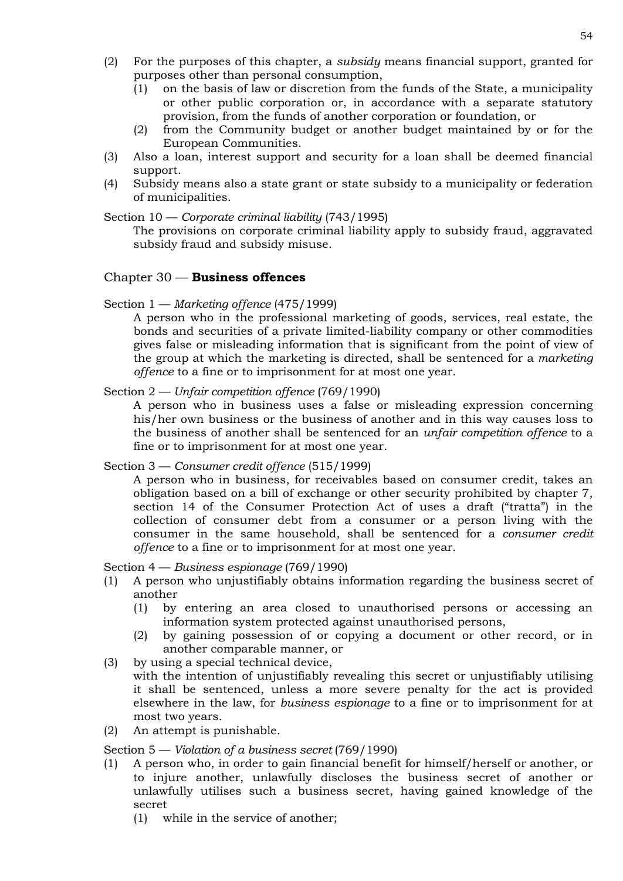(2) For the purposes of this chapter, a *subsidy* means financial support, granted for purposes other than personal consumption,
   (1) on the basis of law or discretion from the funds of the State, a municipality or other public corporation or, in accordance with a separate statutory provision, from the funds of another corporation or foundation, or
   (2) from the Community budget or another budget maintained by or for the European Communities.
(3) Also a loan, interest support and security for a loan shall be deemed financial support.
(4) Subsidy means also a state grant or state subsidy to a municipality or federation of municipalities.

Section 10 — *Corporate criminal liability* (743/1995)
   The provisions on corporate criminal liability apply to subsidy fraud, aggravated subsidy fraud and subsidy misuse.

## Chapter 30 — **Business offences**

Section 1 — *Marketing offence* (475/1999)
   A person who in the professional marketing of goods, services, real estate, the bonds and securities of a private limited-liability company or other commodities gives false or misleading information that is significant from the point of view of the group at which the marketing is directed, shall be sentenced for a *marketing offence* to a fine or to imprisonment for at most one year.

Section 2 — *Unfair competition offence* (769/1990)
   A person who in business uses a false or misleading expression concerning his/her own business or the business of another and in this way causes loss to the business of another shall be sentenced for an *unfair competition offence* to a fine or to imprisonment for at most one year.

Section 3 — *Consumer credit offence* (515/1999)
   A person who in business, for receivables based on consumer credit, takes an obligation based on a bill of exchange or other security prohibited by chapter 7, section 14 of the Consumer Protection Act of uses a draft ("tratta") in the collection of consumer debt from a consumer or a person living with the consumer in the same household, shall be sentenced for a *consumer credit offence* to a fine or to imprisonment for at most one year.

Section 4 — *Business espionage* (769/1990)
(1) A person who unjustifiably obtains information regarding the business secret of another
   (1) by entering an area closed to unauthorised persons or accessing an information system protected against unauthorised persons,
   (2) by gaining possession of or copying a document or other record, or in another comparable manner, or
(3) by using a special technical device,
   with the intention of unjustifiably revealing this secret or unjustifiably utilising it shall be sentenced, unless a more severe penalty for the act is provided elsewhere in the law, for *business espionage* to a fine or to imprisonment for at most two years.
(2) An attempt is punishable.

Section 5 — *Violation of a business secret* (769/1990)
(1) A person who, in order to gain financial benefit for himself/herself or another, or to injure another, unlawfully discloses the business secret of another or unlawfully utilises such a business secret, having gained knowledge of the secret
   (1) while in the service of another;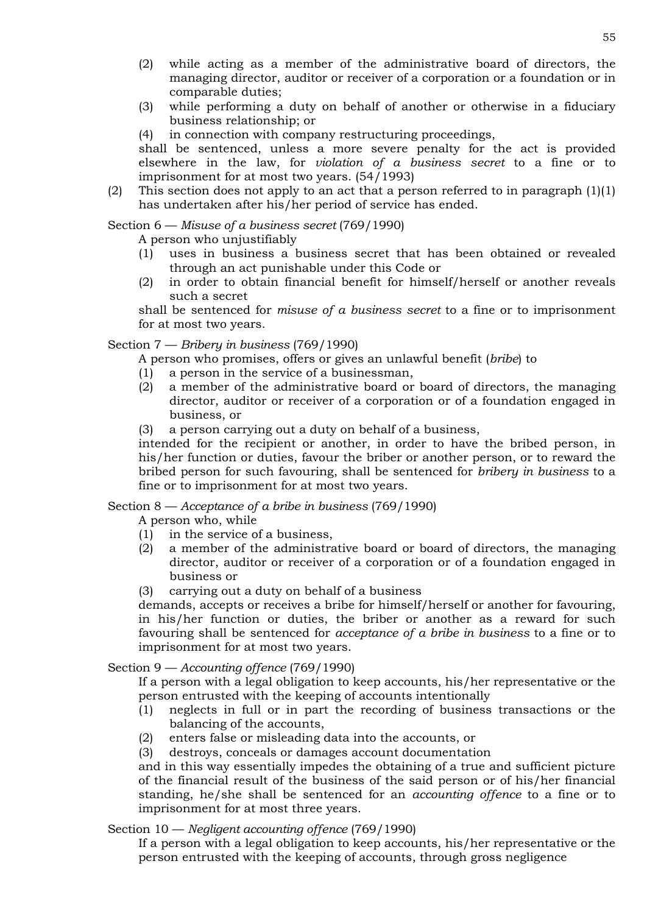(2) while acting as a member of the administrative board of directors, the managing director, auditor or receiver of a corporation or a foundation or in comparable duties;
(3) while performing a duty on behalf of another or otherwise in a fiduciary business relationship; or
(4) in connection with company restructuring proceedings,

shall be sentenced, unless a more severe penalty for the act is provided elsewhere in the law, for *violation of a business secret* to a fine or to imprisonment for at most two years. (54/1993)

(2) This section does not apply to an act that a person referred to in paragraph (1)(1) has undertaken after his/her period of service has ended.

Section 6 — *Misuse of a business secret* (769/1990)

A person who unjustifiably
(1) uses in business a business secret that has been obtained or revealed through an act punishable under this Code or
(2) in order to obtain financial benefit for himself/herself or another reveals such a secret

shall be sentenced for *misuse of a business secret* to a fine or to imprisonment for at most two years.

Section 7 — *Bribery in business* (769/1990)

A person who promises, offers or gives an unlawful benefit (*bribe*) to
(1) a person in the service of a businessman,
(2) a member of the administrative board or board of directors, the managing director, auditor or receiver of a corporation or of a foundation engaged in business, or
(3) a person carrying out a duty on behalf of a business,

intended for the recipient or another, in order to have the bribed person, in his/her function or duties, favour the briber or another person, or to reward the bribed person for such favouring, shall be sentenced for *bribery in business* to a fine or to imprisonment for at most two years.

Section 8 — *Acceptance of a bribe in business* (769/1990)

A person who, while
(1) in the service of a business,
(2) a member of the administrative board or board of directors, the managing director, auditor or receiver of a corporation or of a foundation engaged in business or
(3) carrying out a duty on behalf of a business

demands, accepts or receives a bribe for himself/herself or another for favouring, in his/her function or duties, the briber or another as a reward for such favouring shall be sentenced for *acceptance of a bribe in business* to a fine or to imprisonment for at most two years.

Section 9 — *Accounting offence* (769/1990)

If a person with a legal obligation to keep accounts, his/her representative or the person entrusted with the keeping of accounts intentionally
(1) neglects in full or in part the recording of business transactions or the balancing of the accounts,
(2) enters false or misleading data into the accounts, or
(3) destroys, conceals or damages account documentation

and in this way essentially impedes the obtaining of a true and sufficient picture of the financial result of the business of the said person or of his/her financial standing, he/she shall be sentenced for an *accounting offence* to a fine or to imprisonment for at most three years.

Section 10 — *Negligent accounting offence* (769/1990)

If a person with a legal obligation to keep accounts, his/her representative or the person entrusted with the keeping of accounts, through gross negligence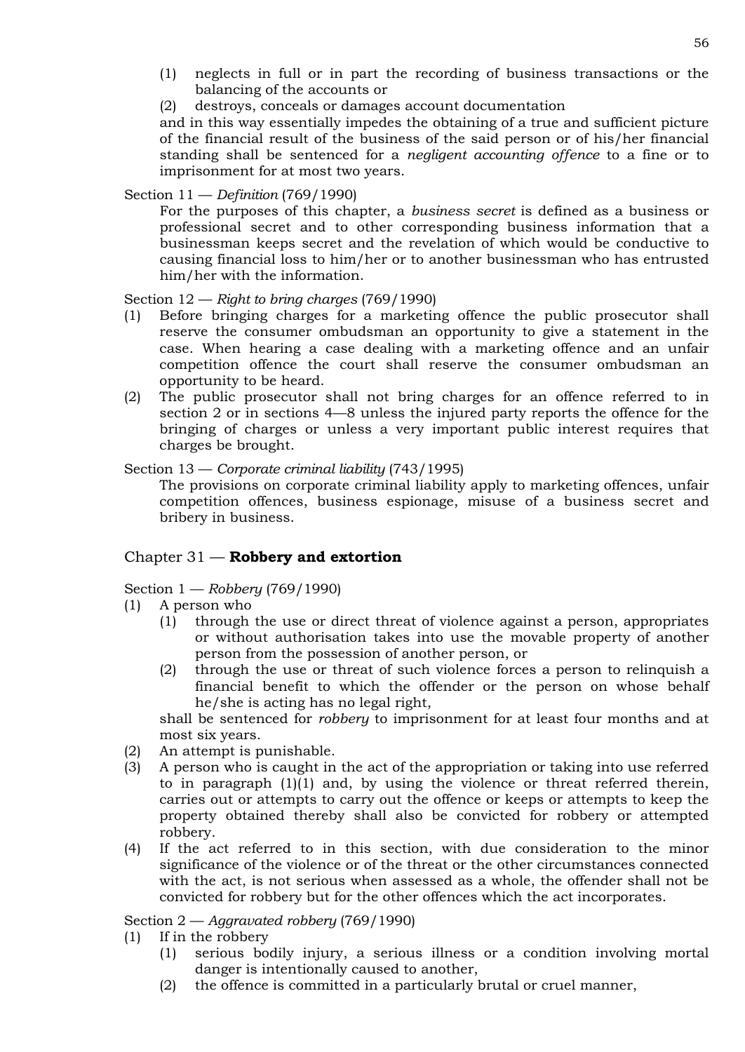(1) neglects in full or in part the recording of business transactions or the balancing of the accounts or

(2) destroys, conceals or damages account documentation

and in this way essentially impedes the obtaining of a true and sufficient picture of the financial result of the business of the said person or of his/her financial standing shall be sentenced for a *negligent accounting offence* to a fine or to imprisonment for at most two years.

Section 11 — *Definition* (769/1990)

For the purposes of this chapter, a *business secret* is defined as a business or professional secret and to other corresponding business information that a businessman keeps secret and the revelation of which would be conductive to causing financial loss to him/her or to another businessman who has entrusted him/her with the information.

Section 12 — *Right to bring charges* (769/1990)

(1) Before bringing charges for a marketing offence the public prosecutor shall reserve the consumer ombudsman an opportunity to give a statement in the case. When hearing a case dealing with a marketing offence and an unfair competition offence the court shall reserve the consumer ombudsman an opportunity to be heard.

(2) The public prosecutor shall not bring charges for an offence referred to in section 2 or in sections 4—8 unless the injured party reports the offence for the bringing of charges or unless a very important public interest requires that charges be brought.

Section 13 — *Corporate criminal liability* (743/1995)

The provisions on corporate criminal liability apply to marketing offences, unfair competition offences, business espionage, misuse of a business secret and bribery in business.

## Chapter 31 — **Robbery and extortion**

Section 1 — *Robbery* (769/1990)

(1) A person who

 (1) through the use or direct threat of violence against a person, appropriates or without authorisation takes into use the movable property of another person from the possession of another person, or

 (2) through the use or threat of such violence forces a person to relinquish a financial benefit to which the offender or the person on whose behalf he/she is acting has no legal right,

shall be sentenced for *robbery* to imprisonment for at least four months and at most six years.

(2) An attempt is punishable.

(3) A person who is caught in the act of the appropriation or taking into use referred to in paragraph (1)(1) and, by using the violence or threat referred therein, carries out or attempts to carry out the offence or keeps or attempts to keep the property obtained thereby shall also be convicted for robbery or attempted robbery.

(4) If the act referred to in this section, with due consideration to the minor significance of the violence or of the threat or the other circumstances connected with the act, is not serious when assessed as a whole, the offender shall not be convicted for robbery but for the other offences which the act incorporates.

Section 2 — *Aggravated robbery* (769/1990)

(1) If in the robbery

 (1) serious bodily injury, a serious illness or a condition involving mortal danger is intentionally caused to another,

 (2) the offence is committed in a particularly brutal or cruel manner,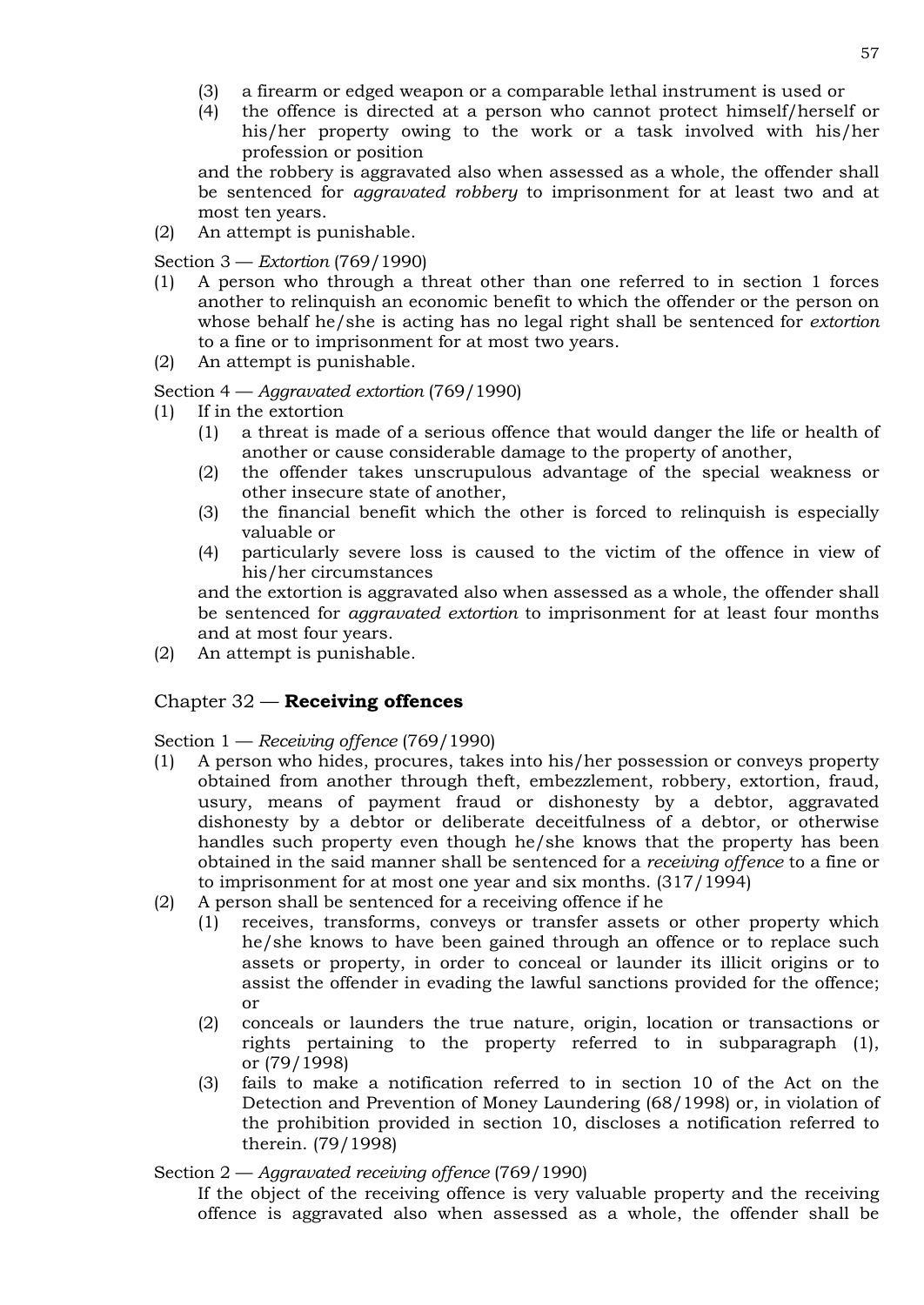(3) a firearm or edged weapon or a comparable lethal instrument is used or
(4) the offence is directed at a person who cannot protect himself/herself or his/her property owing to the work or a task involved with his/her profession or position

and the robbery is aggravated also when assessed as a whole, the offender shall be sentenced for *aggravated robbery* to imprisonment for at least two and at most ten years.

(2) An attempt is punishable.

Section 3 — *Extortion* (769/1990)

(1) A person who through a threat other than one referred to in section 1 forces another to relinquish an economic benefit to which the offender or the person on whose behalf he/she is acting has no legal right shall be sentenced for *extortion* to a fine or to imprisonment for at most two years.
(2) An attempt is punishable.

Section 4 — *Aggravated extortion* (769/1990)

(1) If in the extortion
   (1) a threat is made of a serious offence that would danger the life or health of another or cause considerable damage to the property of another,
   (2) the offender takes unscrupulous advantage of the special weakness or other insecure state of another,
   (3) the financial benefit which the other is forced to relinquish is especially valuable or
   (4) particularly severe loss is caused to the victim of the offence in view of his/her circumstances

   and the extortion is aggravated also when assessed as a whole, the offender shall be sentenced for *aggravated extortion* to imprisonment for at least four months and at most four years.
(2) An attempt is punishable.

## Chapter 32 — **Receiving offences**

Section 1 — *Receiving offence* (769/1990)

(1) A person who hides, procures, takes into his/her possession or conveys property obtained from another through theft, embezzlement, robbery, extortion, fraud, usury, means of payment fraud or dishonesty by a debtor, aggravated dishonesty by a debtor or deliberate deceitfulness of a debtor, or otherwise handles such property even though he/she knows that the property has been obtained in the said manner shall be sentenced for a *receiving offence* to a fine or to imprisonment for at most one year and six months. (317/1994)
(2) A person shall be sentenced for a receiving offence if he
   (1) receives, transforms, conveys or transfer assets or other property which he/she knows to have been gained through an offence or to replace such assets or property, in order to conceal or launder its illicit origins or to assist the offender in evading the lawful sanctions provided for the offence; or
   (2) conceals or launders the true nature, origin, location or transactions or rights pertaining to the property referred to in subparagraph (1), or (79/1998)
   (3) fails to make a notification referred to in section 10 of the Act on the Detection and Prevention of Money Laundering (68/1998) or, in violation of the prohibition provided in section 10, discloses a notification referred to therein. (79/1998)

Section 2 — *Aggravated receiving offence* (769/1990)

If the object of the receiving offence is very valuable property and the receiving offence is aggravated also when assessed as a whole, the offender shall be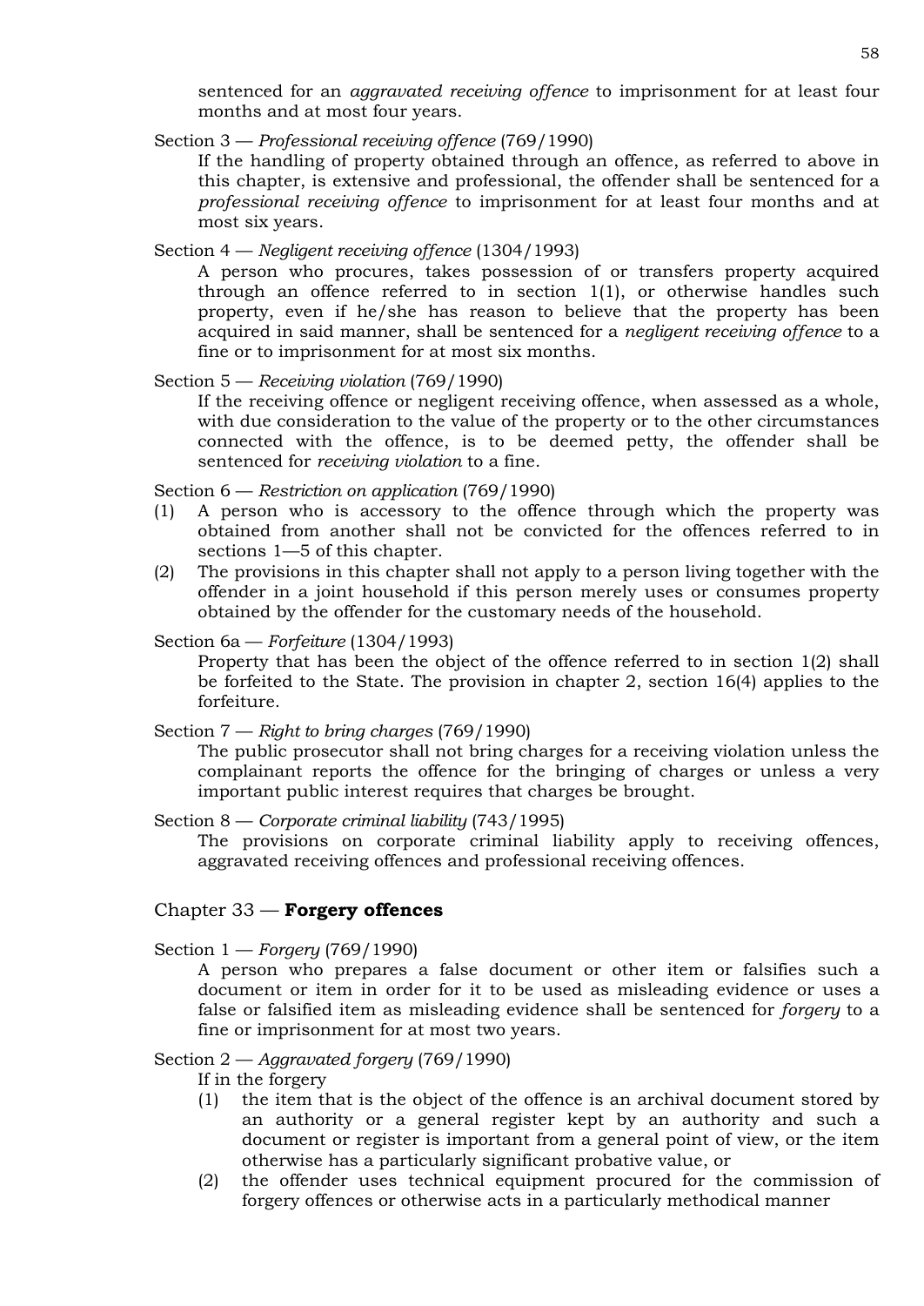sentenced for an *aggravated receiving offence* to imprisonment for at least four months and at most four years.

Section 3 — *Professional receiving offence* (769/1990)

If the handling of property obtained through an offence, as referred to above in this chapter, is extensive and professional, the offender shall be sentenced for a *professional receiving offence* to imprisonment for at least four months and at most six years.

Section 4 — *Negligent receiving offence* (1304/1993)

A person who procures, takes possession of or transfers property acquired through an offence referred to in section 1(1), or otherwise handles such property, even if he/she has reason to believe that the property has been acquired in said manner, shall be sentenced for a *negligent receiving offence* to a fine or to imprisonment for at most six months.

Section 5 — *Receiving violation* (769/1990)

If the receiving offence or negligent receiving offence, when assessed as a whole, with due consideration to the value of the property or to the other circumstances connected with the offence, is to be deemed petty, the offender shall be sentenced for *receiving violation* to a fine.

Section 6 — *Restriction on application* (769/1990)

(1) A person who is accessory to the offence through which the property was obtained from another shall not be convicted for the offences referred to in sections 1—5 of this chapter.

(2) The provisions in this chapter shall not apply to a person living together with the offender in a joint household if this person merely uses or consumes property obtained by the offender for the customary needs of the household.

Section 6a — *Forfeiture* (1304/1993)

Property that has been the object of the offence referred to in section 1(2) shall be forfeited to the State. The provision in chapter 2, section 16(4) applies to the forfeiture.

Section 7 — *Right to bring charges* (769/1990)

The public prosecutor shall not bring charges for a receiving violation unless the complainant reports the offence for the bringing of charges or unless a very important public interest requires that charges be brought.

Section 8 — *Corporate criminal liability* (743/1995)

The provisions on corporate criminal liability apply to receiving offences, aggravated receiving offences and professional receiving offences.

## Chapter 33 — **Forgery offences**

Section 1 — *Forgery* (769/1990)

A person who prepares a false document or other item or falsifies such a document or item in order for it to be used as misleading evidence or uses a false or falsified item as misleading evidence shall be sentenced for *forgery* to a fine or imprisonment for at most two years.

Section 2 — *Aggravated forgery* (769/1990)

If in the forgery

(1) the item that is the object of the offence is an archival document stored by an authority or a general register kept by an authority and such a document or register is important from a general point of view, or the item otherwise has a particularly significant probative value, or

(2) the offender uses technical equipment procured for the commission of forgery offences or otherwise acts in a particularly methodical manner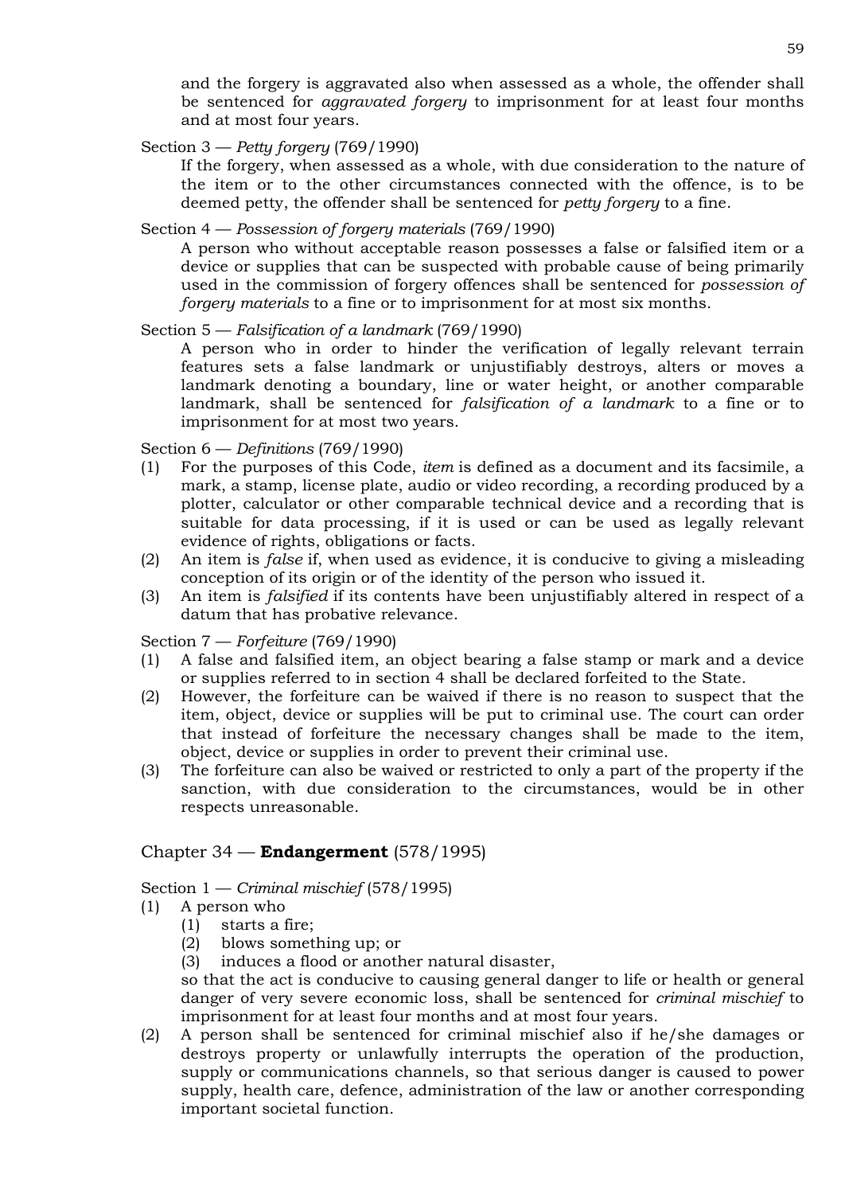and the forgery is aggravated also when assessed as a whole, the offender shall be sentenced for *aggravated forgery* to imprisonment for at least four months and at most four years.

Section 3 — *Petty forgery* (769/1990)

If the forgery, when assessed as a whole, with due consideration to the nature of the item or to the other circumstances connected with the offence, is to be deemed petty, the offender shall be sentenced for *petty forgery* to a fine.

Section 4 — *Possession of forgery materials* (769/1990)

A person who without acceptable reason possesses a false or falsified item or a device or supplies that can be suspected with probable cause of being primarily used in the commission of forgery offences shall be sentenced for *possession of forgery materials* to a fine or to imprisonment for at most six months.

Section 5 — *Falsification of a landmark* (769/1990)

A person who in order to hinder the verification of legally relevant terrain features sets a false landmark or unjustifiably destroys, alters or moves a landmark denoting a boundary, line or water height, or another comparable landmark, shall be sentenced for *falsification of a landmark* to a fine or to imprisonment for at most two years.

Section 6 — *Definitions* (769/1990)

(1) For the purposes of this Code, *item* is defined as a document and its facsimile, a mark, a stamp, license plate, audio or video recording, a recording produced by a plotter, calculator or other comparable technical device and a recording that is suitable for data processing, if it is used or can be used as legally relevant evidence of rights, obligations or facts.

(2) An item is *false* if, when used as evidence, it is conducive to giving a misleading conception of its origin or of the identity of the person who issued it.

(3) An item is *falsified* if its contents have been unjustifiably altered in respect of a datum that has probative relevance.

Section 7 — *Forfeiture* (769/1990)

(1) A false and falsified item, an object bearing a false stamp or mark and a device or supplies referred to in section 4 shall be declared forfeited to the State.

(2) However, the forfeiture can be waived if there is no reason to suspect that the item, object, device or supplies will be put to criminal use. The court can order that instead of forfeiture the necessary changes shall be made to the item, object, device or supplies in order to prevent their criminal use.

(3) The forfeiture can also be waived or restricted to only a part of the property if the sanction, with due consideration to the circumstances, would be in other respects unreasonable.

## Chapter 34 — **Endangerment** (578/1995)

Section 1 — *Criminal mischief* (578/1995)

(1) A person who
   (1) starts a fire;
   (2) blows something up; or
   (3) induces a flood or another natural disaster,

   so that the act is conducive to causing general danger to life or health or general danger of very severe economic loss, shall be sentenced for *criminal mischief* to imprisonment for at least four months and at most four years.

(2) A person shall be sentenced for criminal mischief also if he/she damages or destroys property or unlawfully interrupts the operation of the production, supply or communications channels, so that serious danger is caused to power supply, health care, defence, administration of the law or another corresponding important societal function.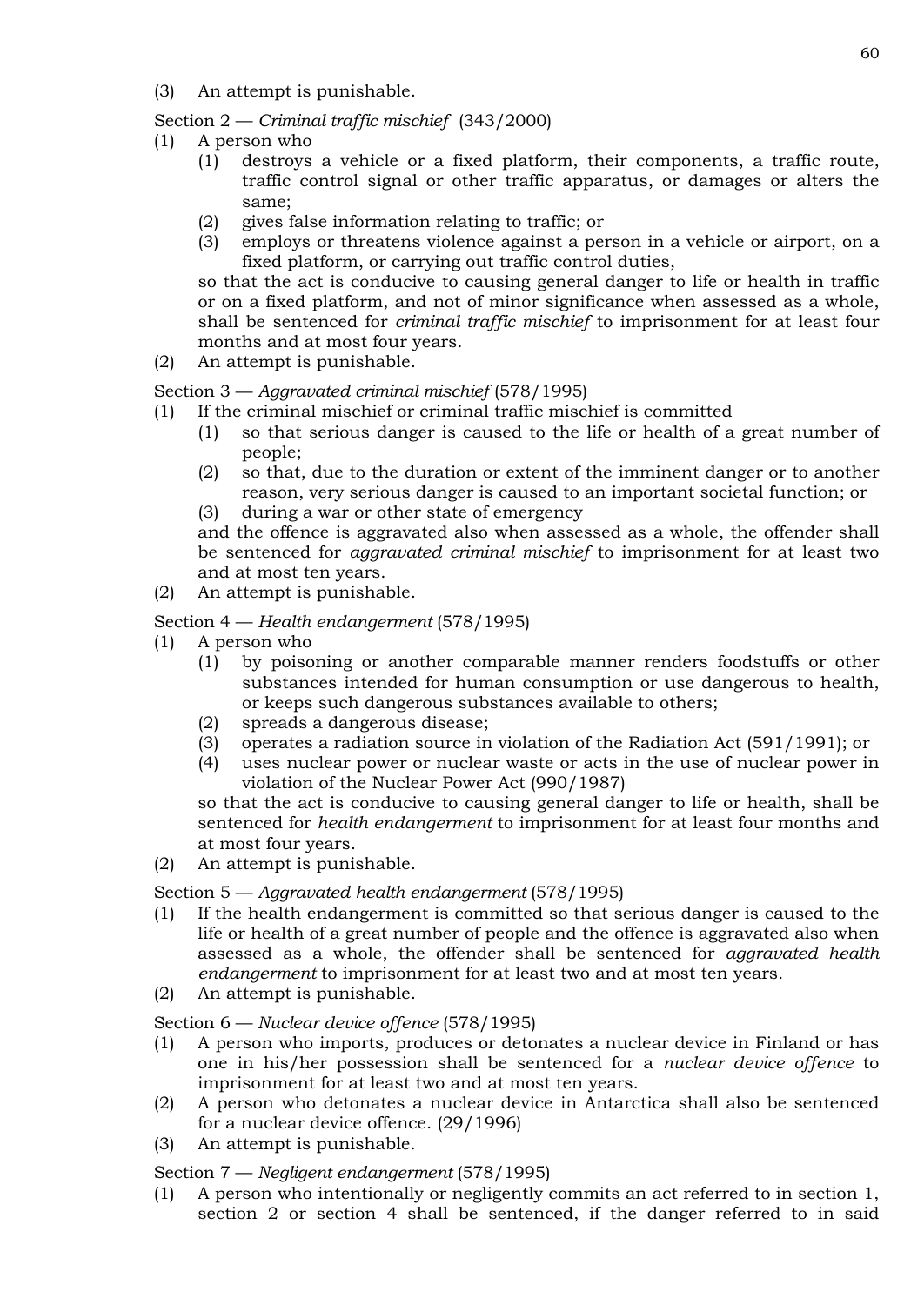(3) An attempt is punishable.

Section 2 — *Criminal traffic mischief* (343/2000)

(1) A person who
   (1) destroys a vehicle or a fixed platform, their components, a traffic route, traffic control signal or other traffic apparatus, or damages or alters the same;
   (2) gives false information relating to traffic; or
   (3) employs or threatens violence against a person in a vehicle or airport, on a fixed platform, or carrying out traffic control duties,

   so that the act is conducive to causing general danger to life or health in traffic or on a fixed platform, and not of minor significance when assessed as a whole, shall be sentenced for *criminal traffic mischief* to imprisonment for at least four months and at most four years.

(2) An attempt is punishable.

Section 3 — *Aggravated criminal mischief* (578/1995)

(1) If the criminal mischief or criminal traffic mischief is committed
   (1) so that serious danger is caused to the life or health of a great number of people;
   (2) so that, due to the duration or extent of the imminent danger or to another reason, very serious danger is caused to an important societal function; or
   (3) during a war or other state of emergency

   and the offence is aggravated also when assessed as a whole, the offender shall be sentenced for *aggravated criminal mischief* to imprisonment for at least two and at most ten years.

(2) An attempt is punishable.

Section 4 — *Health endangerment* (578/1995)

(1) A person who
   (1) by poisoning or another comparable manner renders foodstuffs or other substances intended for human consumption or use dangerous to health, or keeps such dangerous substances available to others;
   (2) spreads a dangerous disease;
   (3) operates a radiation source in violation of the Radiation Act (591/1991); or
   (4) uses nuclear power or nuclear waste or acts in the use of nuclear power in violation of the Nuclear Power Act (990/1987)

   so that the act is conducive to causing general danger to life or health, shall be sentenced for *health endangerment* to imprisonment for at least four months and at most four years.

(2) An attempt is punishable.

Section 5 — *Aggravated health endangerment* (578/1995)

(1) If the health endangerment is committed so that serious danger is caused to the life or health of a great number of people and the offence is aggravated also when assessed as a whole, the offender shall be sentenced for *aggravated health endangerment* to imprisonment for at least two and at most ten years.

(2) An attempt is punishable.

Section 6 — *Nuclear device offence* (578/1995)

(1) A person who imports, produces or detonates a nuclear device in Finland or has one in his/her possession shall be sentenced for a *nuclear device offence* to imprisonment for at least two and at most ten years.

(2) A person who detonates a nuclear device in Antarctica shall also be sentenced for a nuclear device offence. (29/1996)

(3) An attempt is punishable.

Section 7 — *Negligent endangerment* (578/1995)

(1) A person who intentionally or negligently commits an act referred to in section 1, section 2 or section 4 shall be sentenced, if the danger referred to in said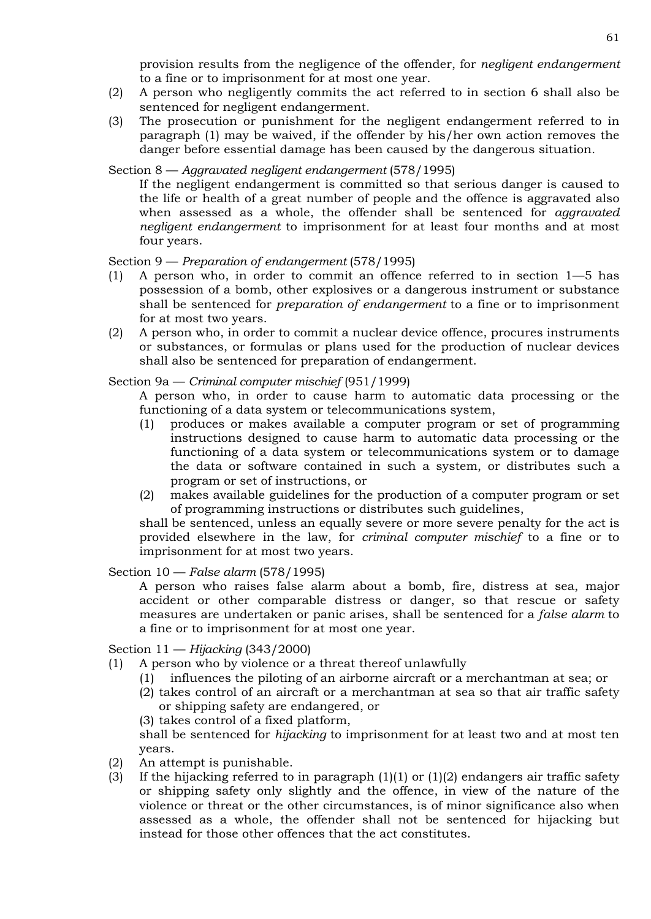provision results from the negligence of the offender, for *negligent endangerment* to a fine or to imprisonment for at most one year.

(2) A person who negligently commits the act referred to in section 6 shall also be sentenced for negligent endangerment.

(3) The prosecution or punishment for the negligent endangerment referred to in paragraph (1) may be waived, if the offender by his/her own action removes the danger before essential damage has been caused by the dangerous situation.

Section 8 — *Aggravated negligent endangerment* (578/1995)

If the negligent endangerment is committed so that serious danger is caused to the life or health of a great number of people and the offence is aggravated also when assessed as a whole, the offender shall be sentenced for *aggravated negligent endangerment* to imprisonment for at least four months and at most four years.

Section 9 — *Preparation of endangerment* (578/1995)

(1) A person who, in order to commit an offence referred to in section 1—5 has possession of a bomb, other explosives or a dangerous instrument or substance shall be sentenced for *preparation of endangerment* to a fine or to imprisonment for at most two years.

(2) A person who, in order to commit a nuclear device offence, procures instruments or substances, or formulas or plans used for the production of nuclear devices shall also be sentenced for preparation of endangerment.

Section 9a — *Criminal computer mischief* (951/1999)

A person who, in order to cause harm to automatic data processing or the functioning of a data system or telecommunications system,

(1) produces or makes available a computer program or set of programming instructions designed to cause harm to automatic data processing or the functioning of a data system or telecommunications system or to damage the data or software contained in such a system, or distributes such a program or set of instructions, or

(2) makes available guidelines for the production of a computer program or set of programming instructions or distributes such guidelines,

shall be sentenced, unless an equally severe or more severe penalty for the act is provided elsewhere in the law, for *criminal computer mischief* to a fine or to imprisonment for at most two years.

Section 10 — *False alarm* (578/1995)

A person who raises false alarm about a bomb, fire, distress at sea, major accident or other comparable distress or danger, so that rescue or safety measures are undertaken or panic arises, shall be sentenced for a *false alarm* to a fine or to imprisonment for at most one year.

Section 11 — *Hijacking* (343/2000)

(1) A person who by violence or a threat thereof unlawfully

(1) influences the piloting of an airborne aircraft or a merchantman at sea; or

(2) takes control of an aircraft or a merchantman at sea so that air traffic safety or shipping safety are endangered, or

(3) takes control of a fixed platform,

shall be sentenced for *hijacking* to imprisonment for at least two and at most ten years.

(2) An attempt is punishable.

(3) If the hijacking referred to in paragraph (1)(1) or (1)(2) endangers air traffic safety or shipping safety only slightly and the offence, in view of the nature of the violence or threat or the other circumstances, is of minor significance also when assessed as a whole, the offender shall not be sentenced for hijacking but instead for those other offences that the act constitutes.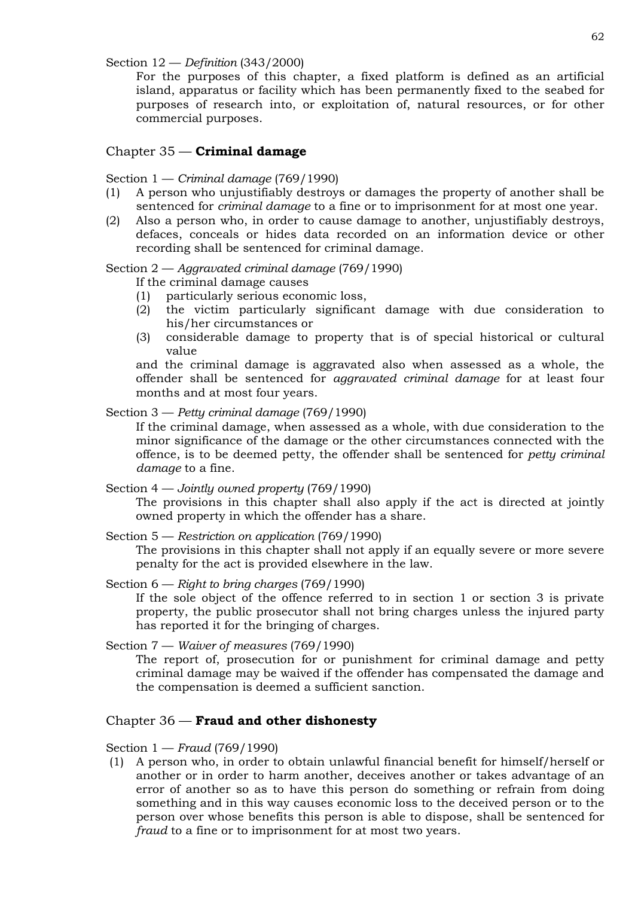Section 12 — *Definition* (343/2000)

For the purposes of this chapter, a fixed platform is defined as an artificial island, apparatus or facility which has been permanently fixed to the seabed for purposes of research into, or exploitation of, natural resources, or for other commercial purposes.

## Chapter 35 — **Criminal damage**

Section 1 — *Criminal damage* (769/1990)

(1) A person who unjustifiably destroys or damages the property of another shall be sentenced for *criminal damage* to a fine or to imprisonment for at most one year.

(2) Also a person who, in order to cause damage to another, unjustifiably destroys, defaces, conceals or hides data recorded on an information device or other recording shall be sentenced for criminal damage.

Section 2 — *Aggravated criminal damage* (769/1990)

If the criminal damage causes

(1) particularly serious economic loss,

(2) the victim particularly significant damage with due consideration to his/her circumstances or

(3) considerable damage to property that is of special historical or cultural value

and the criminal damage is aggravated also when assessed as a whole, the offender shall be sentenced for *aggravated criminal damage* for at least four months and at most four years.

Section 3 — *Petty criminal damage* (769/1990)

If the criminal damage, when assessed as a whole, with due consideration to the minor significance of the damage or the other circumstances connected with the offence, is to be deemed petty, the offender shall be sentenced for *petty criminal damage* to a fine.

Section 4 — *Jointly owned property* (769/1990)

The provisions in this chapter shall also apply if the act is directed at jointly owned property in which the offender has a share.

Section 5 — *Restriction on application* (769/1990)

The provisions in this chapter shall not apply if an equally severe or more severe penalty for the act is provided elsewhere in the law.

Section 6 — *Right to bring charges* (769/1990)

If the sole object of the offence referred to in section 1 or section 3 is private property, the public prosecutor shall not bring charges unless the injured party has reported it for the bringing of charges.

Section 7 — *Waiver of measures* (769/1990)

The report of, prosecution for or punishment for criminal damage and petty criminal damage may be waived if the offender has compensated the damage and the compensation is deemed a sufficient sanction.

## Chapter 36 — **Fraud and other dishonesty**

Section 1 — *Fraud* (769/1990)

(1) A person who, in order to obtain unlawful financial benefit for himself/herself or another or in order to harm another, deceives another or takes advantage of an error of another so as to have this person do something or refrain from doing something and in this way causes economic loss to the deceived person or to the person over whose benefits this person is able to dispose, shall be sentenced for *fraud* to a fine or to imprisonment for at most two years.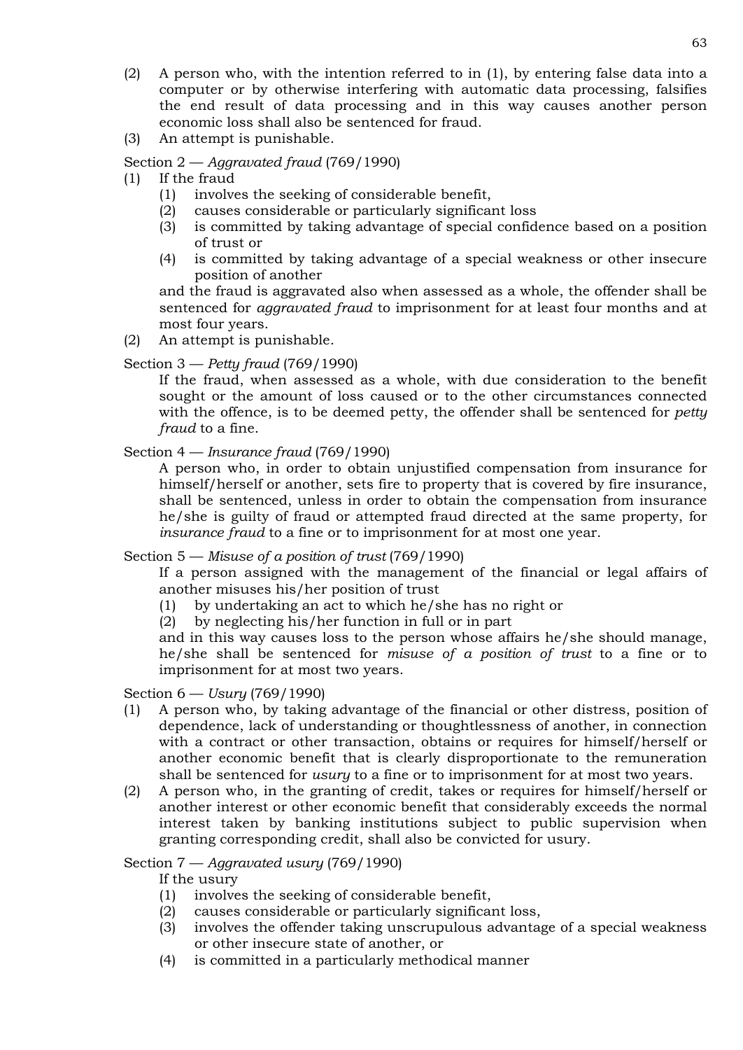(2) A person who, with the intention referred to in (1), by entering false data into a computer or by otherwise interfering with automatic data processing, falsifies the end result of data processing and in this way causes another person economic loss shall also be sentenced for fraud.

(3) An attempt is punishable.

Section 2 — *Aggravated fraud* (769/1990)

(1) If the fraud

(1) involves the seeking of considerable benefit,

(2) causes considerable or particularly significant loss

(3) is committed by taking advantage of special confidence based on a position of trust or

(4) is committed by taking advantage of a special weakness or other insecure position of another

and the fraud is aggravated also when assessed as a whole, the offender shall be sentenced for *aggravated fraud* to imprisonment for at least four months and at most four years.

(2) An attempt is punishable.

Section 3 — *Petty fraud* (769/1990)

If the fraud, when assessed as a whole, with due consideration to the benefit sought or the amount of loss caused or to the other circumstances connected with the offence, is to be deemed petty, the offender shall be sentenced for *petty fraud* to a fine.

Section 4 — *Insurance fraud* (769/1990)

A person who, in order to obtain unjustified compensation from insurance for himself/herself or another, sets fire to property that is covered by fire insurance, shall be sentenced, unless in order to obtain the compensation from insurance he/she is guilty of fraud or attempted fraud directed at the same property, for *insurance fraud* to a fine or to imprisonment for at most one year.

Section 5 — *Misuse of a position of trust* (769/1990)

If a person assigned with the management of the financial or legal affairs of another misuses his/her position of trust

(1) by undertaking an act to which he/she has no right or

(2) by neglecting his/her function in full or in part

and in this way causes loss to the person whose affairs he/she should manage, he/she shall be sentenced for *misuse of a position of trust* to a fine or to imprisonment for at most two years.

Section 6 — *Usury* (769/1990)

(1) A person who, by taking advantage of the financial or other distress, position of dependence, lack of understanding or thoughtlessness of another, in connection with a contract or other transaction, obtains or requires for himself/herself or another economic benefit that is clearly disproportionate to the remuneration shall be sentenced for *usury* to a fine or to imprisonment for at most two years.

(2) A person who, in the granting of credit, takes or requires for himself/herself or another interest or other economic benefit that considerably exceeds the normal interest taken by banking institutions subject to public supervision when granting corresponding credit, shall also be convicted for usury.

Section 7 — *Aggravated usury* (769/1990)

If the usury

(1) involves the seeking of considerable benefit,

(2) causes considerable or particularly significant loss,

(3) involves the offender taking unscrupulous advantage of a special weakness or other insecure state of another, or

(4) is committed in a particularly methodical manner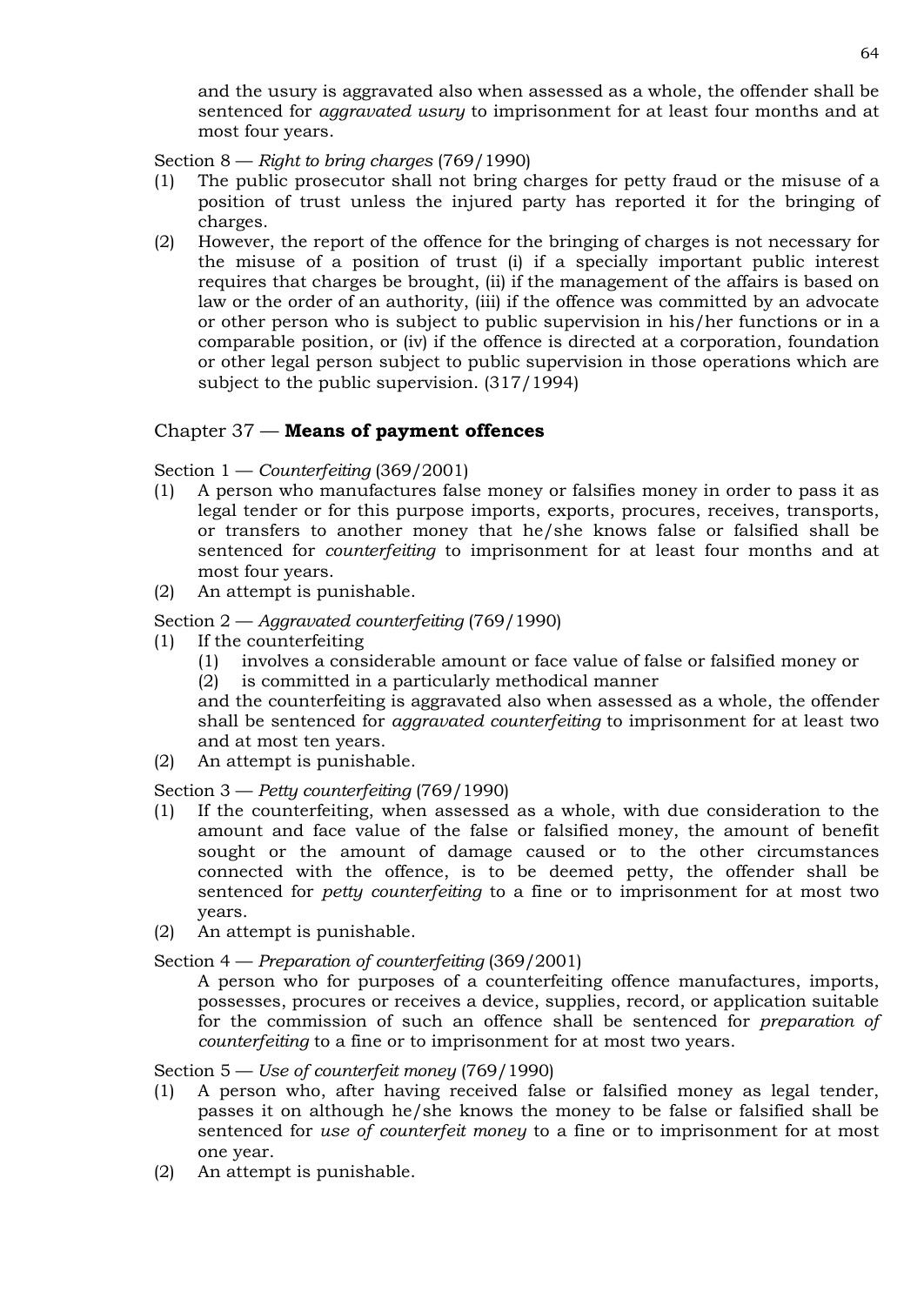and the usury is aggravated also when assessed as a whole, the offender shall be sentenced for *aggravated usury* to imprisonment for at least four months and at most four years.

Section 8 — *Right to bring charges* (769/1990)

(1) The public prosecutor shall not bring charges for petty fraud or the misuse of a position of trust unless the injured party has reported it for the bringing of charges.

(2) However, the report of the offence for the bringing of charges is not necessary for the misuse of a position of trust (i) if a specially important public interest requires that charges be brought, (ii) if the management of the affairs is based on law or the order of an authority, (iii) if the offence was committed by an advocate or other person who is subject to public supervision in his/her functions or in a comparable position, or (iv) if the offence is directed at a corporation, foundation or other legal person subject to public supervision in those operations which are subject to the public supervision. (317/1994)

## Chapter 37 — **Means of payment offences**

Section 1 — *Counterfeiting* (369/2001)

(1) A person who manufactures false money or falsifies money in order to pass it as legal tender or for this purpose imports, exports, procures, receives, transports, or transfers to another money that he/she knows false or falsified shall be sentenced for *counterfeiting* to imprisonment for at least four months and at most four years.

(2) An attempt is punishable.

Section 2 — *Aggravated counterfeiting* (769/1990)

(1) If the counterfeiting
   (1) involves a considerable amount or face value of false or falsified money or
   (2) is committed in a particularly methodical manner

   and the counterfeiting is aggravated also when assessed as a whole, the offender shall be sentenced for *aggravated counterfeiting* to imprisonment for at least two and at most ten years.

(2) An attempt is punishable.

Section 3 — *Petty counterfeiting* (769/1990)

(1) If the counterfeiting, when assessed as a whole, with due consideration to the amount and face value of the false or falsified money, the amount of benefit sought or the amount of damage caused or to the other circumstances connected with the offence, is to be deemed petty, the offender shall be sentenced for *petty counterfeiting* to a fine or to imprisonment for at most two years.

(2) An attempt is punishable.

Section 4 — *Preparation of counterfeiting* (369/2001)

A person who for purposes of a counterfeiting offence manufactures, imports, possesses, procures or receives a device, supplies, record, or application suitable for the commission of such an offence shall be sentenced for *preparation of counterfeiting* to a fine or to imprisonment for at most two years.

Section 5 — *Use of counterfeit money* (769/1990)

(1) A person who, after having received false or falsified money as legal tender, passes it on although he/she knows the money to be false or falsified shall be sentenced for *use of counterfeit money* to a fine or to imprisonment for at most one year.

(2) An attempt is punishable.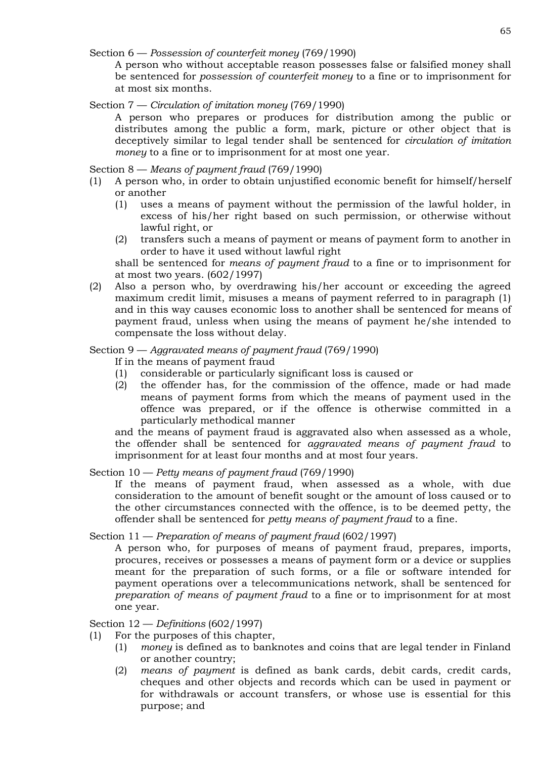Section 6 — *Possession of counterfeit money* (769/1990)

A person who without acceptable reason possesses false or falsified money shall be sentenced for *possession of counterfeit money* to a fine or to imprisonment for at most six months.

Section 7 — *Circulation of imitation money* (769/1990)

A person who prepares or produces for distribution among the public or distributes among the public a form, mark, picture or other object that is deceptively similar to legal tender shall be sentenced for *circulation of imitation money* to a fine or to imprisonment for at most one year.

Section 8 — *Means of payment fraud* (769/1990)

(1) A person who, in order to obtain unjustified economic benefit for himself/herself or another

   (1) uses a means of payment without the permission of the lawful holder, in excess of his/her right based on such permission, or otherwise without lawful right, or

   (2) transfers such a means of payment or means of payment form to another in order to have it used without lawful right

   shall be sentenced for *means of payment fraud* to a fine or to imprisonment for at most two years. (602/1997)

(2) Also a person who, by overdrawing his/her account or exceeding the agreed maximum credit limit, misuses a means of payment referred to in paragraph (1) and in this way causes economic loss to another shall be sentenced for means of payment fraud, unless when using the means of payment he/she intended to compensate the loss without delay.

Section 9 — *Aggravated means of payment fraud* (769/1990)

If in the means of payment fraud

   (1) considerable or particularly significant loss is caused or

   (2) the offender has, for the commission of the offence, made or had made means of payment forms from which the means of payment used in the offence was prepared, or if the offence is otherwise committed in a particularly methodical manner

and the means of payment fraud is aggravated also when assessed as a whole, the offender shall be sentenced for *aggravated means of payment fraud* to imprisonment for at least four months and at most four years.

Section 10 — *Petty means of payment fraud* (769/1990)

If the means of payment fraud, when assessed as a whole, with due consideration to the amount of benefit sought or the amount of loss caused or to the other circumstances connected with the offence, is to be deemed petty, the offender shall be sentenced for *petty means of payment fraud* to a fine.

Section 11 — *Preparation of means of payment fraud* (602/1997)

A person who, for purposes of means of payment fraud, prepares, imports, procures, receives or possesses a means of payment form or a device or supplies meant for the preparation of such forms, or a file or software intended for payment operations over a telecommunications network, shall be sentenced for *preparation of means of payment fraud* to a fine or to imprisonment for at most one year.

Section 12 — *Definitions* (602/1997)

(1) For the purposes of this chapter,

   (1) *money* is defined as to banknotes and coins that are legal tender in Finland or another country;

   (2) *means of payment* is defined as bank cards, debit cards, credit cards, cheques and other objects and records which can be used in payment or for withdrawals or account transfers, or whose use is essential for this purpose; and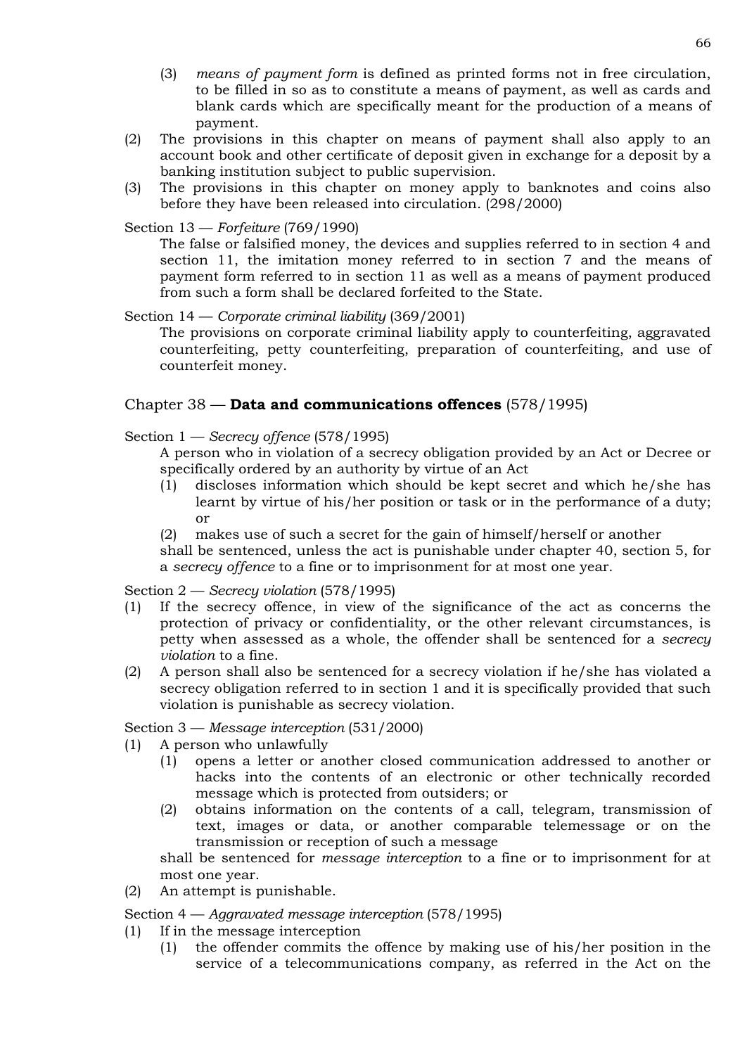(3) *means of payment form* is defined as printed forms not in free circulation, to be filled in so as to constitute a means of payment, as well as cards and blank cards which are specifically meant for the production of a means of payment.

(2) The provisions in this chapter on means of payment shall also apply to an account book and other certificate of deposit given in exchange for a deposit by a banking institution subject to public supervision.

(3) The provisions in this chapter on money apply to banknotes and coins also before they have been released into circulation. (298/2000)

Section 13 — *Forfeiture* (769/1990)

The false or falsified money, the devices and supplies referred to in section 4 and section 11, the imitation money referred to in section 7 and the means of payment form referred to in section 11 as well as a means of payment produced from such a form shall be declared forfeited to the State.

Section 14 — *Corporate criminal liability* (369/2001)

The provisions on corporate criminal liability apply to counterfeiting, aggravated counterfeiting, petty counterfeiting, preparation of counterfeiting, and use of counterfeit money.

## Chapter 38 — **Data and communications offences** (578/1995)

Section 1 — *Secrecy offence* (578/1995)

A person who in violation of a secrecy obligation provided by an Act or Decree or specifically ordered by an authority by virtue of an Act

(1) discloses information which should be kept secret and which he/she has learnt by virtue of his/her position or task or in the performance of a duty; or

(2) makes use of such a secret for the gain of himself/herself or another

shall be sentenced, unless the act is punishable under chapter 40, section 5, for a *secrecy offence* to a fine or to imprisonment for at most one year.

Section 2 — *Secrecy violation* (578/1995)

(1) If the secrecy offence, in view of the significance of the act as concerns the protection of privacy or confidentiality, or the other relevant circumstances, is petty when assessed as a whole, the offender shall be sentenced for a *secrecy violation* to a fine.

(2) A person shall also be sentenced for a secrecy violation if he/she has violated a secrecy obligation referred to in section 1 and it is specifically provided that such violation is punishable as secrecy violation.

Section 3 — *Message interception* (531/2000)

(1) A person who unlawfully

(1) opens a letter or another closed communication addressed to another or hacks into the contents of an electronic or other technically recorded message which is protected from outsiders; or

(2) obtains information on the contents of a call, telegram, transmission of text, images or data, or another comparable telemessage or on the transmission or reception of such a message

shall be sentenced for *message interception* to a fine or to imprisonment for at most one year.

(2) An attempt is punishable.

Section 4 — *Aggravated message interception* (578/1995)

(1) If in the message interception

(1) the offender commits the offence by making use of his/her position in the service of a telecommunications company, as referred in the Act on the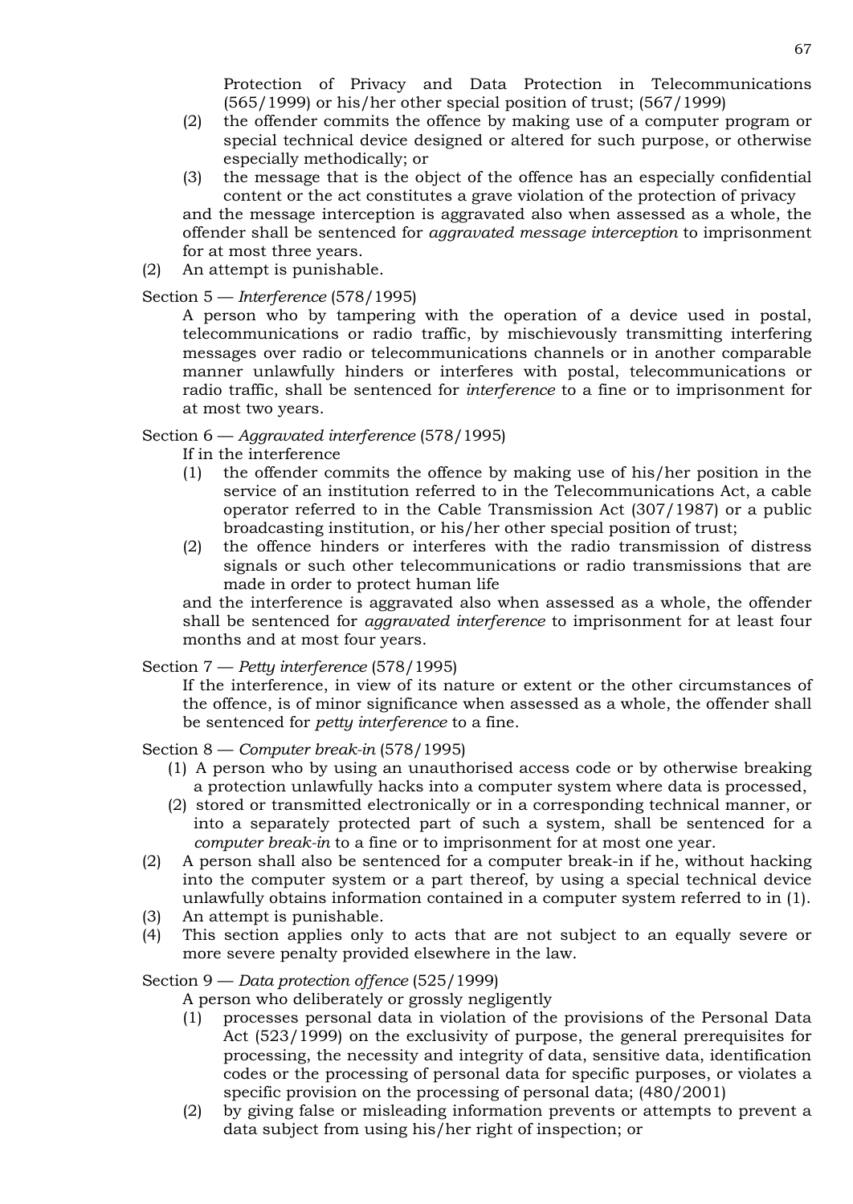Protection of Privacy and Data Protection in Telecommunications (565/1999) or his/her other special position of trust; (567/1999)

(2) the offender commits the offence by making use of a computer program or special technical device designed or altered for such purpose, or otherwise especially methodically; or

(3) the message that is the object of the offence has an especially confidential content or the act constitutes a grave violation of the protection of privacy

and the message interception is aggravated also when assessed as a whole, the offender shall be sentenced for *aggravated message interception* to imprisonment for at most three years.

(2) An attempt is punishable.

Section 5 — *Interference* (578/1995)

A person who by tampering with the operation of a device used in postal, telecommunications or radio traffic, by mischievously transmitting interfering messages over radio or telecommunications channels or in another comparable manner unlawfully hinders or interferes with postal, telecommunications or radio traffic, shall be sentenced for *interference* to a fine or to imprisonment for at most two years.

Section 6 — *Aggravated interference* (578/1995)

If in the interference

(1) the offender commits the offence by making use of his/her position in the service of an institution referred to in the Telecommunications Act, a cable operator referred to in the Cable Transmission Act (307/1987) or a public broadcasting institution, or his/her other special position of trust;

(2) the offence hinders or interferes with the radio transmission of distress signals or such other telecommunications or radio transmissions that are made in order to protect human life

and the interference is aggravated also when assessed as a whole, the offender shall be sentenced for *aggravated interference* to imprisonment for at least four months and at most four years.

Section 7 — *Petty interference* (578/1995)

If the interference, in view of its nature or extent or the other circumstances of the offence, is of minor significance when assessed as a whole, the offender shall be sentenced for *petty interference* to a fine.

Section 8 — *Computer break-in* (578/1995)

(1) A person who by using an unauthorised access code or by otherwise breaking a protection unlawfully hacks into a computer system where data is processed,

(2) stored or transmitted electronically or in a corresponding technical manner, or into a separately protected part of such a system, shall be sentenced for a *computer break-in* to a fine or to imprisonment for at most one year.

(2) A person shall also be sentenced for a computer break-in if he, without hacking into the computer system or a part thereof, by using a special technical device unlawfully obtains information contained in a computer system referred to in (1).

(3) An attempt is punishable.

(4) This section applies only to acts that are not subject to an equally severe or more severe penalty provided elsewhere in the law.

Section 9 — *Data protection offence* (525/1999)

A person who deliberately or grossly negligently

(1) processes personal data in violation of the provisions of the Personal Data Act (523/1999) on the exclusivity of purpose, the general prerequisites for processing, the necessity and integrity of data, sensitive data, identification codes or the processing of personal data for specific purposes, or violates a specific provision on the processing of personal data; (480/2001)

(2) by giving false or misleading information prevents or attempts to prevent a data subject from using his/her right of inspection; or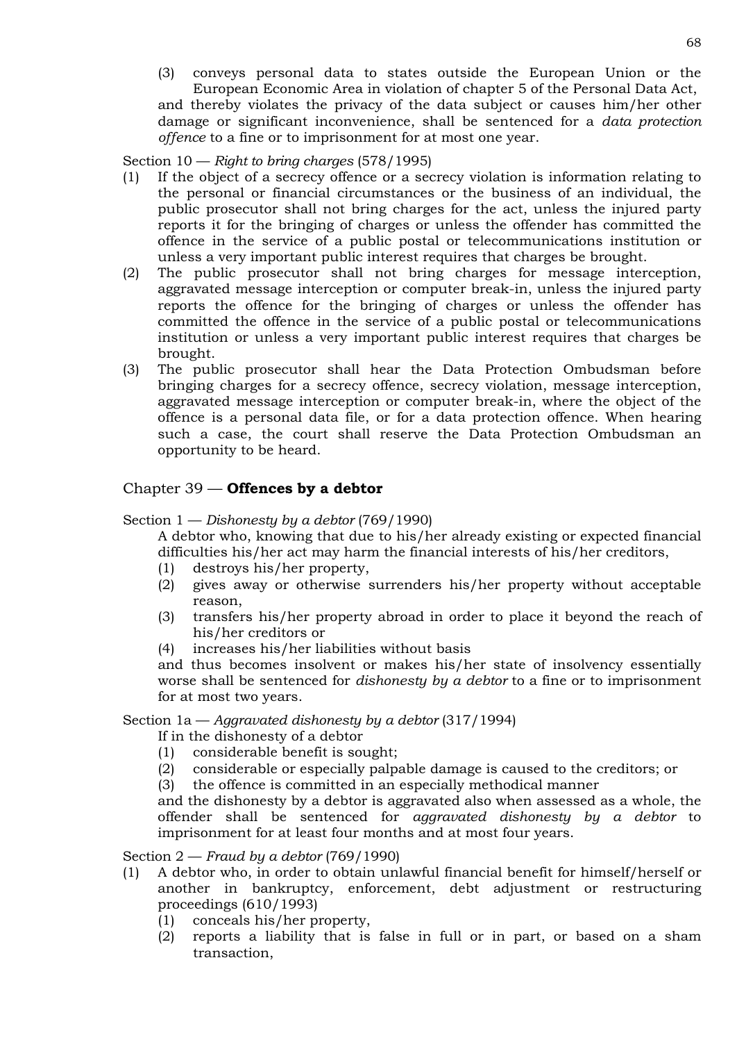(3) conveys personal data to states outside the European Union or the European Economic Area in violation of chapter 5 of the Personal Data Act,

and thereby violates the privacy of the data subject or causes him/her other damage or significant inconvenience, shall be sentenced for a *data protection offence* to a fine or to imprisonment for at most one year.

Section 10 — *Right to bring charges* (578/1995)

(1) If the object of a secrecy offence or a secrecy violation is information relating to the personal or financial circumstances or the business of an individual, the public prosecutor shall not bring charges for the act, unless the injured party reports it for the bringing of charges or unless the offender has committed the offence in the service of a public postal or telecommunications institution or unless a very important public interest requires that charges be brought.

(2) The public prosecutor shall not bring charges for message interception, aggravated message interception or computer break-in, unless the injured party reports the offence for the bringing of charges or unless the offender has committed the offence in the service of a public postal or telecommunications institution or unless a very important public interest requires that charges be brought.

(3) The public prosecutor shall hear the Data Protection Ombudsman before bringing charges for a secrecy offence, secrecy violation, message interception, aggravated message interception or computer break-in, where the object of the offence is a personal data file, or for a data protection offence. When hearing such a case, the court shall reserve the Data Protection Ombudsman an opportunity to be heard.

## Chapter 39 — **Offences by a debtor**

Section 1 — *Dishonesty by a debtor* (769/1990)

A debtor who, knowing that due to his/her already existing or expected financial difficulties his/her act may harm the financial interests of his/her creditors,

(1) destroys his/her property,
(2) gives away or otherwise surrenders his/her property without acceptable reason,
(3) transfers his/her property abroad in order to place it beyond the reach of his/her creditors or
(4) increases his/her liabilities without basis

and thus becomes insolvent or makes his/her state of insolvency essentially worse shall be sentenced for *dishonesty by a debtor* to a fine or to imprisonment for at most two years.

Section 1a — *Aggravated dishonesty by a debtor* (317/1994)

If in the dishonesty of a debtor

(1) considerable benefit is sought;
(2) considerable or especially palpable damage is caused to the creditors; or
(3) the offence is committed in an especially methodical manner

and the dishonesty by a debtor is aggravated also when assessed as a whole, the offender shall be sentenced for *aggravated dishonesty by a debtor* to imprisonment for at least four months and at most four years.

Section 2 — *Fraud by a debtor* (769/1990)

(1) A debtor who, in order to obtain unlawful financial benefit for himself/herself or another in bankruptcy, enforcement, debt adjustment or restructuring proceedings (610/1993)

(1) conceals his/her property,
(2) reports a liability that is false in full or in part, or based on a sham transaction,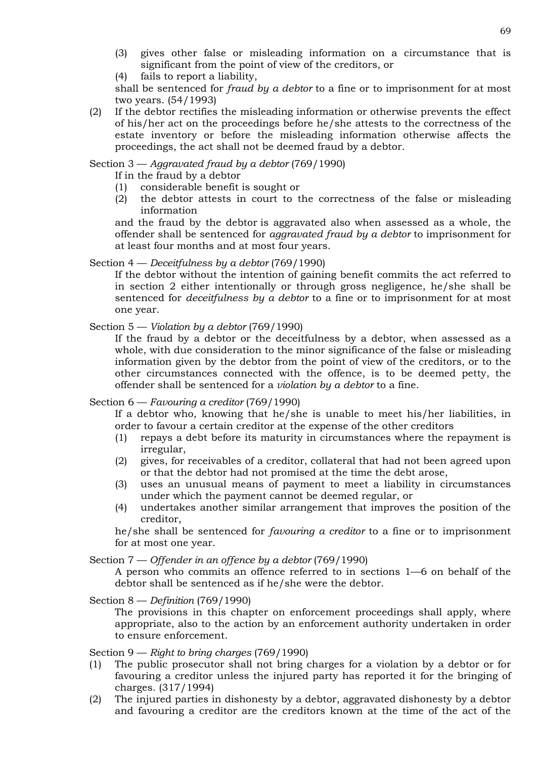(3) gives other false or misleading information on a circumstance that is significant from the point of view of the creditors, or
(4) fails to report a liability,

shall be sentenced for *fraud by a debtor* to a fine or to imprisonment for at most two years. (54/1993)

(2) If the debtor rectifies the misleading information or otherwise prevents the effect of his/her act on the proceedings before he/she attests to the correctness of the estate inventory or before the misleading information otherwise affects the proceedings, the act shall not be deemed fraud by a debtor.

Section 3 — *Aggravated fraud by a debtor* (769/1990)

If in the fraud by a debtor
(1) considerable benefit is sought or
(2) the debtor attests in court to the correctness of the false or misleading information

and the fraud by the debtor is aggravated also when assessed as a whole, the offender shall be sentenced for *aggravated fraud by a debtor* to imprisonment for at least four months and at most four years.

Section 4 — *Deceitfulness by a debtor* (769/1990)

If the debtor without the intention of gaining benefit commits the act referred to in section 2 either intentionally or through gross negligence, he/she shall be sentenced for *deceitfulness by a debtor* to a fine or to imprisonment for at most one year.

Section 5 — *Violation by a debtor* (769/1990)

If the fraud by a debtor or the deceitfulness by a debtor, when assessed as a whole, with due consideration to the minor significance of the false or misleading information given by the debtor from the point of view of the creditors, or to the other circumstances connected with the offence, is to be deemed petty, the offender shall be sentenced for a *violation by a debtor* to a fine.

Section 6 — *Favouring a creditor* (769/1990)

If a debtor who, knowing that he/she is unable to meet his/her liabilities, in order to favour a certain creditor at the expense of the other creditors
(1) repays a debt before its maturity in circumstances where the repayment is irregular,
(2) gives, for receivables of a creditor, collateral that had not been agreed upon or that the debtor had not promised at the time the debt arose,
(3) uses an unusual means of payment to meet a liability in circumstances under which the payment cannot be deemed regular, or
(4) undertakes another similar arrangement that improves the position of the creditor,

he/she shall be sentenced for *favouring a creditor* to a fine or to imprisonment for at most one year.

Section 7 — *Offender in an offence by a debtor* (769/1990)

A person who commits an offence referred to in sections 1—6 on behalf of the debtor shall be sentenced as if he/she were the debtor.

Section 8 — *Definition* (769/1990)

The provisions in this chapter on enforcement proceedings shall apply, where appropriate, also to the action by an enforcement authority undertaken in order to ensure enforcement.

Section 9 — *Right to bring charges* (769/1990)

(1) The public prosecutor shall not bring charges for a violation by a debtor or for favouring a creditor unless the injured party has reported it for the bringing of charges. (317/1994)
(2) The injured parties in dishonesty by a debtor, aggravated dishonesty by a debtor and favouring a creditor are the creditors known at the time of the act of the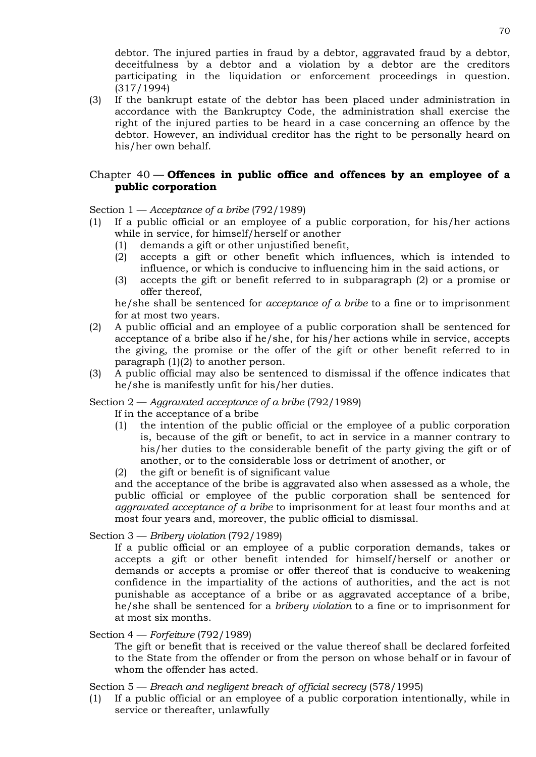debtor. The injured parties in fraud by a debtor, aggravated fraud by a debtor, deceitfulness by a debtor and a violation by a debtor are the creditors participating in the liquidation or enforcement proceedings in question. (317/1994)

(3) If the bankrupt estate of the debtor has been placed under administration in accordance with the Bankruptcy Code, the administration shall exercise the right of the injured parties to be heard in a case concerning an offence by the debtor. However, an individual creditor has the right to be personally heard on his/her own behalf.

## Chapter 40 — **Offences in public office and offences by an employee of a public corporation**

Section 1 — *Acceptance of a bribe* (792/1989)

(1) If a public official or an employee of a public corporation, for his/her actions while in service, for himself/herself or another
   - (1) demands a gift or other unjustified benefit,
   - (2) accepts a gift or other benefit which influences, which is intended to influence, or which is conducive to influencing him in the said actions, or
   - (3) accepts the gift or benefit referred to in subparagraph (2) or a promise or offer thereof,

   he/she shall be sentenced for *acceptance of a bribe* to a fine or to imprisonment for at most two years.

(2) A public official and an employee of a public corporation shall be sentenced for acceptance of a bribe also if he/she, for his/her actions while in service, accepts the giving, the promise or the offer of the gift or other benefit referred to in paragraph (1)(2) to another person.

(3) A public official may also be sentenced to dismissal if the offence indicates that he/she is manifestly unfit for his/her duties.

Section 2 — *Aggravated acceptance of a bribe* (792/1989)

If in the acceptance of a bribe
   - (1) the intention of the public official or the employee of a public corporation is, because of the gift or benefit, to act in service in a manner contrary to his/her duties to the considerable benefit of the party giving the gift or of another, or to the considerable loss or detriment of another, or
   - (2) the gift or benefit is of significant value

and the acceptance of the bribe is aggravated also when assessed as a whole, the public official or employee of the public corporation shall be sentenced for *aggravated acceptance of a bribe* to imprisonment for at least four months and at most four years and, moreover, the public official to dismissal.

Section 3 — *Bribery violation* (792/1989)

If a public official or an employee of a public corporation demands, takes or accepts a gift or other benefit intended for himself/herself or another or demands or accepts a promise or offer thereof that is conducive to weakening confidence in the impartiality of the actions of authorities, and the act is not punishable as acceptance of a bribe or as aggravated acceptance of a bribe, he/she shall be sentenced for a *bribery violation* to a fine or to imprisonment for at most six months.

Section 4 — *Forfeiture* (792/1989)

The gift or benefit that is received or the value thereof shall be declared forfeited to the State from the offender or from the person on whose behalf or in favour of whom the offender has acted.

Section 5 — *Breach and negligent breach of official secrecy* (578/1995)

(1) If a public official or an employee of a public corporation intentionally, while in service or thereafter, unlawfully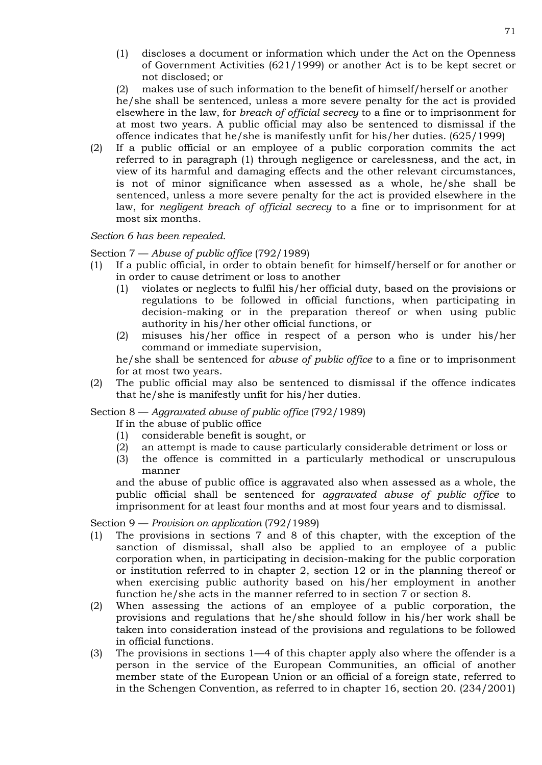(1) discloses a document or information which under the Act on the Openness of Government Activities (621/1999) or another Act is to be kept secret or not disclosed; or

(2) makes use of such information to the benefit of himself/herself or another

he/she shall be sentenced, unless a more severe penalty for the act is provided elsewhere in the law, for *breach of official secrecy* to a fine or to imprisonment for at most two years. A public official may also be sentenced to dismissal if the offence indicates that he/she is manifestly unfit for his/her duties. (625/1999)

(2) If a public official or an employee of a public corporation commits the act referred to in paragraph (1) through negligence or carelessness, and the act, in view of its harmful and damaging effects and the other relevant circumstances, is not of minor significance when assessed as a whole, he/she shall be sentenced, unless a more severe penalty for the act is provided elsewhere in the law, for *negligent breach of official secrecy* to a fine or to imprisonment for at most six months.

*Section 6 has been repealed.*

Section 7 — *Abuse of public office* (792/1989)

(1) If a public official, in order to obtain benefit for himself/herself or for another or in order to cause detriment or loss to another

(1) violates or neglects to fulfil his/her official duty, based on the provisions or regulations to be followed in official functions, when participating in decision-making or in the preparation thereof or when using public authority in his/her other official functions, or

(2) misuses his/her office in respect of a person who is under his/her command or immediate supervision,

he/she shall be sentenced for *abuse of public office* to a fine or to imprisonment for at most two years.

(2) The public official may also be sentenced to dismissal if the offence indicates that he/she is manifestly unfit for his/her duties.

Section 8 — *Aggravated abuse of public office* (792/1989)

If in the abuse of public office

(1) considerable benefit is sought, or

(2) an attempt is made to cause particularly considerable detriment or loss or

(3) the offence is committed in a particularly methodical or unscrupulous manner

and the abuse of public office is aggravated also when assessed as a whole, the public official shall be sentenced for *aggravated abuse of public office* to imprisonment for at least four months and at most four years and to dismissal.

Section 9 — *Provision on application* (792/1989)

(1) The provisions in sections 7 and 8 of this chapter, with the exception of the sanction of dismissal, shall also be applied to an employee of a public corporation when, in participating in decision-making for the public corporation or institution referred to in chapter 2, section 12 or in the planning thereof or when exercising public authority based on his/her employment in another function he/she acts in the manner referred to in section 7 or section 8.

(2) When assessing the actions of an employee of a public corporation, the provisions and regulations that he/she should follow in his/her work shall be taken into consideration instead of the provisions and regulations to be followed in official functions.

(3) The provisions in sections 1—4 of this chapter apply also where the offender is a person in the service of the European Communities, an official of another member state of the European Union or an official of a foreign state, referred to in the Schengen Convention, as referred to in chapter 16, section 20. (234/2001)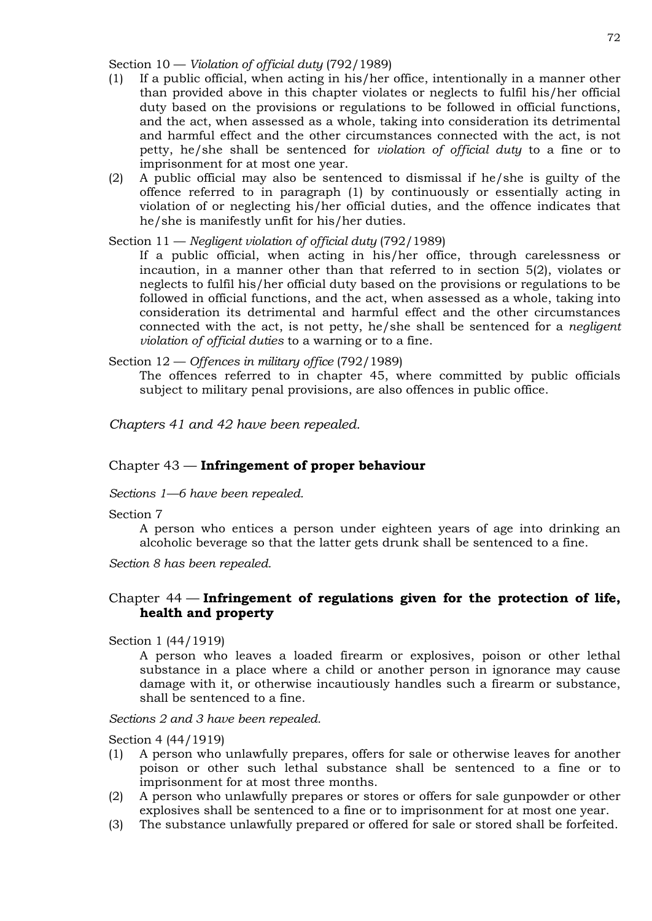Section 10 — *Violation of official duty* (792/1989)

(1) If a public official, when acting in his/her office, intentionally in a manner other than provided above in this chapter violates or neglects to fulfil his/her official duty based on the provisions or regulations to be followed in official functions, and the act, when assessed as a whole, taking into consideration its detrimental and harmful effect and the other circumstances connected with the act, is not petty, he/she shall be sentenced for *violation of official duty* to a fine or to imprisonment for at most one year.

(2) A public official may also be sentenced to dismissal if he/she is guilty of the offence referred to in paragraph (1) by continuously or essentially acting in violation of or neglecting his/her official duties, and the offence indicates that he/she is manifestly unfit for his/her duties.

Section 11 — *Negligent violation of official duty* (792/1989)

If a public official, when acting in his/her office, through carelessness or incaution, in a manner other than that referred to in section 5(2), violates or neglects to fulfil his/her official duty based on the provisions or regulations to be followed in official functions, and the act, when assessed as a whole, taking into consideration its detrimental and harmful effect and the other circumstances connected with the act, is not petty, he/she shall be sentenced for a *negligent violation of official duties* to a warning or to a fine.

Section 12 — *Offences in military office* (792/1989)

The offences referred to in chapter 45, where committed by public officials subject to military penal provisions, are also offences in public office.

*Chapters 41 and 42 have been repealed.*

## Chapter 43 — **Infringement of proper behaviour**

*Sections 1—6 have been repealed.*

Section 7

A person who entices a person under eighteen years of age into drinking an alcoholic beverage so that the latter gets drunk shall be sentenced to a fine.

*Section 8 has been repealed.*

## Chapter 44 — **Infringement of regulations given for the protection of life, health and property**

Section 1 (44/1919)

A person who leaves a loaded firearm or explosives, poison or other lethal substance in a place where a child or another person in ignorance may cause damage with it, or otherwise incautiously handles such a firearm or substance, shall be sentenced to a fine.

*Sections 2 and 3 have been repealed.*

Section 4 (44/1919)

(1) A person who unlawfully prepares, offers for sale or otherwise leaves for another poison or other such lethal substance shall be sentenced to a fine or to imprisonment for at most three months.

(2) A person who unlawfully prepares or stores or offers for sale gunpowder or other explosives shall be sentenced to a fine or to imprisonment for at most one year.

(3) The substance unlawfully prepared or offered for sale or stored shall be forfeited.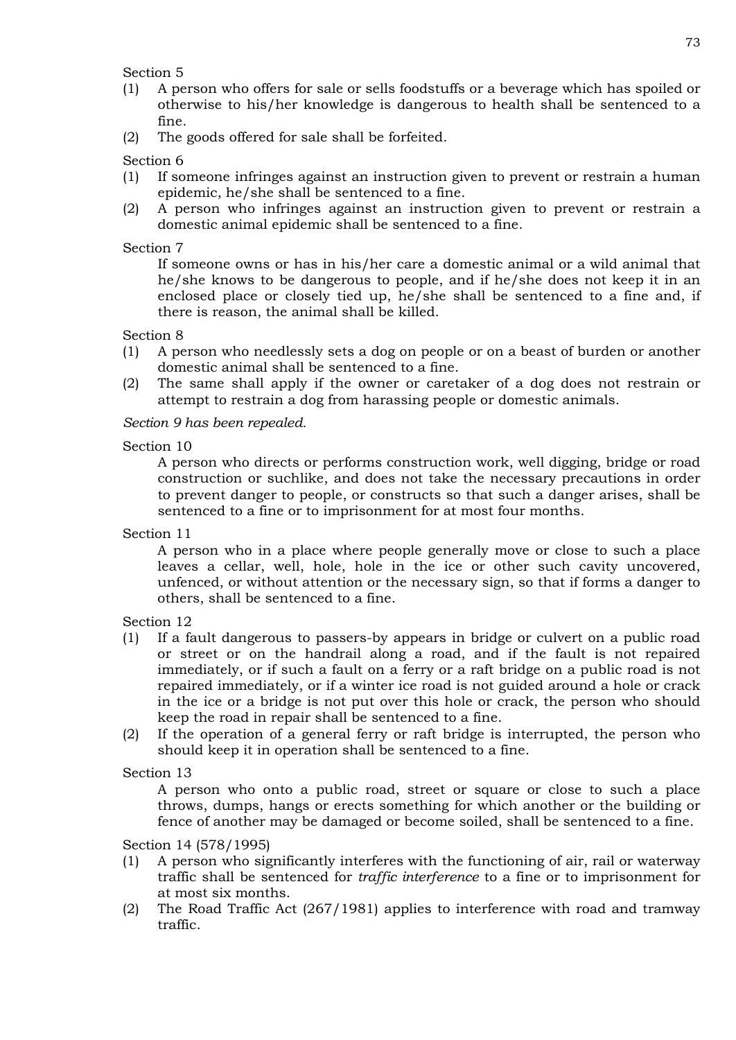Section 5

(1) A person who offers for sale or sells foodstuffs or a beverage which has spoiled or otherwise to his/her knowledge is dangerous to health shall be sentenced to a fine.

(2) The goods offered for sale shall be forfeited.

Section 6

(1) If someone infringes against an instruction given to prevent or restrain a human epidemic, he/she shall be sentenced to a fine.

(2) A person who infringes against an instruction given to prevent or restrain a domestic animal epidemic shall be sentenced to a fine.

Section 7

If someone owns or has in his/her care a domestic animal or a wild animal that he/she knows to be dangerous to people, and if he/she does not keep it in an enclosed place or closely tied up, he/she shall be sentenced to a fine and, if there is reason, the animal shall be killed.

Section 8

(1) A person who needlessly sets a dog on people or on a beast of burden or another domestic animal shall be sentenced to a fine.

(2) The same shall apply if the owner or caretaker of a dog does not restrain or attempt to restrain a dog from harassing people or domestic animals.

*Section 9 has been repealed.*

Section 10

A person who directs or performs construction work, well digging, bridge or road construction or suchlike, and does not take the necessary precautions in order to prevent danger to people, or constructs so that such a danger arises, shall be sentenced to a fine or to imprisonment for at most four months.

Section 11

A person who in a place where people generally move or close to such a place leaves a cellar, well, hole, hole in the ice or other such cavity uncovered, unfenced, or without attention or the necessary sign, so that if forms a danger to others, shall be sentenced to a fine.

Section 12

(1) If a fault dangerous to passers-by appears in bridge or culvert on a public road or street or on the handrail along a road, and if the fault is not repaired immediately, or if such a fault on a ferry or a raft bridge on a public road is not repaired immediately, or if a winter ice road is not guided around a hole or crack in the ice or a bridge is not put over this hole or crack, the person who should keep the road in repair shall be sentenced to a fine.

(2) If the operation of a general ferry or raft bridge is interrupted, the person who should keep it in operation shall be sentenced to a fine.

Section 13

A person who onto a public road, street or square or close to such a place throws, dumps, hangs or erects something for which another or the building or fence of another may be damaged or become soiled, shall be sentenced to a fine.

Section 14 (578/1995)

(1) A person who significantly interferes with the functioning of air, rail or waterway traffic shall be sentenced for *traffic interference* to a fine or to imprisonment for at most six months.

(2) The Road Traffic Act (267/1981) applies to interference with road and tramway traffic.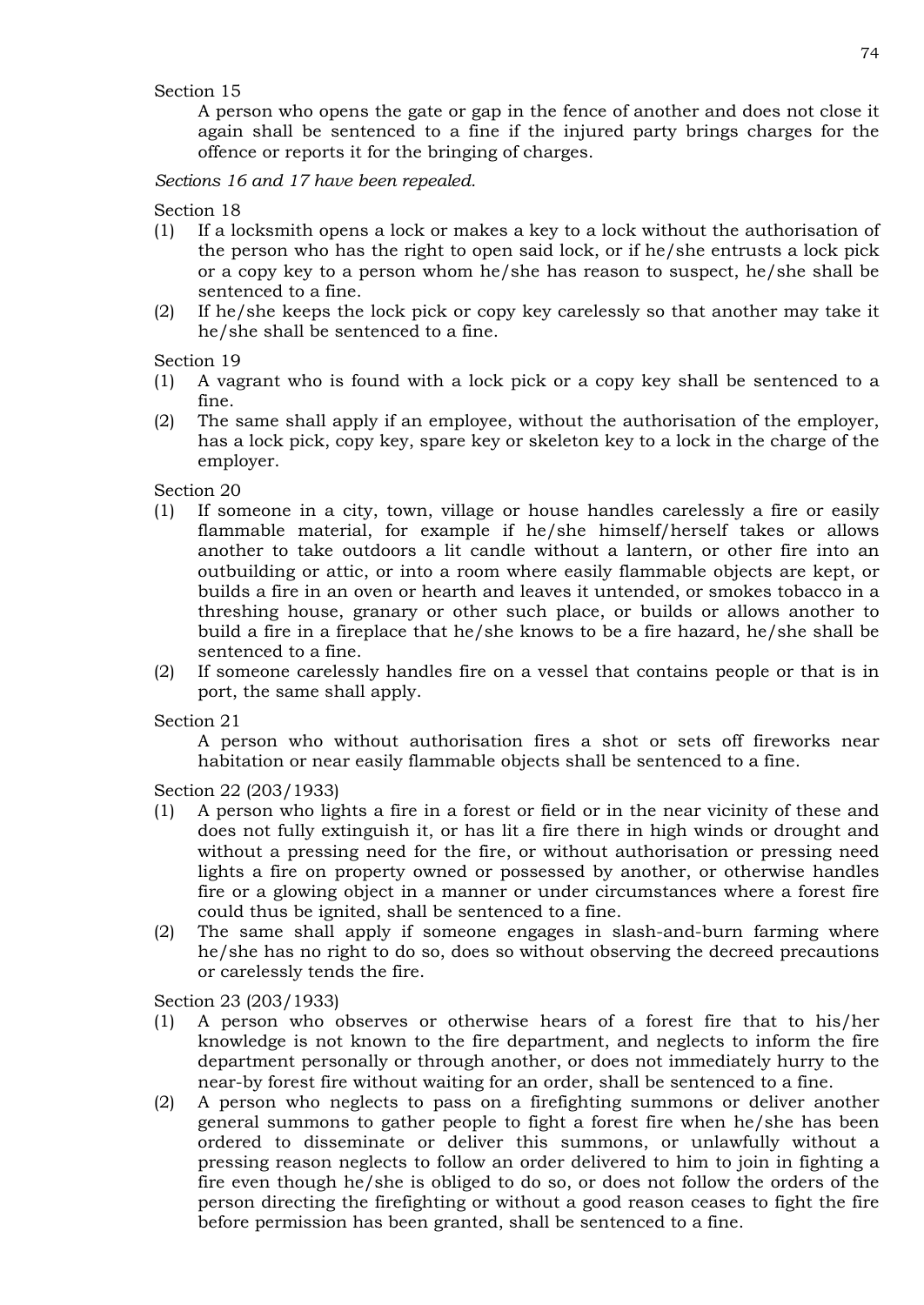Section 15

A person who opens the gate or gap in the fence of another and does not close it again shall be sentenced to a fine if the injured party brings charges for the offence or reports it for the bringing of charges.

*Sections 16 and 17 have been repealed.*

Section 18

(1) If a locksmith opens a lock or makes a key to a lock without the authorisation of the person who has the right to open said lock, or if he/she entrusts a lock pick or a copy key to a person whom he/she has reason to suspect, he/she shall be sentenced to a fine.

(2) If he/she keeps the lock pick or copy key carelessly so that another may take it he/she shall be sentenced to a fine.

Section 19

(1) A vagrant who is found with a lock pick or a copy key shall be sentenced to a fine.

(2) The same shall apply if an employee, without the authorisation of the employer, has a lock pick, copy key, spare key or skeleton key to a lock in the charge of the employer.

Section 20

(1) If someone in a city, town, village or house handles carelessly a fire or easily flammable material, for example if he/she himself/herself takes or allows another to take outdoors a lit candle without a lantern, or other fire into an outbuilding or attic, or into a room where easily flammable objects are kept, or builds a fire in an oven or hearth and leaves it untended, or smokes tobacco in a threshing house, granary or other such place, or builds or allows another to build a fire in a fireplace that he/she knows to be a fire hazard, he/she shall be sentenced to a fine.

(2) If someone carelessly handles fire on a vessel that contains people or that is in port, the same shall apply.

Section 21

A person who without authorisation fires a shot or sets off fireworks near habitation or near easily flammable objects shall be sentenced to a fine.

Section 22 (203/1933)

(1) A person who lights a fire in a forest or field or in the near vicinity of these and does not fully extinguish it, or has lit a fire there in high winds or drought and without a pressing need for the fire, or without authorisation or pressing need lights a fire on property owned or possessed by another, or otherwise handles fire or a glowing object in a manner or under circumstances where a forest fire could thus be ignited, shall be sentenced to a fine.

(2) The same shall apply if someone engages in slash-and-burn farming where he/she has no right to do so, does so without observing the decreed precautions or carelessly tends the fire.

Section 23 (203/1933)

(1) A person who observes or otherwise hears of a forest fire that to his/her knowledge is not known to the fire department, and neglects to inform the fire department personally or through another, or does not immediately hurry to the near-by forest fire without waiting for an order, shall be sentenced to a fine.

(2) A person who neglects to pass on a firefighting summons or deliver another general summons to gather people to fight a forest fire when he/she has been ordered to disseminate or deliver this summons, or unlawfully without a pressing reason neglects to follow an order delivered to him to join in fighting a fire even though he/she is obliged to do so, or does not follow the orders of the person directing the firefighting or without a good reason ceases to fight the fire before permission has been granted, shall be sentenced to a fine.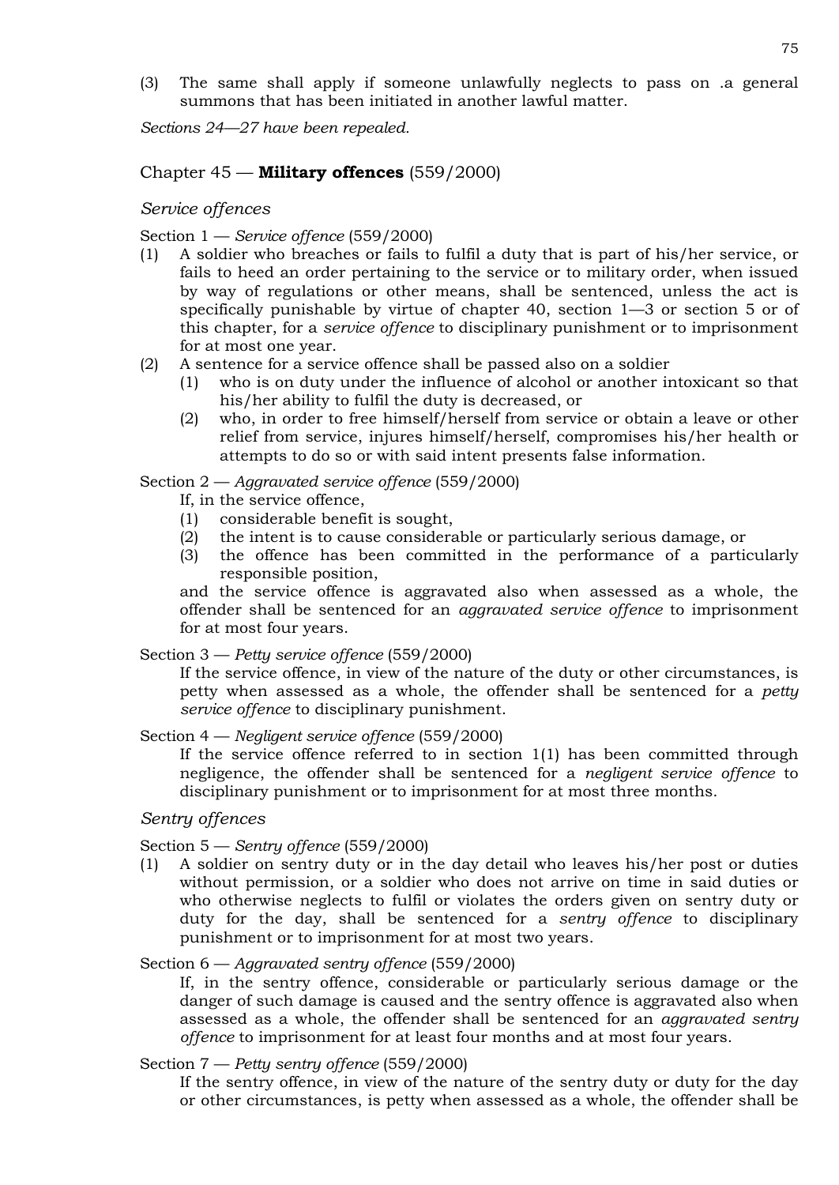(3) The same shall apply if someone unlawfully neglects to pass on .a general summons that has been initiated in another lawful matter.

*Sections 24—27 have been repealed.*

## Chapter 45 — **Military offences** (559/2000)

### *Service offences*

Section 1 — *Service offence* (559/2000)

(1) A soldier who breaches or fails to fulfil a duty that is part of his/her service, or fails to heed an order pertaining to the service or to military order, when issued by way of regulations or other means, shall be sentenced, unless the act is specifically punishable by virtue of chapter 40, section 1—3 or section 5 or of this chapter, for a *service offence* to disciplinary punishment or to imprisonment for at most one year.

(2) A sentence for a service offence shall be passed also on a soldier
   (1) who is on duty under the influence of alcohol or another intoxicant so that his/her ability to fulfil the duty is decreased, or
   (2) who, in order to free himself/herself from service or obtain a leave or other relief from service, injures himself/herself, compromises his/her health or attempts to do so or with said intent presents false information.

Section 2 — *Aggravated service offence* (559/2000)

If, in the service offence,
   (1) considerable benefit is sought,
   (2) the intent is to cause considerable or particularly serious damage, or
   (3) the offence has been committed in the performance of a particularly responsible position,

and the service offence is aggravated also when assessed as a whole, the offender shall be sentenced for an *aggravated service offence* to imprisonment for at most four years.

Section 3 — *Petty service offence* (559/2000)

If the service offence, in view of the nature of the duty or other circumstances, is petty when assessed as a whole, the offender shall be sentenced for a *petty service offence* to disciplinary punishment.

Section 4 — *Negligent service offence* (559/2000)

If the service offence referred to in section 1(1) has been committed through negligence, the offender shall be sentenced for a *negligent service offence* to disciplinary punishment or to imprisonment for at most three months.

### *Sentry offences*

Section 5 — *Sentry offence* (559/2000)

(1) A soldier on sentry duty or in the day detail who leaves his/her post or duties without permission, or a soldier who does not arrive on time in said duties or who otherwise neglects to fulfil or violates the orders given on sentry duty or duty for the day, shall be sentenced for a *sentry offence* to disciplinary punishment or to imprisonment for at most two years.

Section 6 — *Aggravated sentry offence* (559/2000)

If, in the sentry offence, considerable or particularly serious damage or the danger of such damage is caused and the sentry offence is aggravated also when assessed as a whole, the offender shall be sentenced for an *aggravated sentry offence* to imprisonment for at least four months and at most four years.

Section 7 — *Petty sentry offence* (559/2000)

If the sentry offence, in view of the nature of the sentry duty or duty for the day or other circumstances, is petty when assessed as a whole, the offender shall be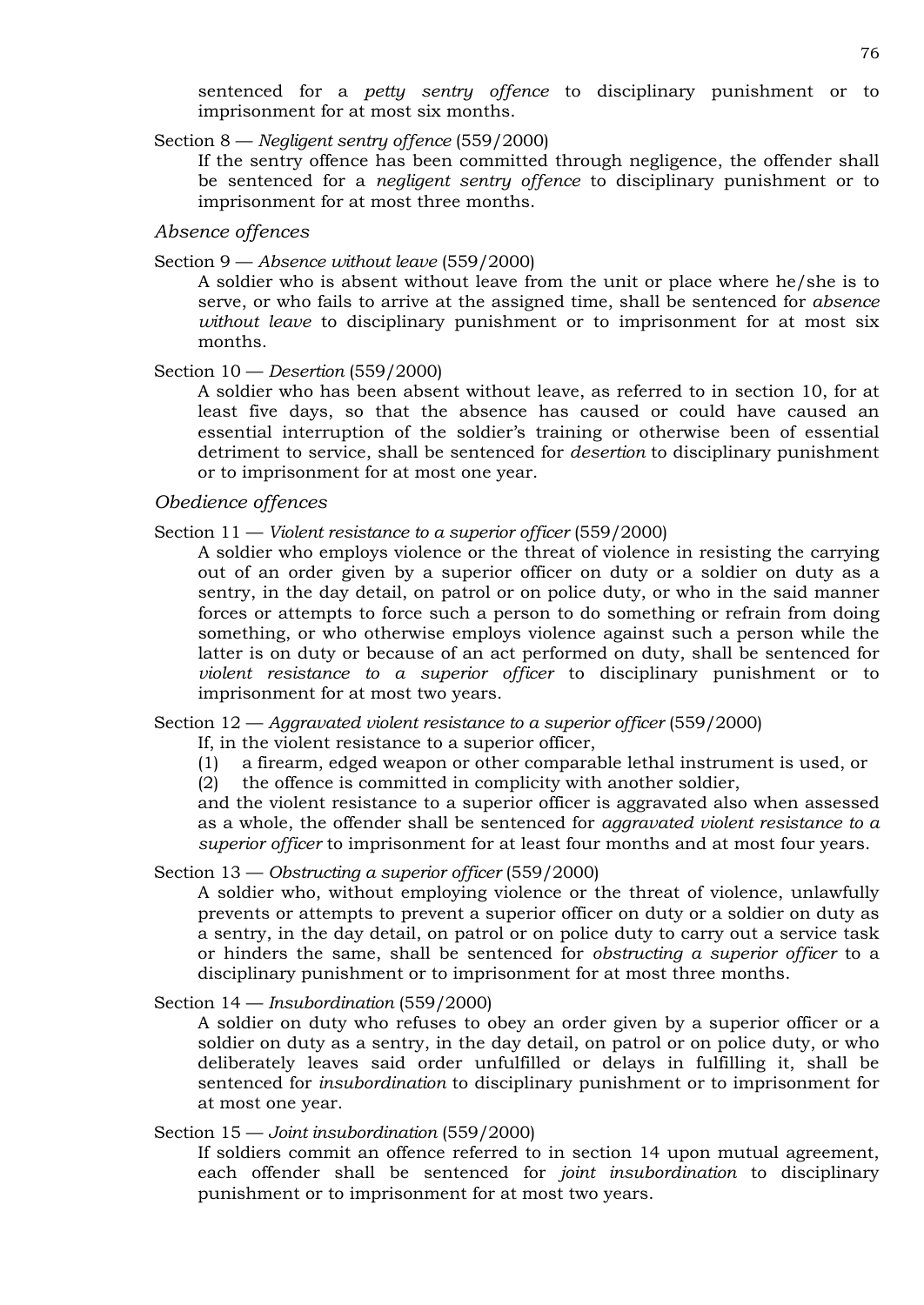sentenced for a *petty sentry offence* to disciplinary punishment or to imprisonment for at most six months.

Section 8 — *Negligent sentry offence* (559/2000)

If the sentry offence has been committed through negligence, the offender shall be sentenced for a *negligent sentry offence* to disciplinary punishment or to imprisonment for at most three months.

*Absence offences*

Section 9 — *Absence without leave* (559/2000)

A soldier who is absent without leave from the unit or place where he/she is to serve, or who fails to arrive at the assigned time, shall be sentenced for *absence without leave* to disciplinary punishment or to imprisonment for at most six months.

Section 10 — *Desertion* (559/2000)

A soldier who has been absent without leave, as referred to in section 10, for at least five days, so that the absence has caused or could have caused an essential interruption of the soldier's training or otherwise been of essential detriment to service, shall be sentenced for *desertion* to disciplinary punishment or to imprisonment for at most one year.

*Obedience offences*

Section 11 — *Violent resistance to a superior officer* (559/2000)

A soldier who employs violence or the threat of violence in resisting the carrying out of an order given by a superior officer on duty or a soldier on duty as a sentry, in the day detail, on patrol or on police duty, or who in the said manner forces or attempts to force such a person to do something or refrain from doing something, or who otherwise employs violence against such a person while the latter is on duty or because of an act performed on duty, shall be sentenced for *violent resistance to a superior officer* to disciplinary punishment or to imprisonment for at most two years.

Section 12 — *Aggravated violent resistance to a superior officer* (559/2000)

If, in the violent resistance to a superior officer,

(1) a firearm, edged weapon or other comparable lethal instrument is used, or

(2) the offence is committed in complicity with another soldier,

and the violent resistance to a superior officer is aggravated also when assessed as a whole, the offender shall be sentenced for *aggravated violent resistance to a superior officer* to imprisonment for at least four months and at most four years.

Section 13 — *Obstructing a superior officer* (559/2000)

A soldier who, without employing violence or the threat of violence, unlawfully prevents or attempts to prevent a superior officer on duty or a soldier on duty as a sentry, in the day detail, on patrol or on police duty to carry out a service task or hinders the same, shall be sentenced for *obstructing a superior officer* to a disciplinary punishment or to imprisonment for at most three months.

Section 14 — *Insubordination* (559/2000)

A soldier on duty who refuses to obey an order given by a superior officer or a soldier on duty as a sentry, in the day detail, on patrol or on police duty, or who deliberately leaves said order unfulfilled or delays in fulfilling it, shall be sentenced for *insubordination* to disciplinary punishment or to imprisonment for at most one year.

Section 15 — *Joint insubordination* (559/2000)

If soldiers commit an offence referred to in section 14 upon mutual agreement, each offender shall be sentenced for *joint insubordination* to disciplinary punishment or to imprisonment for at most two years.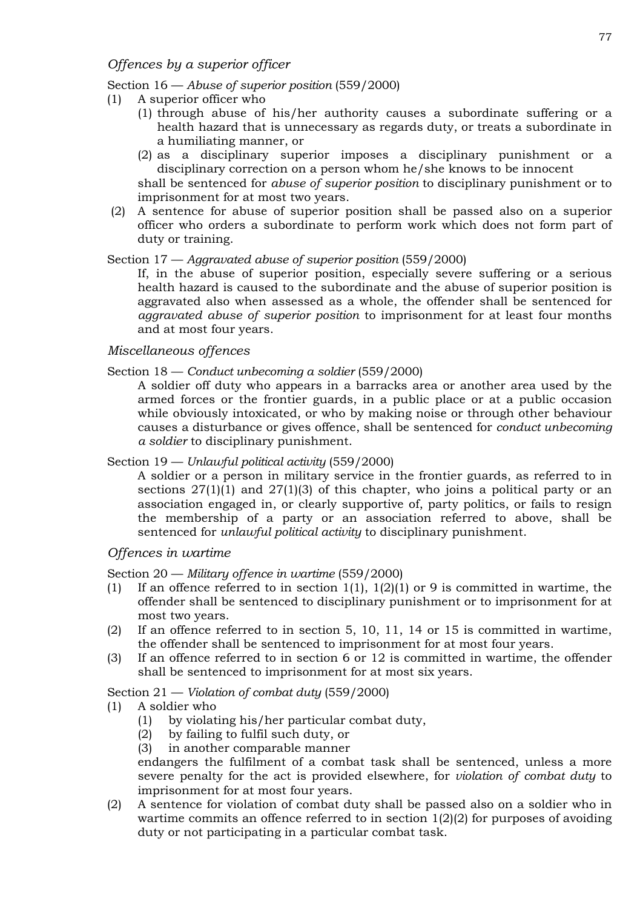*Offences by a superior officer*

Section 16 — *Abuse of superior position* (559/2000)

(1) A superior officer who
   (1) through abuse of his/her authority causes a subordinate suffering or a health hazard that is unnecessary as regards duty, or treats a subordinate in a humiliating manner, or
   (2) as a disciplinary superior imposes a disciplinary punishment or a disciplinary correction on a person whom he/she knows to be innocent

   shall be sentenced for *abuse of superior position* to disciplinary punishment or to imprisonment for at most two years.

(2) A sentence for abuse of superior position shall be passed also on a superior officer who orders a subordinate to perform work which does not form part of duty or training.

Section 17 — *Aggravated abuse of superior position* (559/2000)

If, in the abuse of superior position, especially severe suffering or a serious health hazard is caused to the subordinate and the abuse of superior position is aggravated also when assessed as a whole, the offender shall be sentenced for *aggravated abuse of superior position* to imprisonment for at least four months and at most four years.

*Miscellaneous offences*

Section 18 — *Conduct unbecoming a soldier* (559/2000)

A soldier off duty who appears in a barracks area or another area used by the armed forces or the frontier guards, in a public place or at a public occasion while obviously intoxicated, or who by making noise or through other behaviour causes a disturbance or gives offence, shall be sentenced for *conduct unbecoming a soldier* to disciplinary punishment.

Section 19 — *Unlawful political activity* (559/2000)

A soldier or a person in military service in the frontier guards, as referred to in sections 27(1)(1) and 27(1)(3) of this chapter, who joins a political party or an association engaged in, or clearly supportive of, party politics, or fails to resign the membership of a party or an association referred to above, shall be sentenced for *unlawful political activity* to disciplinary punishment.

*Offences in wartime*

Section 20 — *Military offence in wartime* (559/2000)

(1) If an offence referred to in section 1(1), 1(2)(1) or 9 is committed in wartime, the offender shall be sentenced to disciplinary punishment or to imprisonment for at most two years.

(2) If an offence referred to in section 5, 10, 11, 14 or 15 is committed in wartime, the offender shall be sentenced to imprisonment for at most four years.

(3) If an offence referred to in section 6 or 12 is committed in wartime, the offender shall be sentenced to imprisonment for at most six years.

Section 21 — *Violation of combat duty* (559/2000)

(1) A soldier who
   (1) by violating his/her particular combat duty,
   (2) by failing to fulfil such duty, or
   (3) in another comparable manner

   endangers the fulfilment of a combat task shall be sentenced, unless a more severe penalty for the act is provided elsewhere, for *violation of combat duty* to imprisonment for at most four years.

(2) A sentence for violation of combat duty shall be passed also on a soldier who in wartime commits an offence referred to in section 1(2)(2) for purposes of avoiding duty or not participating in a particular combat task.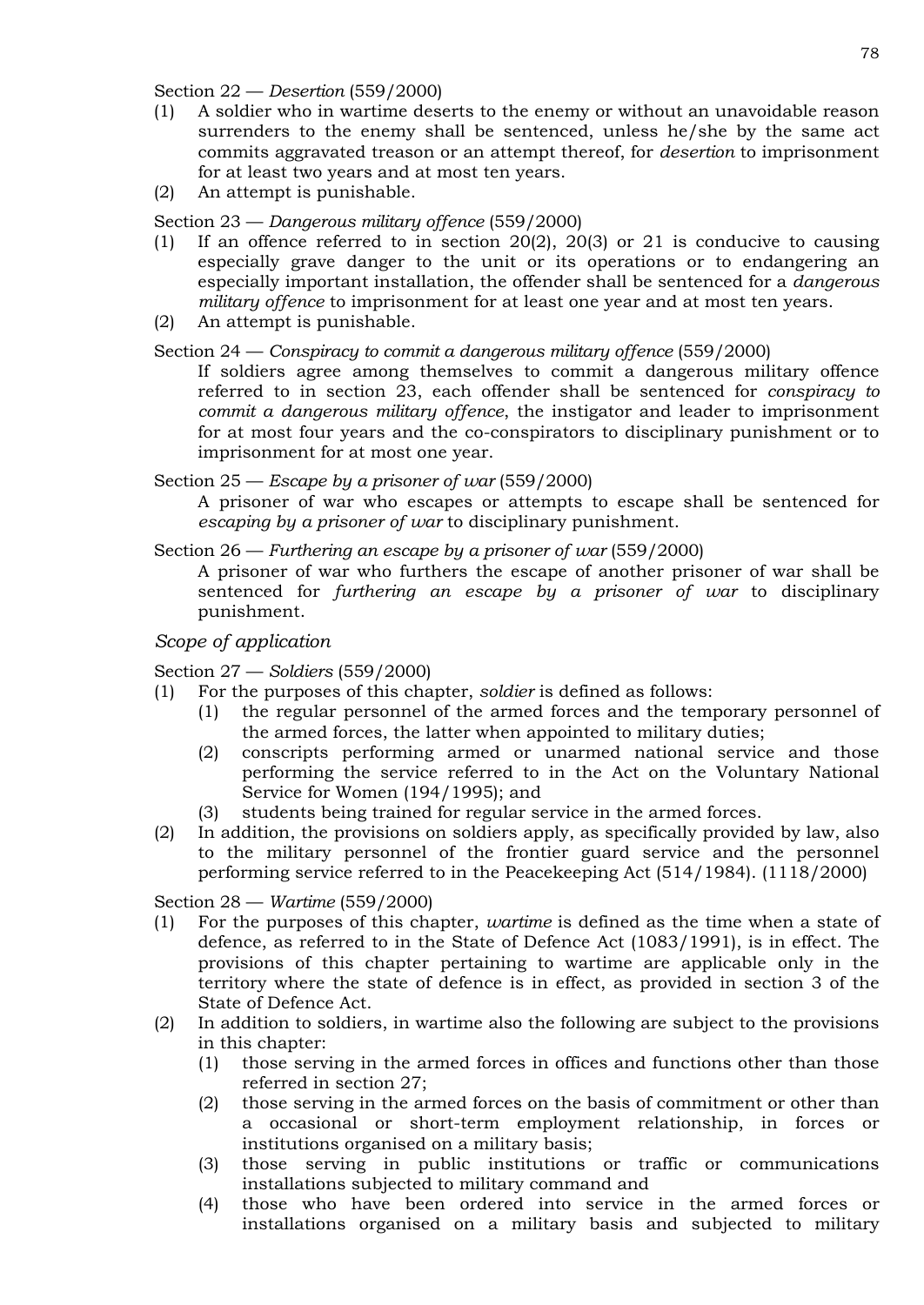Section 22 — *Desertion* (559/2000)

(1) A soldier who in wartime deserts to the enemy or without an unavoidable reason surrenders to the enemy shall be sentenced, unless he/she by the same act commits aggravated treason or an attempt thereof, for *desertion* to imprisonment for at least two years and at most ten years.

(2) An attempt is punishable.

Section 23 — *Dangerous military offence* (559/2000)

(1) If an offence referred to in section 20(2), 20(3) or 21 is conducive to causing especially grave danger to the unit or its operations or to endangering an especially important installation, the offender shall be sentenced for a *dangerous military offence* to imprisonment for at least one year and at most ten years.

(2) An attempt is punishable.

Section 24 — *Conspiracy to commit a dangerous military offence* (559/2000)

If soldiers agree among themselves to commit a dangerous military offence referred to in section 23, each offender shall be sentenced for *conspiracy to commit a dangerous military offence*, the instigator and leader to imprisonment for at most four years and the co-conspirators to disciplinary punishment or to imprisonment for at most one year.

Section 25 — *Escape by a prisoner of war* (559/2000)

A prisoner of war who escapes or attempts to escape shall be sentenced for *escaping by a prisoner of war* to disciplinary punishment.

Section 26 — *Furthering an escape by a prisoner of war* (559/2000)

A prisoner of war who furthers the escape of another prisoner of war shall be sentenced for *furthering an escape by a prisoner of war* to disciplinary punishment.

*Scope of application*

Section 27 — *Soldiers* (559/2000)

(1) For the purposes of this chapter, *soldier* is defined as follows:
   (1) the regular personnel of the armed forces and the temporary personnel of the armed forces, the latter when appointed to military duties;
   (2) conscripts performing armed or unarmed national service and those performing the service referred to in the Act on the Voluntary National Service for Women (194/1995); and
   (3) students being trained for regular service in the armed forces.

(2) In addition, the provisions on soldiers apply, as specifically provided by law, also to the military personnel of the frontier guard service and the personnel performing service referred to in the Peacekeeping Act (514/1984). (1118/2000)

Section 28 — *Wartime* (559/2000)

(1) For the purposes of this chapter, *wartime* is defined as the time when a state of defence, as referred to in the State of Defence Act (1083/1991), is in effect. The provisions of this chapter pertaining to wartime are applicable only in the territory where the state of defence is in effect, as provided in section 3 of the State of Defence Act.

(2) In addition to soldiers, in wartime also the following are subject to the provisions in this chapter:
   (1) those serving in the armed forces in offices and functions other than those referred in section 27;
   (2) those serving in the armed forces on the basis of commitment or other than a occasional or short-term employment relationship, in forces or institutions organised on a military basis;
   (3) those serving in public institutions or traffic or communications installations subjected to military command and
   (4) those who have been ordered into service in the armed forces or installations organised on a military basis and subjected to military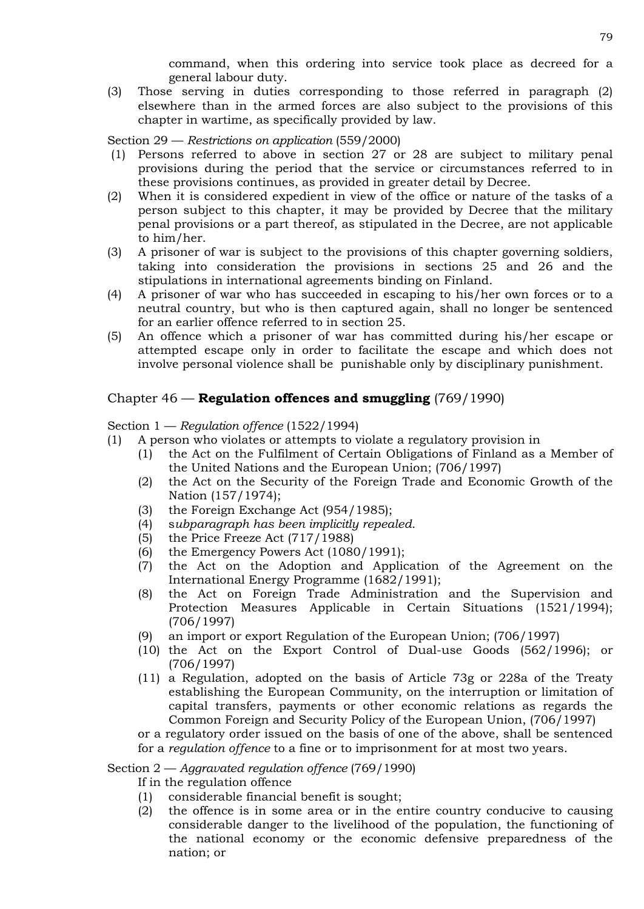command, when this ordering into service took place as decreed for a general labour duty.

(3) Those serving in duties corresponding to those referred in paragraph (2) elsewhere than in the armed forces are also subject to the provisions of this chapter in wartime, as specifically provided by law.

Section 29 — *Restrictions on application* (559/2000)

(1) Persons referred to above in section 27 or 28 are subject to military penal provisions during the period that the service or circumstances referred to in these provisions continues, as provided in greater detail by Decree.

(2) When it is considered expedient in view of the office or nature of the tasks of a person subject to this chapter, it may be provided by Decree that the military penal provisions or a part thereof, as stipulated in the Decree, are not applicable to him/her.

(3) A prisoner of war is subject to the provisions of this chapter governing soldiers, taking into consideration the provisions in sections 25 and 26 and the stipulations in international agreements binding on Finland.

(4) A prisoner of war who has succeeded in escaping to his/her own forces or to a neutral country, but who is then captured again, shall no longer be sentenced for an earlier offence referred to in section 25.

(5) An offence which a prisoner of war has committed during his/her escape or attempted escape only in order to facilitate the escape and which does not involve personal violence shall be punishable only by disciplinary punishment.

## Chapter 46 — **Regulation offences and smuggling** (769/1990)

Section 1 — *Regulation offence* (1522/1994)

(1) A person who violates or attempts to violate a regulatory provision in
   (1) the Act on the Fulfilment of Certain Obligations of Finland as a Member of the United Nations and the European Union; (706/1997)
   (2) the Act on the Security of the Foreign Trade and Economic Growth of the Nation (157/1974);
   (3) the Foreign Exchange Act (954/1985);
   (4) s*ubparagraph has been implicitly repealed.*
   (5) the Price Freeze Act (717/1988)
   (6) the Emergency Powers Act (1080/1991);
   (7) the Act on the Adoption and Application of the Agreement on the International Energy Programme (1682/1991);
   (8) the Act on Foreign Trade Administration and the Supervision and Protection Measures Applicable in Certain Situations (1521/1994); (706/1997)
   (9) an import or export Regulation of the European Union; (706/1997)
   (10) the Act on the Export Control of Dual-use Goods (562/1996); or (706/1997)
   (11) a Regulation, adopted on the basis of Article 73g or 228a of the Treaty establishing the European Community, on the interruption or limitation of capital transfers, payments or other economic relations as regards the Common Foreign and Security Policy of the European Union, (706/1997)

   or a regulatory order issued on the basis of one of the above, shall be sentenced for a *regulation offence* to a fine or to imprisonment for at most two years.

Section 2 — *Aggravated regulation offence* (769/1990)

If in the regulation offence
   (1) considerable financial benefit is sought;
   (2) the offence is in some area or in the entire country conducive to causing considerable danger to the livelihood of the population, the functioning of the national economy or the economic defensive preparedness of the nation; or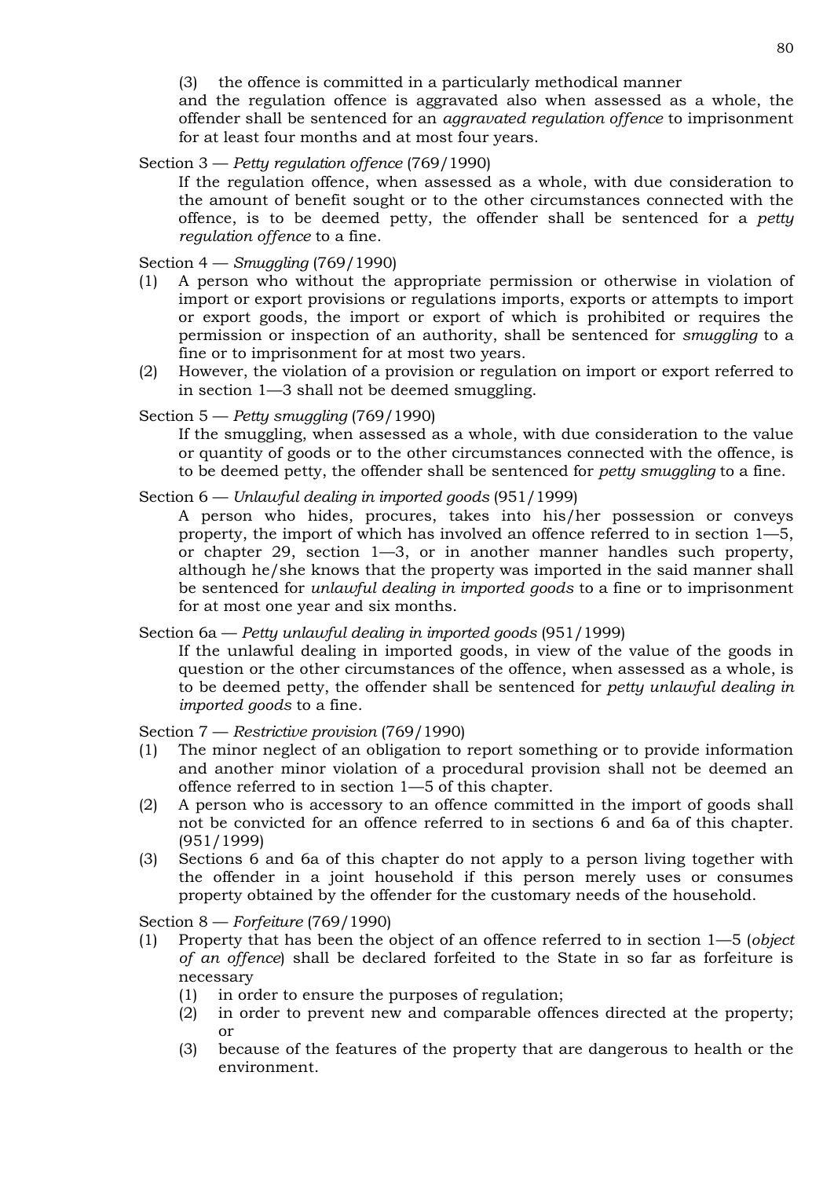(3) the offence is committed in a particularly methodical manner

and the regulation offence is aggravated also when assessed as a whole, the offender shall be sentenced for an *aggravated regulation offence* to imprisonment for at least four months and at most four years.

Section 3 — *Petty regulation offence* (769/1990)

If the regulation offence, when assessed as a whole, with due consideration to the amount of benefit sought or to the other circumstances connected with the offence, is to be deemed petty, the offender shall be sentenced for a *petty regulation offence* to a fine.

Section 4 — *Smuggling* (769/1990)

(1) A person who without the appropriate permission or otherwise in violation of import or export provisions or regulations imports, exports or attempts to import or export goods, the import or export of which is prohibited or requires the permission or inspection of an authority, shall be sentenced for *smuggling* to a fine or to imprisonment for at most two years.

(2) However, the violation of a provision or regulation on import or export referred to in section 1—3 shall not be deemed smuggling.

Section 5 — *Petty smuggling* (769/1990)

If the smuggling, when assessed as a whole, with due consideration to the value or quantity of goods or to the other circumstances connected with the offence, is to be deemed petty, the offender shall be sentenced for *petty smuggling* to a fine.

Section 6 — *Unlawful dealing in imported goods* (951/1999)

A person who hides, procures, takes into his/her possession or conveys property, the import of which has involved an offence referred to in section 1—5, or chapter 29, section 1—3, or in another manner handles such property, although he/she knows that the property was imported in the said manner shall be sentenced for *unlawful dealing in imported goods* to a fine or to imprisonment for at most one year and six months.

Section 6a — *Petty unlawful dealing in imported goods* (951/1999)

If the unlawful dealing in imported goods, in view of the value of the goods in question or the other circumstances of the offence, when assessed as a whole, is to be deemed petty, the offender shall be sentenced for *petty unlawful dealing in imported goods* to a fine.

Section 7 — *Restrictive provision* (769/1990)

(1) The minor neglect of an obligation to report something or to provide information and another minor violation of a procedural provision shall not be deemed an offence referred to in section 1—5 of this chapter.

(2) A person who is accessory to an offence committed in the import of goods shall not be convicted for an offence referred to in sections 6 and 6a of this chapter. (951/1999)

(3) Sections 6 and 6a of this chapter do not apply to a person living together with the offender in a joint household if this person merely uses or consumes property obtained by the offender for the customary needs of the household.

Section 8 — *Forfeiture* (769/1990)

(1) Property that has been the object of an offence referred to in section 1—5 (*object of an offence*) shall be declared forfeited to the State in so far as forfeiture is necessary
   (1) in order to ensure the purposes of regulation;
   (2) in order to prevent new and comparable offences directed at the property; or
   (3) because of the features of the property that are dangerous to health or the environment.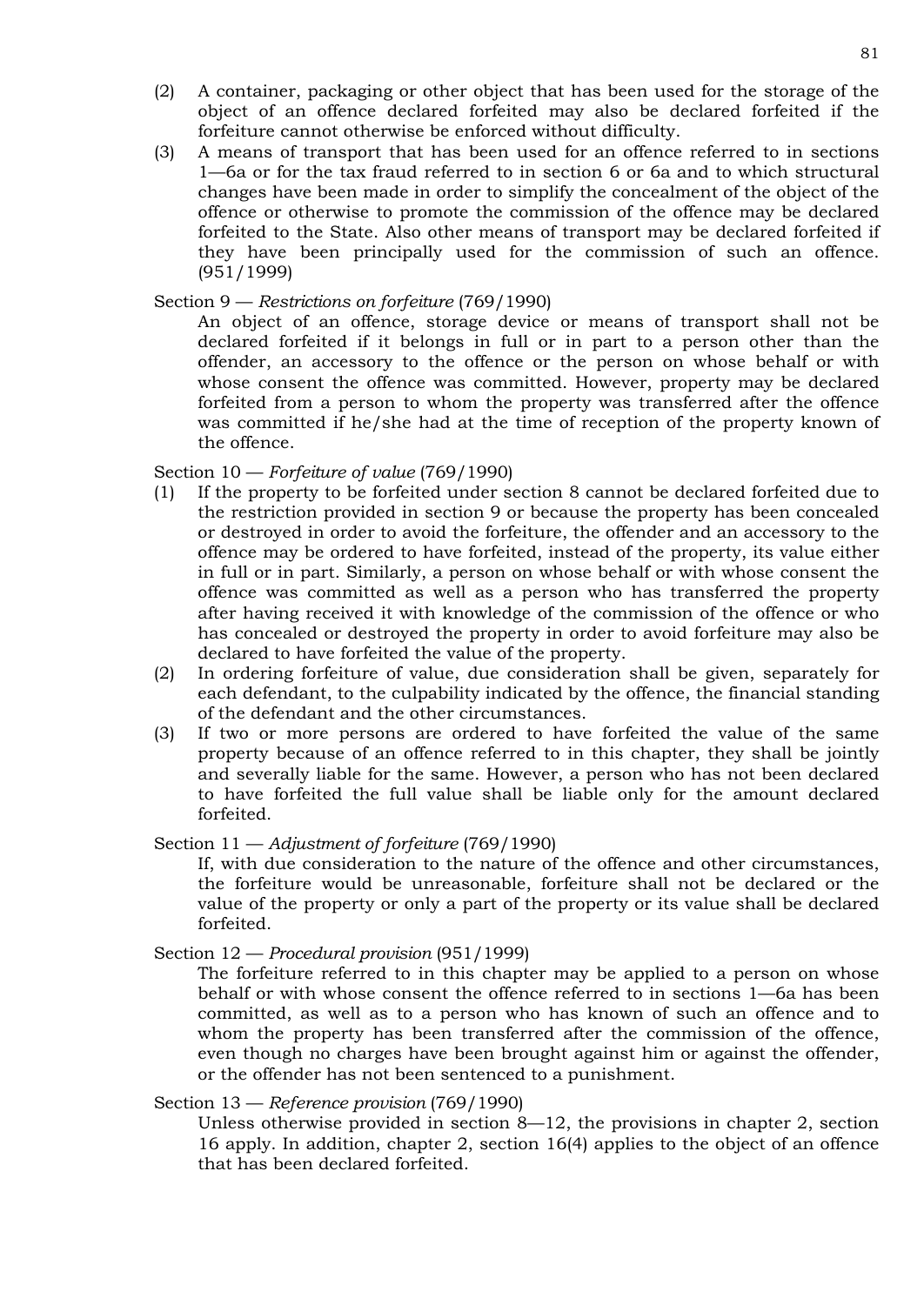(2) A container, packaging or other object that has been used for the storage of the object of an offence declared forfeited may also be declared forfeited if the forfeiture cannot otherwise be enforced without difficulty.

(3) A means of transport that has been used for an offence referred to in sections 1—6a or for the tax fraud referred to in section 6 or 6a and to which structural changes have been made in order to simplify the concealment of the object of the offence or otherwise to promote the commission of the offence may be declared forfeited to the State. Also other means of transport may be declared forfeited if they have been principally used for the commission of such an offence. (951/1999)

Section 9 — *Restrictions on forfeiture* (769/1990)

An object of an offence, storage device or means of transport shall not be declared forfeited if it belongs in full or in part to a person other than the offender, an accessory to the offence or the person on whose behalf or with whose consent the offence was committed. However, property may be declared forfeited from a person to whom the property was transferred after the offence was committed if he/she had at the time of reception of the property known of the offence.

Section 10 — *Forfeiture of value* (769/1990)

(1) If the property to be forfeited under section 8 cannot be declared forfeited due to the restriction provided in section 9 or because the property has been concealed or destroyed in order to avoid the forfeiture, the offender and an accessory to the offence may be ordered to have forfeited, instead of the property, its value either in full or in part. Similarly, a person on whose behalf or with whose consent the offence was committed as well as a person who has transferred the property after having received it with knowledge of the commission of the offence or who has concealed or destroyed the property in order to avoid forfeiture may also be declared to have forfeited the value of the property.

(2) In ordering forfeiture of value, due consideration shall be given, separately for each defendant, to the culpability indicated by the offence, the financial standing of the defendant and the other circumstances.

(3) If two or more persons are ordered to have forfeited the value of the same property because of an offence referred to in this chapter, they shall be jointly and severally liable for the same. However, a person who has not been declared to have forfeited the full value shall be liable only for the amount declared forfeited.

Section 11 — *Adjustment of forfeiture* (769/1990)

If, with due consideration to the nature of the offence and other circumstances, the forfeiture would be unreasonable, forfeiture shall not be declared or the value of the property or only a part of the property or its value shall be declared forfeited.

Section 12 — *Procedural provision* (951/1999)

The forfeiture referred to in this chapter may be applied to a person on whose behalf or with whose consent the offence referred to in sections 1—6a has been committed, as well as to a person who has known of such an offence and to whom the property has been transferred after the commission of the offence, even though no charges have been brought against him or against the offender, or the offender has not been sentenced to a punishment.

Section 13 — *Reference provision* (769/1990)

Unless otherwise provided in section 8—12, the provisions in chapter 2, section 16 apply. In addition, chapter 2, section 16(4) applies to the object of an offence that has been declared forfeited.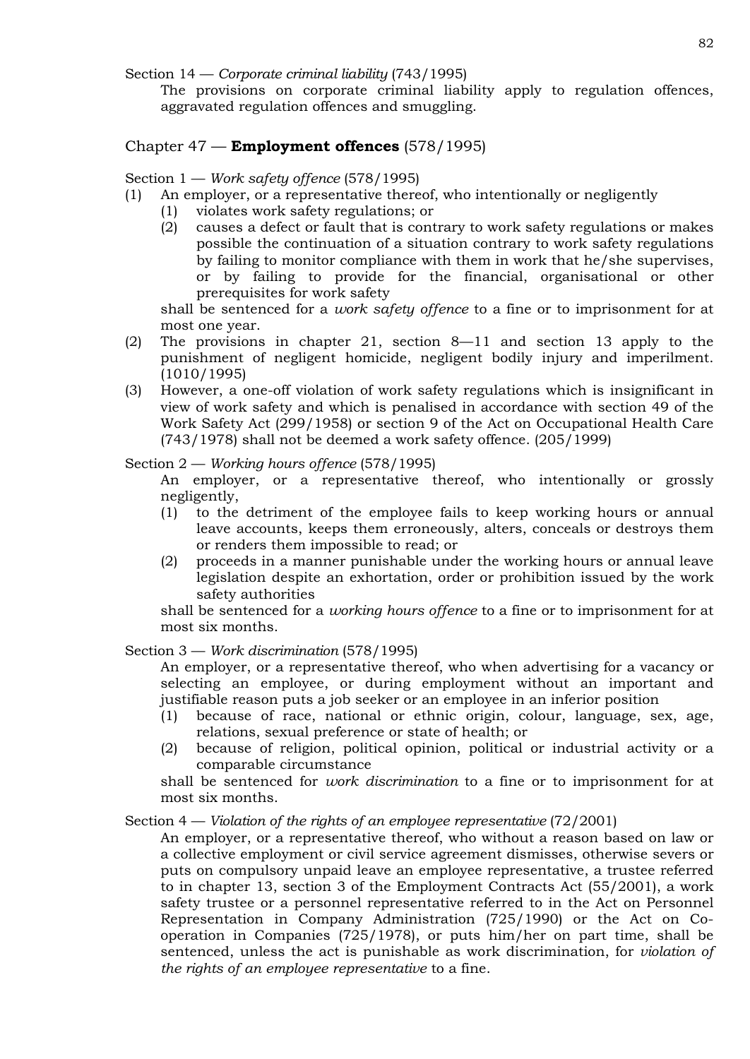Section 14 — *Corporate criminal liability* (743/1995)

The provisions on corporate criminal liability apply to regulation offences, aggravated regulation offences and smuggling.

## Chapter 47 — **Employment offences** (578/1995)

Section 1 — *Work safety offence* (578/1995)

(1) An employer, or a representative thereof, who intentionally or negligently
   (1) violates work safety regulations; or
   (2) causes a defect or fault that is contrary to work safety regulations or makes possible the continuation of a situation contrary to work safety regulations by failing to monitor compliance with them in work that he/she supervises, or by failing to provide for the financial, organisational or other prerequisites for work safety

   shall be sentenced for a *work safety offence* to a fine or to imprisonment for at most one year.

(2) The provisions in chapter 21, section 8—11 and section 13 apply to the punishment of negligent homicide, negligent bodily injury and imperilment. (1010/1995)

(3) However, a one-off violation of work safety regulations which is insignificant in view of work safety and which is penalised in accordance with section 49 of the Work Safety Act (299/1958) or section 9 of the Act on Occupational Health Care (743/1978) shall not be deemed a work safety offence. (205/1999)

Section 2 — *Working hours offence* (578/1995)

An employer, or a representative thereof, who intentionally or grossly negligently,

(1) to the detriment of the employee fails to keep working hours or annual leave accounts, keeps them erroneously, alters, conceals or destroys them or renders them impossible to read; or
(2) proceeds in a manner punishable under the working hours or annual leave legislation despite an exhortation, order or prohibition issued by the work safety authorities

shall be sentenced for a *working hours offence* to a fine or to imprisonment for at most six months.

Section 3 — *Work discrimination* (578/1995)

An employer, or a representative thereof, who when advertising for a vacancy or selecting an employee, or during employment without an important and justifiable reason puts a job seeker or an employee in an inferior position

(1) because of race, national or ethnic origin, colour, language, sex, age, relations, sexual preference or state of health; or
(2) because of religion, political opinion, political or industrial activity or a comparable circumstance

shall be sentenced for *work discrimination* to a fine or to imprisonment for at most six months.

Section 4 — *Violation of the rights of an employee representative* (72/2001)

An employer, or a representative thereof, who without a reason based on law or a collective employment or civil service agreement dismisses, otherwise severs or puts on compulsory unpaid leave an employee representative, a trustee referred to in chapter 13, section 3 of the Employment Contracts Act (55/2001), a work safety trustee or a personnel representative referred to in the Act on Personnel Representation in Company Administration (725/1990) or the Act on Co-operation in Companies (725/1978), or puts him/her on part time, shall be sentenced, unless the act is punishable as work discrimination, for *violation of the rights of an employee representative* to a fine.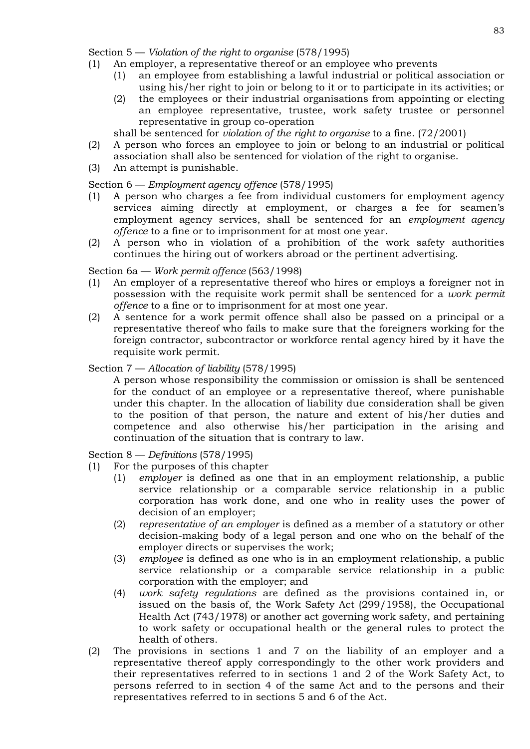Section 5 — *Violation of the right to organise* (578/1995)

(1) An employer, a representative thereof or an employee who prevents
    (1) an employee from establishing a lawful industrial or political association or using his/her right to join or belong to it or to participate in its activities; or
    (2) the employees or their industrial organisations from appointing or electing an employee representative, trustee, work safety trustee or personnel representative in group co-operation

    shall be sentenced for *violation of the right to organise* to a fine. (72/2001)

(2) A person who forces an employee to join or belong to an industrial or political association shall also be sentenced for violation of the right to organise.

(3) An attempt is punishable.

Section 6 — *Employment agency offence* (578/1995)

(1) A person who charges a fee from individual customers for employment agency services aiming directly at employment, or charges a fee for seamen's employment agency services, shall be sentenced for an *employment agency offence* to a fine or to imprisonment for at most one year.

(2) A person who in violation of a prohibition of the work safety authorities continues the hiring out of workers abroad or the pertinent advertising.

Section 6a — *Work permit offence* (563/1998)

(1) An employer of a representative thereof who hires or employs a foreigner not in possession with the requisite work permit shall be sentenced for a *work permit offence* to a fine or to imprisonment for at most one year.

(2) A sentence for a work permit offence shall also be passed on a principal or a representative thereof who fails to make sure that the foreigners working for the foreign contractor, subcontractor or workforce rental agency hired by it have the requisite work permit.

Section 7 — *Allocation of liability* (578/1995)

A person whose responsibility the commission or omission is shall be sentenced for the conduct of an employee or a representative thereof, where punishable under this chapter. In the allocation of liability due consideration shall be given to the position of that person, the nature and extent of his/her duties and competence and also otherwise his/her participation in the arising and continuation of the situation that is contrary to law.

Section 8 — *Definitions* (578/1995)

(1) For the purposes of this chapter
    (1) *employer* is defined as one that in an employment relationship, a public service relationship or a comparable service relationship in a public corporation has work done, and one who in reality uses the power of decision of an employer;
    (2) *representative of an employer* is defined as a member of a statutory or other decision-making body of a legal person and one who on the behalf of the employer directs or supervises the work;
    (3) *employee* is defined as one who is in an employment relationship, a public service relationship or a comparable service relationship in a public corporation with the employer; and
    (4) *work safety regulations* are defined as the provisions contained in, or issued on the basis of, the Work Safety Act (299/1958), the Occupational Health Act (743/1978) or another act governing work safety, and pertaining to work safety or occupational health or the general rules to protect the health of others.

(2) The provisions in sections 1 and 7 on the liability of an employer and a representative thereof apply correspondingly to the other work providers and their representatives referred to in sections 1 and 2 of the Work Safety Act, to persons referred to in section 4 of the same Act and to the persons and their representatives referred to in sections 5 and 6 of the Act.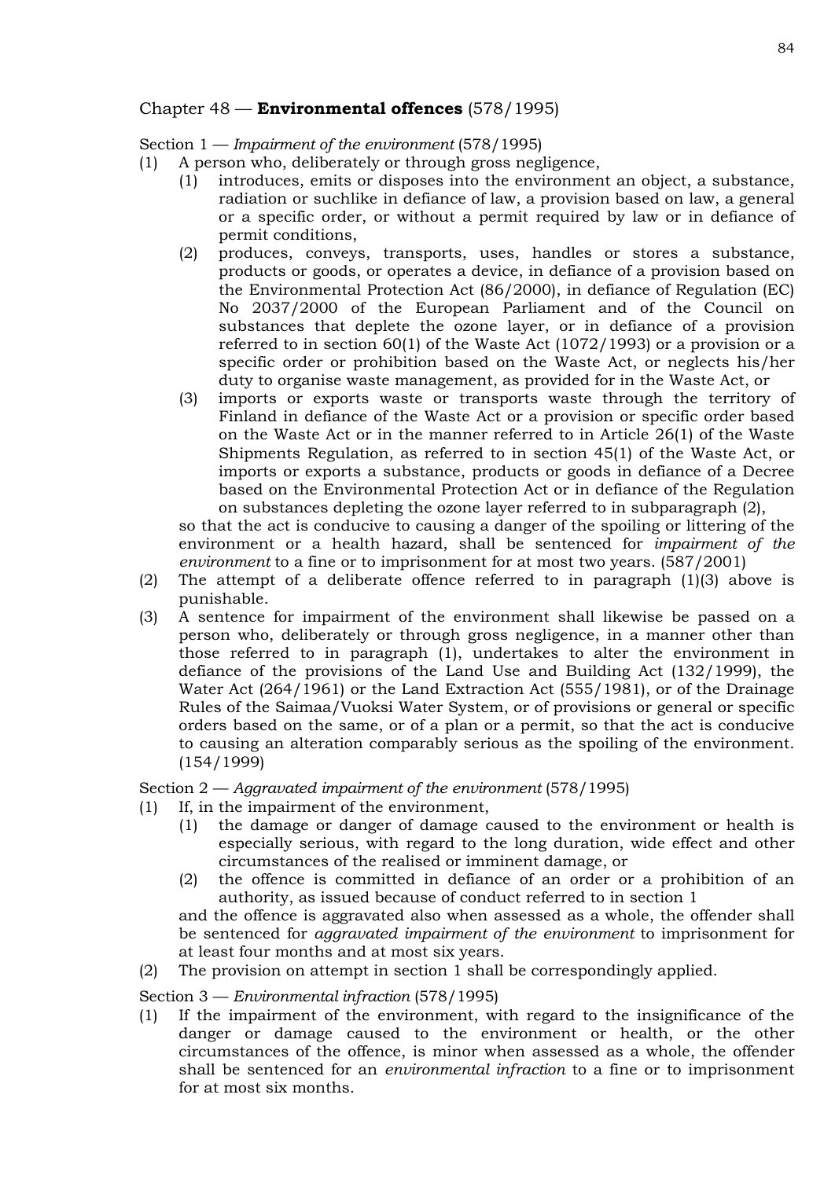## Chapter 48 — **Environmental offences** (578/1995)

Section 1 — *Impairment of the environment* (578/1995)

(1) A person who, deliberately or through gross negligence,

(1) introduces, emits or disposes into the environment an object, a substance, radiation or suchlike in defiance of law, a provision based on law, a general or a specific order, or without a permit required by law or in defiance of permit conditions,

(2) produces, conveys, transports, uses, handles or stores a substance, products or goods, or operates a device, in defiance of a provision based on the Environmental Protection Act (86/2000), in defiance of Regulation (EC) No 2037/2000 of the European Parliament and of the Council on substances that deplete the ozone layer, or in defiance of a provision referred to in section 60(1) of the Waste Act (1072/1993) or a provision or a specific order or prohibition based on the Waste Act, or neglects his/her duty to organise waste management, as provided for in the Waste Act, or

(3) imports or exports waste or transports waste through the territory of Finland in defiance of the Waste Act or a provision or specific order based on the Waste Act or in the manner referred to in Article 26(1) of the Waste Shipments Regulation, as referred to in section 45(1) of the Waste Act, or imports or exports a substance, products or goods in defiance of a Decree based on the Environmental Protection Act or in defiance of the Regulation on substances depleting the ozone layer referred to in subparagraph (2),

so that the act is conducive to causing a danger of the spoiling or littering of the environment or a health hazard, shall be sentenced for *impairment of the environment* to a fine or to imprisonment for at most two years. (587/2001)

(2) The attempt of a deliberate offence referred to in paragraph (1)(3) above is punishable.

(3) A sentence for impairment of the environment shall likewise be passed on a person who, deliberately or through gross negligence, in a manner other than those referred to in paragraph (1), undertakes to alter the environment in defiance of the provisions of the Land Use and Building Act (132/1999), the Water Act (264/1961) or the Land Extraction Act (555/1981), or of the Drainage Rules of the Saimaa/Vuoksi Water System, or of provisions or general or specific orders based on the same, or of a plan or a permit, so that the act is conducive to causing an alteration comparably serious as the spoiling of the environment. (154/1999)

Section 2 — *Aggravated impairment of the environment* (578/1995)

(1) If, in the impairment of the environment,

(1) the damage or danger of damage caused to the environment or health is especially serious, with regard to the long duration, wide effect and other circumstances of the realised or imminent damage, or

(2) the offence is committed in defiance of an order or a prohibition of an authority, as issued because of conduct referred to in section 1

and the offence is aggravated also when assessed as a whole, the offender shall be sentenced for *aggravated impairment of the environment* to imprisonment for at least four months and at most six years.

(2) The provision on attempt in section 1 shall be correspondingly applied.

Section 3 — *Environmental infraction* (578/1995)

(1) If the impairment of the environment, with regard to the insignificance of the danger or damage caused to the environment or health, or the other circumstances of the offence, is minor when assessed as a whole, the offender shall be sentenced for an *environmental infraction* to a fine or to imprisonment for at most six months.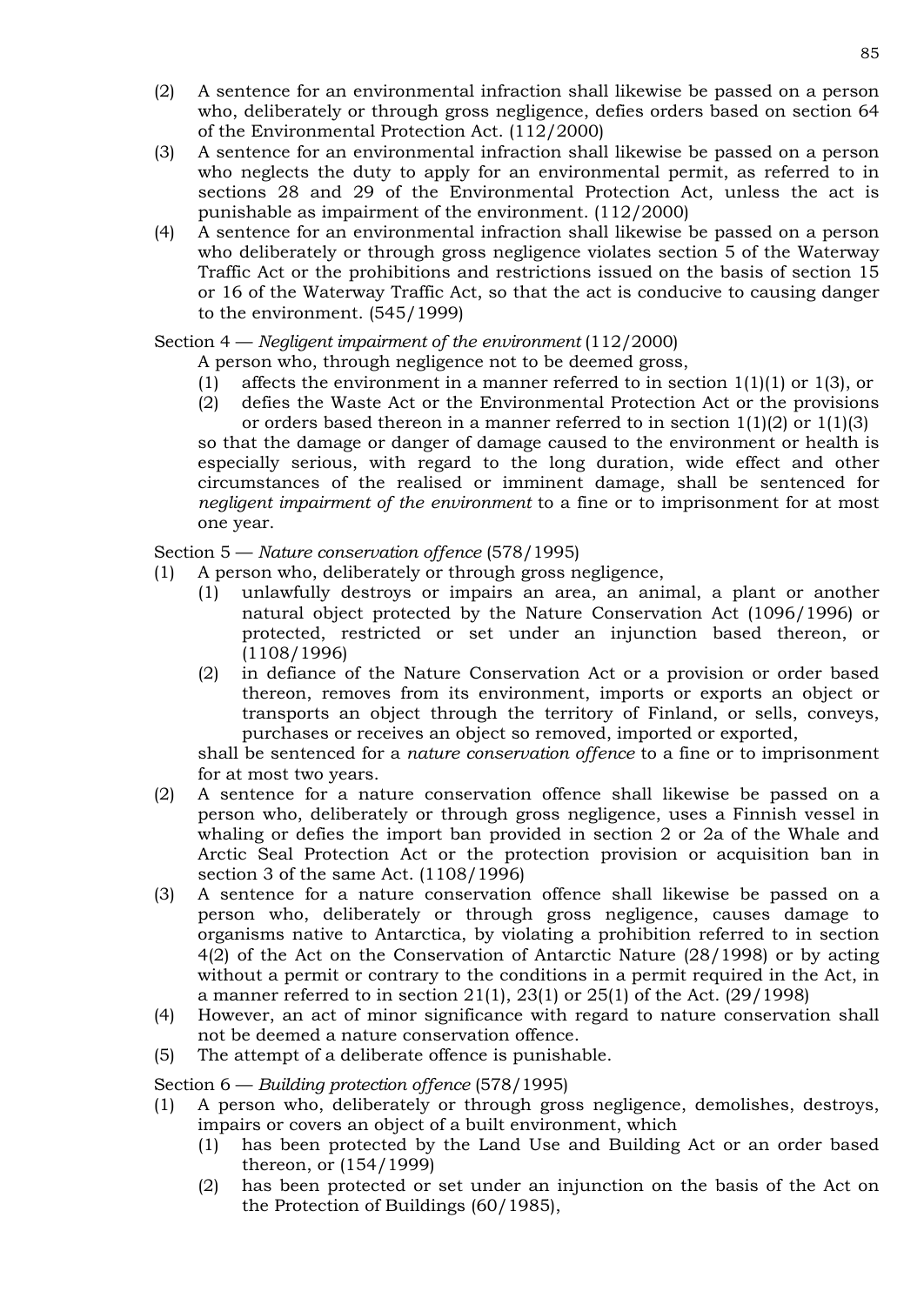(2) A sentence for an environmental infraction shall likewise be passed on a person who, deliberately or through gross negligence, defies orders based on section 64 of the Environmental Protection Act. (112/2000)

(3) A sentence for an environmental infraction shall likewise be passed on a person who neglects the duty to apply for an environmental permit, as referred to in sections 28 and 29 of the Environmental Protection Act, unless the act is punishable as impairment of the environment. (112/2000)

(4) A sentence for an environmental infraction shall likewise be passed on a person who deliberately or through gross negligence violates section 5 of the Waterway Traffic Act or the prohibitions and restrictions issued on the basis of section 15 or 16 of the Waterway Traffic Act, so that the act is conducive to causing danger to the environment. (545/1999)

Section 4 — *Negligent impairment of the environment* (112/2000)

A person who, through negligence not to be deemed gross,

(1) affects the environment in a manner referred to in section 1(1)(1) or 1(3), or

(2) defies the Waste Act or the Environmental Protection Act or the provisions or orders based thereon in a manner referred to in section 1(1)(2) or 1(1)(3)

so that the damage or danger of damage caused to the environment or health is especially serious, with regard to the long duration, wide effect and other circumstances of the realised or imminent damage, shall be sentenced for *negligent impairment of the environment* to a fine or to imprisonment for at most one year.

Section 5 — *Nature conservation offence* (578/1995)

(1) A person who, deliberately or through gross negligence,

(1) unlawfully destroys or impairs an area, an animal, a plant or another natural object protected by the Nature Conservation Act (1096/1996) or protected, restricted or set under an injunction based thereon, or (1108/1996)

(2) in defiance of the Nature Conservation Act or a provision or order based thereon, removes from its environment, imports or exports an object or transports an object through the territory of Finland, or sells, conveys, purchases or receives an object so removed, imported or exported,

shall be sentenced for a *nature conservation offence* to a fine or to imprisonment for at most two years.

(2) A sentence for a nature conservation offence shall likewise be passed on a person who, deliberately or through gross negligence, uses a Finnish vessel in whaling or defies the import ban provided in section 2 or 2a of the Whale and Arctic Seal Protection Act or the protection provision or acquisition ban in section 3 of the same Act. (1108/1996)

(3) A sentence for a nature conservation offence shall likewise be passed on a person who, deliberately or through gross negligence, causes damage to organisms native to Antarctica, by violating a prohibition referred to in section 4(2) of the Act on the Conservation of Antarctic Nature (28/1998) or by acting without a permit or contrary to the conditions in a permit required in the Act, in a manner referred to in section 21(1), 23(1) or 25(1) of the Act. (29/1998)

(4) However, an act of minor significance with regard to nature conservation shall not be deemed a nature conservation offence.

(5) The attempt of a deliberate offence is punishable.

Section 6 — *Building protection offence* (578/1995)

(1) A person who, deliberately or through gross negligence, demolishes, destroys, impairs or covers an object of a built environment, which

(1) has been protected by the Land Use and Building Act or an order based thereon, or (154/1999)

(2) has been protected or set under an injunction on the basis of the Act on the Protection of Buildings (60/1985),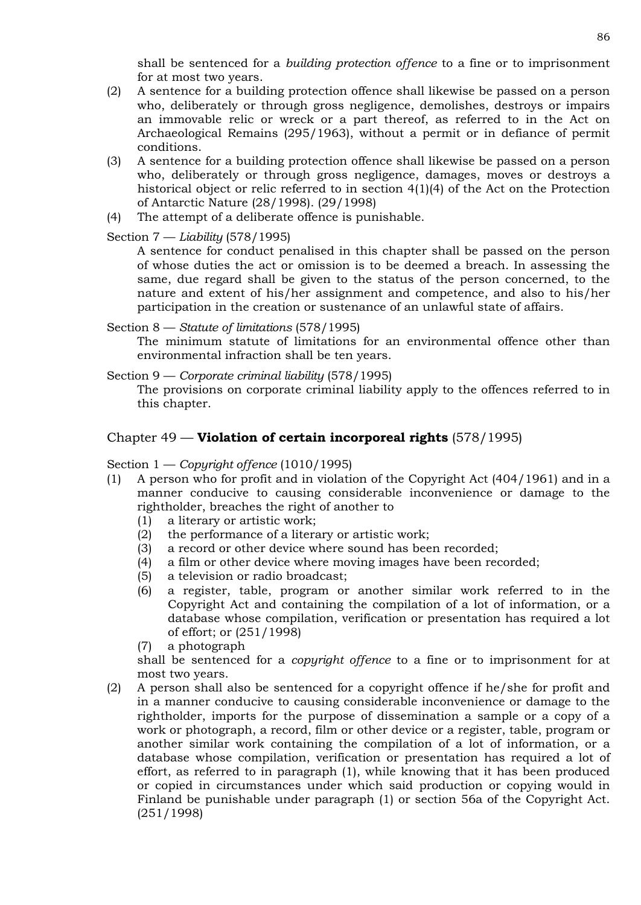shall be sentenced for a *building protection offence* to a fine or to imprisonment for at most two years.

(2) A sentence for a building protection offence shall likewise be passed on a person who, deliberately or through gross negligence, demolishes, destroys or impairs an immovable relic or wreck or a part thereof, as referred to in the Act on Archaeological Remains (295/1963), without a permit or in defiance of permit conditions.

(3) A sentence for a building protection offence shall likewise be passed on a person who, deliberately or through gross negligence, damages, moves or destroys a historical object or relic referred to in section 4(1)(4) of the Act on the Protection of Antarctic Nature (28/1998). (29/1998)

(4) The attempt of a deliberate offence is punishable.

Section 7 — *Liability* (578/1995)

A sentence for conduct penalised in this chapter shall be passed on the person of whose duties the act or omission is to be deemed a breach. In assessing the same, due regard shall be given to the status of the person concerned, to the nature and extent of his/her assignment and competence, and also to his/her participation in the creation or sustenance of an unlawful state of affairs.

Section 8 — *Statute of limitations* (578/1995)

The minimum statute of limitations for an environmental offence other than environmental infraction shall be ten years.

Section 9 — *Corporate criminal liability* (578/1995)

The provisions on corporate criminal liability apply to the offences referred to in this chapter.

## Chapter 49 — **Violation of certain incorporeal rights** (578/1995)

Section 1 — *Copyright offence* (1010/1995)

(1) A person who for profit and in violation of the Copyright Act (404/1961) and in a manner conducive to causing considerable inconvenience or damage to the rightholder, breaches the right of another to
   (1) a literary or artistic work;
   (2) the performance of a literary or artistic work;
   (3) a record or other device where sound has been recorded;
   (4) a film or other device where moving images have been recorded;
   (5) a television or radio broadcast;
   (6) a register, table, program or another similar work referred to in the Copyright Act and containing the compilation of a lot of information, or a database whose compilation, verification or presentation has required a lot of effort; or (251/1998)
   (7) a photograph

shall be sentenced for a *copyright offence* to a fine or to imprisonment for at most two years.

(2) A person shall also be sentenced for a copyright offence if he/she for profit and in a manner conducive to causing considerable inconvenience or damage to the rightholder, imports for the purpose of dissemination a sample or a copy of a work or photograph, a record, film or other device or a register, table, program or another similar work containing the compilation of a lot of information, or a database whose compilation, verification or presentation has required a lot of effort, as referred to in paragraph (1), while knowing that it has been produced or copied in circumstances under which said production or copying would in Finland be punishable under paragraph (1) or section 56a of the Copyright Act. (251/1998)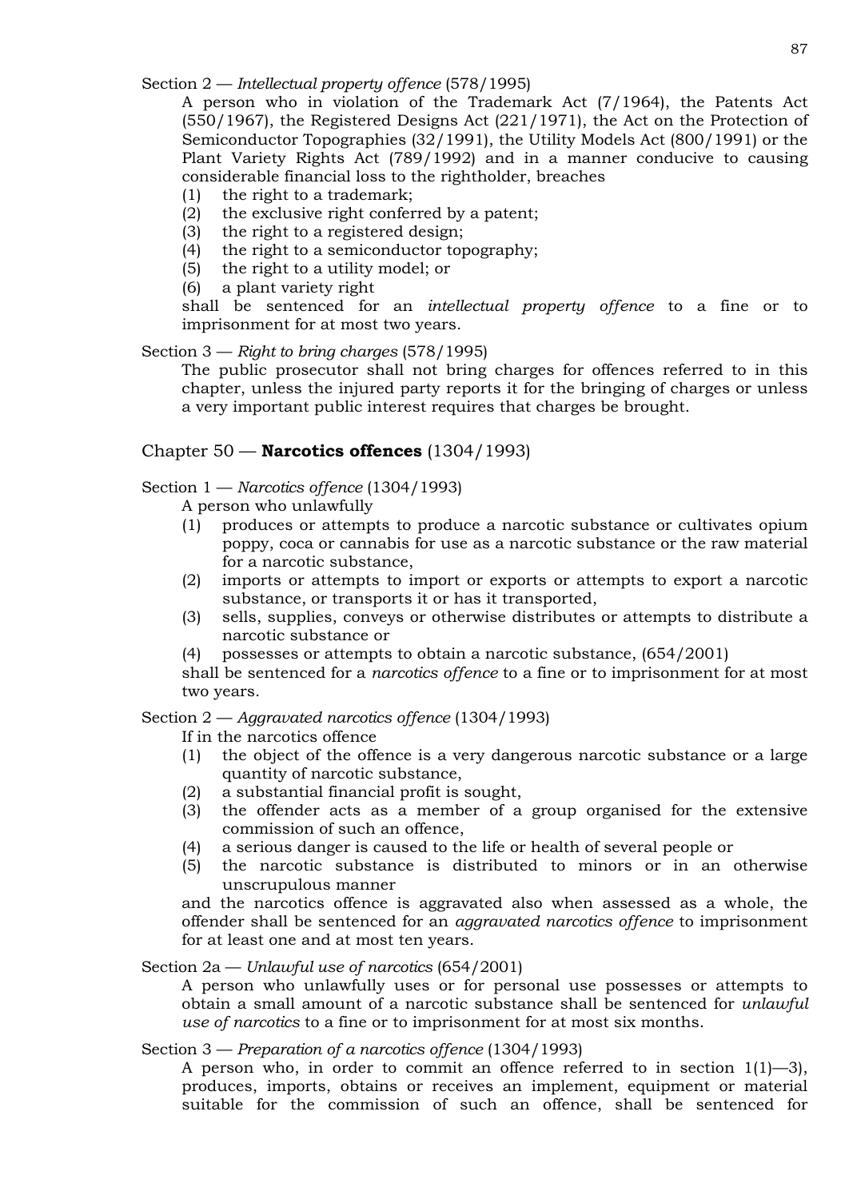Section 2 — *Intellectual property offence* (578/1995)

A person who in violation of the Trademark Act (7/1964), the Patents Act (550/1967), the Registered Designs Act (221/1971), the Act on the Protection of Semiconductor Topographies (32/1991), the Utility Models Act (800/1991) or the Plant Variety Rights Act (789/1992) and in a manner conducive to causing considerable financial loss to the rightholder, breaches

(1) the right to a trademark;
(2) the exclusive right conferred by a patent;
(3) the right to a registered design;
(4) the right to a semiconductor topography;
(5) the right to a utility model; or
(6) a plant variety right

shall be sentenced for an *intellectual property offence* to a fine or to imprisonment for at most two years.

Section 3 — *Right to bring charges* (578/1995)

The public prosecutor shall not bring charges for offences referred to in this chapter, unless the injured party reports it for the bringing of charges or unless a very important public interest requires that charges be brought.

## Chapter 50 — **Narcotics offences** (1304/1993)

Section 1 — *Narcotics offence* (1304/1993)

A person who unlawfully

(1) produces or attempts to produce a narcotic substance or cultivates opium poppy, coca or cannabis for use as a narcotic substance or the raw material for a narcotic substance,
(2) imports or attempts to import or exports or attempts to export a narcotic substance, or transports it or has it transported,
(3) sells, supplies, conveys or otherwise distributes or attempts to distribute a narcotic substance or
(4) possesses or attempts to obtain a narcotic substance, (654/2001)

shall be sentenced for a *narcotics offence* to a fine or to imprisonment for at most two years.

Section 2 — *Aggravated narcotics offence* (1304/1993)

If in the narcotics offence

(1) the object of the offence is a very dangerous narcotic substance or a large quantity of narcotic substance,
(2) a substantial financial profit is sought,
(3) the offender acts as a member of a group organised for the extensive commission of such an offence,
(4) a serious danger is caused to the life or health of several people or
(5) the narcotic substance is distributed to minors or in an otherwise unscrupulous manner

and the narcotics offence is aggravated also when assessed as a whole, the offender shall be sentenced for an *aggravated narcotics offence* to imprisonment for at least one and at most ten years.

Section 2a — *Unlawful use of narcotics* (654/2001)

A person who unlawfully uses or for personal use possesses or attempts to obtain a small amount of a narcotic substance shall be sentenced for *unlawful use of narcotics* to a fine or to imprisonment for at most six months.

Section 3 — *Preparation of a narcotics offence* (1304/1993)

A person who, in order to commit an offence referred to in section 1(1)—3), produces, imports, obtains or receives an implement, equipment or material suitable for the commission of such an offence, shall be sentenced for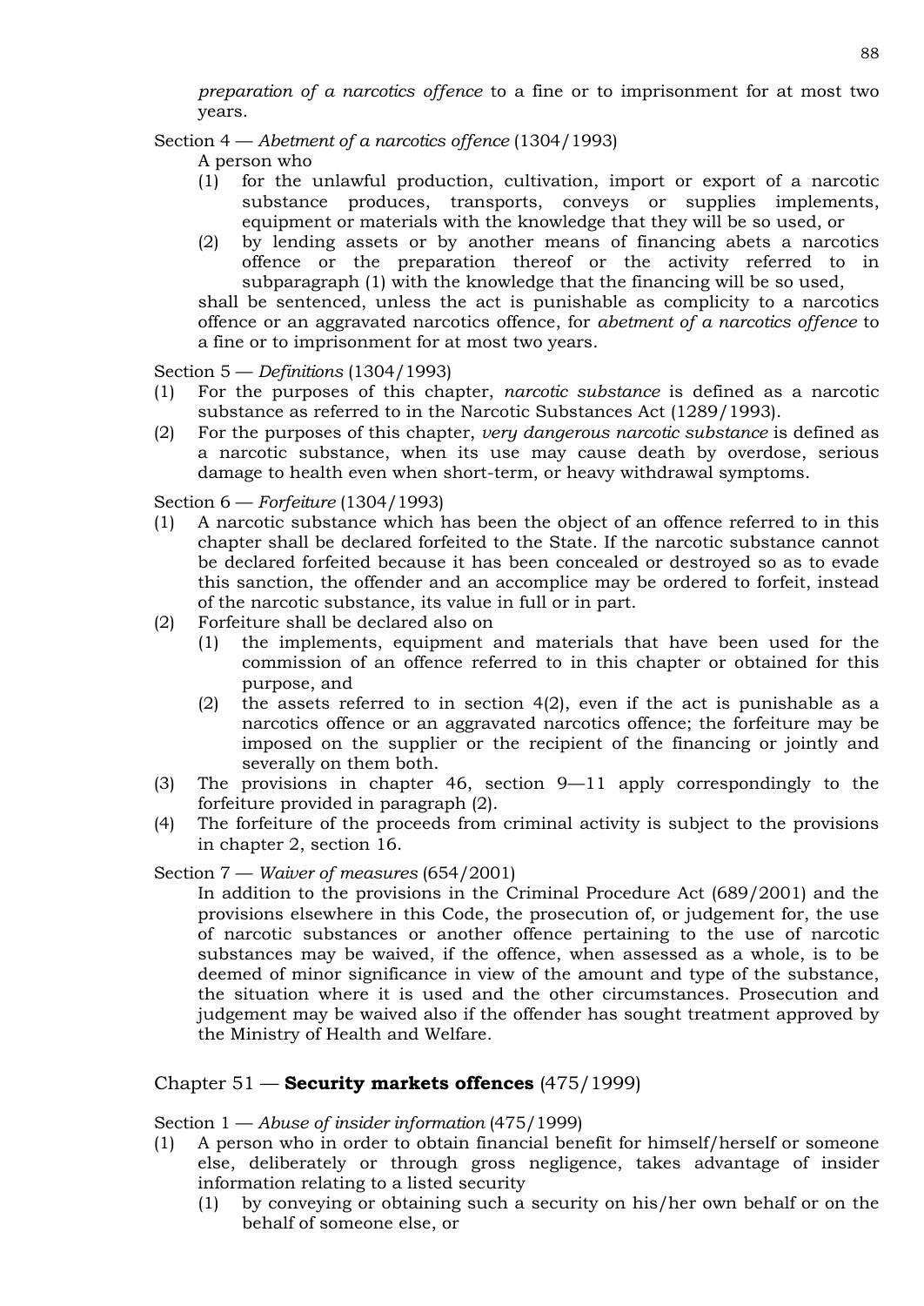*preparation of a narcotics offence* to a fine or to imprisonment for at most two years.

Section 4 — *Abetment of a narcotics offence* (1304/1993)

A person who

(1) for the unlawful production, cultivation, import or export of a narcotic substance produces, transports, conveys or supplies implements, equipment or materials with the knowledge that they will be so used, or

(2) by lending assets or by another means of financing abets a narcotics offence or the preparation thereof or the activity referred to in subparagraph (1) with the knowledge that the financing will be so used,

shall be sentenced, unless the act is punishable as complicity to a narcotics offence or an aggravated narcotics offence, for *abetment of a narcotics offence* to a fine or to imprisonment for at most two years.

Section 5 — *Definitions* (1304/1993)

(1) For the purposes of this chapter, *narcotic substance* is defined as a narcotic substance as referred to in the Narcotic Substances Act (1289/1993).

(2) For the purposes of this chapter, *very dangerous narcotic substance* is defined as a narcotic substance, when its use may cause death by overdose, serious damage to health even when short-term, or heavy withdrawal symptoms.

Section 6 — *Forfeiture* (1304/1993)

(1) A narcotic substance which has been the object of an offence referred to in this chapter shall be declared forfeited to the State. If the narcotic substance cannot be declared forfeited because it has been concealed or destroyed so as to evade this sanction, the offender and an accomplice may be ordered to forfeit, instead of the narcotic substance, its value in full or in part.

(2) Forfeiture shall be declared also on

  (1) the implements, equipment and materials that have been used for the commission of an offence referred to in this chapter or obtained for this purpose, and

  (2) the assets referred to in section 4(2), even if the act is punishable as a narcotics offence or an aggravated narcotics offence; the forfeiture may be imposed on the supplier or the recipient of the financing or jointly and severally on them both.

(3) The provisions in chapter 46, section 9—11 apply correspondingly to the forfeiture provided in paragraph (2).

(4) The forfeiture of the proceeds from criminal activity is subject to the provisions in chapter 2, section 16.

Section 7 — *Waiver of measures* (654/2001)

In addition to the provisions in the Criminal Procedure Act (689/2001) and the provisions elsewhere in this Code, the prosecution of, or judgement for, the use of narcotic substances or another offence pertaining to the use of narcotic substances may be waived, if the offence, when assessed as a whole, is to be deemed of minor significance in view of the amount and type of the substance, the situation where it is used and the other circumstances. Prosecution and judgement may be waived also if the offender has sought treatment approved by the Ministry of Health and Welfare.

## Chapter 51 — **Security markets offences** (475/1999)

Section 1 — *Abuse of insider information* (475/1999)

(1) A person who in order to obtain financial benefit for himself/herself or someone else, deliberately or through gross negligence, takes advantage of insider information relating to a listed security

  (1) by conveying or obtaining such a security on his/her own behalf or on the behalf of someone else, or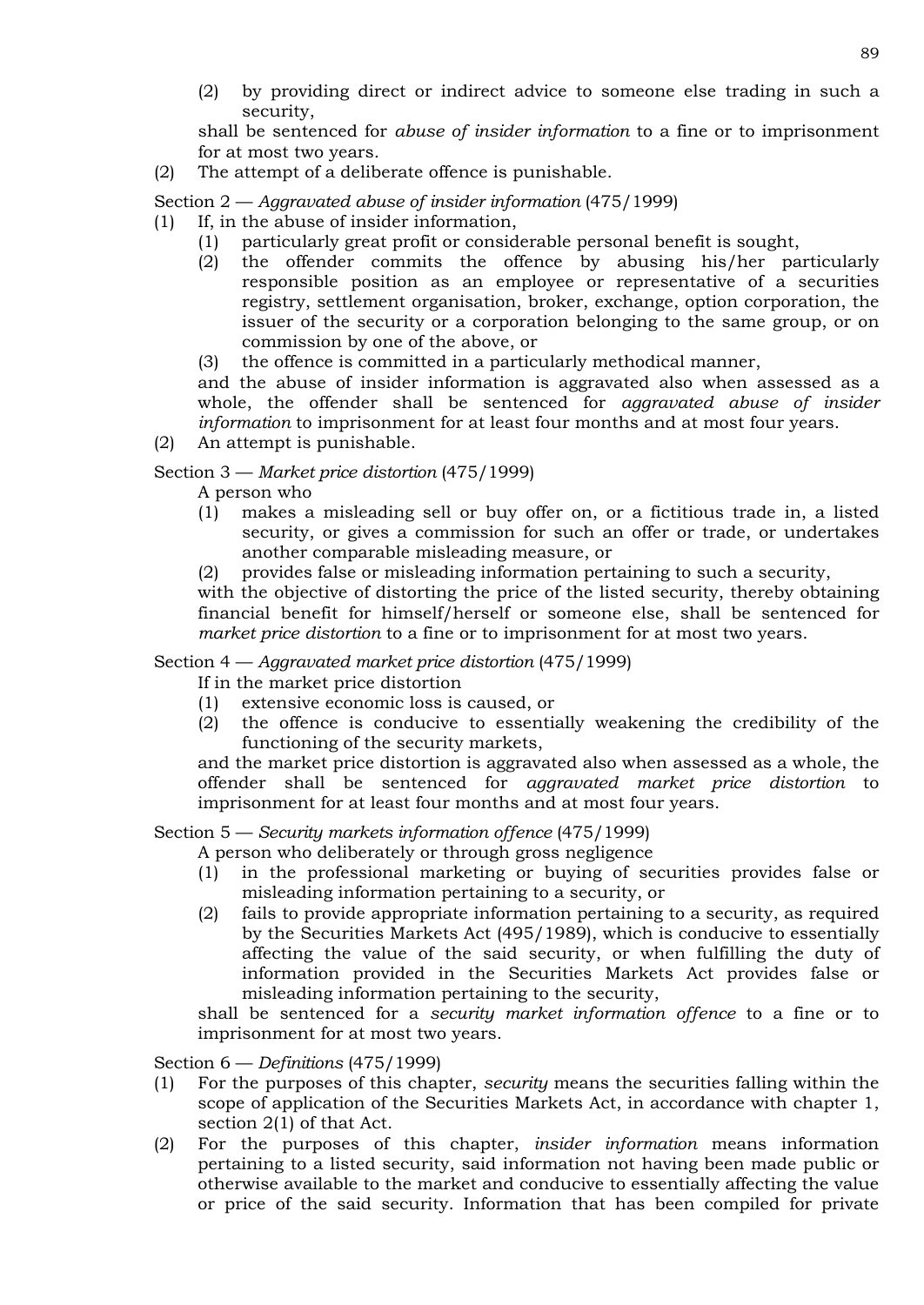(2) by providing direct or indirect advice to someone else trading in such a security,

shall be sentenced for *abuse of insider information* to a fine or to imprisonment for at most two years.

(2) The attempt of a deliberate offence is punishable.

Section 2 — *Aggravated abuse of insider information* (475/1999)

(1) If, in the abuse of insider information,
   (1) particularly great profit or considerable personal benefit is sought,
   (2) the offender commits the offence by abusing his/her particularly responsible position as an employee or representative of a securities registry, settlement organisation, broker, exchange, option corporation, the issuer of the security or a corporation belonging to the same group, or on commission by one of the above, or
   (3) the offence is committed in a particularly methodical manner,

   and the abuse of insider information is aggravated also when assessed as a whole, the offender shall be sentenced for *aggravated abuse of insider information* to imprisonment for at least four months and at most four years.

(2) An attempt is punishable.

Section 3 — *Market price distortion* (475/1999)

A person who
   (1) makes a misleading sell or buy offer on, or a fictitious trade in, a listed security, or gives a commission for such an offer or trade, or undertakes another comparable misleading measure, or
   (2) provides false or misleading information pertaining to such a security,

with the objective of distorting the price of the listed security, thereby obtaining financial benefit for himself/herself or someone else, shall be sentenced for *market price distortion* to a fine or to imprisonment for at most two years.

Section 4 — *Aggravated market price distortion* (475/1999)

If in the market price distortion
   (1) extensive economic loss is caused, or
   (2) the offence is conducive to essentially weakening the credibility of the functioning of the security markets,

and the market price distortion is aggravated also when assessed as a whole, the offender shall be sentenced for *aggravated market price distortion* to imprisonment for at least four months and at most four years.

Section 5 — *Security markets information offence* (475/1999)

A person who deliberately or through gross negligence
   (1) in the professional marketing or buying of securities provides false or misleading information pertaining to a security, or
   (2) fails to provide appropriate information pertaining to a security, as required by the Securities Markets Act (495/1989), which is conducive to essentially affecting the value of the said security, or when fulfilling the duty of information provided in the Securities Markets Act provides false or misleading information pertaining to the security,

shall be sentenced for a *security market information offence* to a fine or to imprisonment for at most two years.

Section 6 — *Definitions* (475/1999)

(1) For the purposes of this chapter, *security* means the securities falling within the scope of application of the Securities Markets Act, in accordance with chapter 1, section 2(1) of that Act.

(2) For the purposes of this chapter, *insider information* means information pertaining to a listed security, said information not having been made public or otherwise available to the market and conducive to essentially affecting the value or price of the said security. Information that has been compiled for private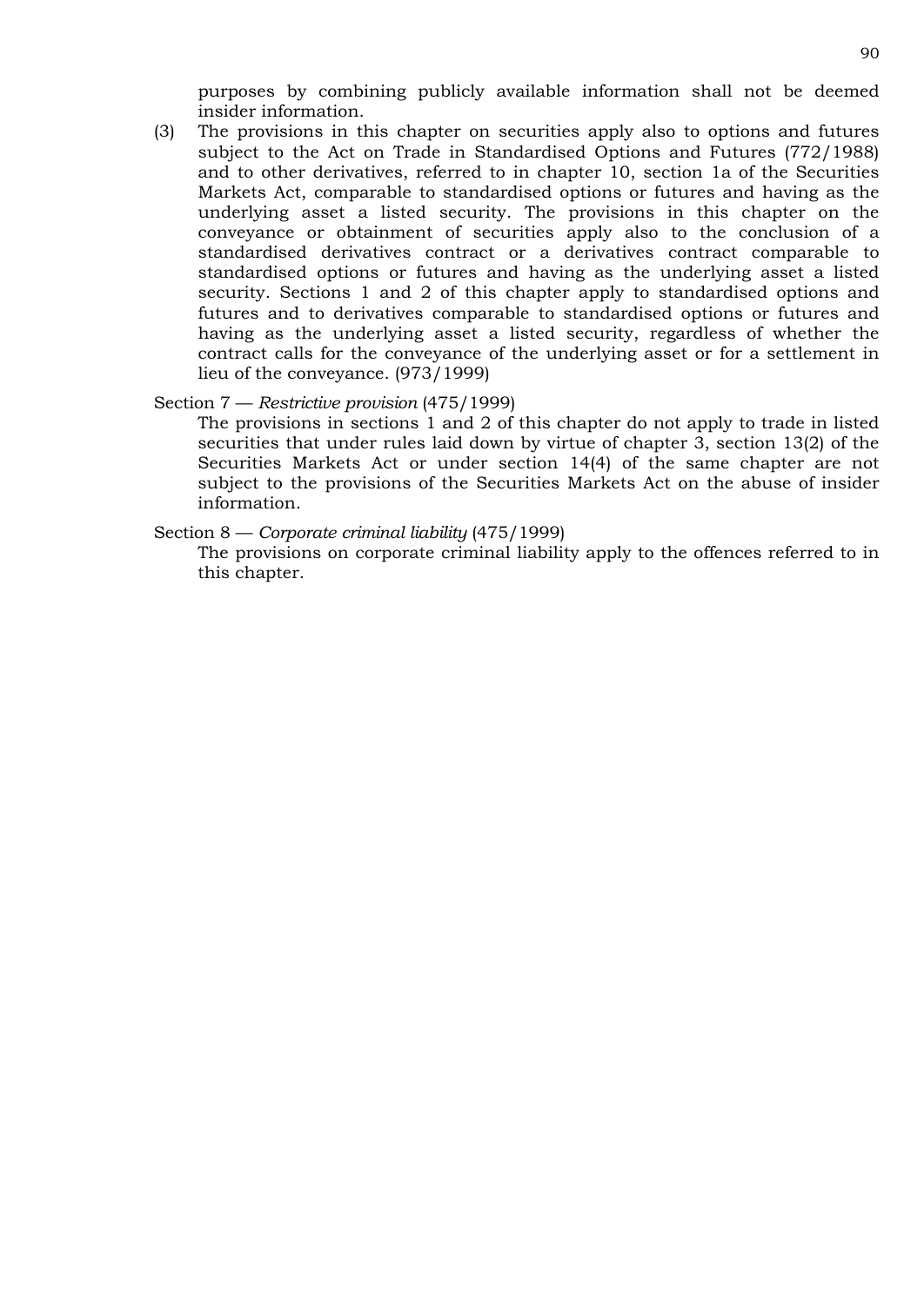purposes by combining publicly available information shall not be deemed insider information.

(3) The provisions in this chapter on securities apply also to options and futures subject to the Act on Trade in Standardised Options and Futures (772/1988) and to other derivatives, referred to in chapter 10, section 1a of the Securities Markets Act, comparable to standardised options or futures and having as the underlying asset a listed security. The provisions in this chapter on the conveyance or obtainment of securities apply also to the conclusion of a standardised derivatives contract or a derivatives contract comparable to standardised options or futures and having as the underlying asset a listed security. Sections 1 and 2 of this chapter apply to standardised options and futures and to derivatives comparable to standardised options or futures and having as the underlying asset a listed security, regardless of whether the contract calls for the conveyance of the underlying asset or for a settlement in lieu of the conveyance. (973/1999)

Section 7 — *Restrictive provision* (475/1999)

The provisions in sections 1 and 2 of this chapter do not apply to trade in listed securities that under rules laid down by virtue of chapter 3, section 13(2) of the Securities Markets Act or under section 14(4) of the same chapter are not subject to the provisions of the Securities Markets Act on the abuse of insider information.

Section 8 — *Corporate criminal liability* (475/1999)

The provisions on corporate criminal liability apply to the offences referred to in this chapter.